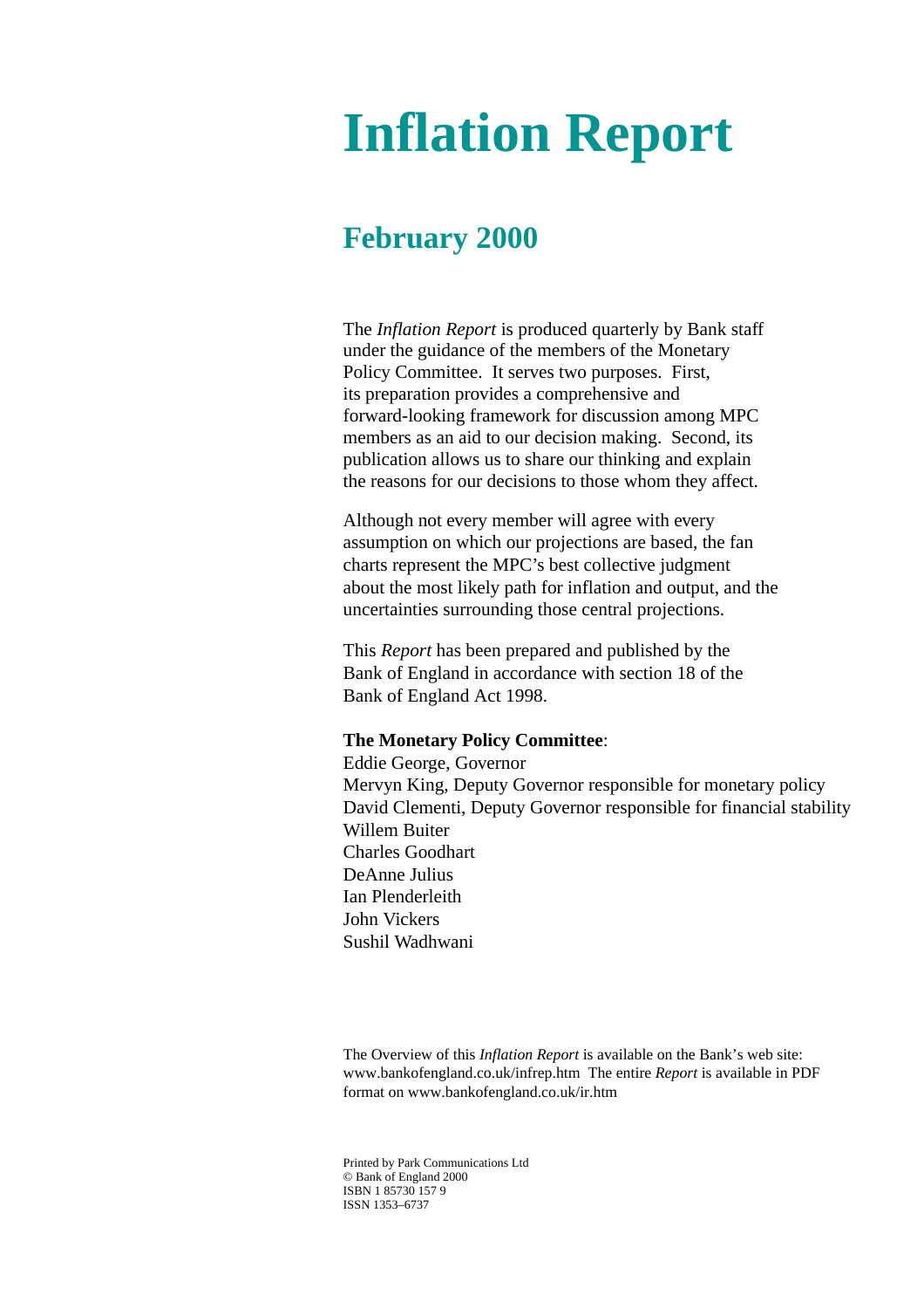# Inflation Report

## February 2000

The *Inflation Report* is produced quarterly by Bank staff under the guidance of the members of the Monetary Policy Committee. It serves two purposes. First, its preparation provides a comprehensive and forward-looking framework for discussion among MPC members as an aid to our decision making. Second, its publication allows us to share our thinking and explain the reasons for our decisions to those whom they affect.

Although not every member will agree with every assumption on which our projections are based, the fan charts represent the MPC's best collective judgment about the most likely path for inflation and output, and the uncertainties surrounding those central projections.

This *Report* has been prepared and published by the Bank of England in accordance with section 18 of the Bank of England Act 1998.

**The Monetary Policy Committee**:
Eddie George, Governor
Mervyn King, Deputy Governor responsible for monetary policy
David Clementi, Deputy Governor responsible for financial stability
Willem Buiter
Charles Goodhart
DeAnne Julius
Ian Plenderleith
John Vickers
Sushil Wadhwani

The Overview of this *Inflation Report* is available on the Bank's web site: www.bankofengland.co.uk/infrep.htm The entire *Report* is available in PDF format on www.bankofengland.co.uk/ir.htm

Printed by Park Communications Ltd
© Bank of England 2000
ISBN 1 85730 157 9
ISSN 1353–6737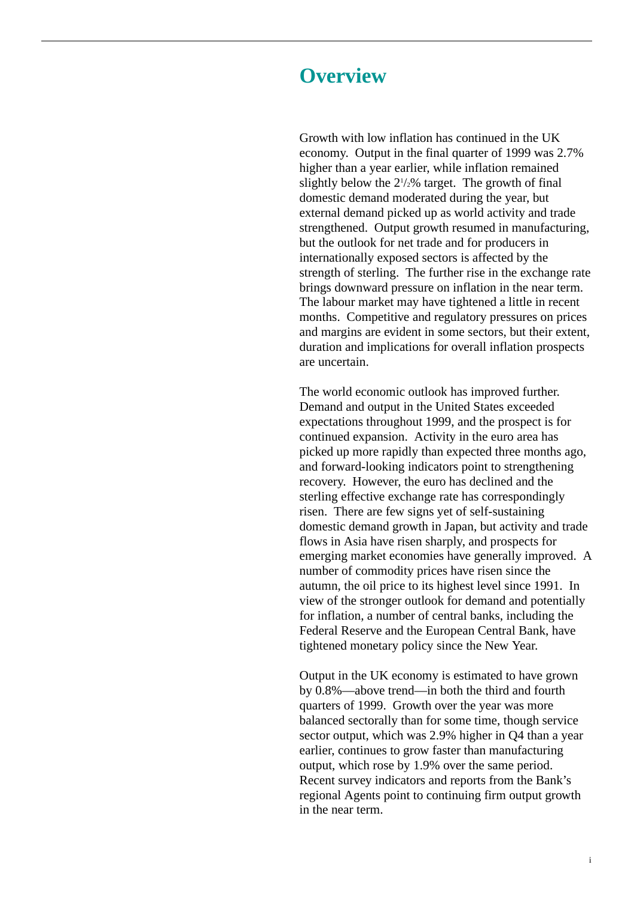# Overview

Growth with low inflation has continued in the UK economy. Output in the final quarter of 1999 was 2.7% higher than a year earlier, while inflation remained slightly below the 2½% target. The growth of final domestic demand moderated during the year, but external demand picked up as world activity and trade strengthened. Output growth resumed in manufacturing, but the outlook for net trade and for producers in internationally exposed sectors is affected by the strength of sterling. The further rise in the exchange rate brings downward pressure on inflation in the near term. The labour market may have tightened a little in recent months. Competitive and regulatory pressures on prices and margins are evident in some sectors, but their extent, duration and implications for overall inflation prospects are uncertain.

The world economic outlook has improved further. Demand and output in the United States exceeded expectations throughout 1999, and the prospect is for continued expansion. Activity in the euro area has picked up more rapidly than expected three months ago, and forward-looking indicators point to strengthening recovery. However, the euro has declined and the sterling effective exchange rate has correspondingly risen. There are few signs yet of self-sustaining domestic demand growth in Japan, but activity and trade flows in Asia have risen sharply, and prospects for emerging market economies have generally improved. A number of commodity prices have risen since the autumn, the oil price to its highest level since 1991. In view of the stronger outlook for demand and potentially for inflation, a number of central banks, including the Federal Reserve and the European Central Bank, have tightened monetary policy since the New Year.

Output in the UK economy is estimated to have grown by 0.8%—above trend—in both the third and fourth quarters of 1999. Growth over the year was more balanced sectorally than for some time, though service sector output, which was 2.9% higher in Q4 than a year earlier, continues to grow faster than manufacturing output, which rose by 1.9% over the same period. Recent survey indicators and reports from the Bank's regional Agents point to continuing firm output growth in the near term.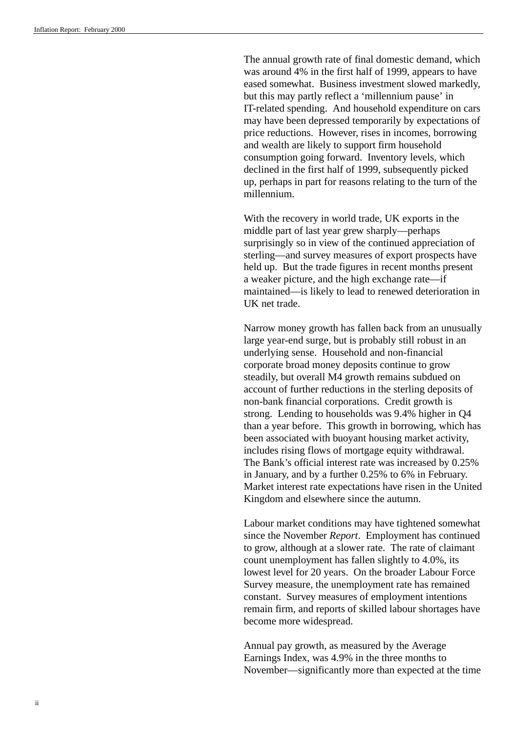The annual growth rate of final domestic demand, which was around 4% in the first half of 1999, appears to have eased somewhat. Business investment slowed markedly, but this may partly reflect a 'millennium pause' in IT-related spending. And household expenditure on cars may have been depressed temporarily by expectations of price reductions. However, rises in incomes, borrowing and wealth are likely to support firm household consumption going forward. Inventory levels, which declined in the first half of 1999, subsequently picked up, perhaps in part for reasons relating to the turn of the millennium.

With the recovery in world trade, UK exports in the middle part of last year grew sharply—perhaps surprisingly so in view of the continued appreciation of sterling—and survey measures of export prospects have held up. But the trade figures in recent months present a weaker picture, and the high exchange rate—if maintained—is likely to lead to renewed deterioration in UK net trade.

Narrow money growth has fallen back from an unusually large year-end surge, but is probably still robust in an underlying sense. Household and non-financial corporate broad money deposits continue to grow steadily, but overall M4 growth remains subdued on account of further reductions in the sterling deposits of non-bank financial corporations. Credit growth is strong. Lending to households was 9.4% higher in Q4 than a year before. This growth in borrowing, which has been associated with buoyant housing market activity, includes rising flows of mortgage equity withdrawal. The Bank's official interest rate was increased by 0.25% in January, and by a further 0.25% to 6% in February. Market interest rate expectations have risen in the United Kingdom and elsewhere since the autumn.

Labour market conditions may have tightened somewhat since the November *Report*. Employment has continued to grow, although at a slower rate. The rate of claimant count unemployment has fallen slightly to 4.0%, its lowest level for 20 years. On the broader Labour Force Survey measure, the unemployment rate has remained constant. Survey measures of employment intentions remain firm, and reports of skilled labour shortages have become more widespread.

Annual pay growth, as measured by the Average Earnings Index, was 4.9% in the three months to November—significantly more than expected at the time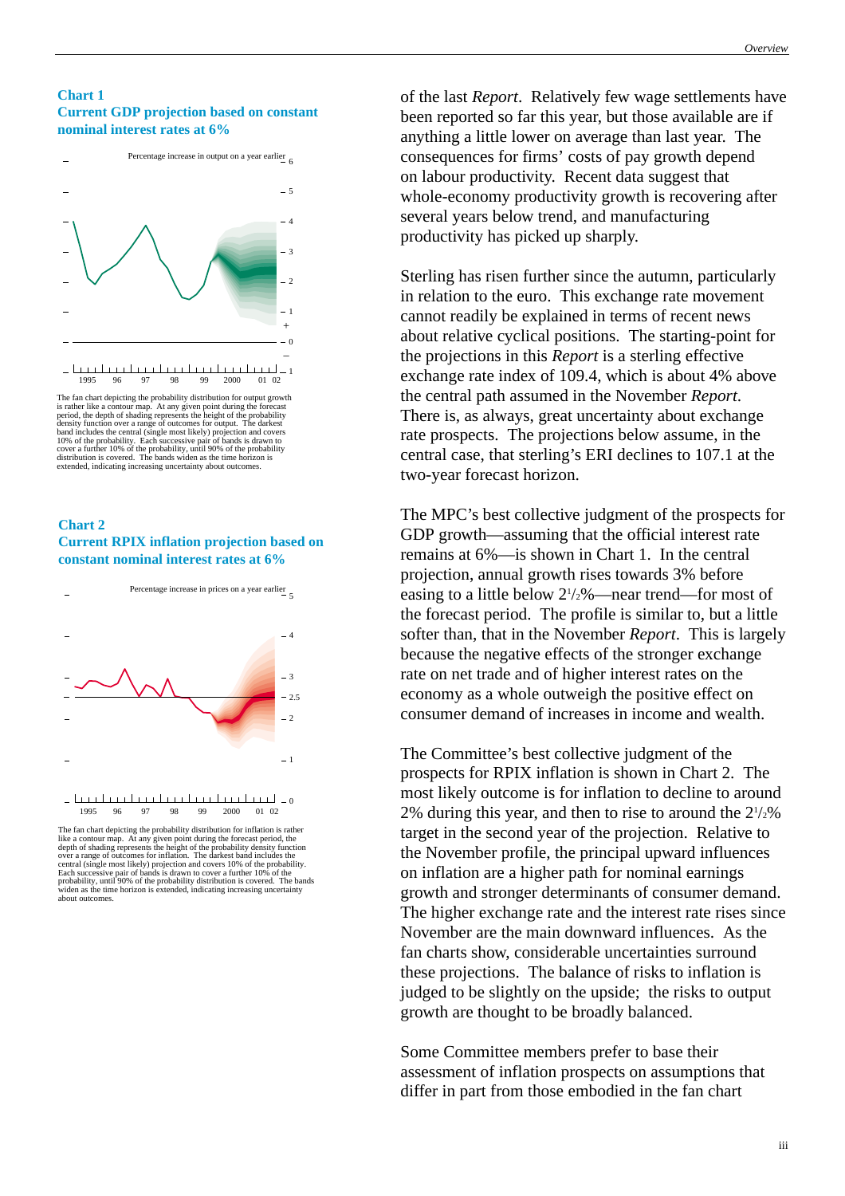**Chart 1**
**Current GDP projection based on constant nominal interest rates at 6%**

The fan chart depicting the probability distribution for output growth is rather like a contour map. At any given point during the forecast period, the depth of shading represents the height of the probability density function over a range of outcomes for output. The darkest band includes the central (single most likely) projection and covers 10% of the probability. Each successive pair of bands is drawn to cover a further 10% of the probability, until 90% of the probability distribution is covered. The bands widen as the time horizon is extended, indicating increasing uncertainty about outcomes.

**Chart 2**
**Current RPIX inflation projection based on constant nominal interest rates at 6%**

The fan chart depicting the probability distribution for inflation is rather like a contour map. At any given point during the forecast period, the depth of shading represents the height of the probability density function over a range of outcomes for inflation. The darkest band includes the central (single most likely) projection and covers 10% of the probability. Each successive pair of bands is drawn to cover a further 10% of the probability, until 90% of the probability distribution is covered. The bands widen as the time horizon is extended, indicating increasing uncertainty about outcomes.

of the last *Report*. Relatively few wage settlements have been reported so far this year, but those available are if anything a little lower on average than last year. The consequences for firms' costs of pay growth depend on labour productivity. Recent data suggest that whole-economy productivity growth is recovering after several years below trend, and manufacturing productivity has picked up sharply.

Sterling has risen further since the autumn, particularly in relation to the euro. This exchange rate movement cannot readily be explained in terms of recent news about relative cyclical positions. The starting-point for the projections in this *Report* is a sterling effective exchange rate index of 109.4, which is about 4% above the central path assumed in the November *Report*. There is, as always, great uncertainty about exchange rate prospects. The projections below assume, in the central case, that sterling's ERI declines to 107.1 at the two-year forecast horizon.

The MPC's best collective judgment of the prospects for GDP growth—assuming that the official interest rate remains at 6%—is shown in Chart 1. In the central projection, annual growth rises towards 3% before easing to a little below $2^1/_2$%—near trend—for most of the forecast period. The profile is similar to, but a little softer than, that in the November *Report*. This is largely because the negative effects of the stronger exchange rate on net trade and of higher interest rates on the economy as a whole outweigh the positive effect on consumer demand of increases in income and wealth.

The Committee's best collective judgment of the prospects for RPIX inflation is shown in Chart 2. The most likely outcome is for inflation to decline to around 2% during this year, and then to rise to around the $2^1/_2$% target in the second year of the projection. Relative to the November profile, the principal upward influences on inflation are a higher path for nominal earnings growth and stronger determinants of consumer demand. The higher exchange rate and the interest rate rises since November are the main downward influences. As the fan charts show, considerable uncertainties surround these projections. The balance of risks to inflation is judged to be slightly on the upside; the risks to output growth are thought to be broadly balanced.

Some Committee members prefer to base their assessment of inflation prospects on assumptions that differ in part from those embodied in the fan chart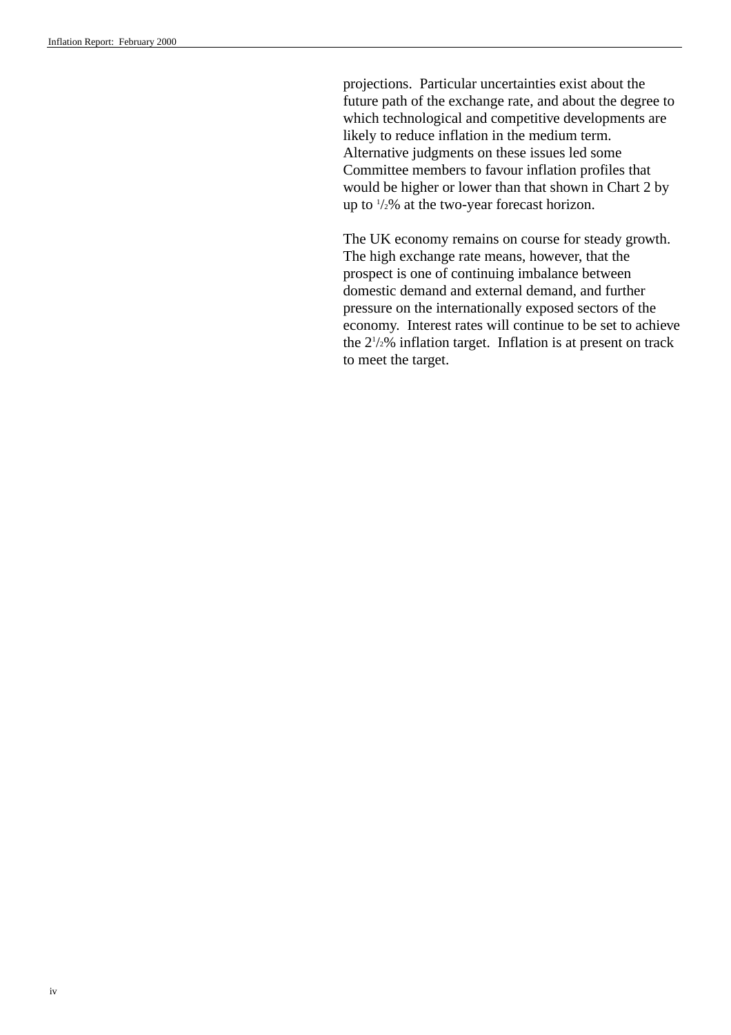projections. Particular uncertainties exist about the future path of the exchange rate, and about the degree to which technological and competitive developments are likely to reduce inflation in the medium term. Alternative judgments on these issues led some Committee members to favour inflation profiles that would be higher or lower than that shown in Chart 2 by up to ½% at the two-year forecast horizon.

The UK economy remains on course for steady growth. The high exchange rate means, however, that the prospect is one of continuing imbalance between domestic demand and external demand, and further pressure on the internationally exposed sectors of the economy. Interest rates will continue to be set to achieve the 2½% inflation target. Inflation is at present on track to meet the target.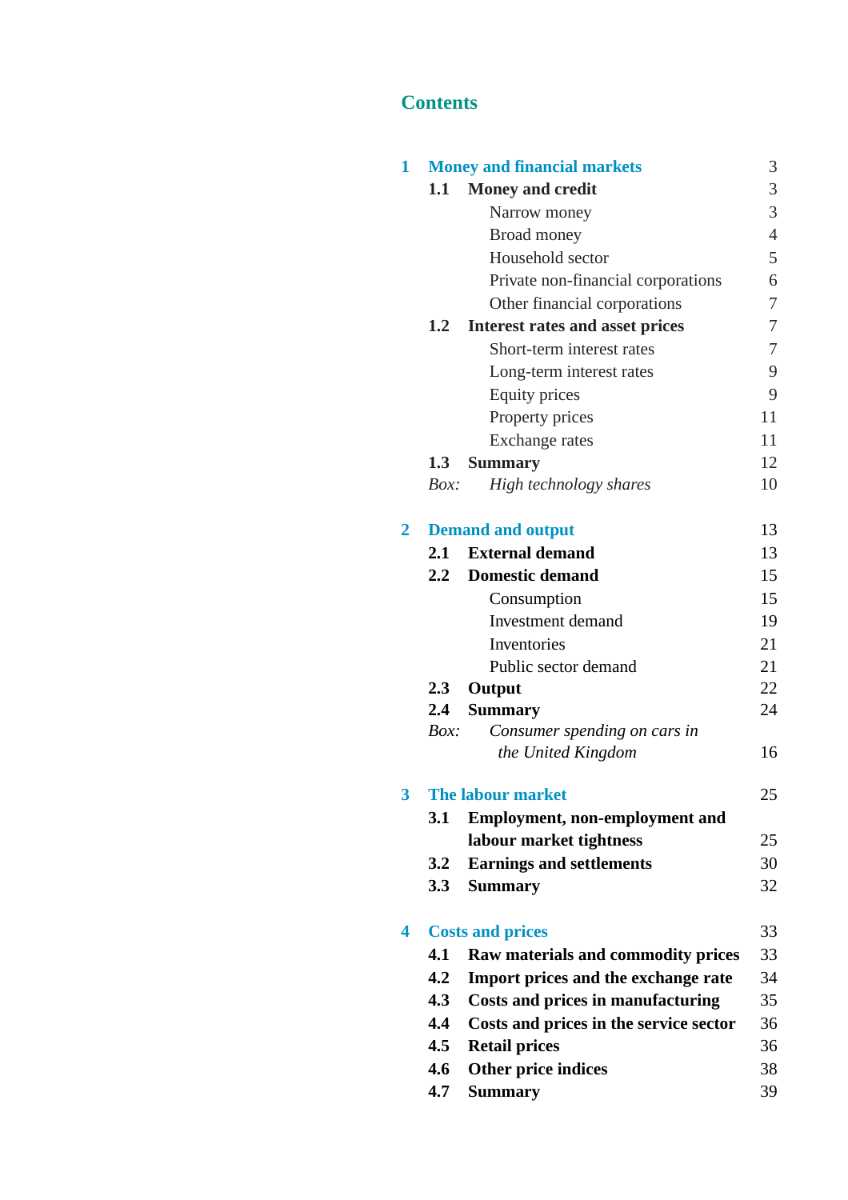## Contents

| | | | |
|---|---|---|---|
| **1** | **Money and financial markets** | | 3 |
| | **1.1** | **Money and credit** | 3 |
| | | Narrow money | 3 |
| | | Broad money | 4 |
| | | Household sector | 5 |
| | | Private non-financial corporations | 6 |
| | | Other financial corporations | 7 |
| | **1.2** | **Interest rates and asset prices** | 7 |
| | | Short-term interest rates | 7 |
| | | Long-term interest rates | 9 |
| | | Equity prices | 9 |
| | | Property prices | 11 |
| | | Exchange rates | 11 |
| | **1.3** | **Summary** | 12 |
| | *Box:* | *High technology shares* | 10 |
| **2** | **Demand and output** | | 13 |
| | **2.1** | **External demand** | 13 |
| | **2.2** | **Domestic demand** | 15 |
| | | Consumption | 15 |
| | | Investment demand | 19 |
| | | Inventories | 21 |
| | | Public sector demand | 21 |
| | **2.3** | **Output** | 22 |
| | **2.4** | **Summary** | 24 |
| | *Box:* | *Consumer spending on cars in the United Kingdom* | 16 |
| **3** | **The labour market** | | 25 |
| | **3.1** | **Employment, non-employment and labour market tightness** | 25 |
| | **3.2** | **Earnings and settlements** | 30 |
| | **3.3** | **Summary** | 32 |
| **4** | **Costs and prices** | | 33 |
| | **4.1** | **Raw materials and commodity prices** | 33 |
| | **4.2** | **Import prices and the exchange rate** | 34 |
| | **4.3** | **Costs and prices in manufacturing** | 35 |
| | **4.4** | **Costs and prices in the service sector** | 36 |
| | **4.5** | **Retail prices** | 36 |
| | **4.6** | **Other price indices** | 38 |
| | **4.7** | **Summary** | 39 |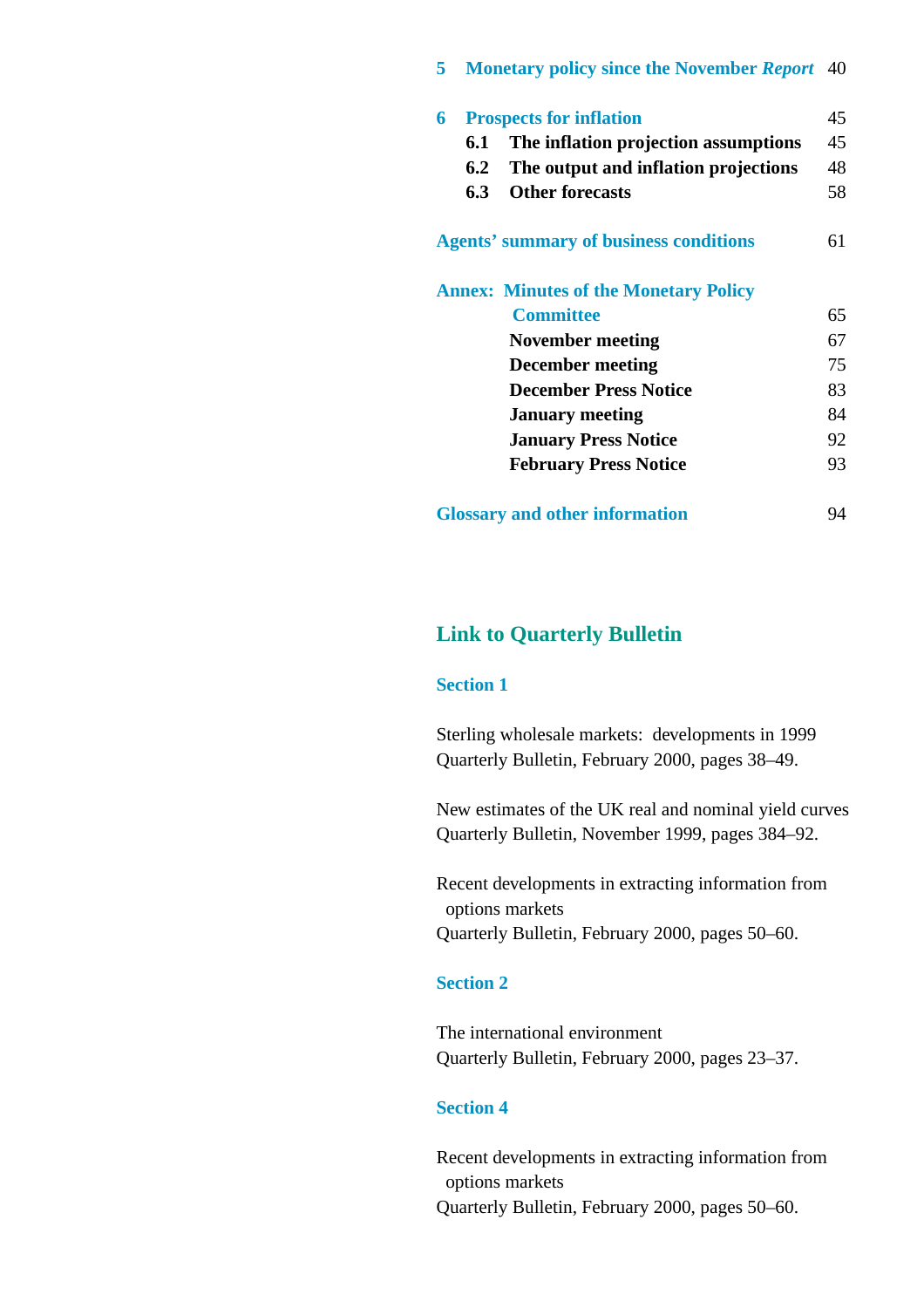**5 Monetary policy since the November *Report*** 40

**6 Prospects for inflation** 45

- **6.1 The inflation projection assumptions** 45
- **6.2 The output and inflation projections** 48
- **6.3 Other forecasts** 58

**Agents' summary of business conditions** 61

**Annex: Minutes of the Monetary Policy Committee** 65

- **November meeting** 67
- **December meeting** 75
- **December Press Notice** 83
- **January meeting** 84
- **January Press Notice** 92
- **February Press Notice** 93

**Glossary and other information** 94

## Link to Quarterly Bulletin

### Section 1

Sterling wholesale markets: developments in 1999
Quarterly Bulletin, February 2000, pages 38–49.

New estimates of the UK real and nominal yield curves
Quarterly Bulletin, November 1999, pages 384–92.

Recent developments in extracting information from options markets
Quarterly Bulletin, February 2000, pages 50–60.

### Section 2

The international environment
Quarterly Bulletin, February 2000, pages 23–37.

### Section 4

Recent developments in extracting information from options markets
Quarterly Bulletin, February 2000, pages 50–60.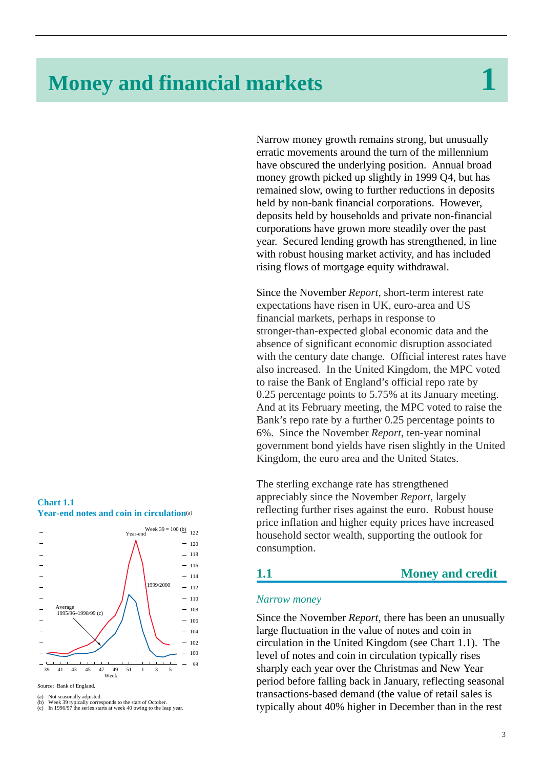# Money and financial markets 1

Narrow money growth remains strong, but unusually erratic movements around the turn of the millennium have obscured the underlying position. Annual broad money growth picked up slightly in 1999 Q4, but has remained slow, owing to further reductions in deposits held by non-bank financial corporations. However, deposits held by households and private non-financial corporations have grown more steadily over the past year. Secured lending growth has strengthened, in line with robust housing market activity, and has included rising flows of mortgage equity withdrawal.

Since the November *Report*, short-term interest rate expectations have risen in UK, euro-area and US financial markets, perhaps in response to stronger-than-expected global economic data and the absence of significant economic disruption associated with the century date change. Official interest rates have also increased. In the United Kingdom, the MPC voted to raise the Bank of England's official repo rate by 0.25 percentage points to 5.75% at its January meeting. And at its February meeting, the MPC voted to raise the Bank's repo rate by a further 0.25 percentage points to 6%. Since the November *Report*, ten-year nominal government bond yields have risen slightly in the United Kingdom, the euro area and the United States.

The sterling exchange rate has strengthened appreciably since the November *Report*, largely reflecting further rises against the euro. Robust house price inflation and higher equity prices have increased household sector wealth, supporting the outlook for consumption.

**Chart 1.1**
**Year-end notes and coin in circulation(a)**

Source: Bank of England.

(a) Not seasonally adjusted.
(b) Week 39 typically corresponds to the start of October.
(c) In 1996/97 the series starts at week 40 owing to the leap year.

## 1.1 Money and credit

### *Narrow money*

Since the November *Report*, there has been an unusually large fluctuation in the value of notes and coin in circulation in the United Kingdom (see Chart 1.1). The level of notes and coin in circulation typically rises sharply each year over the Christmas and New Year period before falling back in January, reflecting seasonal transactions-based demand (the value of retail sales is typically about 40% higher in December than in the rest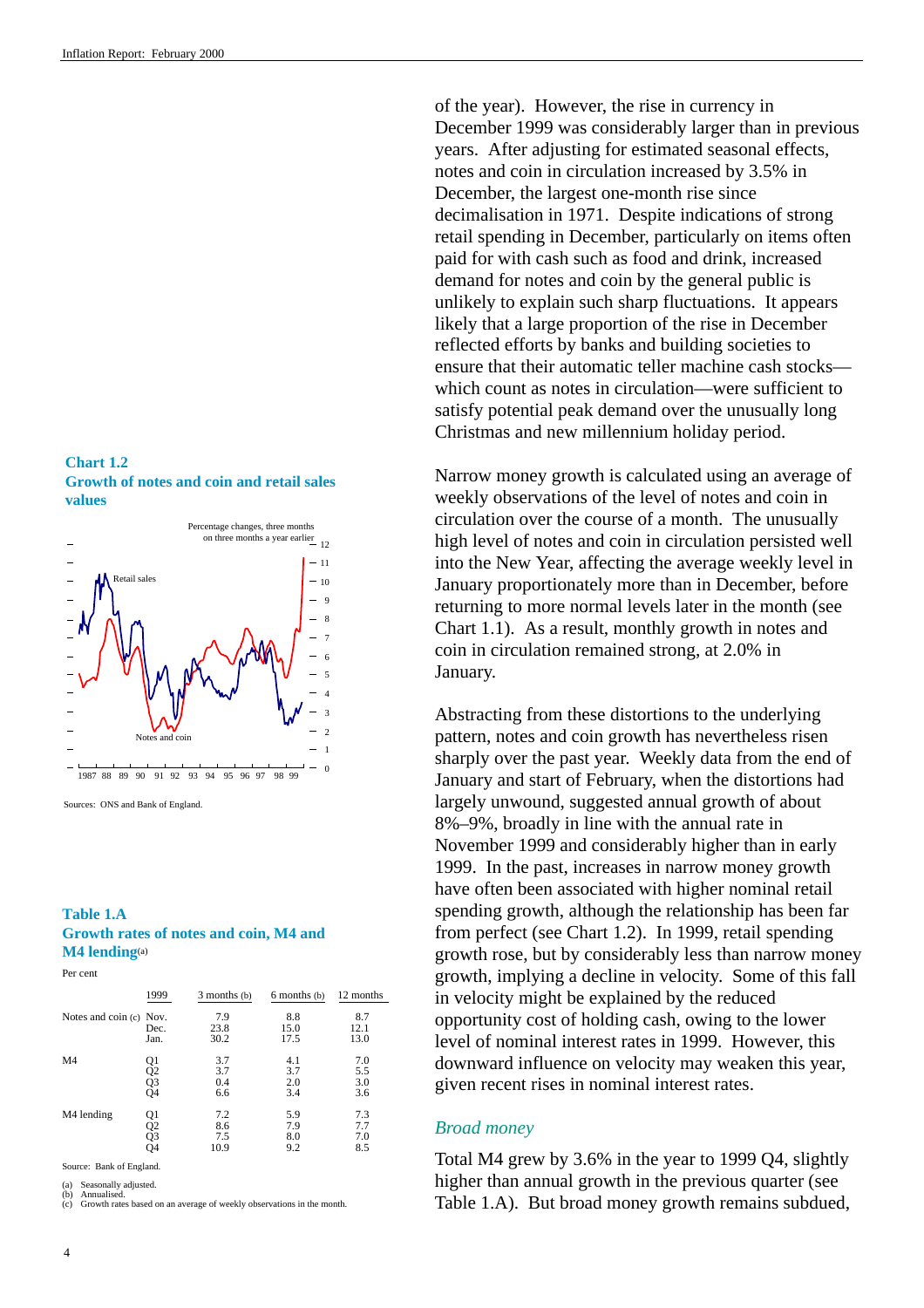of the year). However, the rise in currency in December 1999 was considerably larger than in previous years. After adjusting for estimated seasonal effects, notes and coin in circulation increased by 3.5% in December, the largest one-month rise since decimalisation in 1971. Despite indications of strong retail spending in December, particularly on items often paid for with cash such as food and drink, increased demand for notes and coin by the general public is unlikely to explain such sharp fluctuations. It appears likely that a large proportion of the rise in December reflected efforts by banks and building societies to ensure that their automatic teller machine cash stocks—which count as notes in circulation—were sufficient to satisfy potential peak demand over the unusually long Christmas and new millennium holiday period.

Narrow money growth is calculated using an average of weekly observations of the level of notes and coin in circulation over the course of a month. The unusually high level of notes and coin in circulation persisted well into the New Year, affecting the average weekly level in January proportionately more than in December, before returning to more normal levels later in the month (see Chart 1.1). As a result, monthly growth in notes and coin in circulation remained strong, at 2.0% in January.

Abstracting from these distortions to the underlying pattern, notes and coin growth has nevertheless risen sharply over the past year. Weekly data from the end of January and start of February, when the distortions had largely unwound, suggested annual growth of about 8%–9%, broadly in line with the annual rate in November 1999 and considerably higher than in early 1999. In the past, increases in narrow money growth have often been associated with higher nominal retail spending growth, although the relationship has been far from perfect (see Chart 1.2). In 1999, retail spending growth rose, but by considerably less than narrow money growth, implying a decline in velocity. Some of this fall in velocity might be explained by the reduced opportunity cost of holding cash, owing to the lower level of nominal interest rates in 1999. However, this downward influence on velocity may weaken this year, given recent rises in nominal interest rates.

*Broad money*

Total M4 grew by 3.6% in the year to 1999 Q4, slightly higher than annual growth in the previous quarter (see Table 1.A). But broad money growth remains subdued,

**Chart 1.2**
**Growth of notes and coin and retail sales values**

Sources: ONS and Bank of England.

**Table 1.A**
**Growth rates of notes and coin, M4 and M4 lending**(a)

Per cent

| | 1999 | 3 months (b) | 6 months (b) | 12 months |
|---|---|---|---|---|
| Notes and coin (c) | Nov. | 7.9 | 8.8 | 8.7 |
| | Dec. | 23.8 | 15.0 | 12.1 |
| | Jan. | 30.2 | 17.5 | 13.0 |
| M4 | Q1 | 3.7 | 4.1 | 7.0 |
| | Q2 | 3.7 | 3.7 | 5.5 |
| | Q3 | 0.4 | 2.0 | 3.0 |
| | Q4 | 6.6 | 3.4 | 3.6 |
| M4 lending | Q1 | 7.2 | 5.9 | 7.3 |
| | Q2 | 8.6 | 7.9 | 7.7 |
| | Q3 | 7.5 | 8.0 | 7.0 |
| | Q4 | 10.9 | 9.2 | 8.5 |

Source: Bank of England.

(a) Seasonally adjusted.
(b) Annualised.
(c) Growth rates based on an average of weekly observations in the month.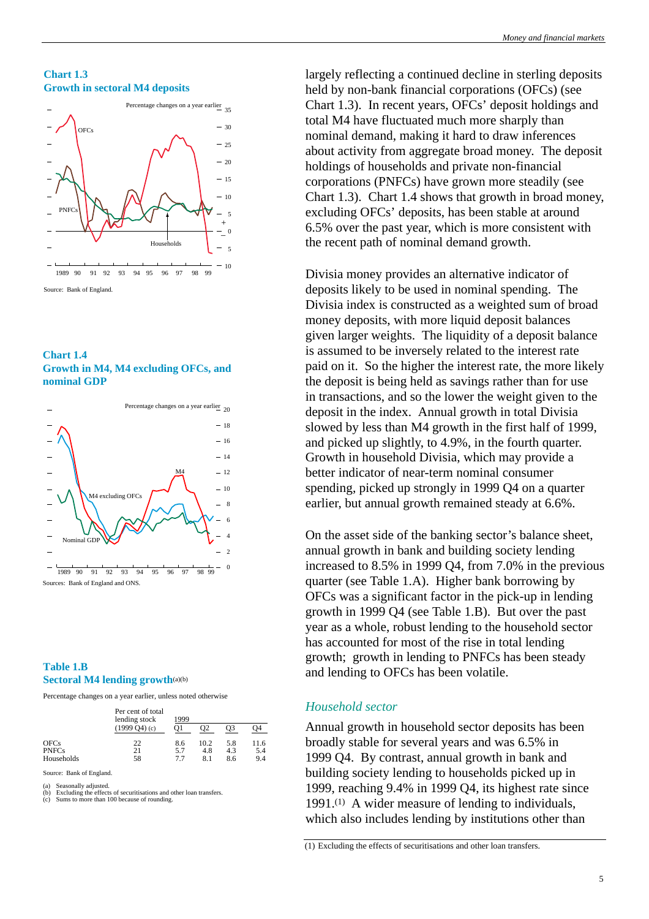### Chart 1.3
### Growth in sectoral M4 deposits

Source: Bank of England.

### Chart 1.4
### Growth in M4, M4 excluding OFCs, and nominal GDP

Sources: Bank of England and ONS.

### Table 1.B
### Sectoral M4 lending growth(a)(b)

Percentage changes on a year earlier, unless noted otherwise

| | Per cent of total lending stock (1999 Q4) (c) | 1999 Q1 | Q2 | Q3 | Q4 |
|---|---|---|---|---|---|
| OFCs | 22 | 8.6 | 10.2 | 5.8 | 11.6 |
| PNFCs | 21 | 5.7 | 4.8 | 4.3 | 5.4 |
| Households | 58 | 7.7 | 8.1 | 8.6 | 9.4 |

Source: Bank of England.

(a) Seasonally adjusted.
(b) Excluding the effects of securitisations and other loan transfers.
(c) Sums to more than 100 because of rounding.

largely reflecting a continued decline in sterling deposits held by non-bank financial corporations (OFCs) (see Chart 1.3). In recent years, OFCs' deposit holdings and total M4 have fluctuated much more sharply than nominal demand, making it hard to draw inferences about activity from aggregate broad money. The deposit holdings of households and private non-financial corporations (PNFCs) have grown more steadily (see Chart 1.3). Chart 1.4 shows that growth in broad money, excluding OFCs' deposits, has been stable at around 6.5% over the past year, which is more consistent with the recent path of nominal demand growth.

Divisia money provides an alternative indicator of deposits likely to be used in nominal spending. The Divisia index is constructed as a weighted sum of broad money deposits, with more liquid deposit balances given larger weights. The liquidity of a deposit balance is assumed to be inversely related to the interest rate paid on it. So the higher the interest rate, the more likely the deposit is being held as savings rather than for use in transactions, and so the lower the weight given to the deposit in the index. Annual growth in total Divisia slowed by less than M4 growth in the first half of 1999, and picked up slightly, to 4.9%, in the fourth quarter. Growth in household Divisia, which may provide a better indicator of near-term nominal consumer spending, picked up strongly in 1999 Q4 on a quarter earlier, but annual growth remained steady at 6.6%.

On the asset side of the banking sector's balance sheet, annual growth in bank and building society lending increased to 8.5% in 1999 Q4, from 7.0% in the previous quarter (see Table 1.A). Higher bank borrowing by OFCs was a significant factor in the pick-up in lending growth in 1999 Q4 (see Table 1.B). But over the past year as a whole, robust lending to the household sector has accounted for most of the rise in total lending growth; growth in lending to PNFCs has been steady and lending to OFCs has been volatile.

## *Household sector*

Annual growth in household sector deposits has been broadly stable for several years and was 6.5% in 1999 Q4. By contrast, annual growth in bank and building society lending to households picked up in 1999, reaching 9.4% in 1999 Q4, its highest rate since 1991.[1] A wider measure of lending to individuals, which also includes lending by institutions other than

(1) Excluding the effects of securitisations and other loan transfers.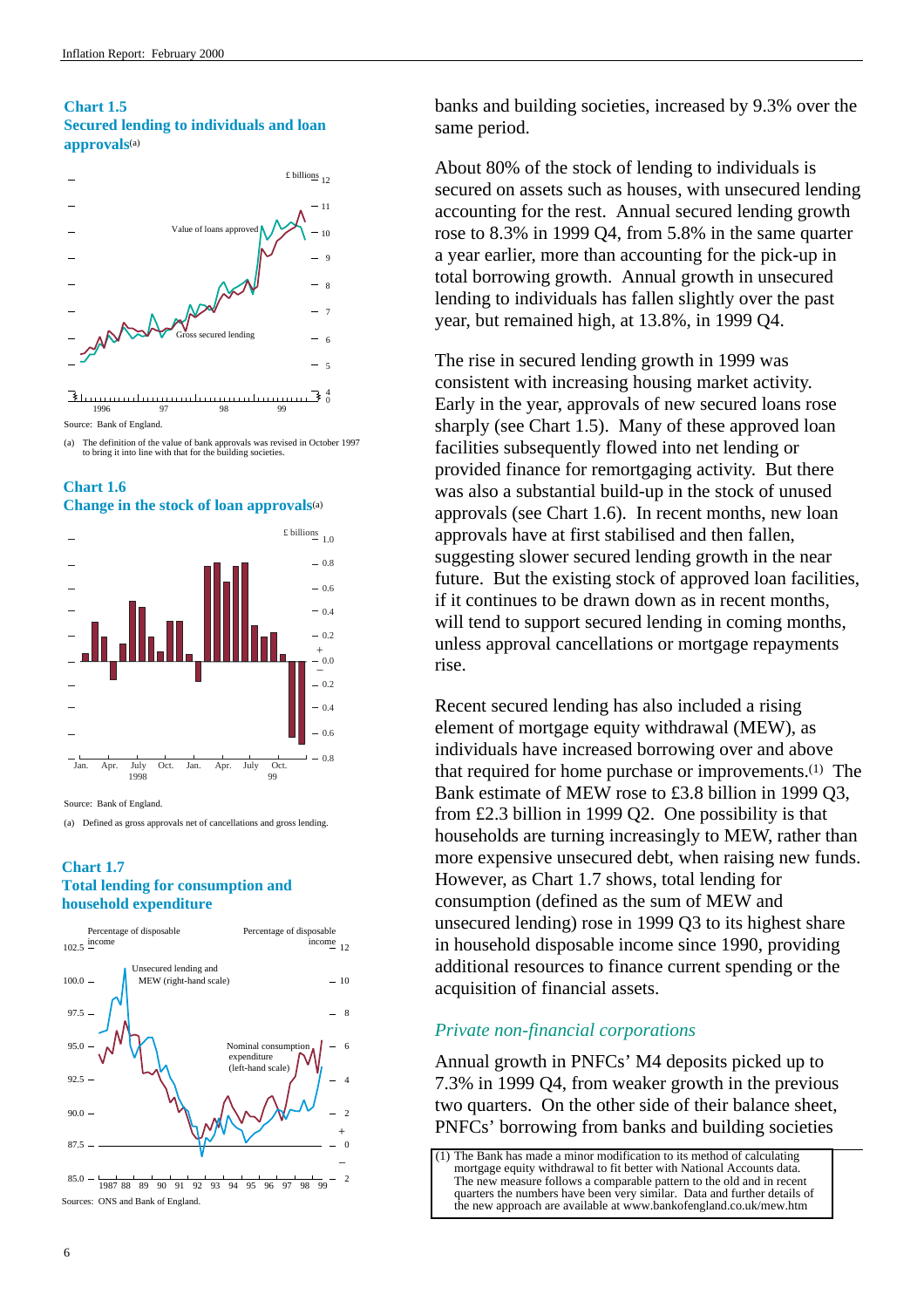**Chart 1.5**
**Secured lending to individuals and loan approvals**(a)

Source: Bank of England.

(a) The definition of the value of bank approvals was revised in October 1997 to bring it into line with that for the building societies.

**Chart 1.6**
**Change in the stock of loan approvals**(a)

Source: Bank of England.

(a) Defined as gross approvals net of cancellations and gross lending.

**Chart 1.7**
**Total lending for consumption and household expenditure**

Sources: ONS and Bank of England.

banks and building societies, increased by 9.3% over the same period.

About 80% of the stock of lending to individuals is secured on assets such as houses, with unsecured lending accounting for the rest. Annual secured lending growth rose to 8.3% in 1999 Q4, from 5.8% in the same quarter a year earlier, more than accounting for the pick-up in total borrowing growth. Annual growth in unsecured lending to individuals has fallen slightly over the past year, but remained high, at 13.8%, in 1999 Q4.

The rise in secured lending growth in 1999 was consistent with increasing housing market activity. Early in the year, approvals of new secured loans rose sharply (see Chart 1.5). Many of these approved loan facilities subsequently flowed into net lending or provided finance for remortgaging activity. But there was also a substantial build-up in the stock of unused approvals (see Chart 1.6). In recent months, new loan approvals have at first stabilised and then fallen, suggesting slower secured lending growth in the near future. But the existing stock of approved loan facilities, if it continues to be drawn down as in recent months, will tend to support secured lending in coming months, unless approval cancellations or mortgage repayments rise.

Recent secured lending has also included a rising element of mortgage equity withdrawal (MEW), as individuals have increased borrowing over and above that required for home purchase or improvements.(1) The Bank estimate of MEW rose to £3.8 billion in 1999 Q3, from £2.3 billion in 1999 Q2. One possibility is that households are turning increasingly to MEW, rather than more expensive unsecured debt, when raising new funds. However, as Chart 1.7 shows, total lending for consumption (defined as the sum of MEW and unsecured lending) rose in 1999 Q3 to its highest share in household disposable income since 1990, providing additional resources to finance current spending or the acquisition of financial assets.

### *Private non-financial corporations*

Annual growth in PNFCs' M4 deposits picked up to 7.3% in 1999 Q4, from weaker growth in the previous two quarters. On the other side of their balance sheet, PNFCs' borrowing from banks and building societies

(1) The Bank has made a minor modification to its method of calculating mortgage equity withdrawal to fit better with National Accounts data. The new measure follows a comparable pattern to the old and in recent quarters the numbers have been very similar. Data and further details of the new approach are available at www.bankofengland.co.uk/mew.htm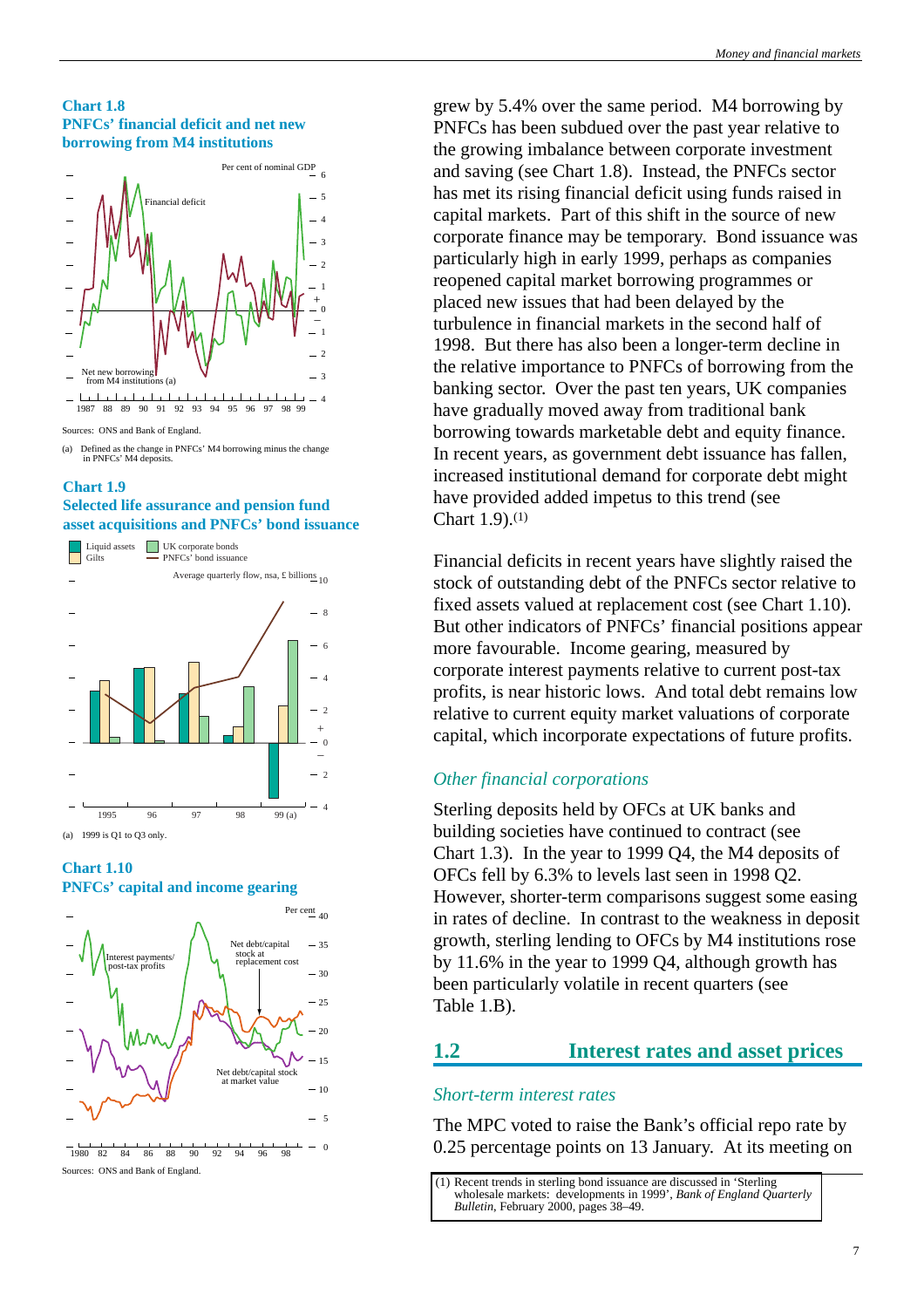**Chart 1.8**
**PNFCs' financial deficit and net new borrowing from M4 institutions**

Sources: ONS and Bank of England.

(a) Defined as the change in PNFCs' M4 borrowing minus the change in PNFCs' M4 deposits.

**Chart 1.9**
**Selected life assurance and pension fund asset acquisitions and PNFCs' bond issuance**

(a) 1999 is Q1 to Q3 only.

**Chart 1.10**
**PNFCs' capital and income gearing**

Sources: ONS and Bank of England.

grew by 5.4% over the same period. M4 borrowing by PNFCs has been subdued over the past year relative to the growing imbalance between corporate investment and saving (see Chart 1.8). Instead, the PNFCs sector has met its rising financial deficit using funds raised in capital markets. Part of this shift in the source of new corporate finance may be temporary. Bond issuance was particularly high in early 1999, perhaps as companies reopened capital market borrowing programmes or placed new issues that had been delayed by the turbulence in financial markets in the second half of 1998. But there has also been a longer-term decline in the relative importance to PNFCs of borrowing from the banking sector. Over the past ten years, UK companies have gradually moved away from traditional bank borrowing towards marketable debt and equity finance. In recent years, as government debt issuance has fallen, increased institutional demand for corporate debt might have provided added impetus to this trend (see Chart 1.9).[1]

Financial deficits in recent years have slightly raised the stock of outstanding debt of the PNFCs sector relative to fixed assets valued at replacement cost (see Chart 1.10). But other indicators of PNFCs' financial positions appear more favourable. Income gearing, measured by corporate interest payments relative to current post-tax profits, is near historic lows. And total debt remains low relative to current equity market valuations of corporate capital, which incorporate expectations of future profits.

### *Other financial corporations*

Sterling deposits held by OFCs at UK banks and building societies have continued to contract (see Chart 1.3). In the year to 1999 Q4, the M4 deposits of OFCs fell by 6.3% to levels last seen in 1998 Q2. However, shorter-term comparisons suggest some easing in rates of decline. In contrast to the weakness in deposit growth, sterling lending to OFCs by M4 institutions rose by 11.6% in the year to 1999 Q4, although growth has been particularly volatile in recent quarters (see Table 1.B).

## 1.2 Interest rates and asset prices

### *Short-term interest rates*

The MPC voted to raise the Bank's official repo rate by 0.25 percentage points on 13 January. At its meeting on

(1) Recent trends in sterling bond issuance are discussed in 'Sterling wholesale markets: developments in 1999', *Bank of England Quarterly Bulletin*, February 2000, pages 38–49.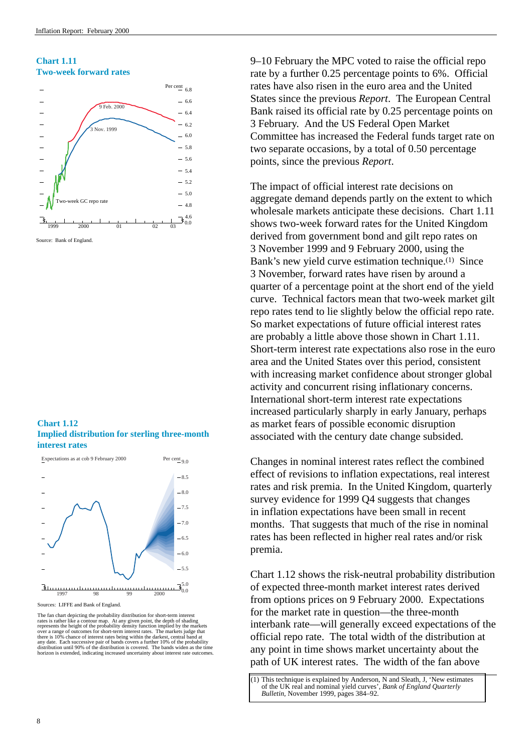**Chart 1.11**
**Two-week forward rates**

Source: Bank of England.

**Chart 1.12**
**Implied distribution for sterling three-month interest rates**

Sources: LIFFE and Bank of England.

The fan chart depicting the probability distribution for short-term interest rates is rather like a contour map. At any given point, the depth of shading represents the height of the probability density function implied by the markets over a range of outcomes for short-term interest rates. The markets judge that there is 10% chance of interest rates being within the darkest, central band at any date. Each successive pair of bands covers a further 10% of the probability distribution until 90% of the distribution is covered. The bands widen as the time horizon is extended, indicating increased uncertainty about interest rate outcomes.

9–10 February the MPC voted to raise the official repo rate by a further 0.25 percentage points to 6%. Official rates have also risen in the euro area and the United States since the previous *Report*. The European Central Bank raised its official rate by 0.25 percentage points on 3 February. And the US Federal Open Market Committee has increased the Federal funds target rate on two separate occasions, by a total of 0.50 percentage points, since the previous *Report*.

The impact of official interest rate decisions on aggregate demand depends partly on the extent to which wholesale markets anticipate these decisions. Chart 1.11 shows two-week forward rates for the United Kingdom derived from government bond and gilt repo rates on 3 November 1999 and 9 February 2000, using the Bank's new yield curve estimation technique.(1) Since 3 November, forward rates have risen by around a quarter of a percentage point at the short end of the yield curve. Technical factors mean that two-week market gilt repo rates tend to lie slightly below the official repo rate. So market expectations of future official interest rates are probably a little above those shown in Chart 1.11. Short-term interest rate expectations also rose in the euro area and the United States over this period, consistent with increasing market confidence about stronger global activity and concurrent rising inflationary concerns. International short-term interest rate expectations increased particularly sharply in early January, perhaps as market fears of possible economic disruption associated with the century date change subsided.

Changes in nominal interest rates reflect the combined effect of revisions to inflation expectations, real interest rates and risk premia. In the United Kingdom, quarterly survey evidence for 1999 Q4 suggests that changes in inflation expectations have been small in recent months. That suggests that much of the rise in nominal rates has been reflected in higher real rates and/or risk premia.

Chart 1.12 shows the risk-neutral probability distribution of expected three-month market interest rates derived from options prices on 9 February 2000. Expectations for the market rate in question—the three-month interbank rate—will generally exceed expectations of the official repo rate. The total width of the distribution at any point in time shows market uncertainty about the path of UK interest rates. The width of the fan above

(1) This technique is explained by Anderson, N and Sleath, J, 'New estimates of the UK real and nominal yield curves', *Bank of England Quarterly Bulletin*, November 1999, pages 384–92.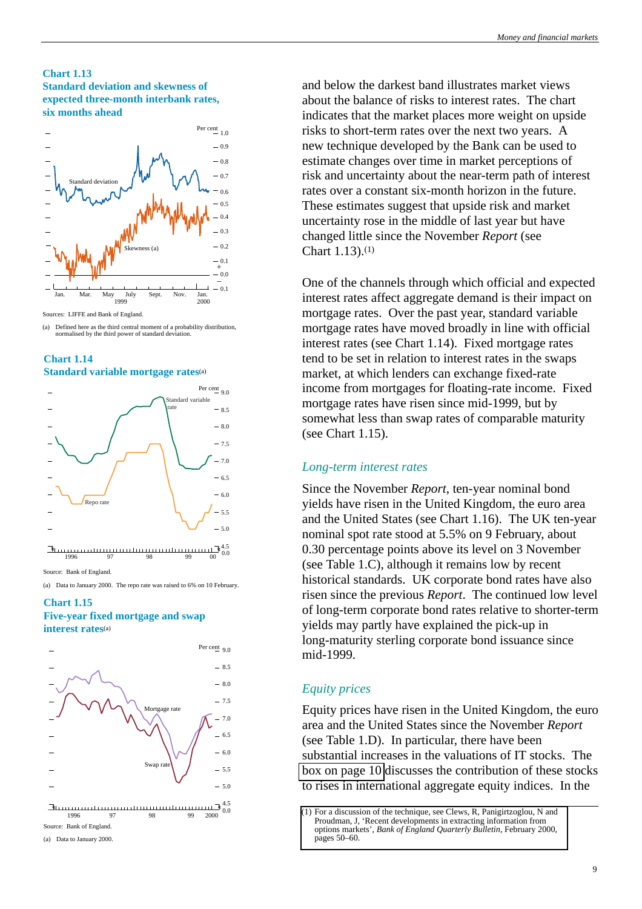**Chart 1.13**
**Standard deviation and skewness of expected three-month interbank rates, six months ahead**

Sources: LIFFE and Bank of England.

(a) Defined here as the third central moment of a probability distribution, normalised by the third power of standard deviation.

**Chart 1.14**
**Standard variable mortgage rates**(a)

Source: Bank of England.

(a) Data to January 2000. The repo rate was raised to 6% on 10 February.

**Chart 1.15**
**Five-year fixed mortgage and swap interest rates**(a)

Source: Bank of England.

(a) Data to January 2000.

and below the darkest band illustrates market views about the balance of risks to interest rates. The chart indicates that the market places more weight on upside risks to short-term rates over the next two years. A new technique developed by the Bank can be used to estimate changes over time in market perceptions of risk and uncertainty about the near-term path of interest rates over a constant six-month horizon in the future. These estimates suggest that upside risk and market uncertainty rose in the middle of last year but have changed little since the November *Report* (see Chart 1.13).[1]

One of the channels through which official and expected interest rates affect aggregate demand is their impact on mortgage rates. Over the past year, standard variable mortgage rates have moved broadly in line with official interest rates (see Chart 1.14). Fixed mortgage rates tend to be set in relation to interest rates in the swaps market, at which lenders can exchange fixed-rate income from mortgages for floating-rate income. Fixed mortgage rates have risen since mid-1999, but by somewhat less than swap rates of comparable maturity (see Chart 1.15).

## *Long-term interest rates*

Since the November *Report*, ten-year nominal bond yields have risen in the United Kingdom, the euro area and the United States (see Chart 1.16). The UK ten-year nominal spot rate stood at 5.5% on 9 February, about 0.30 percentage points above its level on 3 November (see Table 1.C), although it remains low by recent historical standards. UK corporate bond rates have also risen since the previous *Report*. The continued low level of long-term corporate bond rates relative to shorter-term yields may partly have explained the pick-up in long-maturity sterling corporate bond issuance since mid-1999.

## *Equity prices*

Equity prices have risen in the United Kingdom, the euro area and the United States since the November *Report* (see Table 1.D). In particular, there have been substantial increases in the valuations of IT stocks. The box on page 10 discusses the contribution of these stocks to rises in international aggregate equity indices. In the

(1) For a discussion of the technique, see Clews, R, Panigirtzoglou, N and Proudman, J, 'Recent developments in extracting information from options markets', *Bank of England Quarterly Bulletin*, February 2000, pages 50–60.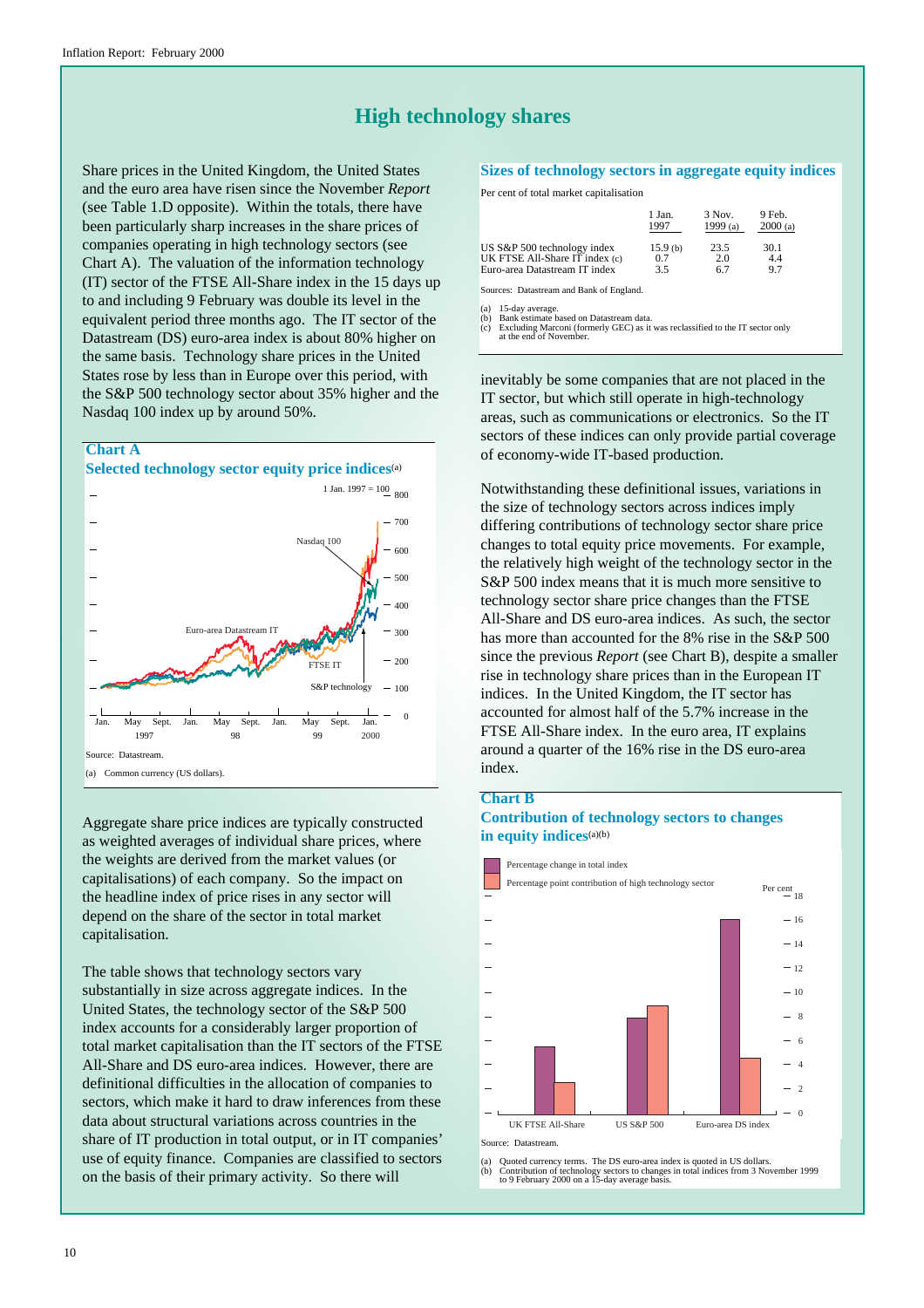# High technology shares

Share prices in the United Kingdom, the United States and the euro area have risen since the November *Report* (see Table 1.D opposite). Within the totals, there have been particularly sharp increases in the share prices of companies operating in high technology sectors (see Chart A). The valuation of the information technology (IT) sector of the FTSE All-Share index in the 15 days up to and including 9 February was double its level in the equivalent period three months ago. The IT sector of the Datastream (DS) euro-area index is about 80% higher on the same basis. Technology share prices in the United States rose by less than in Europe over this period, with the S&P 500 technology sector about 35% higher and the Nasdaq 100 index up by around 50%.

**Chart A**
**Selected technology sector equity price indices**(a)

1 Jan. 1997 = 100

Source: Datastream.

(a) Common currency (US dollars).

Aggregate share price indices are typically constructed as weighted averages of individual share prices, where the weights are derived from the market values (or capitalisations) of each company. So the impact on the headline index of price rises in any sector will depend on the share of the sector in total market capitalisation.

The table shows that technology sectors vary substantially in size across aggregate indices. In the United States, the technology sector of the S&P 500 index accounts for a considerably larger proportion of total market capitalisation than the IT sectors of the FTSE All-Share and DS euro-area indices. However, there are definitional difficulties in the allocation of companies to sectors, which make it hard to draw inferences from these data about structural variations across countries in the share of IT production in total output, or in IT companies' use of equity finance. Companies are classified to sectors on the basis of their primary activity. So there will inevitably be some companies that are not placed in the IT sector, but which still operate in high-technology areas, such as communications or electronics. So the IT sectors of these indices can only provide partial coverage of economy-wide IT-based production.

**Sizes of technology sectors in aggregate equity indices**

Per cent of total market capitalisation

| | 1 Jan. 1997 | 3 Nov. 1999 (a) | 9 Feb. 2000 (a) |
|---|---|---|---|
| US S&P 500 technology index | 15.9 (b) | 23.5 | 30.1 |
| UK FTSE All-Share IT index (c) | 0.7 | 2.0 | 4.4 |
| Euro-area Datastream IT index | 3.5 | 6.7 | 9.7 |

Sources: Datastream and Bank of England.

(a) 15-day average.
(b) Bank estimate based on Datastream data.
(c) Excluding Marconi (formerly GEC) as it was reclassified to the IT sector only at the end of November.

Notwithstanding these definitional issues, variations in the size of technology sectors across indices imply differing contributions of technology sector share price changes to total equity price movements. For example, the relatively high weight of the technology sector in the S&P 500 index means that it is much more sensitive to technology sector share price changes than the FTSE All-Share and DS euro-area indices. As such, the sector has more than accounted for the 8% rise in the S&P 500 since the previous *Report* (see Chart B), despite a smaller rise in technology share prices than in the European IT indices. In the United Kingdom, the IT sector has accounted for almost half of the 5.7% increase in the FTSE All-Share index. In the euro area, IT explains around a quarter of the 16% rise in the DS euro-area index.

**Chart B**
**Contribution of technology sectors to changes in equity indices**(a)(b)

Source: Datastream.

(a) Quoted currency terms. The DS euro-area index is quoted in US dollars.
(b) Contribution of technology sectors to changes in total indices from 3 November 1999 to 9 February 2000 on a 15-day average basis.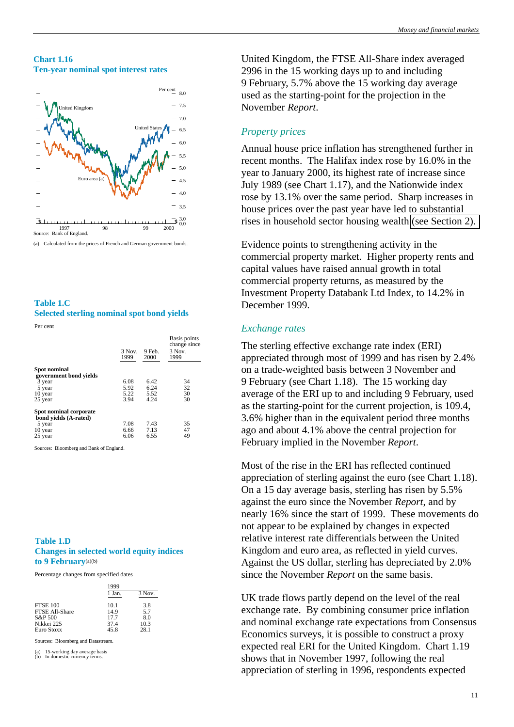**Chart 1.16**
**Ten-year nominal spot interest rates**

Source: Bank of England.

(a) Calculated from the prices of French and German government bonds.

**Table 1.C**
**Selected sterling nominal spot bond yields**

Per cent

| | 3 Nov. 1999 | 9 Feb. 2000 | Basis points change since 3 Nov. 1999 |
|---|---|---|---|
| **Spot nominal government bond yields** | | | |
| 3 year | 6.08 | 6.42 | 34 |
| 5 year | 5.92 | 6.24 | 32 |
| 10 year | 5.22 | 5.52 | 30 |
| 25 year | 3.94 | 4.24 | 30 |
| **Spot nominal corporate bond yields (A-rated)** | | | |
| 5 year | 7.08 | 7.43 | 35 |
| 10 year | 6.66 | 7.13 | 47 |
| 25 year | 6.06 | 6.55 | 49 |

Sources: Bloomberg and Bank of England.

**Table 1.D**
**Changes in selected world equity indices to 9 February(a)(b)**

Percentage changes from specified dates

| | 1999 1 Jan. | 3 Nov. |
|---|---|---|
| FTSE 100 | 10.1 | 3.8 |
| FTSE All-Share | 14.9 | 5.7 |
| S&P 500 | 17.7 | 8.0 |
| Nikkei 225 | 37.4 | 10.3 |
| Euro Stoxx | 45.8 | 28.1 |

Sources: Bloomberg and Datastream.

(a) 15-working day average basis
(b) In domestic currency terms.

United Kingdom, the FTSE All-Share index averaged 2996 in the 15 working days up to and including 9 February, 5.7% above the 15 working day average used as the starting-point for the projection in the November *Report*.

### *Property prices*

Annual house price inflation has strengthened further in recent months. The Halifax index rose by 16.0% in the year to January 2000, its highest rate of increase since July 1989 (see Chart 1.17), and the Nationwide index rose by 13.1% over the same period. Sharp increases in house prices over the past year have led to substantial rises in household sector housing wealth (see Section 2).

Evidence points to strengthening activity in the commercial property market. Higher property rents and capital values have raised annual growth in total commercial property returns, as measured by the Investment Property Databank Ltd Index, to 14.2% in December 1999.

### *Exchange rates*

The sterling effective exchange rate index (ERI) appreciated through most of 1999 and has risen by 2.4% on a trade-weighted basis between 3 November and 9 February (see Chart 1.18). The 15 working day average of the ERI up to and including 9 February, used as the starting-point for the current projection, is 109.4, 3.6% higher than in the equivalent period three months ago and about 4.1% above the central projection for February implied in the November *Report*.

Most of the rise in the ERI has reflected continued appreciation of sterling against the euro (see Chart 1.18). On a 15 day average basis, sterling has risen by 5.5% against the euro since the November *Report*, and by nearly 16% since the start of 1999. These movements do not appear to be explained by changes in expected relative interest rate differentials between the United Kingdom and euro area, as reflected in yield curves. Against the US dollar, sterling has depreciated by 2.0% since the November *Report* on the same basis.

UK trade flows partly depend on the level of the real exchange rate. By combining consumer price inflation and nominal exchange rate expectations from Consensus Economics surveys, it is possible to construct a proxy expected real ERI for the United Kingdom. Chart 1.19 shows that in November 1997, following the real appreciation of sterling in 1996, respondents expected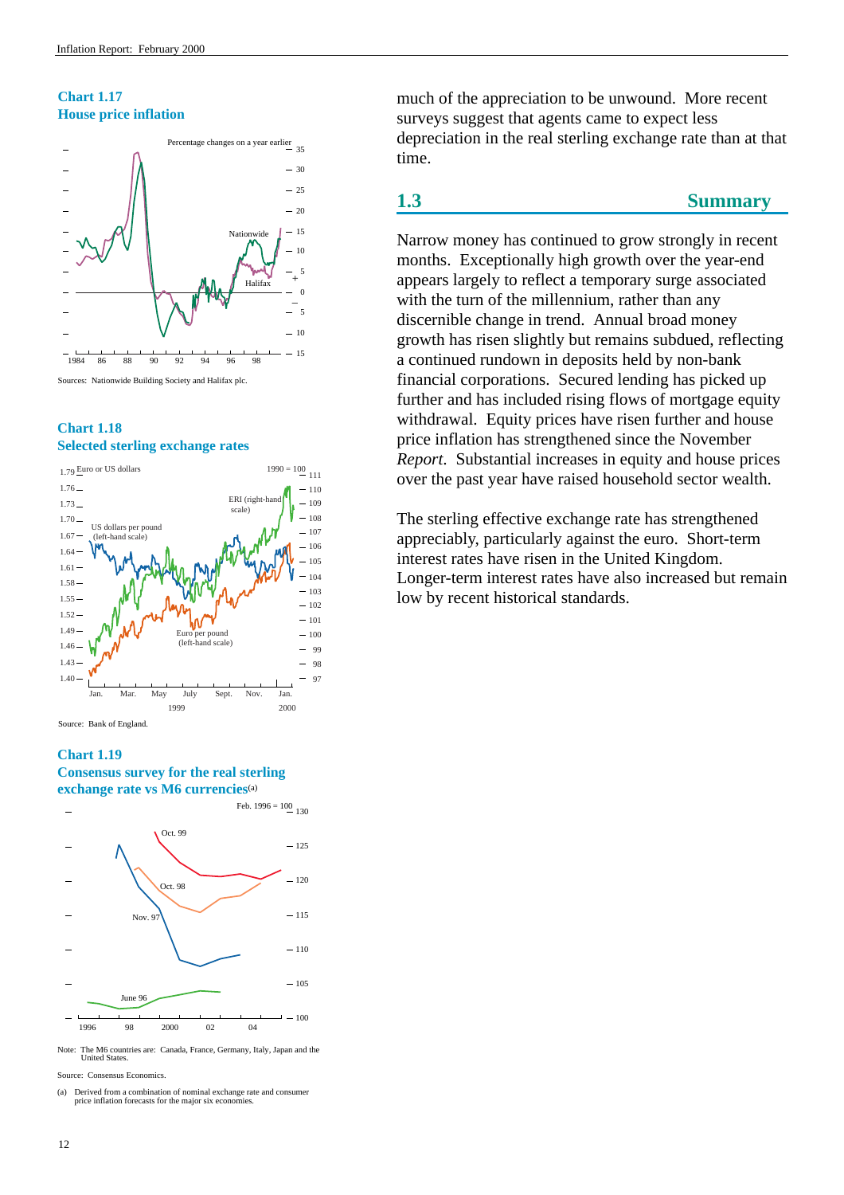### Chart 1.17
### House price inflation

Sources: Nationwide Building Society and Halifax plc.

### Chart 1.18
### Selected sterling exchange rates

Source: Bank of England.

### Chart 1.19
### Consensus survey for the real sterling exchange rate vs M6 currencies(a)

Note: The M6 countries are: Canada, France, Germany, Italy, Japan and the United States.

Source: Consensus Economics.

(a) Derived from a combination of nominal exchange rate and consumer price inflation forecasts for the major six economies.

much of the appreciation to be unwound. More recent surveys suggest that agents came to expect less depreciation in the real sterling exchange rate than at that time.

## 1.3 Summary

Narrow money has continued to grow strongly in recent months. Exceptionally high growth over the year-end appears largely to reflect a temporary surge associated with the turn of the millennium, rather than any discernible change in trend. Annual broad money growth has risen slightly but remains subdued, reflecting a continued rundown in deposits held by non-bank financial corporations. Secured lending has picked up further and has included rising flows of mortgage equity withdrawal. Equity prices have risen further and house price inflation has strengthened since the November *Report*. Substantial increases in equity and house prices over the past year have raised household sector wealth.

The sterling effective exchange rate has strengthened appreciably, particularly against the euro. Short-term interest rates have risen in the United Kingdom. Longer-term interest rates have also increased but remain low by recent historical standards.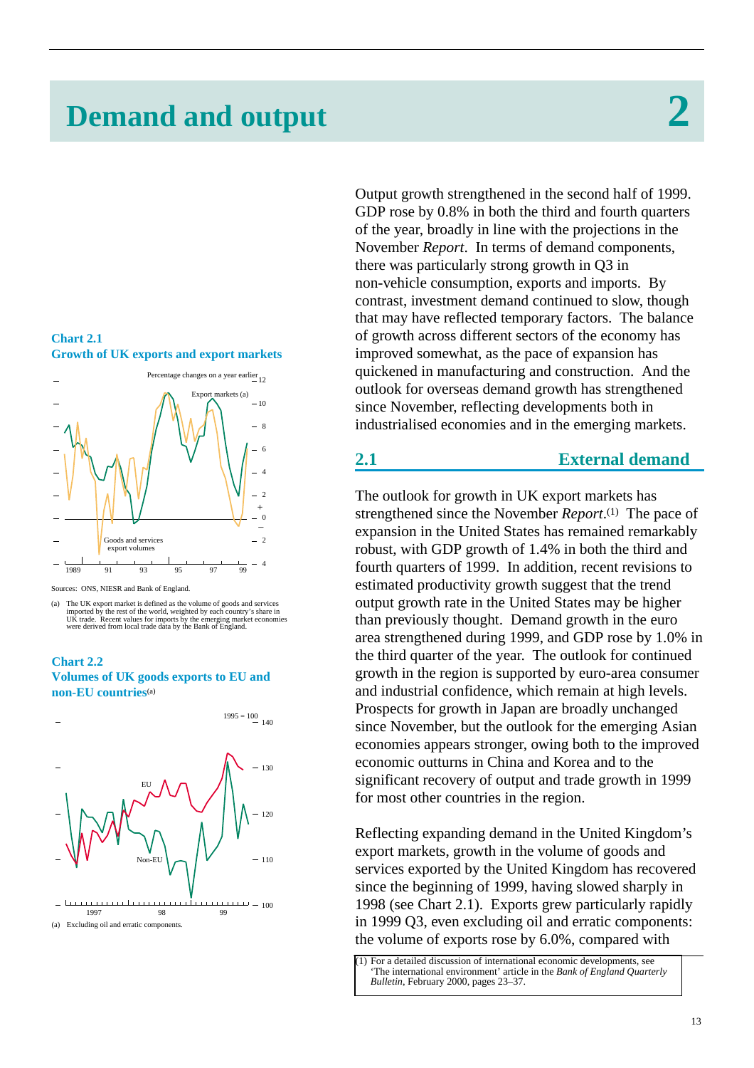# Demand and output

# 2

Output growth strengthened in the second half of 1999. GDP rose by 0.8% in both the third and fourth quarters of the year, broadly in line with the projections in the November *Report*. In terms of demand components, there was particularly strong growth in Q3 in non-vehicle consumption, exports and imports. By contrast, investment demand continued to slow, though that may have reflected temporary factors. The balance of growth across different sectors of the economy has improved somewhat, as the pace of expansion has quickened in manufacturing and construction. And the outlook for overseas demand growth has strengthened since November, reflecting developments both in industrialised economies and in the emerging markets.

## 2.1 External demand

The outlook for growth in UK export markets has strengthened since the November *Report*.[1] The pace of expansion in the United States has remained remarkably robust, with GDP growth of 1.4% in both the third and fourth quarters of 1999. In addition, recent revisions to estimated productivity growth suggest that the trend output growth rate in the United States may be higher than previously thought. Demand growth in the euro area strengthened during 1999, and GDP rose by 1.0% in the third quarter of the year. The outlook for continued growth in the region is supported by euro-area consumer and industrial confidence, which remain at high levels. Prospects for growth in Japan are broadly unchanged since November, but the outlook for the emerging Asian economies appears stronger, owing both to the improved economic outturns in China and Korea and to the significant recovery of output and trade growth in 1999 for most other countries in the region.

Reflecting expanding demand in the United Kingdom's export markets, growth in the volume of goods and services exported by the United Kingdom has recovered since the beginning of 1999, having slowed sharply in 1998 (see Chart 2.1). Exports grew particularly rapidly in 1999 Q3, even excluding oil and erratic components: the volume of exports rose by 6.0%, compared with

(1) For a detailed discussion of international economic developments, see 'The international environment' article in the *Bank of England Quarterly Bulletin*, February 2000, pages 23–37.

**Chart 2.1**
**Growth of UK exports and export markets**

Sources: ONS, NIESR and Bank of England.

(a) The UK export market is defined as the volume of goods and services imported by the rest of the world, weighted by each country's share in UK trade. Recent values for imports by the emerging market economies were derived from local trade data by the Bank of England.

**Chart 2.2**
**Volumes of UK goods exports to EU and non-EU countries**[(a)]

(a) Excluding oil and erratic components.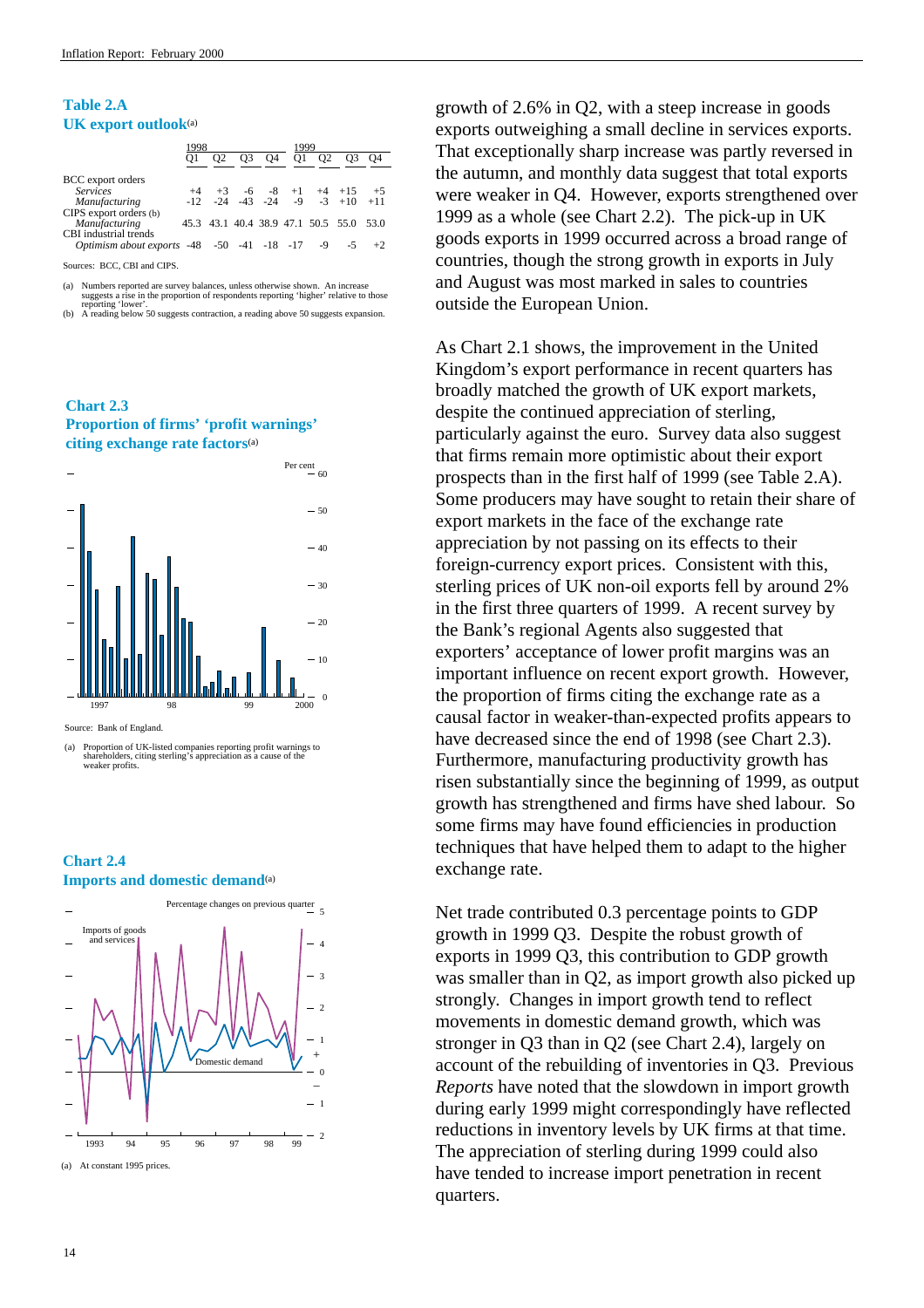## Table 2.A
## UK export outlook[(a)]

| | 1998 Q1 | Q2 | Q3 | Q4 | 1999 Q1 | Q2 | Q3 | Q4 |
|---|---|---|---|---|---|---|---|---|
| BCC export orders | | | | | | | | |
| *Services* | +4 | +3 | -6 | -8 | +1 | +4 | +15 | +5 |
| *Manufacturing* | -12 | -24 | -43 | -24 | -9 | -3 | +10 | +11 |
| CIPS export orders (b) | | | | | | | | |
| *Manufacturing* | 45.3 | 43.1 | 40.4 | 38.9 | 47.1 | 50.5 | 55.0 | 53.0 |
| CBI industrial trends | | | | | | | | |
| *Optimism about exports* | -48 | -50 | -41 | -18 | -17 | -9 | -5 | +2 |

Sources: BCC, CBI and CIPS.

(a) Numbers reported are survey balances, unless otherwise shown. An increase suggests a rise in the proportion of respondents reporting 'higher' relative to those reporting 'lower'.
(b) A reading below 50 suggests contraction, a reading above 50 suggests expansion.

## Chart 2.3
## Proportion of firms' 'profit warnings' citing exchange rate factors[(a)]

Source: Bank of England.

(a) Proportion of UK-listed companies reporting profit warnings to shareholders, citing sterling's appreciation as a cause of the weaker profits.

## Chart 2.4
## Imports and domestic demand[(a)]

(a) At constant 1995 prices.

growth of 2.6% in Q2, with a steep increase in goods exports outweighing a small decline in services exports. That exceptionally sharp increase was partly reversed in the autumn, and monthly data suggest that total exports were weaker in Q4. However, exports strengthened over 1999 as a whole (see Chart 2.2). The pick-up in UK goods exports in 1999 occurred across a broad range of countries, though the strong growth in exports in July and August was most marked in sales to countries outside the European Union.

As Chart 2.1 shows, the improvement in the United Kingdom's export performance in recent quarters has broadly matched the growth of UK export markets, despite the continued appreciation of sterling, particularly against the euro. Survey data also suggest that firms remain more optimistic about their export prospects than in the first half of 1999 (see Table 2.A). Some producers may have sought to retain their share of export markets in the face of the exchange rate appreciation by not passing on its effects to their foreign-currency export prices. Consistent with this, sterling prices of UK non-oil exports fell by around 2% in the first three quarters of 1999. A recent survey by the Bank's regional Agents also suggested that exporters' acceptance of lower profit margins was an important influence on recent export growth. However, the proportion of firms citing the exchange rate as a causal factor in weaker-than-expected profits appears to have decreased since the end of 1998 (see Chart 2.3). Furthermore, manufacturing productivity growth has risen substantially since the beginning of 1999, as output growth has strengthened and firms have shed labour. So some firms may have found efficiencies in production techniques that have helped them to adapt to the higher exchange rate.

Net trade contributed 0.3 percentage points to GDP growth in 1999 Q3. Despite the robust growth of exports in 1999 Q3, this contribution to GDP growth was smaller than in Q2, as import growth also picked up strongly. Changes in import growth tend to reflect movements in domestic demand growth, which was stronger in Q3 than in Q2 (see Chart 2.4), largely on account of the rebuilding of inventories in Q3. Previous *Reports* have noted that the slowdown in import growth during early 1999 might correspondingly have reflected reductions in inventory levels by UK firms at that time. The appreciation of sterling during 1999 could also have tended to increase import penetration in recent quarters.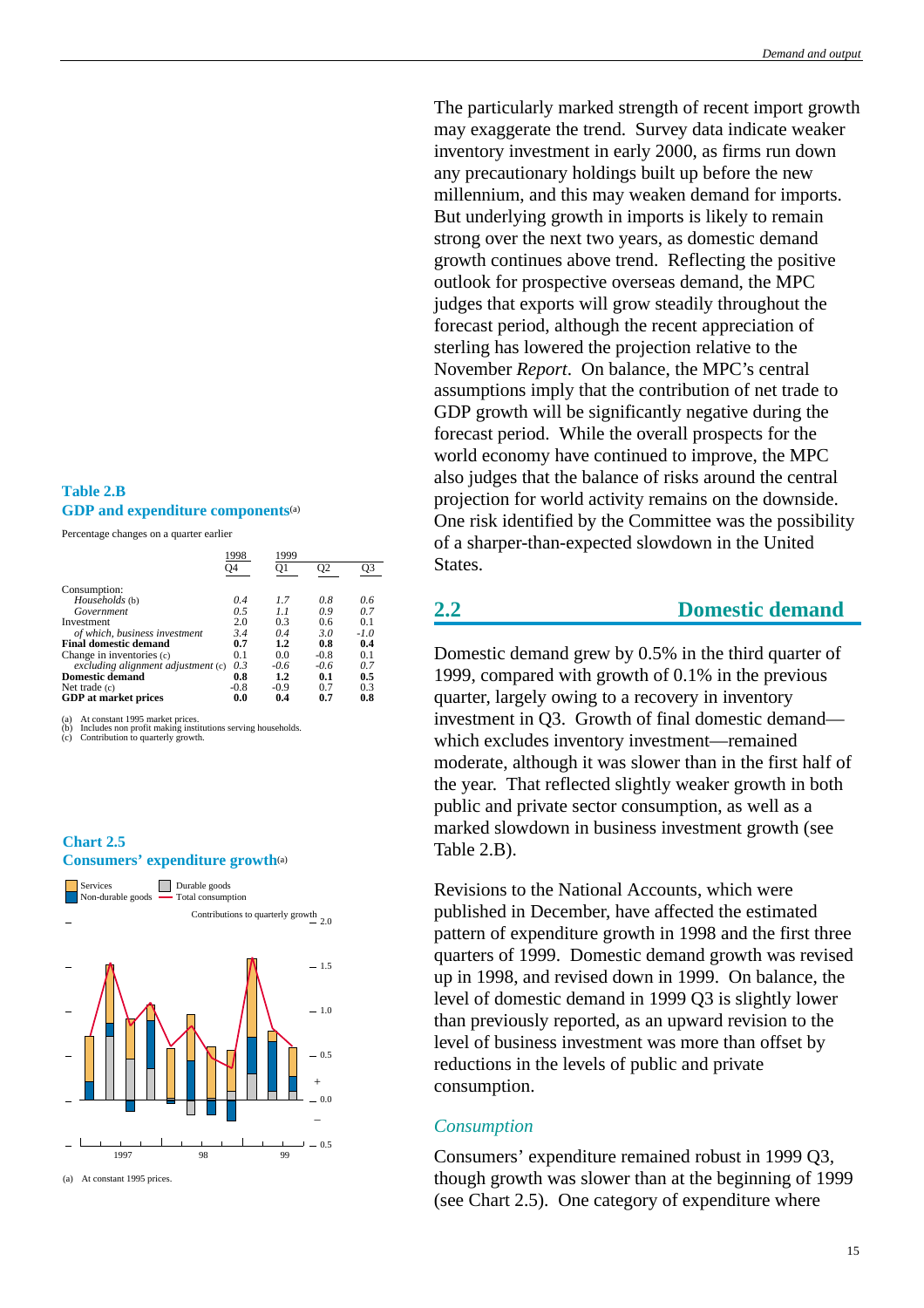The particularly marked strength of recent import growth may exaggerate the trend. Survey data indicate weaker inventory investment in early 2000, as firms run down any precautionary holdings built up before the new millennium, and this may weaken demand for imports. But underlying growth in imports is likely to remain strong over the next two years, as domestic demand growth continues above trend. Reflecting the positive outlook for prospective overseas demand, the MPC judges that exports will grow steadily throughout the forecast period, although the recent appreciation of sterling has lowered the projection relative to the November *Report*. On balance, the MPC's central assumptions imply that the contribution of net trade to GDP growth will be significantly negative during the forecast period. While the overall prospects for the world economy have continued to improve, the MPC also judges that the balance of risks around the central projection for world activity remains on the downside. One risk identified by the Committee was the possibility of a sharper-than-expected slowdown in the United States.

**Table 2.B**
**GDP and expenditure components**(a)

Percentage changes on a quarter earlier

| | 1998 Q4 | 1999 Q1 | Q2 | Q3 |
|---|---|---|---|---|
| Consumption: | | | | |
| *Households* (b) | *0.4* | *1.7* | *0.8* | *0.6* |
| *Government* | *0.5* | *1.1* | *0.9* | *0.7* |
| Investment | 2.0 | 0.3 | 0.6 | 0.1 |
| *of which, business investment* | *3.4* | *0.4* | *3.0* | *-1.0* |
| **Final domestic demand** | **0.7** | **1.2** | **0.8** | **0.4** |
| Change in inventories (c) | 0.1 | 0.0 | -0.8 | 0.1 |
| *excluding alignment adjustment* (c) | *0.3* | *-0.6* | *-0.6* | *0.7* |
| **Domestic demand** | **0.8** | **1.2** | **0.1** | **0.5** |
| Net trade (c) | -0.8 | -0.9 | 0.7 | 0.3 |
| **GDP at market prices** | **0.0** | **0.4** | **0.7** | **0.8** |

(a) At constant 1995 market prices.
(b) Includes non profit making institutions serving households.
(c) Contribution to quarterly growth.

## 2.2 Domestic demand

Domestic demand grew by 0.5% in the third quarter of 1999, compared with growth of 0.1% in the previous quarter, largely owing to a recovery in inventory investment in Q3. Growth of final domestic demand—which excludes inventory investment—remained moderate, although it was slower than in the first half of the year. That reflected slightly weaker growth in both public and private sector consumption, as well as a marked slowdown in business investment growth (see Table 2.B).

Revisions to the National Accounts, which were published in December, have affected the estimated pattern of expenditure growth in 1998 and the first three quarters of 1999. Domestic demand growth was revised up in 1998, and revised down in 1999. On balance, the level of domestic demand in 1999 Q3 is slightly lower than previously reported, as an upward revision to the level of business investment was more than offset by reductions in the levels of public and private consumption.

### *Consumption*

Consumers' expenditure remained robust in 1999 Q3, though growth was slower than at the beginning of 1999 (see Chart 2.5). One category of expenditure where

**Chart 2.5**
**Consumers' expenditure growth**(a)

(a) At constant 1995 prices.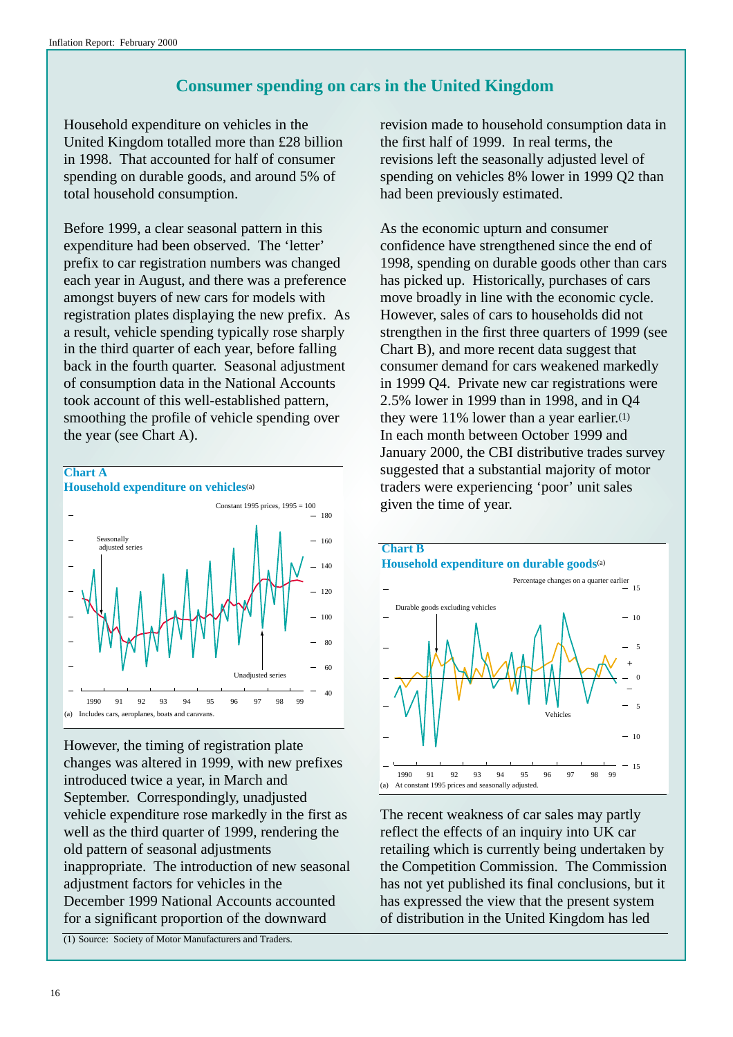## Consumer spending on cars in the United Kingdom

Household expenditure on vehicles in the United Kingdom totalled more than £28 billion in 1998. That accounted for half of consumer spending on durable goods, and around 5% of total household consumption.

Before 1999, a clear seasonal pattern in this expenditure had been observed. The 'letter' prefix to car registration numbers was changed each year in August, and there was a preference amongst buyers of new cars for models with registration plates displaying the new prefix. As a result, vehicle spending typically rose sharply in the third quarter of each year, before falling back in the fourth quarter. Seasonal adjustment of consumption data in the National Accounts took account of this well-established pattern, smoothing the profile of vehicle spending over the year (see Chart A).

**Chart A**
**Household expenditure on vehicles**(a)

Constant 1995 prices, 1995 = 100

(a) Includes cars, aeroplanes, boats and caravans.

However, the timing of registration plate changes was altered in 1999, with new prefixes introduced twice a year, in March and September. Correspondingly, unadjusted vehicle expenditure rose markedly in the first as well as the third quarter of 1999, rendering the old pattern of seasonal adjustments inappropriate. The introduction of new seasonal adjustment factors for vehicles in the December 1999 National Accounts accounted for a significant proportion of the downward revision made to household consumption data in the first half of 1999. In real terms, the revisions left the seasonally adjusted level of spending on vehicles 8% lower in 1999 Q2 than had been previously estimated.

As the economic upturn and consumer confidence have strengthened since the end of 1998, spending on durable goods other than cars has picked up. Historically, purchases of cars move broadly in line with the economic cycle. However, sales of cars to households did not strengthen in the first three quarters of 1999 (see Chart B), and more recent data suggest that consumer demand for cars weakened markedly in 1999 Q4. Private new car registrations were 2.5% lower in 1999 than in 1998, and in Q4 they were 11% lower than a year earlier.(1) In each month between October 1999 and January 2000, the CBI distributive trades survey suggested that a substantial majority of motor traders were experiencing 'poor' unit sales given the time of year.

**Chart B**
**Household expenditure on durable goods**(a)

Percentage changes on a quarter earlier

(a) At constant 1995 prices and seasonally adjusted.

The recent weakness of car sales may partly reflect the effects of an inquiry into UK car retailing which is currently being undertaken by the Competition Commission. The Commission has not yet published its final conclusions, but it has expressed the view that the present system of distribution in the United Kingdom has led

(1) Source: Society of Motor Manufacturers and Traders.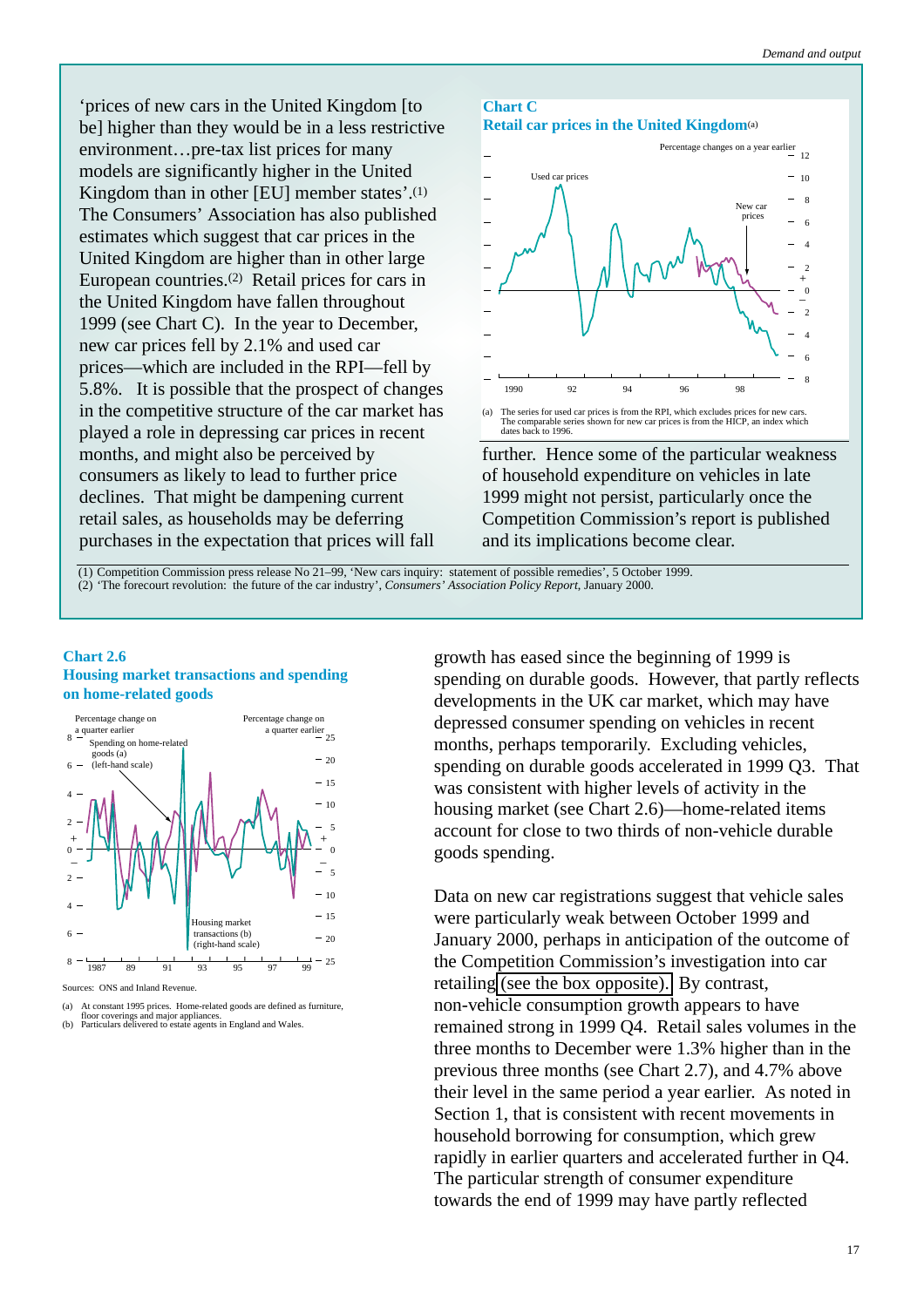'prices of new cars in the United Kingdom [to be] higher than they would be in a less restrictive environment…pre-tax list prices for many models are significantly higher in the United Kingdom than in other [EU] member states'.(1) The Consumers' Association has also published estimates which suggest that car prices in the United Kingdom are higher than in other large European countries.(2) Retail prices for cars in the United Kingdom have fallen throughout 1999 (see Chart C). In the year to December, new car prices fell by 2.1% and used car prices—which are included in the RPI—fell by 5.8%. It is possible that the prospect of changes in the competitive structure of the car market has played a role in depressing car prices in recent months, and might also be perceived by consumers as likely to lead to further price declines. That might be dampening current retail sales, as households may be deferring purchases in the expectation that prices will fall further. Hence some of the particular weakness of household expenditure on vehicles in late 1999 might not persist, particularly once the Competition Commission's report is published and its implications become clear.

**Chart C**
**Retail car prices in the United Kingdom**(a)

(a) The series for used car prices is from the RPI, which excludes prices for new cars. The comparable series shown for new car prices is from the HICP, an index which dates back to 1996.

(1) Competition Commission press release No 21–99, 'New cars inquiry: statement of possible remedies', 5 October 1999.
(2) 'The forecourt revolution: the future of the car industry', *Consumers' Association Policy Report*, January 2000.

**Chart 2.6**
**Housing market transactions and spending on home-related goods**

Sources: ONS and Inland Revenue.

(a) At constant 1995 prices. Home-related goods are defined as furniture, floor coverings and major appliances.
(b) Particulars delivered to estate agents in England and Wales.

growth has eased since the beginning of 1999 is spending on durable goods. However, that partly reflects developments in the UK car market, which may have depressed consumer spending on vehicles in recent months, perhaps temporarily. Excluding vehicles, spending on durable goods accelerated in 1999 Q3. That was consistent with higher levels of activity in the housing market (see Chart 2.6)—home-related items account for close to two thirds of non-vehicle durable goods spending.

Data on new car registrations suggest that vehicle sales were particularly weak between October 1999 and January 2000, perhaps in anticipation of the outcome of the Competition Commission's investigation into car retailing (see the box opposite). By contrast, non-vehicle consumption growth appears to have remained strong in 1999 Q4. Retail sales volumes in the three months to December were 1.3% higher than in the previous three months (see Chart 2.7), and 4.7% above their level in the same period a year earlier. As noted in Section 1, that is consistent with recent movements in household borrowing for consumption, which grew rapidly in earlier quarters and accelerated further in Q4. The particular strength of consumer expenditure towards the end of 1999 may have partly reflected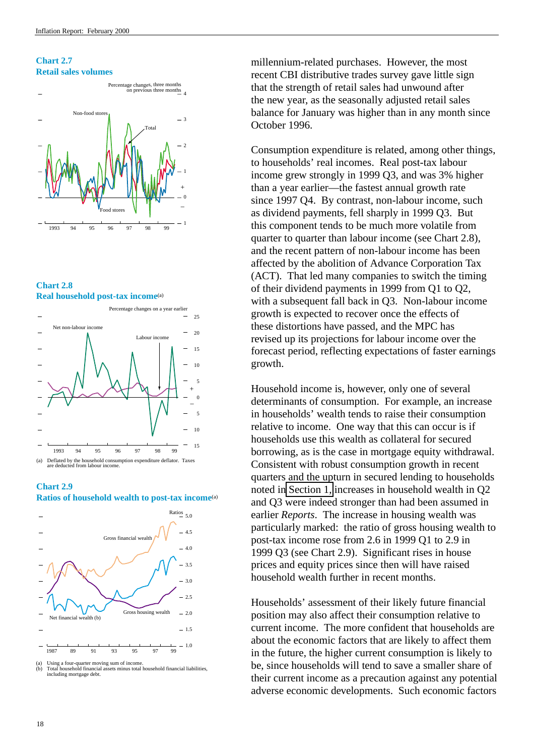**Chart 2.7**
**Retail sales volumes**

**Chart 2.8**
**Real household post-tax income**(a)

(a) Deflated by the household consumption expenditure deflator. Taxes are deducted from labour income.

**Chart 2.9**
**Ratios of household wealth to post-tax income**(a)

(a) Using a four-quarter moving sum of income.
(b) Total household financial assets minus total household financial liabilities, including mortgage debt.

millennium-related purchases. However, the most recent CBI distributive trades survey gave little sign that the strength of retail sales had unwound after the new year, as the seasonally adjusted retail sales balance for January was higher than in any month since October 1996.

Consumption expenditure is related, among other things, to households' real incomes. Real post-tax labour income grew strongly in 1999 Q3, and was 3% higher than a year earlier—the fastest annual growth rate since 1997 Q4. By contrast, non-labour income, such as dividend payments, fell sharply in 1999 Q3. But this component tends to be much more volatile from quarter to quarter than labour income (see Chart 2.8), and the recent pattern of non-labour income has been affected by the abolition of Advance Corporation Tax (ACT). That led many companies to switch the timing of their dividend payments in 1999 from Q1 to Q2, with a subsequent fall back in Q3. Non-labour income growth is expected to recover once the effects of these distortions have passed, and the MPC has revised up its projections for labour income over the forecast period, reflecting expectations of faster earnings growth.

Household income is, however, only one of several determinants of consumption. For example, an increase in households' wealth tends to raise their consumption relative to income. One way that this can occur is if households use this wealth as collateral for secured borrowing, as is the case in mortgage equity withdrawal. Consistent with robust consumption growth in recent quarters and the upturn in secured lending to households noted in Section 1, increases in household wealth in Q2 and Q3 were indeed stronger than had been assumed in earlier *Reports*. The increase in housing wealth was particularly marked: the ratio of gross housing wealth to post-tax income rose from 2.6 in 1999 Q1 to 2.9 in 1999 Q3 (see Chart 2.9). Significant rises in house prices and equity prices since then will have raised household wealth further in recent months.

Households' assessment of their likely future financial position may also affect their consumption relative to current income. The more confident that households are about the economic factors that are likely to affect them in the future, the higher current consumption is likely to be, since households will tend to save a smaller share of their current income as a precaution against any potential adverse economic developments. Such economic factors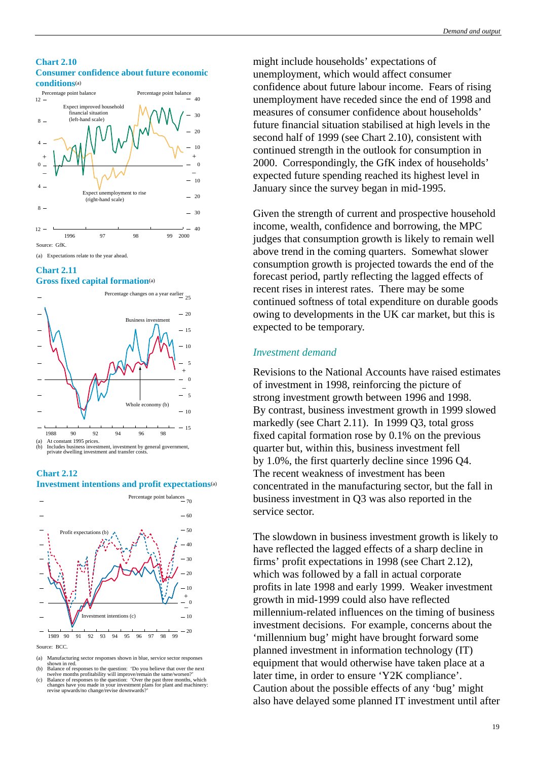**Chart 2.10**
**Consumer confidence about future economic conditions**(a)

Source: GfK.

(a) Expectations relate to the year ahead.

**Chart 2.11**
**Gross fixed capital formation**(a)

(a) At constant 1995 prices.
(b) Includes business investment, investment by general government, private dwelling investment and transfer costs.

**Chart 2.12**
**Investment intentions and profit expectations**(a)

Source: BCC.

(a) Manufacturing sector responses shown in blue, service sector responses shown in red.
(b) Balance of responses to the question: 'Do you believe that over the next twelve months profitability will improve/remain the same/worsen?'
(c) Balance of responses to the question: 'Over the past three months, which changes have you made in your investment plans for plant and machinery: revise upwards/no change/revise downwards?'

might include households' expectations of unemployment, which would affect consumer confidence about future labour income. Fears of rising unemployment have receded since the end of 1998 and measures of consumer confidence about households' future financial situation stabilised at high levels in the second half of 1999 (see Chart 2.10), consistent with continued strength in the outlook for consumption in 2000. Correspondingly, the GfK index of households' expected future spending reached its highest level in January since the survey began in mid-1995.

Given the strength of current and prospective household income, wealth, confidence and borrowing, the MPC judges that consumption growth is likely to remain well above trend in the coming quarters. Somewhat slower consumption growth is projected towards the end of the forecast period, partly reflecting the lagged effects of recent rises in interest rates. There may be some continued softness of total expenditure on durable goods owing to developments in the UK car market, but this is expected to be temporary.

### *Investment demand*

Revisions to the National Accounts have raised estimates of investment in 1998, reinforcing the picture of strong investment growth between 1996 and 1998. By contrast, business investment growth in 1999 slowed markedly (see Chart 2.11). In 1999 Q3, total gross fixed capital formation rose by 0.1% on the previous quarter but, within this, business investment fell by 1.0%, the first quarterly decline since 1996 Q4. The recent weakness of investment has been concentrated in the manufacturing sector, but the fall in business investment in Q3 was also reported in the service sector.

The slowdown in business investment growth is likely to have reflected the lagged effects of a sharp decline in firms' profit expectations in 1998 (see Chart 2.12), which was followed by a fall in actual corporate profits in late 1998 and early 1999. Weaker investment growth in mid-1999 could also have reflected millennium-related influences on the timing of business investment decisions. For example, concerns about the 'millennium bug' might have brought forward some planned investment in information technology (IT) equipment that would otherwise have taken place at a later time, in order to ensure 'Y2K compliance'. Caution about the possible effects of any 'bug' might also have delayed some planned IT investment until after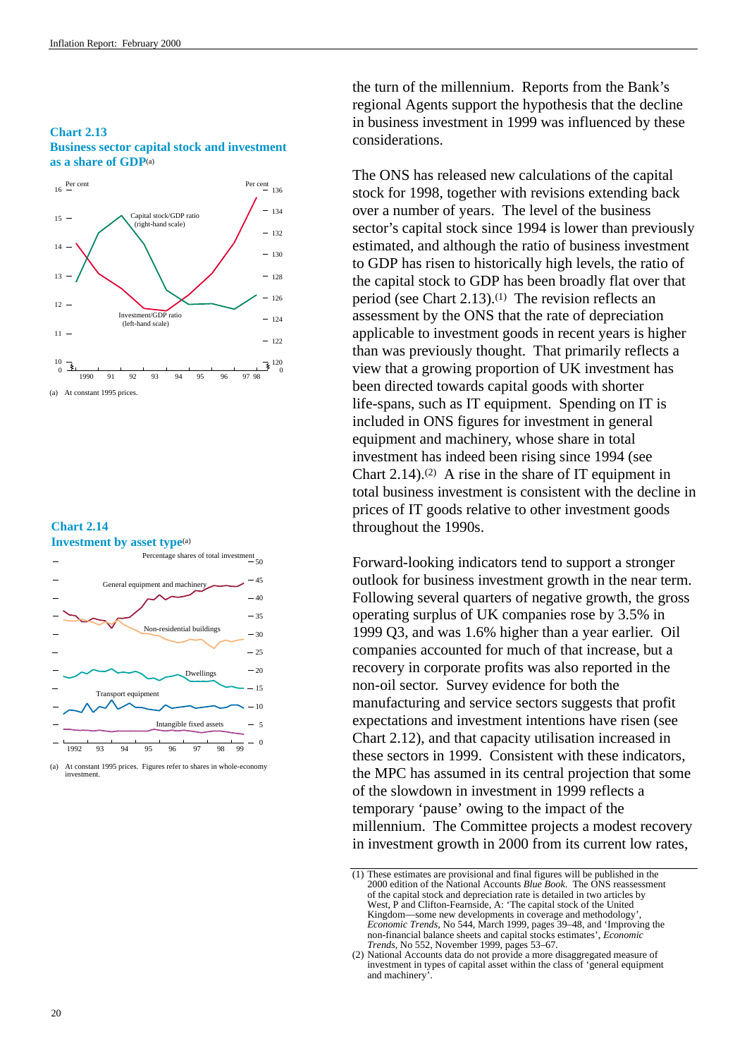**Chart 2.13**
**Business sector capital stock and investment as a share of GDP**(a)

(a) At constant 1995 prices.

**Chart 2.14**
**Investment by asset type**(a)

(a) At constant 1995 prices. Figures refer to shares in whole-economy investment.

the turn of the millennium. Reports from the Bank's regional Agents support the hypothesis that the decline in business investment in 1999 was influenced by these considerations.

The ONS has released new calculations of the capital stock for 1998, together with revisions extending back over a number of years. The level of the business sector's capital stock since 1994 is lower than previously estimated, and although the ratio of business investment to GDP has risen to historically high levels, the ratio of the capital stock to GDP has been broadly flat over that period (see Chart 2.13).[1] The revision reflects an assessment by the ONS that the rate of depreciation applicable to investment goods in recent years is higher than was previously thought. That primarily reflects a view that a growing proportion of UK investment has been directed towards capital goods with shorter life-spans, such as IT equipment. Spending on IT is included in ONS figures for investment in general equipment and machinery, whose share in total investment has indeed been rising since 1994 (see Chart 2.14).[2] A rise in the share of IT equipment in total business investment is consistent with the decline in prices of IT goods relative to other investment goods throughout the 1990s.

Forward-looking indicators tend to support a stronger outlook for business investment growth in the near term. Following several quarters of negative growth, the gross operating surplus of UK companies rose by 3.5% in 1999 Q3, and was 1.6% higher than a year earlier. Oil companies accounted for much of that increase, but a recovery in corporate profits was also reported in the non-oil sector. Survey evidence for both the manufacturing and service sectors suggests that profit expectations and investment intentions have risen (see Chart 2.12), and that capacity utilisation increased in these sectors in 1999. Consistent with these indicators, the MPC has assumed in its central projection that some of the slowdown in investment in 1999 reflects a temporary 'pause' owing to the impact of the millennium. The Committee projects a modest recovery in investment growth in 2000 from its current low rates,

(1) These estimates are provisional and final figures will be published in the 2000 edition of the National Accounts *Blue Book*. The ONS reassessment of the capital stock and depreciation rate is detailed in two articles by West, P and Clifton-Fearnside, A: 'The capital stock of the United Kingdom—some new developments in coverage and methodology', *Economic Trends*, No 544, March 1999, pages 39–48, and 'Improving the non-financial balance sheets and capital stocks estimates', *Economic Trends*, No 552, November 1999, pages 53–67.

(2) National Accounts data do not provide a more disaggregated measure of investment in types of capital asset within the class of 'general equipment and machinery'.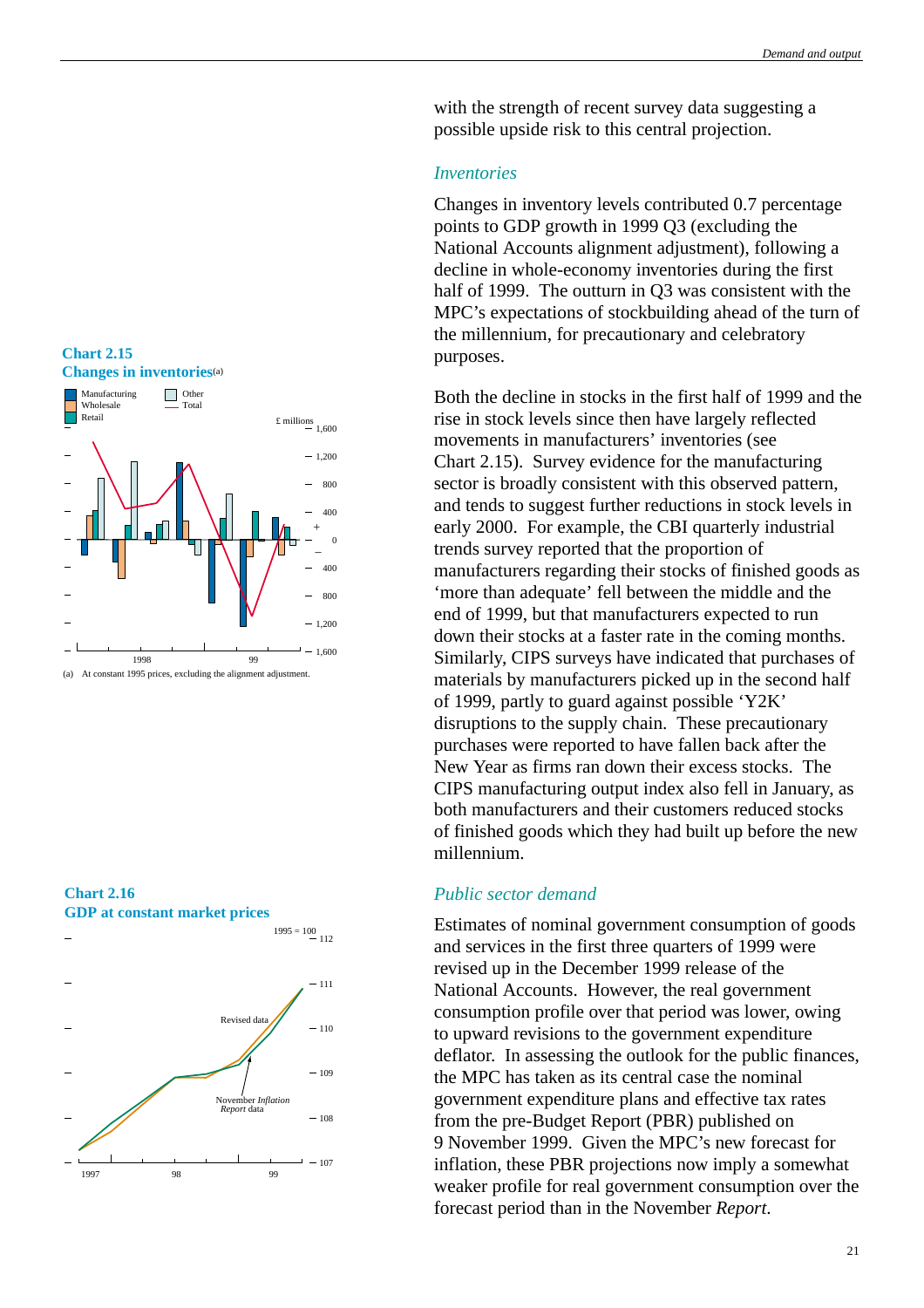with the strength of recent survey data suggesting a possible upside risk to this central projection.

### *Inventories*

Changes in inventory levels contributed 0.7 percentage points to GDP growth in 1999 Q3 (excluding the National Accounts alignment adjustment), following a decline in whole-economy inventories during the first half of 1999. The outturn in Q3 was consistent with the MPC's expectations of stockbuilding ahead of the turn of the millennium, for precautionary and celebratory purposes.

**Chart 2.15**
**Changes in inventories**(a)

(a) At constant 1995 prices, excluding the alignment adjustment.

Both the decline in stocks in the first half of 1999 and the rise in stock levels since then have largely reflected movements in manufacturers' inventories (see Chart 2.15). Survey evidence for the manufacturing sector is broadly consistent with this observed pattern, and tends to suggest further reductions in stock levels in early 2000. For example, the CBI quarterly industrial trends survey reported that the proportion of manufacturers regarding their stocks of finished goods as 'more than adequate' fell between the middle and the end of 1999, but that manufacturers expected to run down their stocks at a faster rate in the coming months. Similarly, CIPS surveys have indicated that purchases of materials by manufacturers picked up in the second half of 1999, partly to guard against possible 'Y2K' disruptions to the supply chain. These precautionary purchases were reported to have fallen back after the New Year as firms ran down their excess stocks. The CIPS manufacturing output index also fell in January, as both manufacturers and their customers reduced stocks of finished goods which they had built up before the new millennium.

**Chart 2.16**
**GDP at constant market prices**

### *Public sector demand*

Estimates of nominal government consumption of goods and services in the first three quarters of 1999 were revised up in the December 1999 release of the National Accounts. However, the real government consumption profile over that period was lower, owing to upward revisions to the government expenditure deflator. In assessing the outlook for the public finances, the MPC has taken as its central case the nominal government expenditure plans and effective tax rates from the pre-Budget Report (PBR) published on 9 November 1999. Given the MPC's new forecast for inflation, these PBR projections now imply a somewhat weaker profile for real government consumption over the forecast period than in the November *Report*.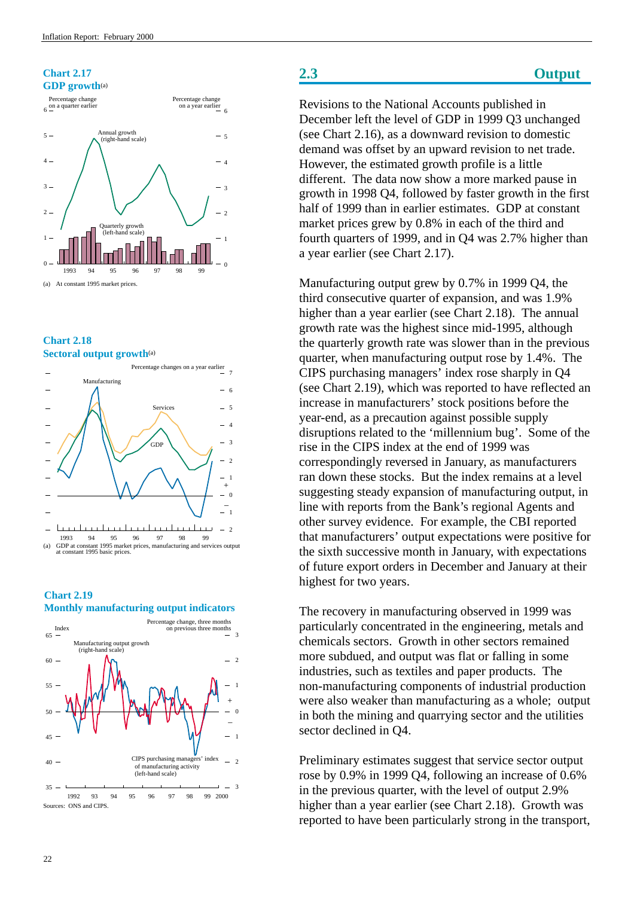**Chart 2.17**
**GDP growth**(a)

(a) At constant 1995 market prices.

**Chart 2.18**
**Sectoral output growth**(a)

(a) GDP at constant 1995 market prices, manufacturing and services output at constant 1995 basic prices.

**Chart 2.19**
**Monthly manufacturing output indicators**

Sources: ONS and CIPS.

## 2.3 Output

Revisions to the National Accounts published in December left the level of GDP in 1999 Q3 unchanged (see Chart 2.16), as a downward revision to domestic demand was offset by an upward revision to net trade. However, the estimated growth profile is a little different. The data now show a more marked pause in growth in 1998 Q4, followed by faster growth in the first half of 1999 than in earlier estimates. GDP at constant market prices grew by 0.8% in each of the third and fourth quarters of 1999, and in Q4 was 2.7% higher than a year earlier (see Chart 2.17).

Manufacturing output grew by 0.7% in 1999 Q4, the third consecutive quarter of expansion, and was 1.9% higher than a year earlier (see Chart 2.18). The annual growth rate was the highest since mid-1995, although the quarterly growth rate was slower than in the previous quarter, when manufacturing output rose by 1.4%. The CIPS purchasing managers' index rose sharply in Q4 (see Chart 2.19), which was reported to have reflected an increase in manufacturers' stock positions before the year-end, as a precaution against possible supply disruptions related to the 'millennium bug'. Some of the rise in the CIPS index at the end of 1999 was correspondingly reversed in January, as manufacturers ran down these stocks. But the index remains at a level suggesting steady expansion of manufacturing output, in line with reports from the Bank's regional Agents and other survey evidence. For example, the CBI reported that manufacturers' output expectations were positive for the sixth successive month in January, with expectations of future export orders in December and January at their highest for two years.

The recovery in manufacturing observed in 1999 was particularly concentrated in the engineering, metals and chemicals sectors. Growth in other sectors remained more subdued, and output was flat or falling in some industries, such as textiles and paper products. The non-manufacturing components of industrial production were also weaker than manufacturing as a whole; output in both the mining and quarrying sector and the utilities sector declined in Q4.

Preliminary estimates suggest that service sector output rose by 0.9% in 1999 Q4, following an increase of 0.6% in the previous quarter, with the level of output 2.9% higher than a year earlier (see Chart 2.18). Growth was reported to have been particularly strong in the transport,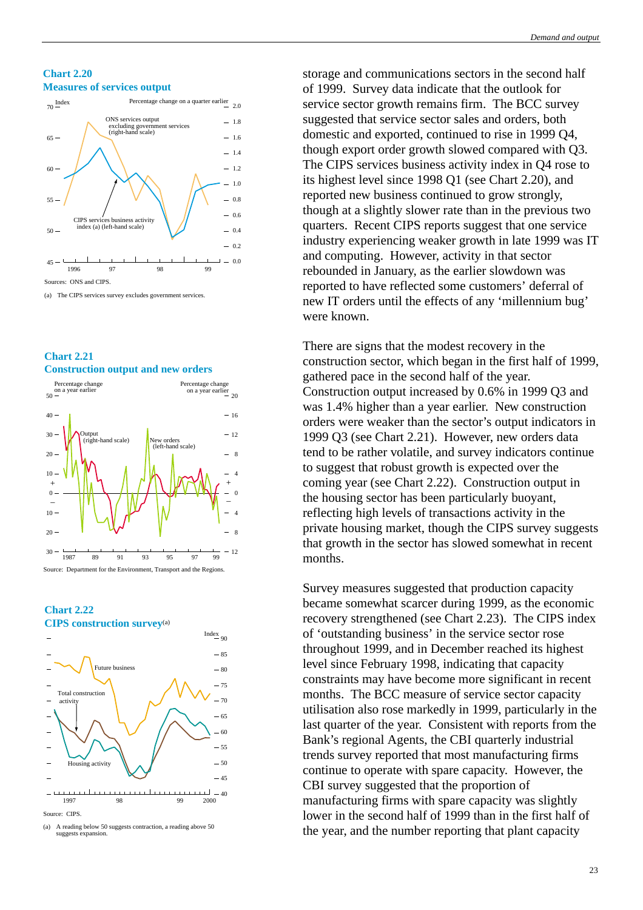### Chart 2.20
### Measures of services output

Sources: ONS and CIPS.

(a) The CIPS services survey excludes government services.

### Chart 2.21
### Construction output and new orders

Source: Department for the Environment, Transport and the Regions.

### Chart 2.22
### CIPS construction survey(a)

Source: CIPS.

(a) A reading below 50 suggests contraction, a reading above 50 suggests expansion.

storage and communications sectors in the second half of 1999. Survey data indicate that the outlook for service sector growth remains firm. The BCC survey suggested that service sector sales and orders, both domestic and exported, continued to rise in 1999 Q4, though export order growth slowed compared with Q3. The CIPS services business activity index in Q4 rose to its highest level since 1998 Q1 (see Chart 2.20), and reported new business continued to grow strongly, though at a slightly slower rate than in the previous two quarters. Recent CIPS reports suggest that one service industry experiencing weaker growth in late 1999 was IT and computing. However, activity in that sector rebounded in January, as the earlier slowdown was reported to have reflected some customers' deferral of new IT orders until the effects of any 'millennium bug' were known.

There are signs that the modest recovery in the construction sector, which began in the first half of 1999, gathered pace in the second half of the year. Construction output increased by 0.6% in 1999 Q3 and was 1.4% higher than a year earlier. New construction orders were weaker than the sector's output indicators in 1999 Q3 (see Chart 2.21). However, new orders data tend to be rather volatile, and survey indicators continue to suggest that robust growth is expected over the coming year (see Chart 2.22). Construction output in the housing sector has been particularly buoyant, reflecting high levels of transactions activity in the private housing market, though the CIPS survey suggests that growth in the sector has slowed somewhat in recent months.

Survey measures suggested that production capacity became somewhat scarcer during 1999, as the economic recovery strengthened (see Chart 2.23). The CIPS index of 'outstanding business' in the service sector rose throughout 1999, and in December reached its highest level since February 1998, indicating that capacity constraints may have become more significant in recent months. The BCC measure of service sector capacity utilisation also rose markedly in 1999, particularly in the last quarter of the year. Consistent with reports from the Bank's regional Agents, the CBI quarterly industrial trends survey reported that most manufacturing firms continue to operate with spare capacity. However, the CBI survey suggested that the proportion of manufacturing firms with spare capacity was slightly lower in the second half of 1999 than in the first half of the year, and the number reporting that plant capacity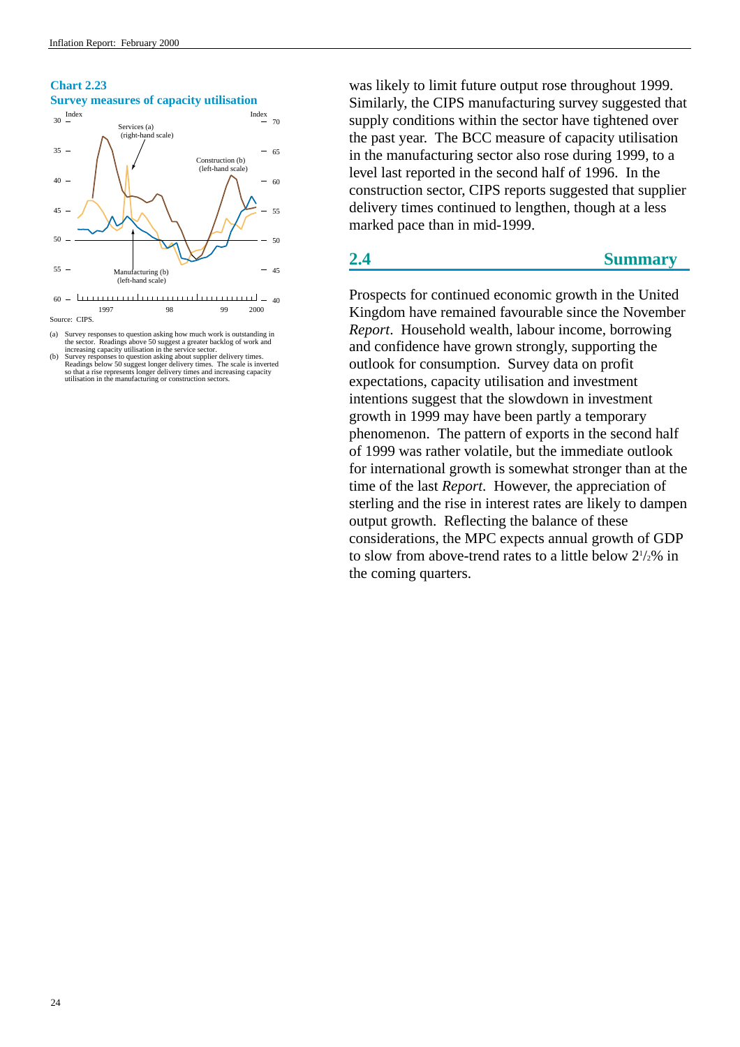**Chart 2.23**
**Survey measures of capacity utilisation**

Source: CIPS.

(a) Survey responses to question asking how much work is outstanding in the sector. Readings above 50 suggest a greater backlog of work and increasing capacity utilisation in the service sector.
(b) Survey responses to question asking about supplier delivery times. Readings below 50 suggest longer delivery times. The scale is inverted so that a rise represents longer delivery times and increasing capacity utilisation in the manufacturing or construction sectors.

was likely to limit future output rose throughout 1999. Similarly, the CIPS manufacturing survey suggested that supply conditions within the sector have tightened over the past year. The BCC measure of capacity utilisation in the manufacturing sector also rose during 1999, to a level last reported in the second half of 1996. In the construction sector, CIPS reports suggested that supplier delivery times continued to lengthen, though at a less marked pace than in mid-1999.

## 2.4 Summary

Prospects for continued economic growth in the United Kingdom have remained favourable since the November *Report*. Household wealth, labour income, borrowing and confidence have grown strongly, supporting the outlook for consumption. Survey data on profit expectations, capacity utilisation and investment intentions suggest that the slowdown in investment growth in 1999 may have been partly a temporary phenomenon. The pattern of exports in the second half of 1999 was rather volatile, but the immediate outlook for international growth is somewhat stronger than at the time of the last *Report*. However, the appreciation of sterling and the rise in interest rates are likely to dampen output growth. Reflecting the balance of these considerations, the MPC expects annual growth of GDP to slow from above-trend rates to a little below 2½% in the coming quarters.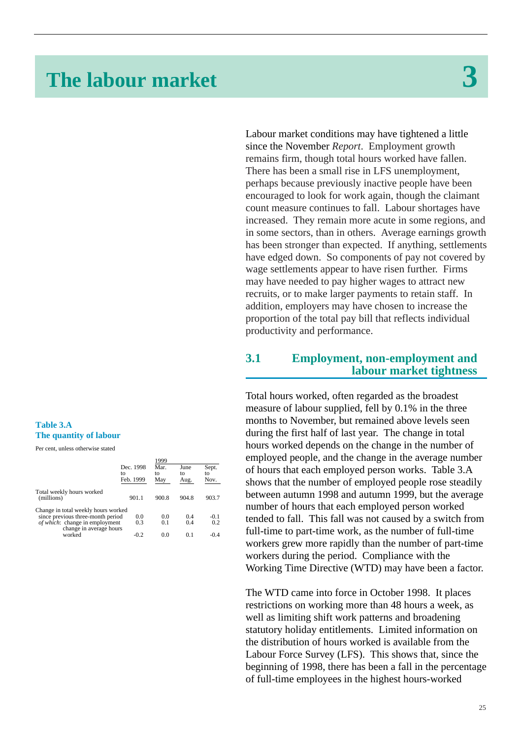# The labour market 3

Labour market conditions may have tightened a little since the November *Report*. Employment growth remains firm, though total hours worked have fallen. There has been a small rise in LFS unemployment, perhaps because previously inactive people have been encouraged to look for work again, though the claimant count measure continues to fall. Labour shortages have increased. They remain more acute in some regions, and in some sectors, than in others. Average earnings growth has been stronger than expected. If anything, settlements have edged down. So components of pay not covered by wage settlements appear to have risen further. Firms may have needed to pay higher wages to attract new recruits, or to make larger payments to retain staff. In addition, employers may have chosen to increase the proportion of the total pay bill that reflects individual productivity and performance.

## 3.1 Employment, non-employment and labour market tightness

Total hours worked, often regarded as the broadest measure of labour supplied, fell by 0.1% in the three months to November, but remained above levels seen during the first half of last year. The change in total hours worked depends on the change in the number of employed people, and the change in the average number of hours that each employed person works. Table 3.A shows that the number of employed people rose steadily between autumn 1998 and autumn 1999, but the average number of hours that each employed person worked tended to fall. This fall was not caused by a switch from full-time to part-time work, as the number of full-time workers grew more rapidly than the number of part-time workers during the period. Compliance with the Working Time Directive (WTD) may have been a factor.

**Table 3.A**
**The quantity of labour**

Per cent, unless otherwise stated

| | Dec. 1998 to Feb. 1999 | 1999 Mar. to May | June to Aug. | Sept. to Nov. |
|---|---|---|---|---|
| Total weekly hours worked (millions) | 901.1 | 900.8 | 904.8 | 903.7 |
| Change in total weekly hours worked since previous three-month period | 0.0 | 0.0 | 0.4 | -0.1 |
| *of which*: change in employment | 0.3 | 0.1 | 0.4 | 0.2 |
| change in average hours worked | -0.2 | 0.0 | 0.1 | -0.4 |

The WTD came into force in October 1998. It places restrictions on working more than 48 hours a week, as well as limiting shift work patterns and broadening statutory holiday entitlements. Limited information on the distribution of hours worked is available from the Labour Force Survey (LFS). This shows that, since the beginning of 1998, there has been a fall in the percentage of full-time employees in the highest hours-worked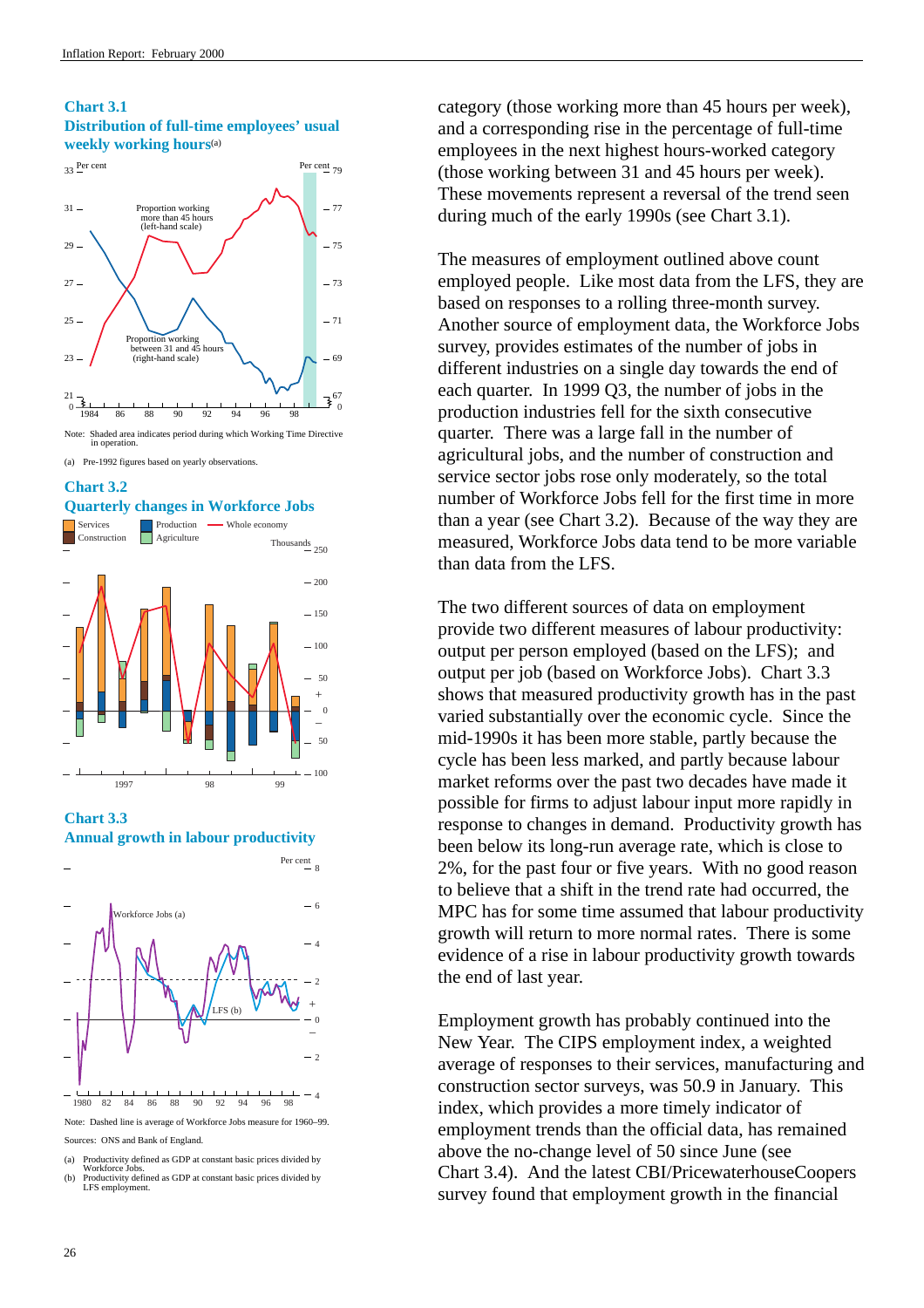**Chart 3.1**
**Distribution of full-time employees' usual weekly working hours**(a)

Note: Shaded area indicates period during which Working Time Directive in operation.

(a) Pre-1992 figures based on yearly observations.

**Chart 3.2**
**Quarterly changes in Workforce Jobs**

**Chart 3.3**
**Annual growth in labour productivity**

Note: Dashed line is average of Workforce Jobs measure for 1960–99.

Sources: ONS and Bank of England.

(a) Productivity defined as GDP at constant basic prices divided by Workforce Jobs.
(b) Productivity defined as GDP at constant basic prices divided by LFS employment.

category (those working more than 45 hours per week), and a corresponding rise in the percentage of full-time employees in the next highest hours-worked category (those working between 31 and 45 hours per week). These movements represent a reversal of the trend seen during much of the early 1990s (see Chart 3.1).

The measures of employment outlined above count employed people. Like most data from the LFS, they are based on responses to a rolling three-month survey. Another source of employment data, the Workforce Jobs survey, provides estimates of the number of jobs in different industries on a single day towards the end of each quarter. In 1999 Q3, the number of jobs in the production industries fell for the sixth consecutive quarter. There was a large fall in the number of agricultural jobs, and the number of construction and service sector jobs rose only moderately, so the total number of Workforce Jobs fell for the first time in more than a year (see Chart 3.2). Because of the way they are measured, Workforce Jobs data tend to be more variable than data from the LFS.

The two different sources of data on employment provide two different measures of labour productivity: output per person employed (based on the LFS); and output per job (based on Workforce Jobs). Chart 3.3 shows that measured productivity growth has in the past varied substantially over the economic cycle. Since the mid-1990s it has been more stable, partly because the cycle has been less marked, and partly because labour market reforms over the past two decades have made it possible for firms to adjust labour input more rapidly in response to changes in demand. Productivity growth has been below its long-run average rate, which is close to 2%, for the past four or five years. With no good reason to believe that a shift in the trend rate had occurred, the MPC has for some time assumed that labour productivity growth will return to more normal rates. There is some evidence of a rise in labour productivity growth towards the end of last year.

Employment growth has probably continued into the New Year. The CIPS employment index, a weighted average of responses to their services, manufacturing and construction sector surveys, was 50.9 in January. This index, which provides a more timely indicator of employment trends than the official data, has remained above the no-change level of 50 since June (see Chart 3.4). And the latest CBI/PricewaterhouseCoopers survey found that employment growth in the financial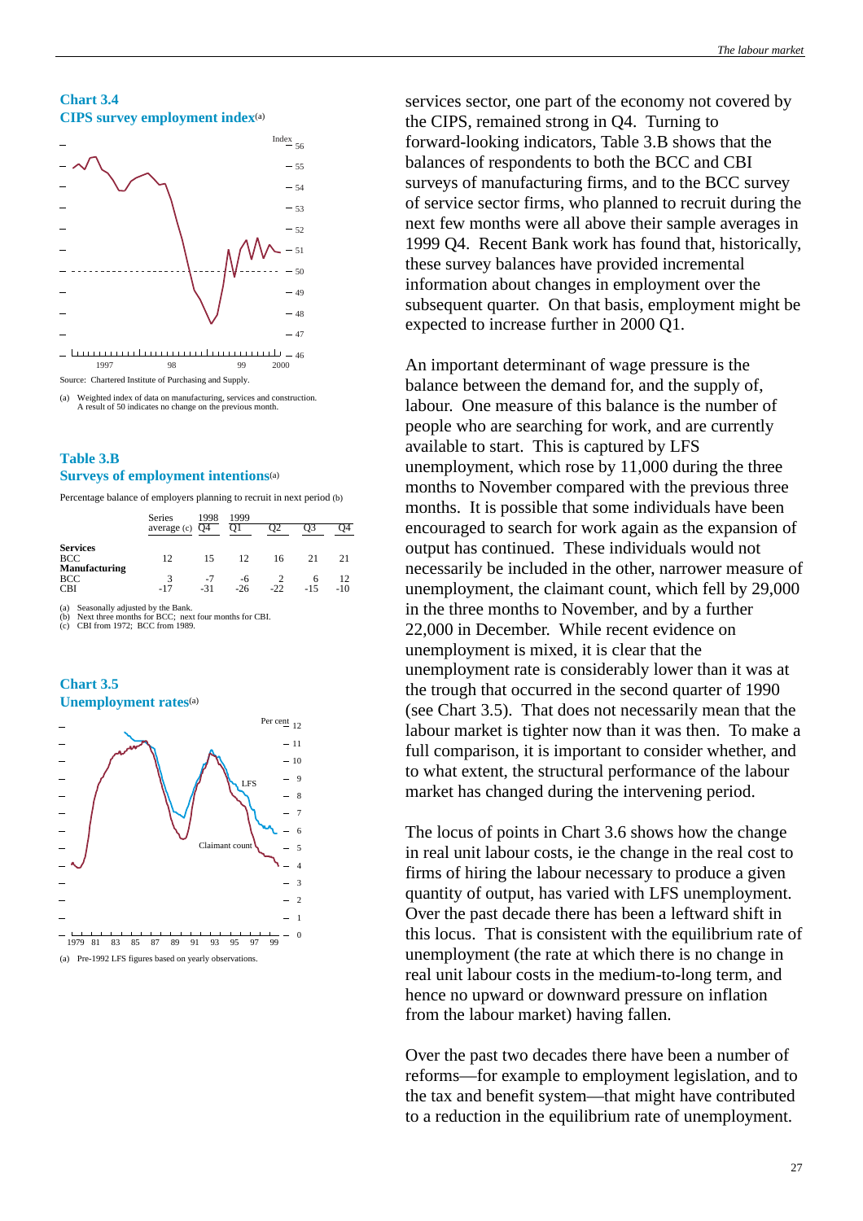### Chart 3.4
### CIPS survey employment index(a)

Source: Chartered Institute of Purchasing and Supply.

(a) Weighted index of data on manufacturing, services and construction. A result of 50 indicates no change on the previous month.

### Table 3.B
### Surveys of employment intentions(a)

Percentage balance of employers planning to recruit in next period (b)

| | Series average (c) | 1998 Q4 | 1999 Q1 | Q2 | Q3 | Q4 |
|---|---|---|---|---|---|---|
| **Services** | | | | | | |
| BCC | 12 | 15 | 12 | 16 | 21 | 21 |
| **Manufacturing** | | | | | | |
| BCC | 3 | -7 | -6 | 2 | 6 | 12 |
| CBI | -17 | -31 | -26 | -22 | -15 | -10 |

(a) Seasonally adjusted by the Bank.
(b) Next three months for BCC; next four months for CBI.
(c) CBI from 1972; BCC from 1989.

### Chart 3.5
### Unemployment rates(a)

(a) Pre-1992 LFS figures based on yearly observations.

services sector, one part of the economy not covered by the CIPS, remained strong in Q4. Turning to forward-looking indicators, Table 3.B shows that the balances of respondents to both the BCC and CBI surveys of manufacturing firms, and to the BCC survey of service sector firms, who planned to recruit during the next few months were all above their sample averages in 1999 Q4. Recent Bank work has found that, historically, these survey balances have provided incremental information about changes in employment over the subsequent quarter. On that basis, employment might be expected to increase further in 2000 Q1.

An important determinant of wage pressure is the balance between the demand for, and the supply of, labour. One measure of this balance is the number of people who are searching for work, and are currently available to start. This is captured by LFS unemployment, which rose by 11,000 during the three months to November compared with the previous three months. It is possible that some individuals have been encouraged to search for work again as the expansion of output has continued. These individuals would not necessarily be included in the other, narrower measure of unemployment, the claimant count, which fell by 29,000 in the three months to November, and by a further 22,000 in December. While recent evidence on unemployment is mixed, it is clear that the unemployment rate is considerably lower than it was at the trough that occurred in the second quarter of 1990 (see Chart 3.5). That does not necessarily mean that the labour market is tighter now than it was then. To make a full comparison, it is important to consider whether, and to what extent, the structural performance of the labour market has changed during the intervening period.

The locus of points in Chart 3.6 shows how the change in real unit labour costs, ie the change in the real cost to firms of hiring the labour necessary to produce a given quantity of output, has varied with LFS unemployment. Over the past decade there has been a leftward shift in this locus. That is consistent with the equilibrium rate of unemployment (the rate at which there is no change in real unit labour costs in the medium-to-long term, and hence no upward or downward pressure on inflation from the labour market) having fallen.

Over the past two decades there have been a number of reforms—for example to employment legislation, and to the tax and benefit system—that might have contributed to a reduction in the equilibrium rate of unemployment.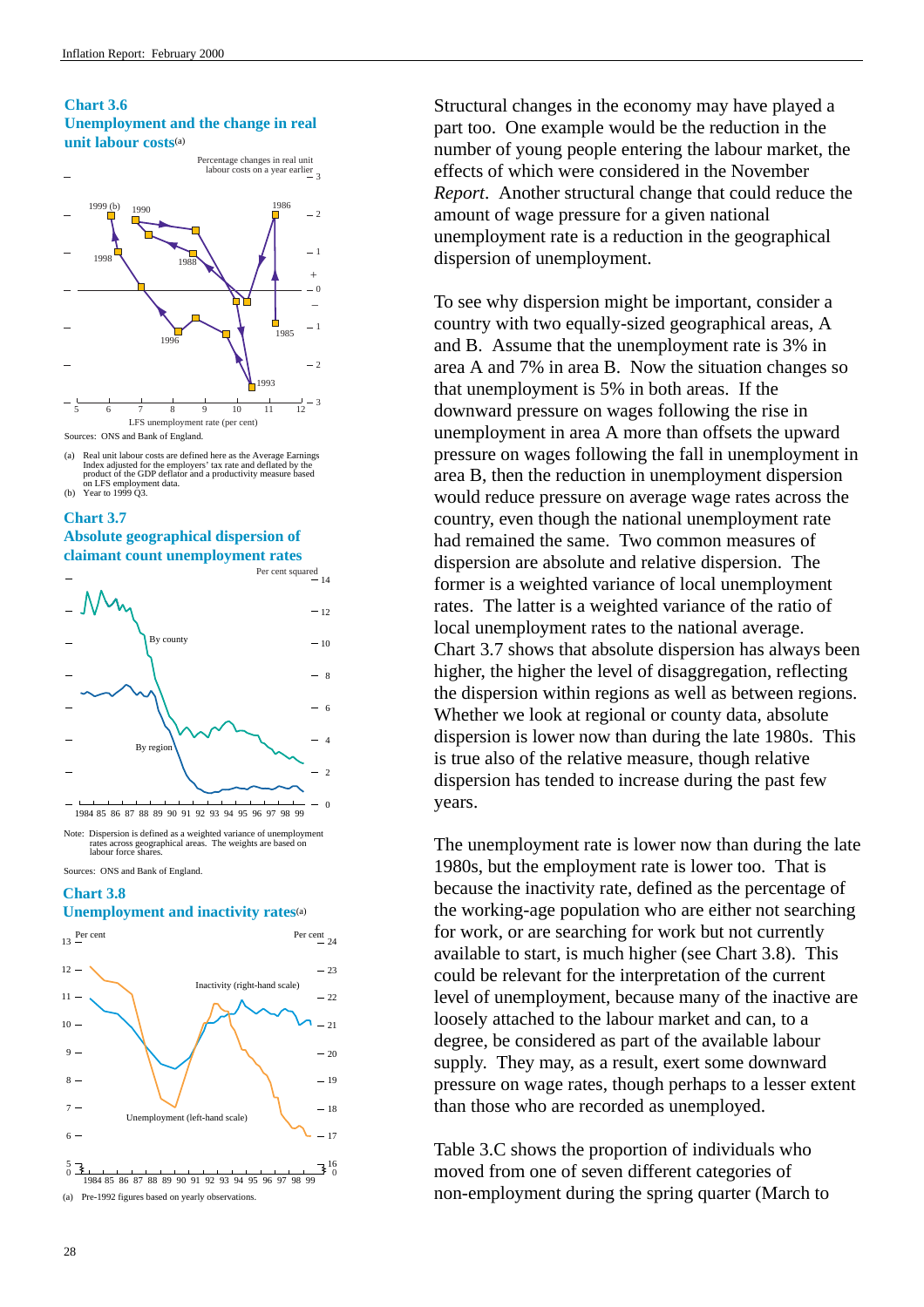### Chart 3.6
### Unemployment and the change in real unit labour costs(a)

Sources: ONS and Bank of England.

(a) Real unit labour costs are defined here as the Average Earnings Index adjusted for the employers' tax rate and deflated by the product of the GDP deflator and a productivity measure based on LFS employment data.
(b) Year to 1999 Q3.

### Chart 3.7
### Absolute geographical dispersion of claimant count unemployment rates

Note: Dispersion is defined as a weighted variance of unemployment rates across geographical areas. The weights are based on labour force shares.

Sources: ONS and Bank of England.

### Chart 3.8
### Unemployment and inactivity rates(a)

(a) Pre-1992 figures based on yearly observations.

Structural changes in the economy may have played a part too. One example would be the reduction in the number of young people entering the labour market, the effects of which were considered in the November *Report*. Another structural change that could reduce the amount of wage pressure for a given national unemployment rate is a reduction in the geographical dispersion of unemployment.

To see why dispersion might be important, consider a country with two equally-sized geographical areas, A and B. Assume that the unemployment rate is 3% in area A and 7% in area B. Now the situation changes so that unemployment is 5% in both areas. If the downward pressure on wages following the rise in unemployment in area A more than offsets the upward pressure on wages following the fall in unemployment in area B, then the reduction in unemployment dispersion would reduce pressure on average wage rates across the country, even though the national unemployment rate had remained the same. Two common measures of dispersion are absolute and relative dispersion. The former is a weighted variance of local unemployment rates. The latter is a weighted variance of the ratio of local unemployment rates to the national average. Chart 3.7 shows that absolute dispersion has always been higher, the higher the level of disaggregation, reflecting the dispersion within regions as well as between regions. Whether we look at regional or county data, absolute dispersion is lower now than during the late 1980s. This is true also of the relative measure, though relative dispersion has tended to increase during the past few years.

The unemployment rate is lower now than during the late 1980s, but the employment rate is lower too. That is because the inactivity rate, defined as the percentage of the working-age population who are either not searching for work, or are searching for work but not currently available to start, is much higher (see Chart 3.8). This could be relevant for the interpretation of the current level of unemployment, because many of the inactive are loosely attached to the labour market and can, to a degree, be considered as part of the available labour supply. They may, as a result, exert some downward pressure on wage rates, though perhaps to a lesser extent than those who are recorded as unemployed.

Table 3.C shows the proportion of individuals who moved from one of seven different categories of non-employment during the spring quarter (March to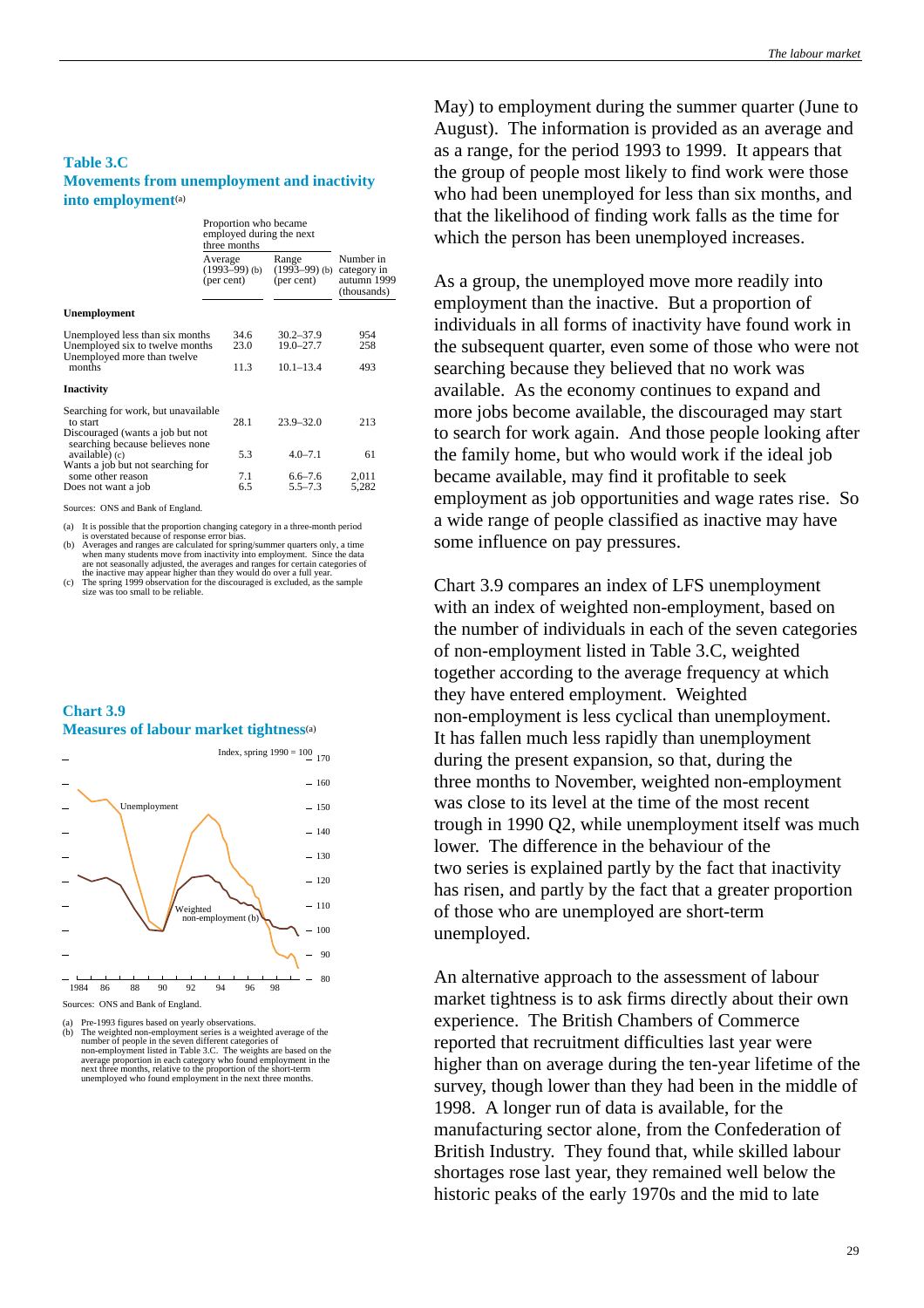### Table 3.C
### Movements from unemployment and inactivity into employment(a)

| | Proportion who became employed during the next three months | | |
|---|---|---|---|
| | Average (1993–99) (b) (per cent) | Range (1993–99) (b) (per cent) | Number in category in autumn 1999 (thousands) |
| **Unemployment** | | | |
| Unemployed less than six months | 34.6 | 30.2–37.9 | 954 |
| Unemployed six to twelve months | 23.0 | 19.0–27.7 | 258 |
| Unemployed more than twelve months | 11.3 | 10.1–13.4 | 493 |
| **Inactivity** | | | |
| Searching for work, but unavailable to start | 28.1 | 23.9–32.0 | 213 |
| Discouraged (wants a job but not searching because believes none available) (c) | 5.3 | 4.0–7.1 | 61 |
| Wants a job but not searching for some other reason | 7.1 | 6.6–7.6 | 2,011 |
| Does not want a job | 6.5 | 5.5–7.3 | 5,282 |

Sources: ONS and Bank of England.

(a) It is possible that the proportion changing category in a three-month period is overstated because of response error bias.
(b) Averages and ranges are calculated for spring/summer quarters only, a time when many students move from inactivity into employment. Since the data are not seasonally adjusted, the averages and ranges for certain categories of the inactive may appear higher than they would do over a full year.
(c) The spring 1999 observation for the discouraged is excluded, as the sample size was too small to be reliable.

### Chart 3.9
### Measures of labour market tightness(a)

Index, spring 1990 = 100

Unemployment

Weighted non-employment (b)

1984 86 88 90 92 94 96 98

Sources: ONS and Bank of England.

(a) Pre-1993 figures based on yearly observations.
(b) The weighted non-employment series is a weighted average of the number of people in the seven different categories of non-employment listed in Table 3.C. The weights are based on the average proportion in each category who found employment in the next three months, relative to the proportion of the short-term unemployed who found employment in the next three months.

May) to employment during the summer quarter (June to August). The information is provided as an average and as a range, for the period 1993 to 1999. It appears that the group of people most likely to find work were those who had been unemployed for less than six months, and that the likelihood of finding work falls as the time for which the person has been unemployed increases.

As a group, the unemployed move more readily into employment than the inactive. But a proportion of individuals in all forms of inactivity have found work in the subsequent quarter, even some of those who were not searching because they believed that no work was available. As the economy continues to expand and more jobs become available, the discouraged may start to search for work again. And those people looking after the family home, but who would work if the ideal job became available, may find it profitable to seek employment as job opportunities and wage rates rise. So a wide range of people classified as inactive may have some influence on pay pressures.

Chart 3.9 compares an index of LFS unemployment with an index of weighted non-employment, based on the number of individuals in each of the seven categories of non-employment listed in Table 3.C, weighted together according to the average frequency at which they have entered employment. Weighted non-employment is less cyclical than unemployment. It has fallen much less rapidly than unemployment during the present expansion, so that, during the three months to November, weighted non-employment was close to its level at the time of the most recent trough in 1990 Q2, while unemployment itself was much lower. The difference in the behaviour of the two series is explained partly by the fact that inactivity has risen, and partly by the fact that a greater proportion of those who are unemployed are short-term unemployed.

An alternative approach to the assessment of labour market tightness is to ask firms directly about their own experience. The British Chambers of Commerce reported that recruitment difficulties last year were higher than on average during the ten-year lifetime of the survey, though lower than they had been in the middle of 1998. A longer run of data is available, for the manufacturing sector alone, from the Confederation of British Industry. They found that, while skilled labour shortages rose last year, they remained well below the historic peaks of the early 1970s and the mid to late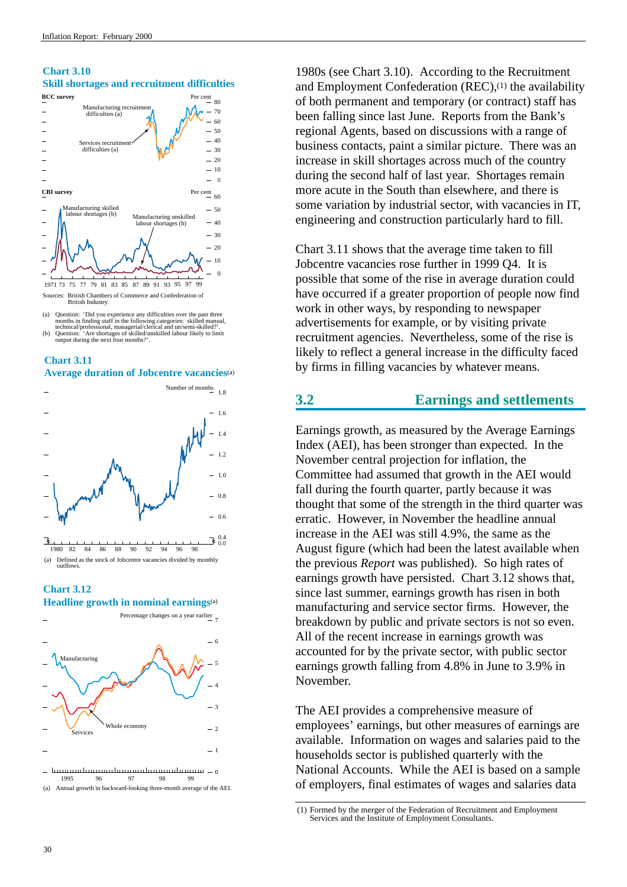**Chart 3.10**
**Skill shortages and recruitment difficulties**

Sources: British Chambers of Commerce and Confederation of British Industry.

(a) Question: 'Did you experience any difficulties over the past three months in finding staff in the following categories: skilled manual, technical/professional, managerial/clerical and un/semi-skilled?'.
(b) Question: 'Are shortages of skilled/unskilled labour likely to limit output during the next four months?'.

**Chart 3.11**
**Average duration of Jobcentre vacancies(a)**

(a) Defined as the stock of Jobcentre vacancies divided by monthly outflows.

**Chart 3.12**
**Headline growth in nominal earnings(a)**

(a) Annual growth in backward-looking three-month average of the AEI.

1980s (see Chart 3.10). According to the Recruitment and Employment Confederation (REC),[1] the availability of both permanent and temporary (or contract) staff has been falling since last June. Reports from the Bank's regional Agents, based on discussions with a range of business contacts, paint a similar picture. There was an increase in skill shortages across much of the country during the second half of last year. Shortages remain more acute in the South than elsewhere, and there is some variation by industrial sector, with vacancies in IT, engineering and construction particularly hard to fill.

Chart 3.11 shows that the average time taken to fill Jobcentre vacancies rose further in 1999 Q4. It is possible that some of the rise in average duration could have occurred if a greater proportion of people now find work in other ways, by responding to newspaper advertisements for example, or by visiting private recruitment agencies. Nevertheless, some of the rise is likely to reflect a general increase in the difficulty faced by firms in filling vacancies by whatever means.

## 3.2 Earnings and settlements

Earnings growth, as measured by the Average Earnings Index (AEI), has been stronger than expected. In the November central projection for inflation, the Committee had assumed that growth in the AEI would fall during the fourth quarter, partly because it was thought that some of the strength in the third quarter was erratic. However, in November the headline annual increase in the AEI was still 4.9%, the same as the August figure (which had been the latest available when the previous *Report* was published). So high rates of earnings growth have persisted. Chart 3.12 shows that, since last summer, earnings growth has risen in both manufacturing and service sector firms. However, the breakdown by public and private sectors is not so even. All of the recent increase in earnings growth was accounted for by the private sector, with public sector earnings growth falling from 4.8% in June to 3.9% in November.

The AEI provides a comprehensive measure of employees' earnings, but other measures of earnings are available. Information on wages and salaries paid to the households sector is published quarterly with the National Accounts. While the AEI is based on a sample of employers, final estimates of wages and salaries data

(1) Formed by the merger of the Federation of Recruitment and Employment Services and the Institute of Employment Consultants.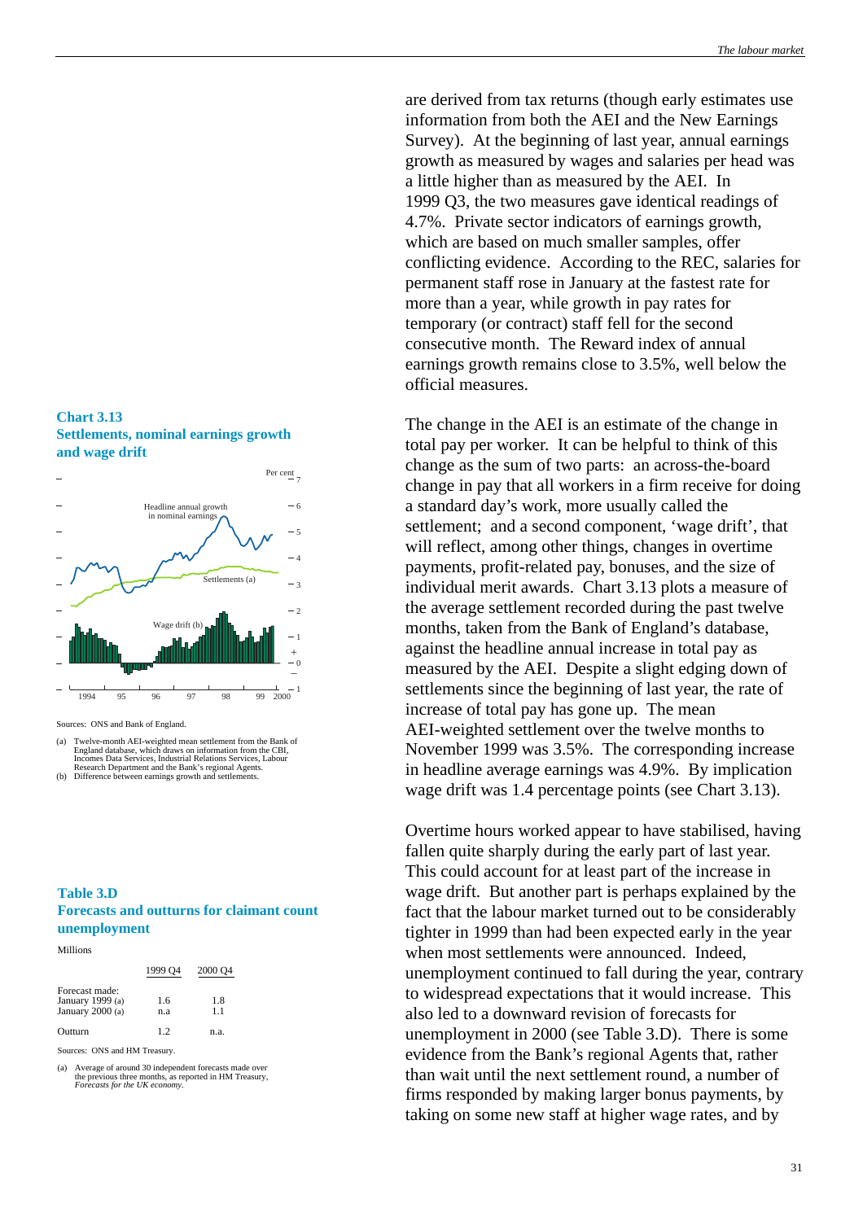are derived from tax returns (though early estimates use information from both the AEI and the New Earnings Survey). At the beginning of last year, annual earnings growth as measured by wages and salaries per head was a little higher than as measured by the AEI. In 1999 Q3, the two measures gave identical readings of 4.7%. Private sector indicators of earnings growth, which are based on much smaller samples, offer conflicting evidence. According to the REC, salaries for permanent staff rose in January at the fastest rate for more than a year, while growth in pay rates for temporary (or contract) staff fell for the second consecutive month. The Reward index of annual earnings growth remains close to 3.5%, well below the official measures.

### Chart 3.13
### Settlements, nominal earnings growth and wage drift

Sources: ONS and Bank of England.

(a) Twelve-month AEI-weighted mean settlement from the Bank of England database, which draws on information from the CBI, Incomes Data Services, Industrial Relations Services, Labour Research Department and the Bank's regional Agents.
(b) Difference between earnings growth and settlements.

The change in the AEI is an estimate of the change in total pay per worker. It can be helpful to think of this change as the sum of two parts: an across-the-board change in pay that all workers in a firm receive for doing a standard day's work, more usually called the settlement; and a second component, 'wage drift', that will reflect, among other things, changes in overtime payments, profit-related pay, bonuses, and the size of individual merit awards. Chart 3.13 plots a measure of the average settlement recorded during the past twelve months, taken from the Bank of England's database, against the headline annual increase in total pay as measured by the AEI. Despite a slight edging down of settlements since the beginning of last year, the rate of increase of total pay has gone up. The mean AEI-weighted settlement over the twelve months to November 1999 was 3.5%. The corresponding increase in headline average earnings was 4.9%. By implication wage drift was 1.4 percentage points (see Chart 3.13).

### Table 3.D
### Forecasts and outturns for claimant count unemployment

Millions

| | 1999 Q4 | 2000 Q4 |
|---|---|---|
| Forecast made: | | |
| January 1999 (a) | 1.6 | 1.8 |
| January 2000 (a) | n.a | 1.1 |
| Outturn | 1.2 | n.a. |

Sources: ONS and HM Treasury.

(a) Average of around 30 independent forecasts made over the previous three months, as reported in HM Treasury, *Forecasts for the UK economy*.

Overtime hours worked appear to have stabilised, having fallen quite sharply during the early part of last year. This could account for at least part of the increase in wage drift. But another part is perhaps explained by the fact that the labour market turned out to be considerably tighter in 1999 than had been expected early in the year when most settlements were announced. Indeed, unemployment continued to fall during the year, contrary to widespread expectations that it would increase. This also led to a downward revision of forecasts for unemployment in 2000 (see Table 3.D). There is some evidence from the Bank's regional Agents that, rather than wait until the next settlement round, a number of firms responded by making larger bonus payments, by taking on some new staff at higher wage rates, and by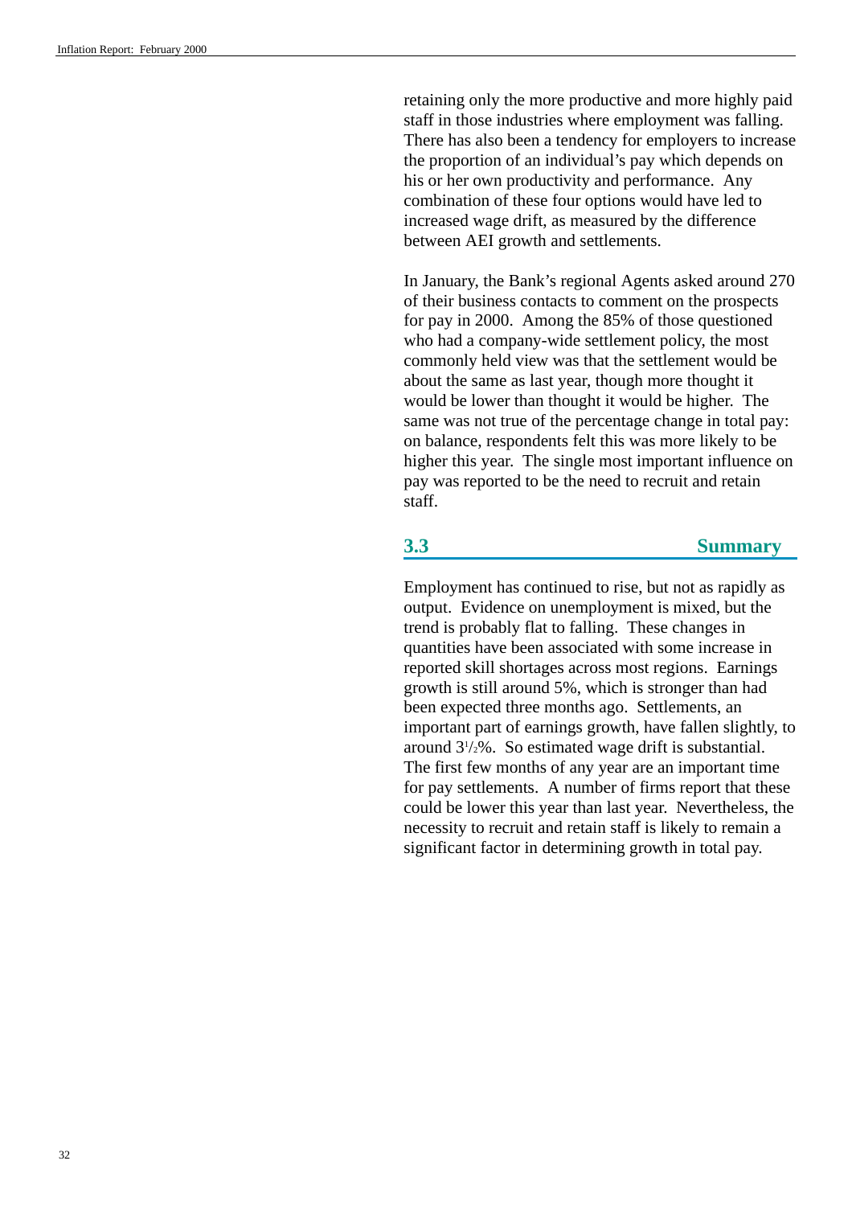retaining only the more productive and more highly paid staff in those industries where employment was falling. There has also been a tendency for employers to increase the proportion of an individual's pay which depends on his or her own productivity and performance. Any combination of these four options would have led to increased wage drift, as measured by the difference between AEI growth and settlements.

In January, the Bank's regional Agents asked around 270 of their business contacts to comment on the prospects for pay in 2000. Among the 85% of those questioned who had a company-wide settlement policy, the most commonly held view was that the settlement would be about the same as last year, though more thought it would be lower than thought it would be higher. The same was not true of the percentage change in total pay: on balance, respondents felt this was more likely to be higher this year. The single most important influence on pay was reported to be the need to recruit and retain staff.

## 3.3 Summary

Employment has continued to rise, but not as rapidly as output. Evidence on unemployment is mixed, but the trend is probably flat to falling. These changes in quantities have been associated with some increase in reported skill shortages across most regions. Earnings growth is still around 5%, which is stronger than had been expected three months ago. Settlements, an important part of earnings growth, have fallen slightly, to around 3½%. So estimated wage drift is substantial. The first few months of any year are an important time for pay settlements. A number of firms report that these could be lower this year than last year. Nevertheless, the necessity to recruit and retain staff is likely to remain a significant factor in determining growth in total pay.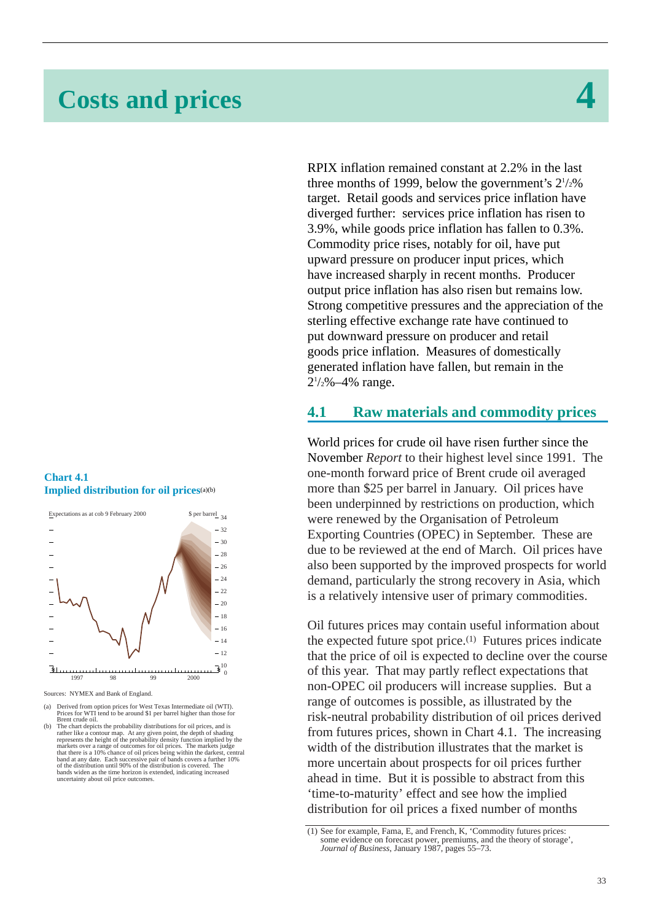# Costs and prices

# 4

RPIX inflation remained constant at 2.2% in the last three months of 1999, below the government's 2½% target. Retail goods and services price inflation have diverged further: services price inflation has risen to 3.9%, while goods price inflation has fallen to 0.3%. Commodity price rises, notably for oil, have put upward pressure on producer input prices, which have increased sharply in recent months. Producer output price inflation has also risen but remains low. Strong competitive pressures and the appreciation of the sterling effective exchange rate have continued to put downward pressure on producer and retail goods price inflation. Measures of domestically generated inflation have fallen, but remain in the 2½%–4% range.

## 4.1 Raw materials and commodity prices

World prices for crude oil have risen further since the November *Report* to their highest level since 1991. The one-month forward price of Brent crude oil averaged more than $25 per barrel in January. Oil prices have been underpinned by restrictions on production, which were renewed by the Organisation of Petroleum Exporting Countries (OPEC) in September. These are due to be reviewed at the end of March. Oil prices have also been supported by the improved prospects for world demand, particularly the strong recovery in Asia, which is a relatively intensive user of primary commodities.

Oil futures prices may contain useful information about the expected future spot price.(1) Futures prices indicate that the price of oil is expected to decline over the course of this year. That may partly reflect expectations that non-OPEC oil producers will increase supplies. But a range of outcomes is possible, as illustrated by the risk-neutral probability distribution of oil prices derived from futures prices, shown in Chart 4.1. The increasing width of the distribution illustrates that the market is more uncertain about prospects for oil prices further ahead in time. But it is possible to abstract from this 'time-to-maturity' effect and see how the implied distribution for oil prices a fixed number of months

**Chart 4.1**
**Implied distribution for oil prices(a)(b)**

Sources: NYMEX and Bank of England.

(a) Derived from option prices for West Texas Intermediate oil (WTI). Prices for WTI tend to be around $1 per barrel higher than those for Brent crude oil.

(b) The chart depicts the probability distributions for oil prices, and is rather like a contour map. At any given point, the depth of shading represents the height of the probability density function implied by the markets over a range of outcomes for oil prices. The markets judge that there is a 10% chance of oil prices being within the darkest, central band at any date. Each successive pair of bands covers a further 10% of the distribution until 90% of the distribution is covered. The bands widen as the time horizon is extended, indicating increased uncertainty about oil price outcomes.

(1) See for example, Fama, E, and French, K, 'Commodity futures prices: some evidence on forecast power, premiums, and the theory of storage', *Journal of Business*, January 1987, pages 55–73.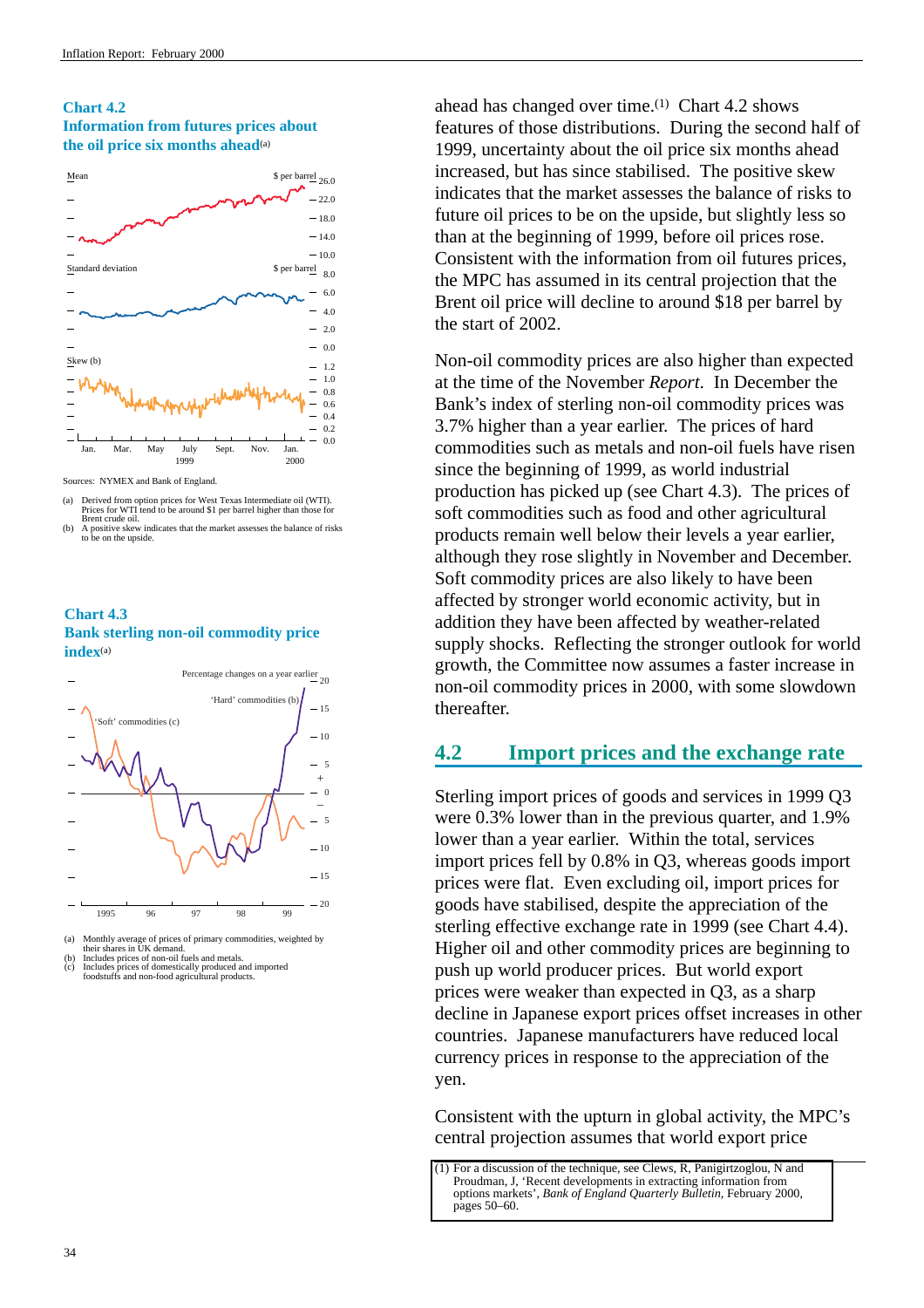**Chart 4.2**
**Information from futures prices about the oil price six months ahead**(a)

Sources: NYMEX and Bank of England.

(a) Derived from option prices for West Texas Intermediate oil (WTI). Prices for WTI tend to be around $1 per barrel higher than those for Brent crude oil.
(b) A positive skew indicates that the market assesses the balance of risks to be on the upside.

**Chart 4.3**
**Bank sterling non-oil commodity price index**(a)

(a) Monthly average of prices of primary commodities, weighted by their shares in UK demand.
(b) Includes prices of non-oil fuels and metals.
(c) Includes prices of domestically produced and imported foodstuffs and non-food agricultural products.

ahead has changed over time.[1] Chart 4.2 shows features of those distributions. During the second half of 1999, uncertainty about the oil price six months ahead increased, but has since stabilised. The positive skew indicates that the market assesses the balance of risks to future oil prices to be on the upside, but slightly less so than at the beginning of 1999, before oil prices rose. Consistent with the information from oil futures prices, the MPC has assumed in its central projection that the Brent oil price will decline to around $18 per barrel by the start of 2002.

Non-oil commodity prices are also higher than expected at the time of the November *Report*. In December the Bank's index of sterling non-oil commodity prices was 3.7% higher than a year earlier. The prices of hard commodities such as metals and non-oil fuels have risen since the beginning of 1999, as world industrial production has picked up (see Chart 4.3). The prices of soft commodities such as food and other agricultural products remain well below their levels a year earlier, although they rose slightly in November and December. Soft commodity prices are also likely to have been affected by stronger world economic activity, but in addition they have been affected by weather-related supply shocks. Reflecting the stronger outlook for world growth, the Committee now assumes a faster increase in non-oil commodity prices in 2000, with some slowdown thereafter.

## 4.2 Import prices and the exchange rate

Sterling import prices of goods and services in 1999 Q3 were 0.3% lower than in the previous quarter, and 1.9% lower than a year earlier. Within the total, services import prices fell by 0.8% in Q3, whereas goods import prices were flat. Even excluding oil, import prices for goods have stabilised, despite the appreciation of the sterling effective exchange rate in 1999 (see Chart 4.4). Higher oil and other commodity prices are beginning to push up world producer prices. But world export prices were weaker than expected in Q3, as a sharp decline in Japanese export prices offset increases in other countries. Japanese manufacturers have reduced local currency prices in response to the appreciation of the yen.

Consistent with the upturn in global activity, the MPC's central projection assumes that world export price

(1) For a discussion of the technique, see Clews, R, Panigirtzoglou, N and Proudman, J, 'Recent developments in extracting information from options markets', *Bank of England Quarterly Bulletin*, February 2000, pages 50–60.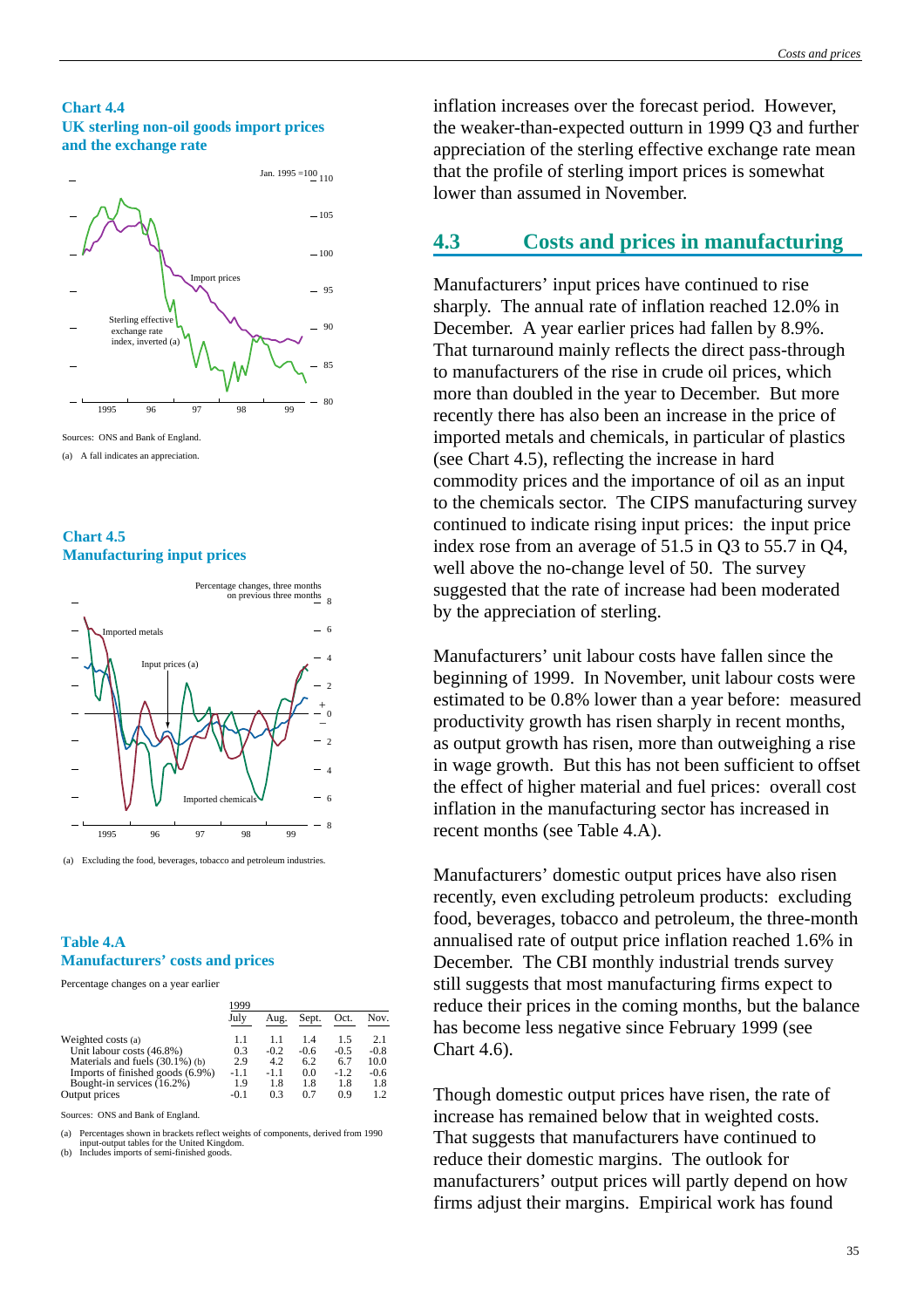**Chart 4.4**
**UK sterling non-oil goods import prices and the exchange rate**

Sources: ONS and Bank of England.

(a) A fall indicates an appreciation.

**Chart 4.5**
**Manufacturing input prices**

(a) Excluding the food, beverages, tobacco and petroleum industries.

**Table 4.A**
**Manufacturers' costs and prices**

Percentage changes on a year earlier

| | 1999 July | Aug. | Sept. | Oct. | Nov. |
|---|---|---|---|---|---|
| Weighted costs (a) | 1.1 | 1.1 | 1.4 | 1.5 | 2.1 |
| Unit labour costs (46.8%) | 0.3 | -0.2 | -0.6 | -0.5 | -0.8 |
| Materials and fuels (30.1%) (b) | 2.9 | 4.2 | 6.2 | 6.7 | 10.0 |
| Imports of finished goods (6.9%) | -1.1 | -1.1 | 0.0 | -1.2 | -0.6 |
| Bought-in services (16.2%) | 1.9 | 1.8 | 1.8 | 1.8 | 1.8 |
| Output prices | -0.1 | 0.3 | 0.7 | 0.9 | 1.2 |

Sources: ONS and Bank of England.

(a) Percentages shown in brackets reflect weights of components, derived from 1990 input-output tables for the United Kingdom.
(b) Includes imports of semi-finished goods.

inflation increases over the forecast period. However, the weaker-than-expected outturn in 1999 Q3 and further appreciation of the sterling effective exchange rate mean that the profile of sterling import prices is somewhat lower than assumed in November.

## 4.3 Costs and prices in manufacturing

Manufacturers' input prices have continued to rise sharply. The annual rate of inflation reached 12.0% in December. A year earlier prices had fallen by 8.9%. That turnaround mainly reflects the direct pass-through to manufacturers of the rise in crude oil prices, which more than doubled in the year to December. But more recently there has also been an increase in the price of imported metals and chemicals, in particular of plastics (see Chart 4.5), reflecting the increase in hard commodity prices and the importance of oil as an input to the chemicals sector. The CIPS manufacturing survey continued to indicate rising input prices: the input price index rose from an average of 51.5 in Q3 to 55.7 in Q4, well above the no-change level of 50. The survey suggested that the rate of increase had been moderated by the appreciation of sterling.

Manufacturers' unit labour costs have fallen since the beginning of 1999. In November, unit labour costs were estimated to be 0.8% lower than a year before: measured productivity growth has risen sharply in recent months, as output growth has risen, more than outweighing a rise in wage growth. But this has not been sufficient to offset the effect of higher material and fuel prices: overall cost inflation in the manufacturing sector has increased in recent months (see Table 4.A).

Manufacturers' domestic output prices have also risen recently, even excluding petroleum products: excluding food, beverages, tobacco and petroleum, the three-month annualised rate of output price inflation reached 1.6% in December. The CBI monthly industrial trends survey still suggests that most manufacturing firms expect to reduce their prices in the coming months, but the balance has become less negative since February 1999 (see Chart 4.6).

Though domestic output prices have risen, the rate of increase has remained below that in weighted costs. That suggests that manufacturers have continued to reduce their domestic margins. The outlook for manufacturers' output prices will partly depend on how firms adjust their margins. Empirical work has found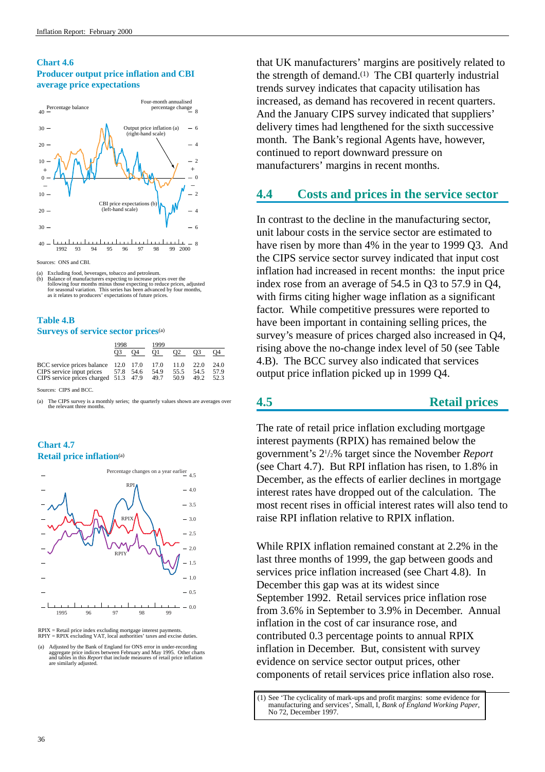**Chart 4.6**
**Producer output price inflation and CBI average price expectations**

Sources: ONS and CBI.

(a) Excluding food, beverages, tobacco and petroleum.
(b) Balance of manufacturers expecting to increase prices over the following four months minus those expecting to reduce prices, adjusted for seasonal variation. This series has been advanced by four months, as it relates to producers' expectations of future prices.

**Table 4.B**
**Surveys of service sector prices**(a)

| | 1998 | | 1999 | | | |
|---|---|---|---|---|---|---|
| | Q3 | Q4 | Q1 | Q2 | Q3 | Q4 |
| BCC service prices balance | 12.0 | 17.0 | 17.0 | 11.0 | 22.0 | 24.0 |
| CIPS service input prices | 57.8 | 54.6 | 54.9 | 55.5 | 54.5 | 57.9 |
| CIPS service prices charged | 51.3 | 47.9 | 49.7 | 50.9 | 49.2 | 52.3 |

Sources: CIPS and BCC.

(a) The CIPS survey is a monthly series; the quarterly values shown are averages over the relevant three months.

**Chart 4.7**
**Retail price inflation**(a)

RPIX = Retail price index excluding mortgage interest payments.
RPIY = RPIX excluding VAT, local authorities' taxes and excise duties.

(a) Adjusted by the Bank of England for ONS error in under-recording aggregate price indices between February and May 1995. Other charts and tables in this *Report* that include measures of retail price inflation are similarly adjusted.

that UK manufacturers' margins are positively related to the strength of demand.(1) The CBI quarterly industrial trends survey indicates that capacity utilisation has increased, as demand has recovered in recent quarters. And the January CIPS survey indicated that suppliers' delivery times had lengthened for the sixth successive month. The Bank's regional Agents have, however, continued to report downward pressure on manufacturers' margins in recent months.

## 4.4 Costs and prices in the service sector

In contrast to the decline in the manufacturing sector, unit labour costs in the service sector are estimated to have risen by more than 4% in the year to 1999 Q3. And the CIPS service sector survey indicated that input cost inflation had increased in recent months: the input price index rose from an average of 54.5 in Q3 to 57.9 in Q4, with firms citing higher wage inflation as a significant factor. While competitive pressures were reported to have been important in containing selling prices, the survey's measure of prices charged also increased in Q4, rising above the no-change index level of 50 (see Table 4.B). The BCC survey also indicated that services output price inflation picked up in 1999 Q4.

## 4.5 Retail prices

The rate of retail price inflation excluding mortgage interest payments (RPIX) has remained below the government's 2½% target since the November *Report* (see Chart 4.7). But RPI inflation has risen, to 1.8% in December, as the effects of earlier declines in mortgage interest rates have dropped out of the calculation. The most recent rises in official interest rates will also tend to raise RPI inflation relative to RPIX inflation.

While RPIX inflation remained constant at 2.2% in the last three months of 1999, the gap between goods and services price inflation increased (see Chart 4.8). In December this gap was at its widest since September 1992. Retail services price inflation rose from 3.6% in September to 3.9% in December. Annual inflation in the cost of car insurance rose, and contributed 0.3 percentage points to annual RPIX inflation in December. But, consistent with survey evidence on service sector output prices, other components of retail services price inflation also rose.

(1) See 'The cyclicality of mark-ups and profit margins: some evidence for manufacturing and services', Small, I, *Bank of England Working Paper*, No 72, December 1997.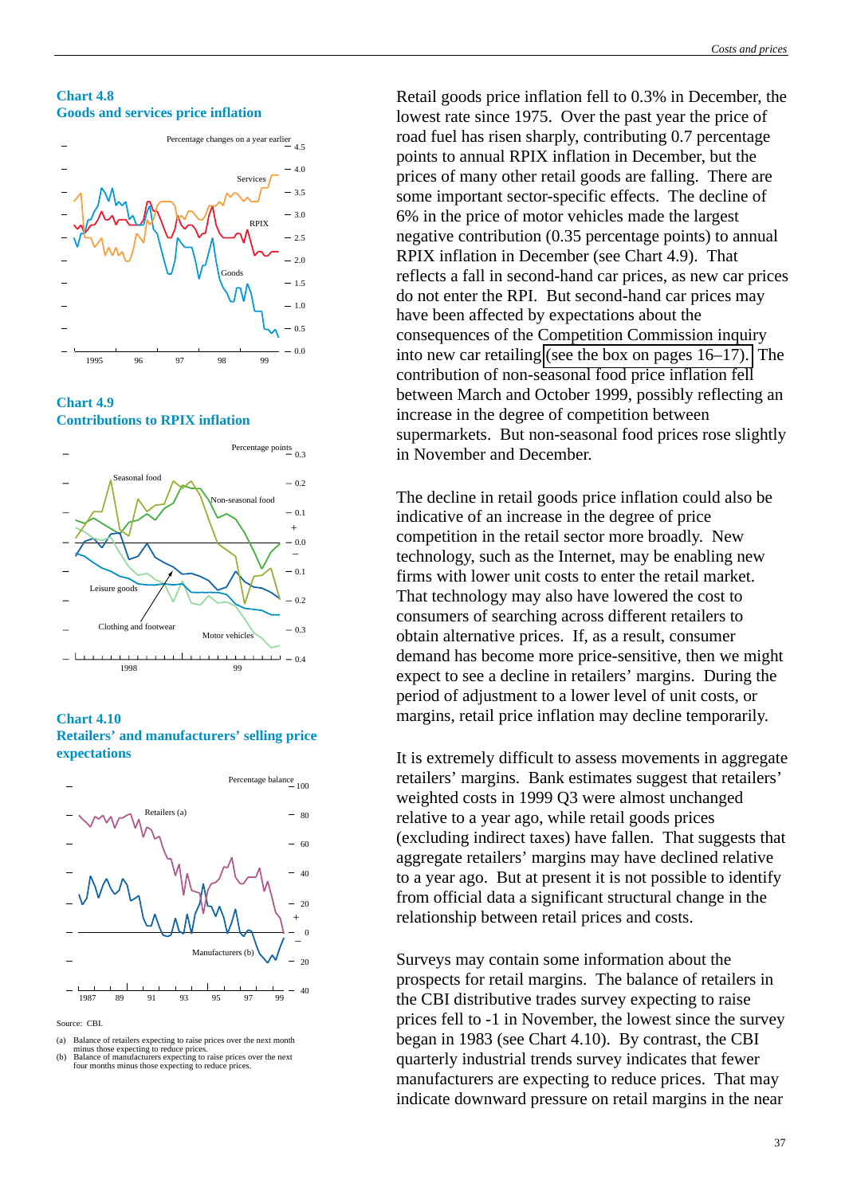**Chart 4.8**
**Goods and services price inflation**

**Chart 4.9**
**Contributions to RPIX inflation**

**Chart 4.10**
**Retailers' and manufacturers' selling price expectations**

Source: CBI.

(a) Balance of retailers expecting to raise prices over the next month minus those expecting to reduce prices.
(b) Balance of manufacturers expecting to raise prices over the next four months minus those expecting to reduce prices.

Retail goods price inflation fell to 0.3% in December, the lowest rate since 1975. Over the past year the price of road fuel has risen sharply, contributing 0.7 percentage points to annual RPIX inflation in December, but the prices of many other retail goods are falling. There are some important sector-specific effects. The decline of 6% in the price of motor vehicles made the largest negative contribution (0.35 percentage points) to annual RPIX inflation in December (see Chart 4.9). That reflects a fall in second-hand car prices, as new car prices do not enter the RPI. But second-hand car prices may have been affected by expectations about the consequences of the Competition Commission inquiry into new car retailing (see the box on pages 16–17). The contribution of non-seasonal food price inflation fell between March and October 1999, possibly reflecting an increase in the degree of competition between supermarkets. But non-seasonal food prices rose slightly in November and December.

The decline in retail goods price inflation could also be indicative of an increase in the degree of price competition in the retail sector more broadly. New technology, such as the Internet, may be enabling new firms with lower unit costs to enter the retail market. That technology may also have lowered the cost to consumers of searching across different retailers to obtain alternative prices. If, as a result, consumer demand has become more price-sensitive, then we might expect to see a decline in retailers' margins. During the period of adjustment to a lower level of unit costs, or margins, retail price inflation may decline temporarily.

It is extremely difficult to assess movements in aggregate retailers' margins. Bank estimates suggest that retailers' weighted costs in 1999 Q3 were almost unchanged relative to a year ago, while retail goods prices (excluding indirect taxes) have fallen. That suggests that aggregate retailers' margins may have declined relative to a year ago. But at present it is not possible to identify from official data a significant structural change in the relationship between retail prices and costs.

Surveys may contain some information about the prospects for retail margins. The balance of retailers in the CBI distributive trades survey expecting to raise prices fell to -1 in November, the lowest since the survey began in 1983 (see Chart 4.10). By contrast, the CBI quarterly industrial trends survey indicates that fewer manufacturers are expecting to reduce prices. That may indicate downward pressure on retail margins in the near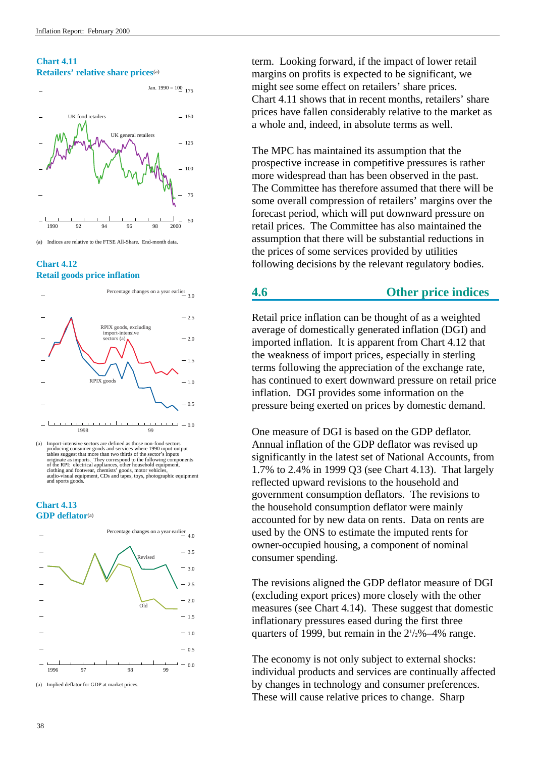**Chart 4.11**
**Retailers' relative share prices**(a)

(a) Indices are relative to the FTSE All-Share. End-month data.

**Chart 4.12**
**Retail goods price inflation**

(a) Import-intensive sectors are defined as those non-food sectors producing consumer goods and services where 1990 input-output tables suggest that more than two thirds of the sector's inputs originate as imports. They correspond to the following components of the RPI: electrical appliances, other household equipment, clothing and footwear, chemists' goods, motor vehicles, audio-visual equipment, CDs and tapes, toys, photographic equipment and sports goods.

**Chart 4.13**
**GDP deflator**(a)

(a) Implied deflator for GDP at market prices.

term. Looking forward, if the impact of lower retail margins on profits is expected to be significant, we might see some effect on retailers' share prices. Chart 4.11 shows that in recent months, retailers' share prices have fallen considerably relative to the market as a whole and, indeed, in absolute terms as well.

The MPC has maintained its assumption that the prospective increase in competitive pressures is rather more widespread than has been observed in the past. The Committee has therefore assumed that there will be some overall compression of retailers' margins over the forecast period, which will put downward pressure on retail prices. The Committee has also maintained the assumption that there will be substantial reductions in the prices of some services provided by utilities following decisions by the relevant regulatory bodies.

## 4.6 Other price indices

Retail price inflation can be thought of as a weighted average of domestically generated inflation (DGI) and imported inflation. It is apparent from Chart 4.12 that the weakness of import prices, especially in sterling terms following the appreciation of the exchange rate, has continued to exert downward pressure on retail price inflation. DGI provides some information on the pressure being exerted on prices by domestic demand.

One measure of DGI is based on the GDP deflator. Annual inflation of the GDP deflator was revised up significantly in the latest set of National Accounts, from 1.7% to 2.4% in 1999 Q3 (see Chart 4.13). That largely reflected upward revisions to the household and government consumption deflators. The revisions to the household consumption deflator were mainly accounted for by new data on rents. Data on rents are used by the ONS to estimate the imputed rents for owner-occupied housing, a component of nominal consumer spending.

The revisions aligned the GDP deflator measure of DGI (excluding export prices) more closely with the other measures (see Chart 4.14). These suggest that domestic inflationary pressures eased during the first three quarters of 1999, but remain in the 2½%–4% range.

The economy is not only subject to external shocks: individual products and services are continually affected by changes in technology and consumer preferences. These will cause relative prices to change. Sharp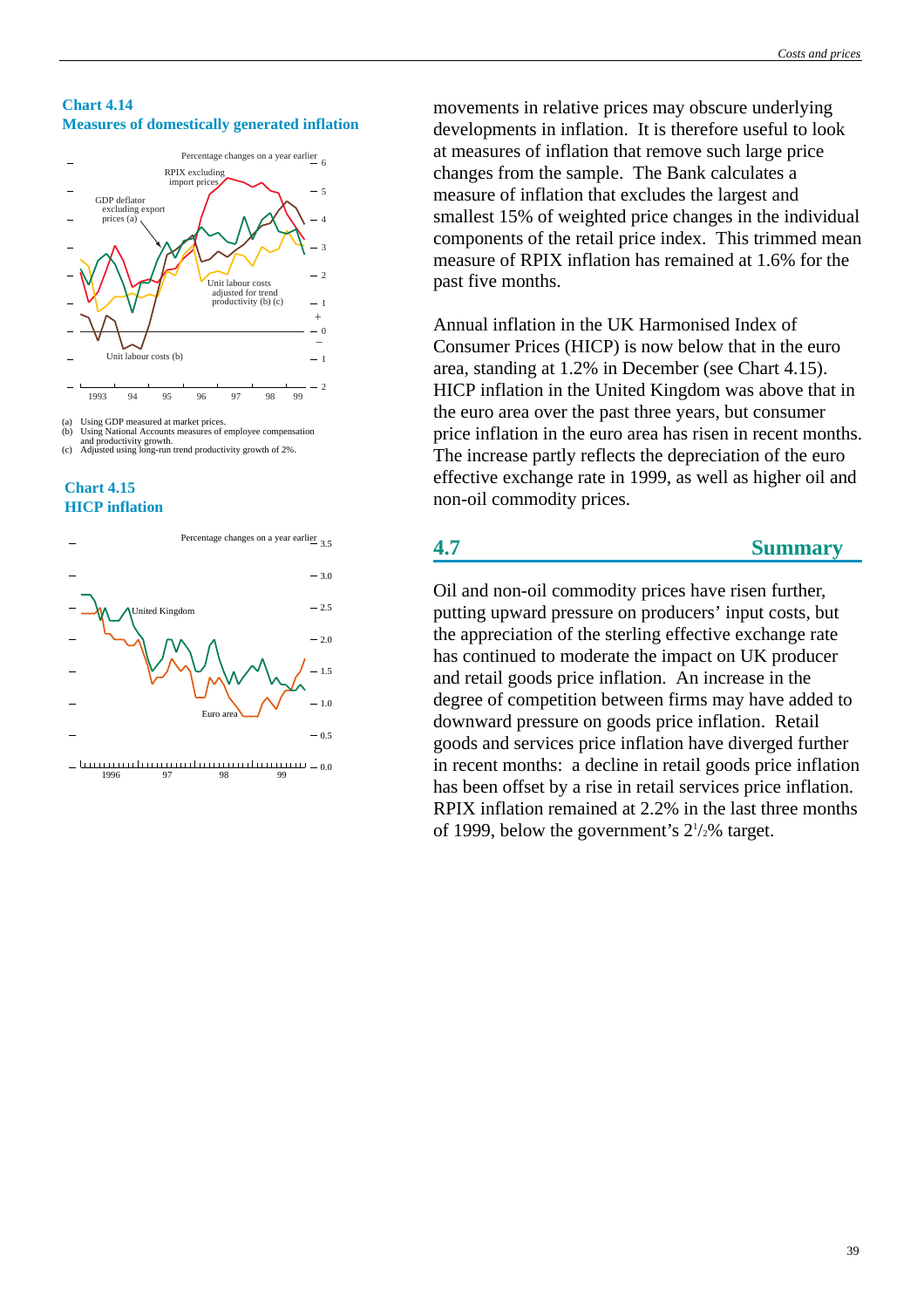**Chart 4.14**
**Measures of domestically generated inflation**

(a) Using GDP measured at market prices.
(b) Using National Accounts measures of employee compensation and productivity growth.
(c) Adjusted using long-run trend productivity growth of 2%.

**Chart 4.15**
**HICP inflation**

movements in relative prices may obscure underlying developments in inflation. It is therefore useful to look at measures of inflation that remove such large price changes from the sample. The Bank calculates a measure of inflation that excludes the largest and smallest 15% of weighted price changes in the individual components of the retail price index. This trimmed mean measure of RPIX inflation has remained at 1.6% for the past five months.

Annual inflation in the UK Harmonised Index of Consumer Prices (HICP) is now below that in the euro area, standing at 1.2% in December (see Chart 4.15). HICP inflation in the United Kingdom was above that in the euro area over the past three years, but consumer price inflation in the euro area has risen in recent months. The increase partly reflects the depreciation of the euro effective exchange rate in 1999, as well as higher oil and non-oil commodity prices.

## 4.7 Summary

Oil and non-oil commodity prices have risen further, putting upward pressure on producers' input costs, but the appreciation of the sterling effective exchange rate has continued to moderate the impact on UK producer and retail goods price inflation. An increase in the degree of competition between firms may have added to downward pressure on goods price inflation. Retail goods and services price inflation have diverged further in recent months: a decline in retail goods price inflation has been offset by a rise in retail services price inflation. RPIX inflation remained at 2.2% in the last three months of 1999, below the government's $2\frac{1}{2}$% target.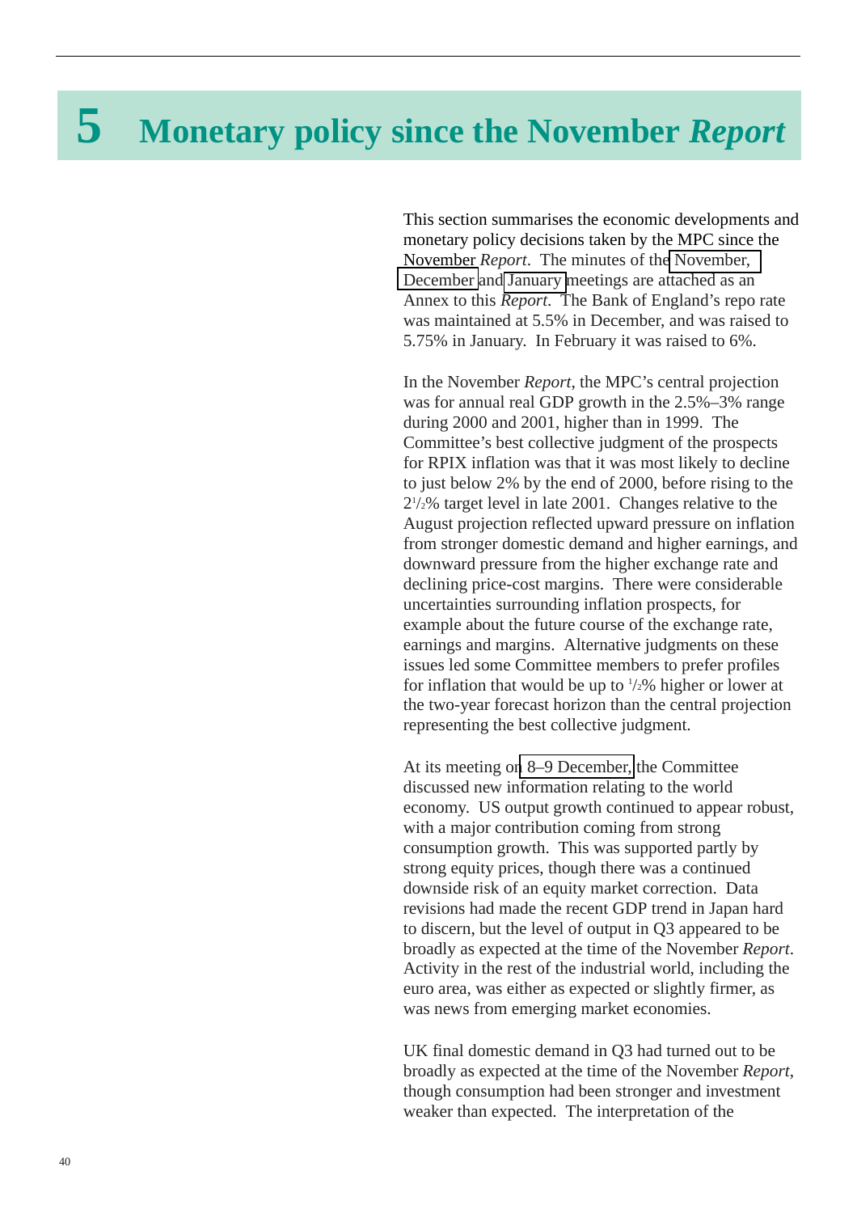# 5 Monetary policy since the November *Report*

This section summarises the economic developments and monetary policy decisions taken by the MPC since the November *Report*. The minutes of the November, December and January meetings are attached as an Annex to this *Report*. The Bank of England's repo rate was maintained at 5.5% in December, and was raised to 5.75% in January. In February it was raised to 6%.

In the November *Report*, the MPC's central projection was for annual real GDP growth in the 2.5%–3% range during 2000 and 2001, higher than in 1999. The Committee's best collective judgment of the prospects for RPIX inflation was that it was most likely to decline to just below 2% by the end of 2000, before rising to the 2½% target level in late 2001. Changes relative to the August projection reflected upward pressure on inflation from stronger domestic demand and higher earnings, and downward pressure from the higher exchange rate and declining price-cost margins. There were considerable uncertainties surrounding inflation prospects, for example about the future course of the exchange rate, earnings and margins. Alternative judgments on these issues led some Committee members to prefer profiles for inflation that would be up to ½% higher or lower at the two-year forecast horizon than the central projection representing the best collective judgment.

At its meeting on 8–9 December, the Committee discussed new information relating to the world economy. US output growth continued to appear robust, with a major contribution coming from strong consumption growth. This was supported partly by strong equity prices, though there was a continued downside risk of an equity market correction. Data revisions had made the recent GDP trend in Japan hard to discern, but the level of output in Q3 appeared to be broadly as expected at the time of the November *Report*. Activity in the rest of the industrial world, including the euro area, was either as expected or slightly firmer, as was news from emerging market economies.

UK final domestic demand in Q3 had turned out to be broadly as expected at the time of the November *Report*, though consumption had been stronger and investment weaker than expected. The interpretation of the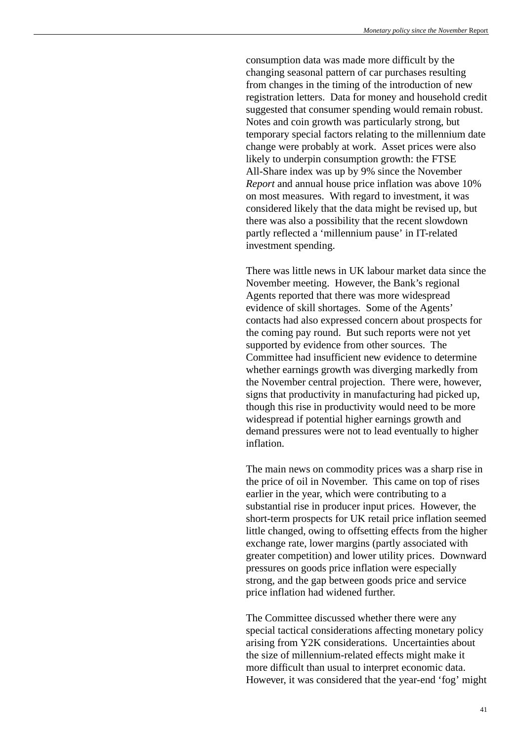consumption data was made more difficult by the changing seasonal pattern of car purchases resulting from changes in the timing of the introduction of new registration letters. Data for money and household credit suggested that consumer spending would remain robust. Notes and coin growth was particularly strong, but temporary special factors relating to the millennium date change were probably at work. Asset prices were also likely to underpin consumption growth: the FTSE All-Share index was up by 9% since the November *Report* and annual house price inflation was above 10% on most measures. With regard to investment, it was considered likely that the data might be revised up, but there was also a possibility that the recent slowdown partly reflected a 'millennium pause' in IT-related investment spending.

There was little news in UK labour market data since the November meeting. However, the Bank's regional Agents reported that there was more widespread evidence of skill shortages. Some of the Agents' contacts had also expressed concern about prospects for the coming pay round. But such reports were not yet supported by evidence from other sources. The Committee had insufficient new evidence to determine whether earnings growth was diverging markedly from the November central projection. There were, however, signs that productivity in manufacturing had picked up, though this rise in productivity would need to be more widespread if potential higher earnings growth and demand pressures were not to lead eventually to higher inflation.

The main news on commodity prices was a sharp rise in the price of oil in November. This came on top of rises earlier in the year, which were contributing to a substantial rise in producer input prices. However, the short-term prospects for UK retail price inflation seemed little changed, owing to offsetting effects from the higher exchange rate, lower margins (partly associated with greater competition) and lower utility prices. Downward pressures on goods price inflation were especially strong, and the gap between goods price and service price inflation had widened further.

The Committee discussed whether there were any special tactical considerations affecting monetary policy arising from Y2K considerations. Uncertainties about the size of millennium-related effects might make it more difficult than usual to interpret economic data. However, it was considered that the year-end 'fog' might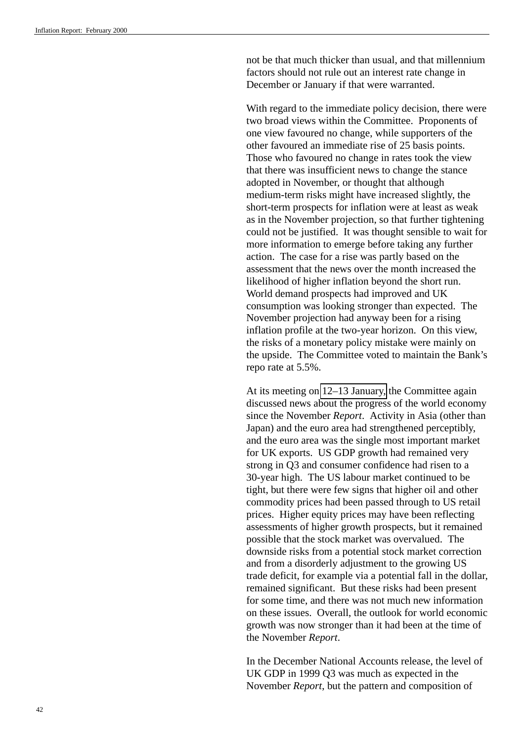not be that much thicker than usual, and that millennium factors should not rule out an interest rate change in December or January if that were warranted.

With regard to the immediate policy decision, there were two broad views within the Committee. Proponents of one view favoured no change, while supporters of the other favoured an immediate rise of 25 basis points. Those who favoured no change in rates took the view that there was insufficient news to change the stance adopted in November, or thought that although medium-term risks might have increased slightly, the short-term prospects for inflation were at least as weak as in the November projection, so that further tightening could not be justified. It was thought sensible to wait for more information to emerge before taking any further action. The case for a rise was partly based on the assessment that the news over the month increased the likelihood of higher inflation beyond the short run. World demand prospects had improved and UK consumption was looking stronger than expected. The November projection had anyway been for a rising inflation profile at the two-year horizon. On this view, the risks of a monetary policy mistake were mainly on the upside. The Committee voted to maintain the Bank's repo rate at 5.5%.

At its meeting on 12–13 January, the Committee again discussed news about the progress of the world economy since the November *Report*. Activity in Asia (other than Japan) and the euro area had strengthened perceptibly, and the euro area was the single most important market for UK exports. US GDP growth had remained very strong in Q3 and consumer confidence had risen to a 30-year high. The US labour market continued to be tight, but there were few signs that higher oil and other commodity prices had been passed through to US retail prices. Higher equity prices may have been reflecting assessments of higher growth prospects, but it remained possible that the stock market was overvalued. The downside risks from a potential stock market correction and from a disorderly adjustment to the growing US trade deficit, for example via a potential fall in the dollar, remained significant. But these risks had been present for some time, and there was not much new information on these issues. Overall, the outlook for world economic growth was now stronger than it had been at the time of the November *Report*.

In the December National Accounts release, the level of UK GDP in 1999 Q3 was much as expected in the November *Report*, but the pattern and composition of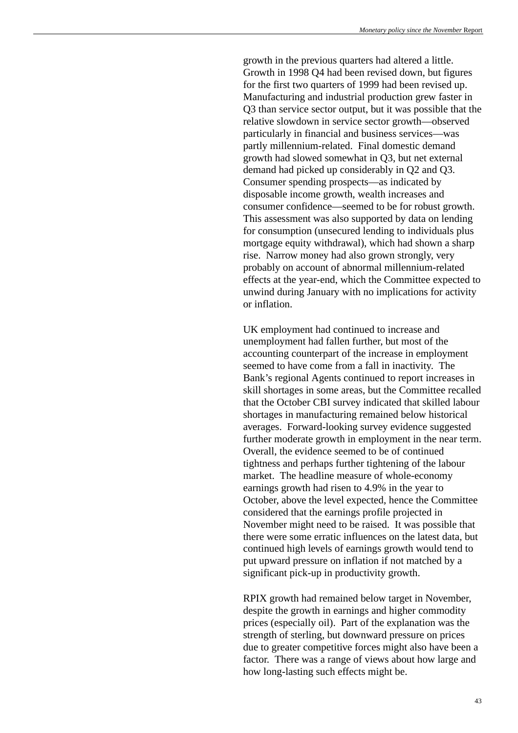growth in the previous quarters had altered a little. Growth in 1998 Q4 had been revised down, but figures for the first two quarters of 1999 had been revised up. Manufacturing and industrial production grew faster in Q3 than service sector output, but it was possible that the relative slowdown in service sector growth—observed particularly in financial and business services—was partly millennium-related. Final domestic demand growth had slowed somewhat in Q3, but net external demand had picked up considerably in Q2 and Q3. Consumer spending prospects—as indicated by disposable income growth, wealth increases and consumer confidence—seemed to be for robust growth. This assessment was also supported by data on lending for consumption (unsecured lending to individuals plus mortgage equity withdrawal), which had shown a sharp rise. Narrow money had also grown strongly, very probably on account of abnormal millennium-related effects at the year-end, which the Committee expected to unwind during January with no implications for activity or inflation.

UK employment had continued to increase and unemployment had fallen further, but most of the accounting counterpart of the increase in employment seemed to have come from a fall in inactivity. The Bank's regional Agents continued to report increases in skill shortages in some areas, but the Committee recalled that the October CBI survey indicated that skilled labour shortages in manufacturing remained below historical averages. Forward-looking survey evidence suggested further moderate growth in employment in the near term. Overall, the evidence seemed to be of continued tightness and perhaps further tightening of the labour market. The headline measure of whole-economy earnings growth had risen to 4.9% in the year to October, above the level expected, hence the Committee considered that the earnings profile projected in November might need to be raised. It was possible that there were some erratic influences on the latest data, but continued high levels of earnings growth would tend to put upward pressure on inflation if not matched by a significant pick-up in productivity growth.

RPIX growth had remained below target in November, despite the growth in earnings and higher commodity prices (especially oil). Part of the explanation was the strength of sterling, but downward pressure on prices due to greater competitive forces might also have been a factor. There was a range of views about how large and how long-lasting such effects might be.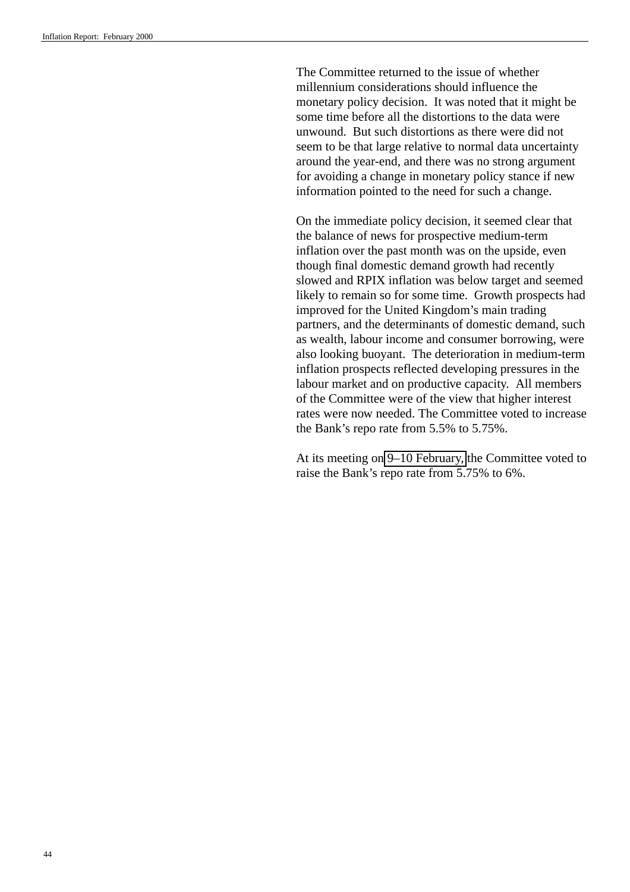The Committee returned to the issue of whether millennium considerations should influence the monetary policy decision. It was noted that it might be some time before all the distortions to the data were unwound. But such distortions as there were did not seem to be that large relative to normal data uncertainty around the year-end, and there was no strong argument for avoiding a change in monetary policy stance if new information pointed to the need for such a change.

On the immediate policy decision, it seemed clear that the balance of news for prospective medium-term inflation over the past month was on the upside, even though final domestic demand growth had recently slowed and RPIX inflation was below target and seemed likely to remain so for some time. Growth prospects had improved for the United Kingdom's main trading partners, and the determinants of domestic demand, such as wealth, labour income and consumer borrowing, were also looking buoyant. The deterioration in medium-term inflation prospects reflected developing pressures in the labour market and on productive capacity. All members of the Committee were of the view that higher interest rates were now needed. The Committee voted to increase the Bank's repo rate from 5.5% to 5.75%.

At its meeting on 9–10 February, the Committee voted to raise the Bank's repo rate from 5.75% to 6%.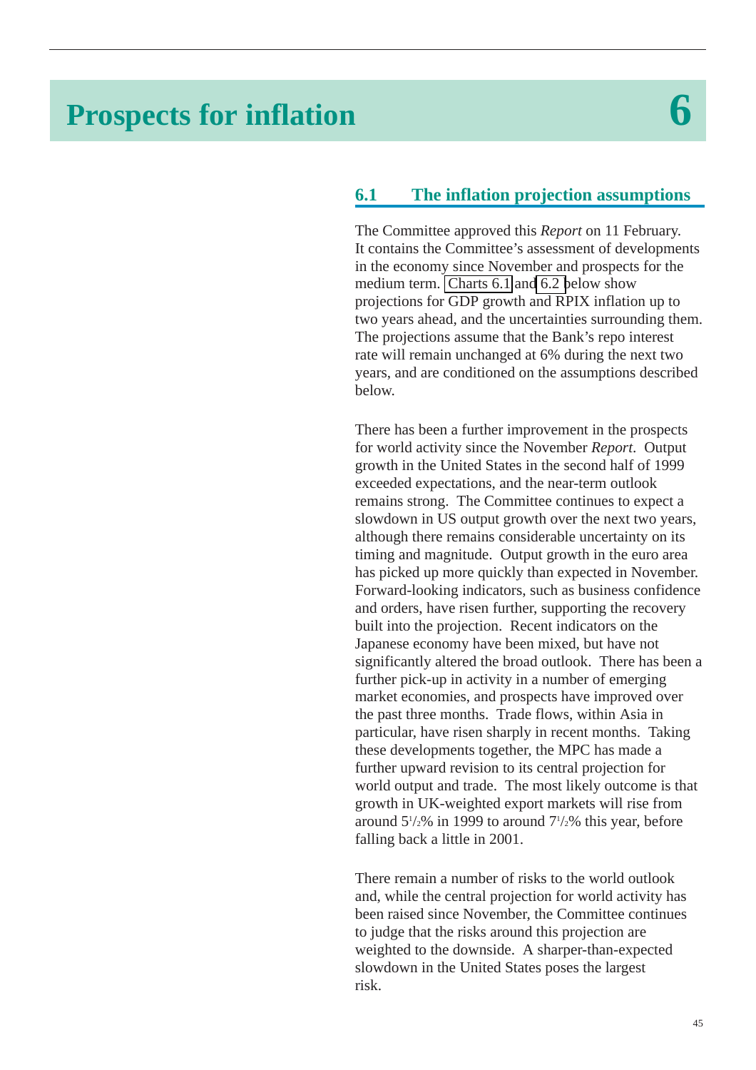# Prospects for inflation 6

## 6.1 The inflation projection assumptions

The Committee approved this *Report* on 11 February. It contains the Committee's assessment of developments in the economy since November and prospects for the medium term. Charts 6.1 and 6.2 below show projections for GDP growth and RPIX inflation up to two years ahead, and the uncertainties surrounding them. The projections assume that the Bank's repo interest rate will remain unchanged at 6% during the next two years, and are conditioned on the assumptions described below.

There has been a further improvement in the prospects for world activity since the November *Report*. Output growth in the United States in the second half of 1999 exceeded expectations, and the near-term outlook remains strong. The Committee continues to expect a slowdown in US output growth over the next two years, although there remains considerable uncertainty on its timing and magnitude. Output growth in the euro area has picked up more quickly than expected in November. Forward-looking indicators, such as business confidence and orders, have risen further, supporting the recovery built into the projection. Recent indicators on the Japanese economy have been mixed, but have not significantly altered the broad outlook. There has been a further pick-up in activity in a number of emerging market economies, and prospects have improved over the past three months. Trade flows, within Asia in particular, have risen sharply in recent months. Taking these developments together, the MPC has made a further upward revision to its central projection for world output and trade. The most likely outcome is that growth in UK-weighted export markets will rise from around 5½% in 1999 to around 7½% this year, before falling back a little in 2001.

There remain a number of risks to the world outlook and, while the central projection for world activity has been raised since November, the Committee continues to judge that the risks around this projection are weighted to the downside. A sharper-than-expected slowdown in the United States poses the largest risk.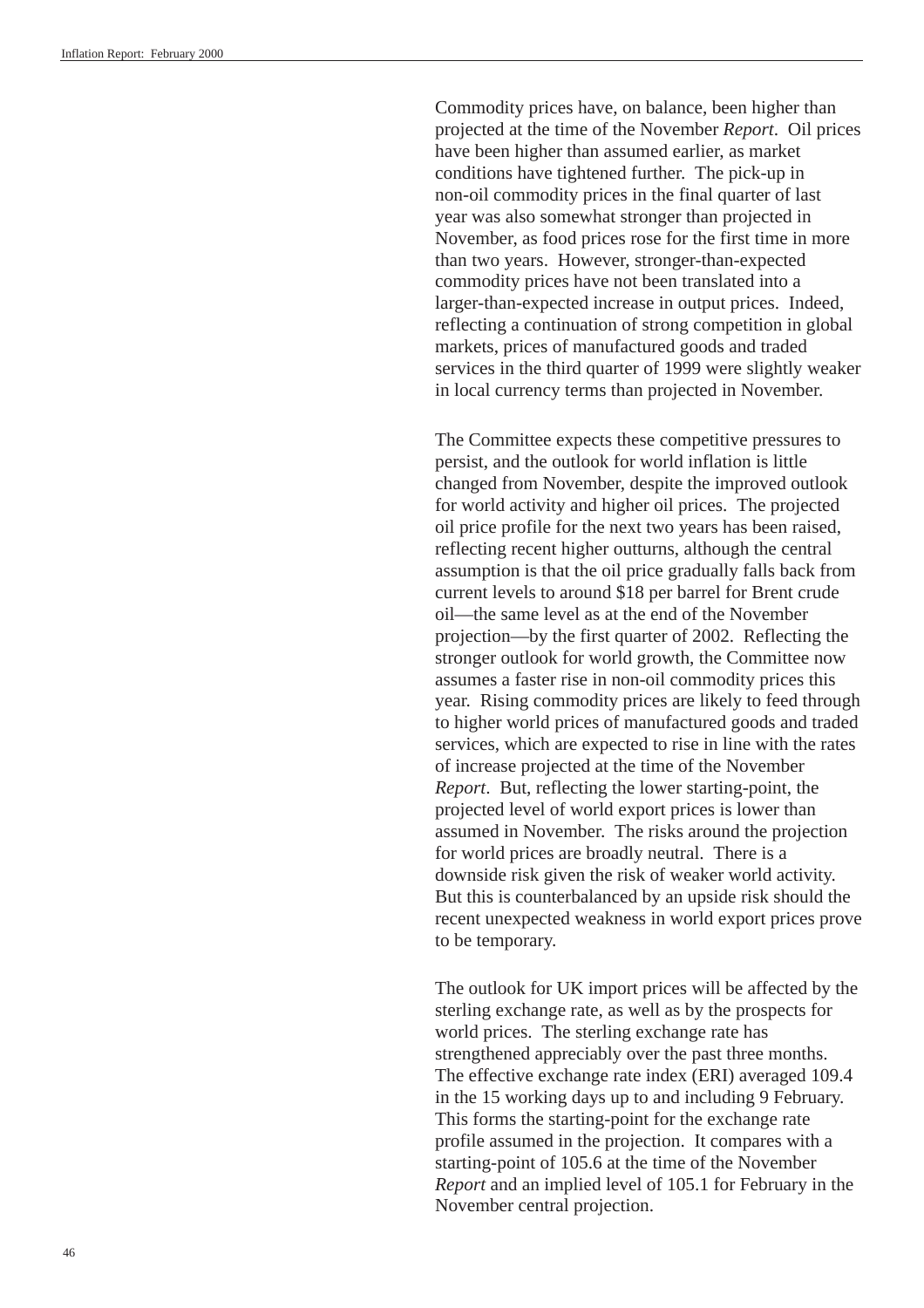Commodity prices have, on balance, been higher than projected at the time of the November *Report*. Oil prices have been higher than assumed earlier, as market conditions have tightened further. The pick-up in non-oil commodity prices in the final quarter of last year was also somewhat stronger than projected in November, as food prices rose for the first time in more than two years. However, stronger-than-expected commodity prices have not been translated into a larger-than-expected increase in output prices. Indeed, reflecting a continuation of strong competition in global markets, prices of manufactured goods and traded services in the third quarter of 1999 were slightly weaker in local currency terms than projected in November.

The Committee expects these competitive pressures to persist, and the outlook for world inflation is little changed from November, despite the improved outlook for world activity and higher oil prices. The projected oil price profile for the next two years has been raised, reflecting recent higher outturns, although the central assumption is that the oil price gradually falls back from current levels to around $18 per barrel for Brent crude oil—the same level as at the end of the November projection—by the first quarter of 2002. Reflecting the stronger outlook for world growth, the Committee now assumes a faster rise in non-oil commodity prices this year. Rising commodity prices are likely to feed through to higher world prices of manufactured goods and traded services, which are expected to rise in line with the rates of increase projected at the time of the November *Report*. But, reflecting the lower starting-point, the projected level of world export prices is lower than assumed in November. The risks around the projection for world prices are broadly neutral. There is a downside risk given the risk of weaker world activity. But this is counterbalanced by an upside risk should the recent unexpected weakness in world export prices prove to be temporary.

The outlook for UK import prices will be affected by the sterling exchange rate, as well as by the prospects for world prices. The sterling exchange rate has strengthened appreciably over the past three months. The effective exchange rate index (ERI) averaged 109.4 in the 15 working days up to and including 9 February. This forms the starting-point for the exchange rate profile assumed in the projection. It compares with a starting-point of 105.6 at the time of the November *Report* and an implied level of 105.1 for February in the November central projection.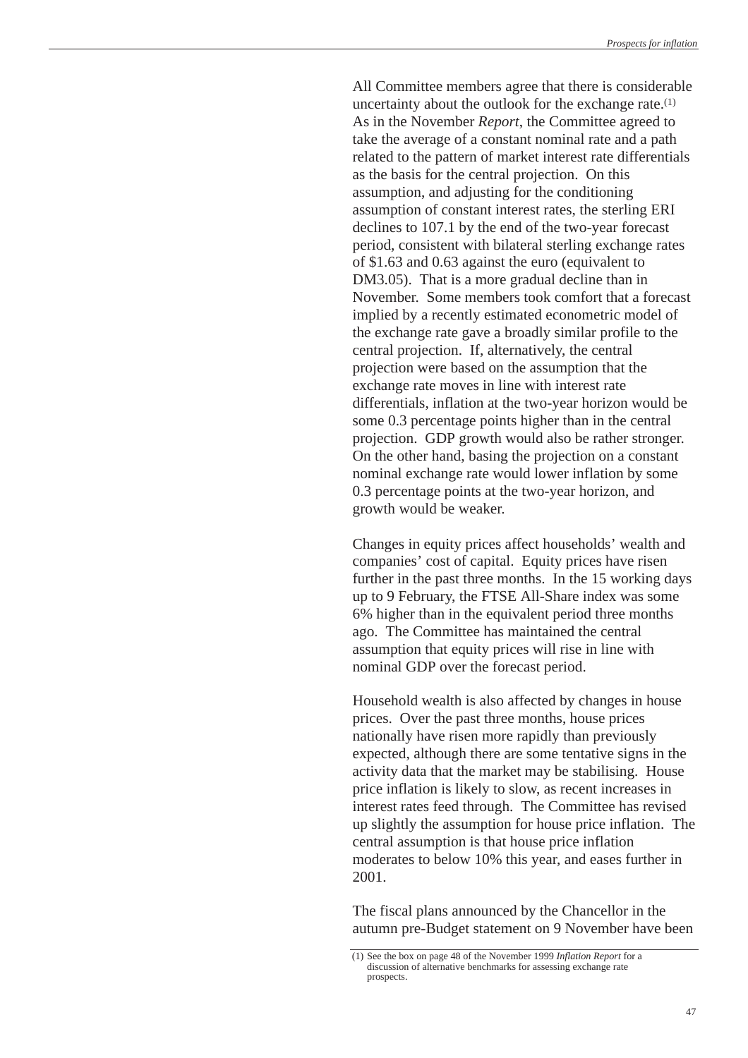All Committee members agree that there is considerable uncertainty about the outlook for the exchange rate.[1] As in the November *Report*, the Committee agreed to take the average of a constant nominal rate and a path related to the pattern of market interest rate differentials as the basis for the central projection. On this assumption, and adjusting for the conditioning assumption of constant interest rates, the sterling ERI declines to 107.1 by the end of the two-year forecast period, consistent with bilateral sterling exchange rates of \$1.63 and 0.63 against the euro (equivalent to DM3.05). That is a more gradual decline than in November. Some members took comfort that a forecast implied by a recently estimated econometric model of the exchange rate gave a broadly similar profile to the central projection. If, alternatively, the central projection were based on the assumption that the exchange rate moves in line with interest rate differentials, inflation at the two-year horizon would be some 0.3 percentage points higher than in the central projection. GDP growth would also be rather stronger. On the other hand, basing the projection on a constant nominal exchange rate would lower inflation by some 0.3 percentage points at the two-year horizon, and growth would be weaker.

Changes in equity prices affect households' wealth and companies' cost of capital. Equity prices have risen further in the past three months. In the 15 working days up to 9 February, the FTSE All-Share index was some 6% higher than in the equivalent period three months ago. The Committee has maintained the central assumption that equity prices will rise in line with nominal GDP over the forecast period.

Household wealth is also affected by changes in house prices. Over the past three months, house prices nationally have risen more rapidly than previously expected, although there are some tentative signs in the activity data that the market may be stabilising. House price inflation is likely to slow, as recent increases in interest rates feed through. The Committee has revised up slightly the assumption for house price inflation. The central assumption is that house price inflation moderates to below 10% this year, and eases further in 2001.

The fiscal plans announced by the Chancellor in the autumn pre-Budget statement on 9 November have been

(1) See the box on page 48 of the November 1999 *Inflation Report* for a discussion of alternative benchmarks for assessing exchange rate prospects.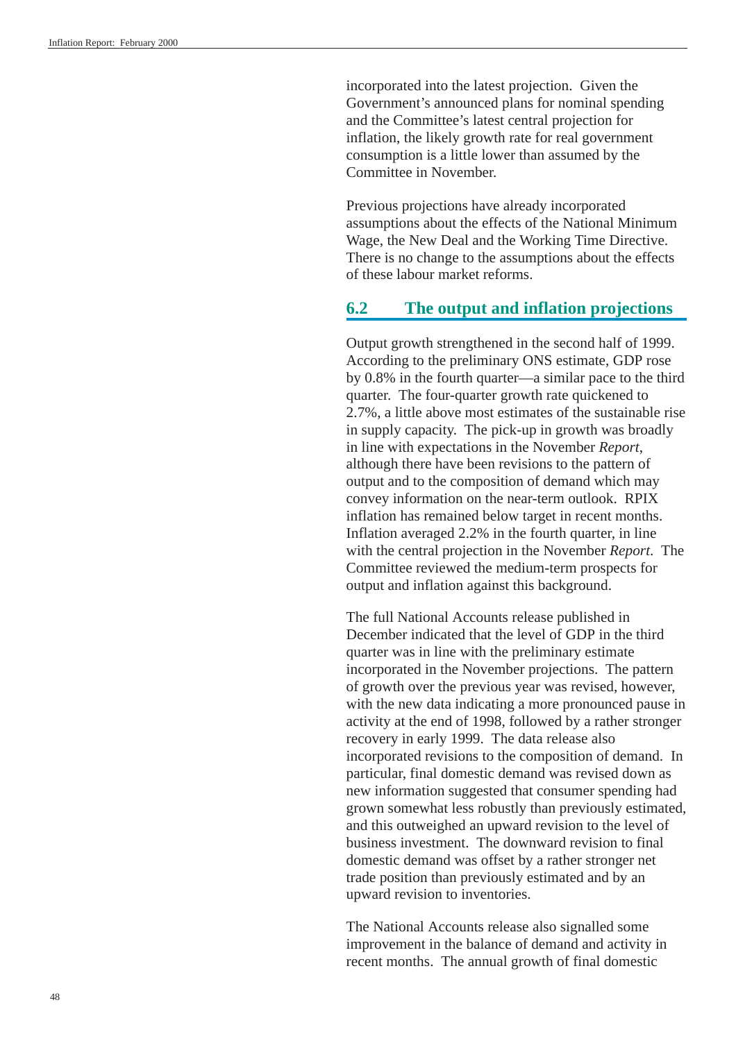incorporated into the latest projection. Given the Government's announced plans for nominal spending and the Committee's latest central projection for inflation, the likely growth rate for real government consumption is a little lower than assumed by the Committee in November.

Previous projections have already incorporated assumptions about the effects of the National Minimum Wage, the New Deal and the Working Time Directive. There is no change to the assumptions about the effects of these labour market reforms.

## 6.2 The output and inflation projections

Output growth strengthened in the second half of 1999. According to the preliminary ONS estimate, GDP rose by 0.8% in the fourth quarter—a similar pace to the third quarter. The four-quarter growth rate quickened to 2.7%, a little above most estimates of the sustainable rise in supply capacity. The pick-up in growth was broadly in line with expectations in the November *Report*, although there have been revisions to the pattern of output and to the composition of demand which may convey information on the near-term outlook. RPIX inflation has remained below target in recent months. Inflation averaged 2.2% in the fourth quarter, in line with the central projection in the November *Report*. The Committee reviewed the medium-term prospects for output and inflation against this background.

The full National Accounts release published in December indicated that the level of GDP in the third quarter was in line with the preliminary estimate incorporated in the November projections. The pattern of growth over the previous year was revised, however, with the new data indicating a more pronounced pause in activity at the end of 1998, followed by a rather stronger recovery in early 1999. The data release also incorporated revisions to the composition of demand. In particular, final domestic demand was revised down as new information suggested that consumer spending had grown somewhat less robustly than previously estimated, and this outweighed an upward revision to the level of business investment. The downward revision to final domestic demand was offset by a rather stronger net trade position than previously estimated and by an upward revision to inventories.

The National Accounts release also signalled some improvement in the balance of demand and activity in recent months. The annual growth of final domestic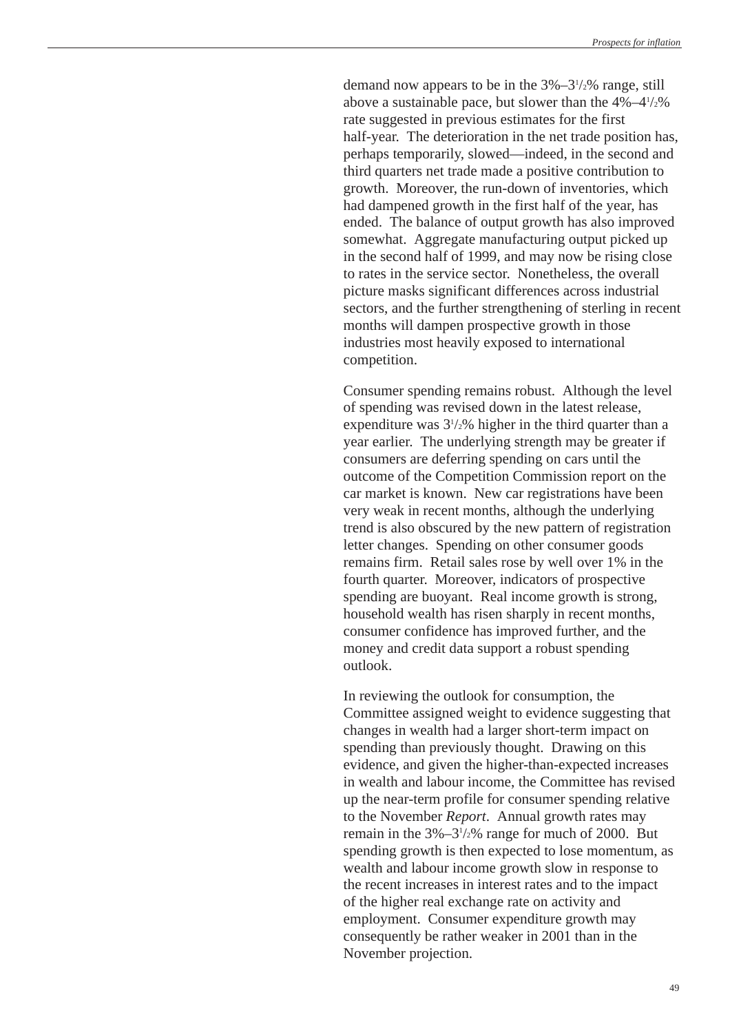demand now appears to be in the 3%–3½% range, still above a sustainable pace, but slower than the 4%–4½% rate suggested in previous estimates for the first half-year. The deterioration in the net trade position has, perhaps temporarily, slowed—indeed, in the second and third quarters net trade made a positive contribution to growth. Moreover, the run-down of inventories, which had dampened growth in the first half of the year, has ended. The balance of output growth has also improved somewhat. Aggregate manufacturing output picked up in the second half of 1999, and may now be rising close to rates in the service sector. Nonetheless, the overall picture masks significant differences across industrial sectors, and the further strengthening of sterling in recent months will dampen prospective growth in those industries most heavily exposed to international competition.

Consumer spending remains robust. Although the level of spending was revised down in the latest release, expenditure was 3½% higher in the third quarter than a year earlier. The underlying strength may be greater if consumers are deferring spending on cars until the outcome of the Competition Commission report on the car market is known. New car registrations have been very weak in recent months, although the underlying trend is also obscured by the new pattern of registration letter changes. Spending on other consumer goods remains firm. Retail sales rose by well over 1% in the fourth quarter. Moreover, indicators of prospective spending are buoyant. Real income growth is strong, household wealth has risen sharply in recent months, consumer confidence has improved further, and the money and credit data support a robust spending outlook.

In reviewing the outlook for consumption, the Committee assigned weight to evidence suggesting that changes in wealth had a larger short-term impact on spending than previously thought. Drawing on this evidence, and given the higher-than-expected increases in wealth and labour income, the Committee has revised up the near-term profile for consumer spending relative to the November *Report*. Annual growth rates may remain in the 3%–3½% range for much of 2000. But spending growth is then expected to lose momentum, as wealth and labour income growth slow in response to the recent increases in interest rates and to the impact of the higher real exchange rate on activity and employment. Consumer expenditure growth may consequently be rather weaker in 2001 than in the November projection.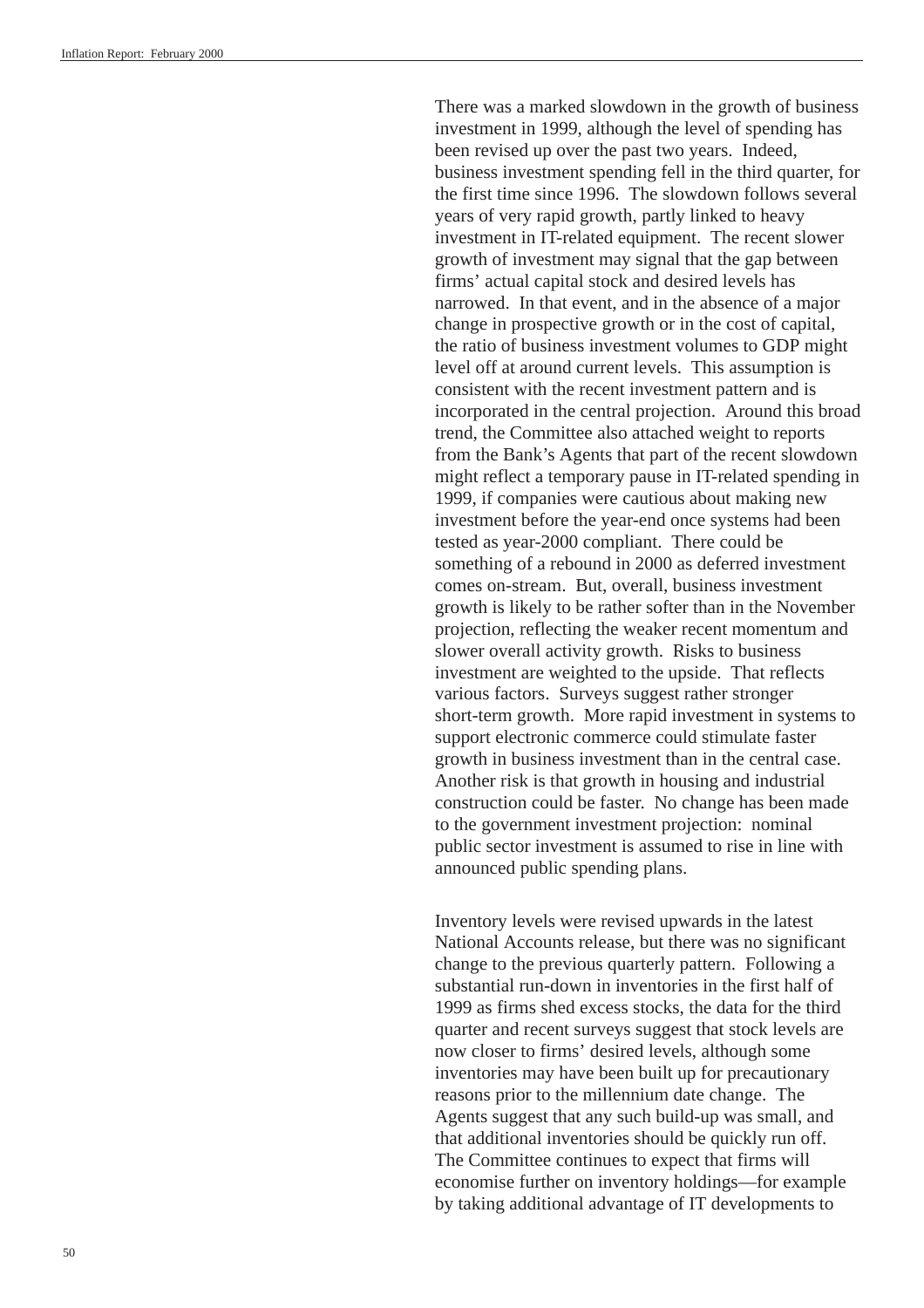There was a marked slowdown in the growth of business investment in 1999, although the level of spending has been revised up over the past two years. Indeed, business investment spending fell in the third quarter, for the first time since 1996. The slowdown follows several years of very rapid growth, partly linked to heavy investment in IT-related equipment. The recent slower growth of investment may signal that the gap between firms' actual capital stock and desired levels has narrowed. In that event, and in the absence of a major change in prospective growth or in the cost of capital, the ratio of business investment volumes to GDP might level off at around current levels. This assumption is consistent with the recent investment pattern and is incorporated in the central projection. Around this broad trend, the Committee also attached weight to reports from the Bank's Agents that part of the recent slowdown might reflect a temporary pause in IT-related spending in 1999, if companies were cautious about making new investment before the year-end once systems had been tested as year-2000 compliant. There could be something of a rebound in 2000 as deferred investment comes on-stream. But, overall, business investment growth is likely to be rather softer than in the November projection, reflecting the weaker recent momentum and slower overall activity growth. Risks to business investment are weighted to the upside. That reflects various factors. Surveys suggest rather stronger short-term growth. More rapid investment in systems to support electronic commerce could stimulate faster growth in business investment than in the central case. Another risk is that growth in housing and industrial construction could be faster. No change has been made to the government investment projection: nominal public sector investment is assumed to rise in line with announced public spending plans.

Inventory levels were revised upwards in the latest National Accounts release, but there was no significant change to the previous quarterly pattern. Following a substantial run-down in inventories in the first half of 1999 as firms shed excess stocks, the data for the third quarter and recent surveys suggest that stock levels are now closer to firms' desired levels, although some inventories may have been built up for precautionary reasons prior to the millennium date change. The Agents suggest that any such build-up was small, and that additional inventories should be quickly run off. The Committee continues to expect that firms will economise further on inventory holdings—for example by taking additional advantage of IT developments to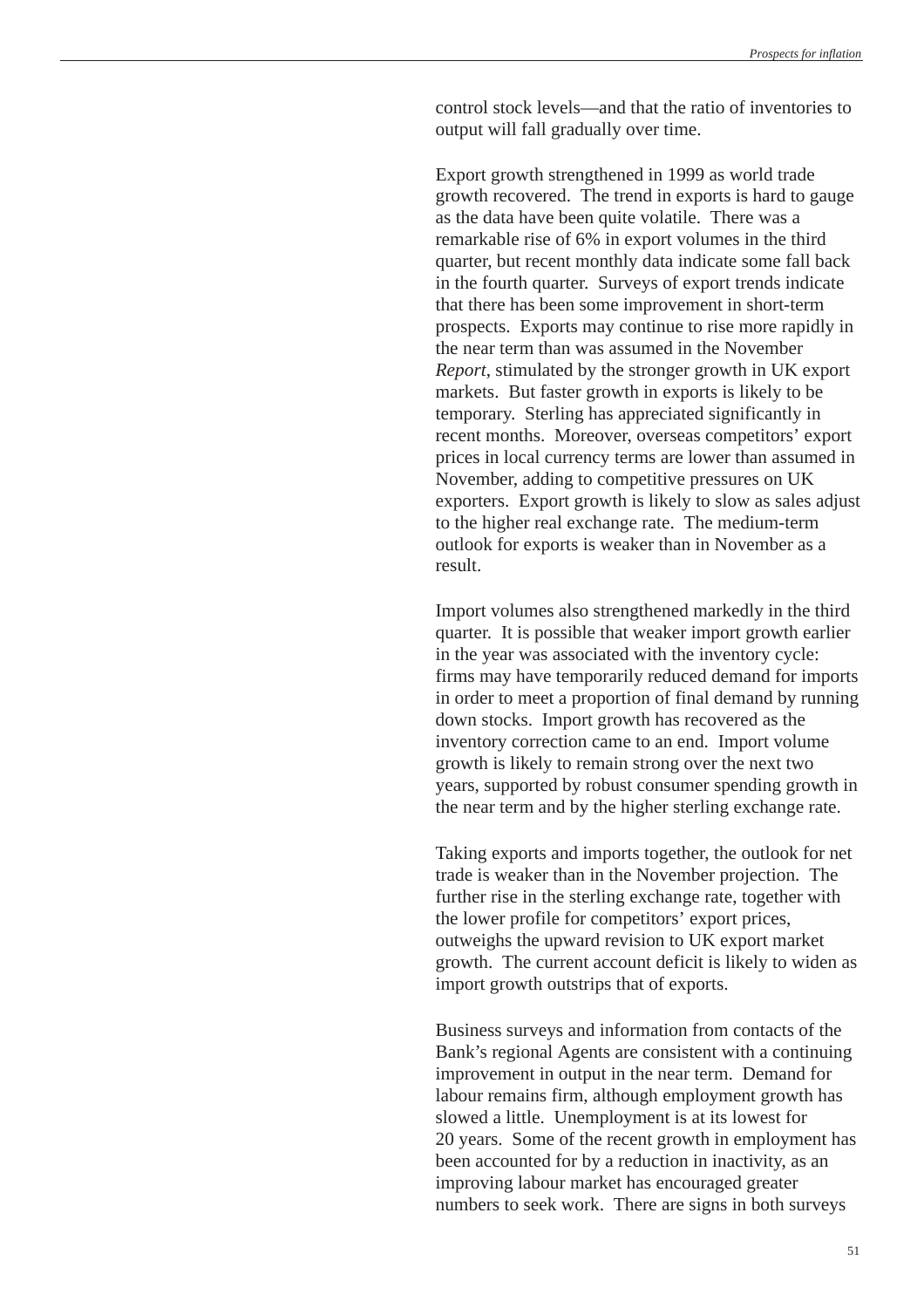control stock levels—and that the ratio of inventories to output will fall gradually over time.

Export growth strengthened in 1999 as world trade growth recovered. The trend in exports is hard to gauge as the data have been quite volatile. There was a remarkable rise of 6% in export volumes in the third quarter, but recent monthly data indicate some fall back in the fourth quarter. Surveys of export trends indicate that there has been some improvement in short-term prospects. Exports may continue to rise more rapidly in the near term than was assumed in the November *Report*, stimulated by the stronger growth in UK export markets. But faster growth in exports is likely to be temporary. Sterling has appreciated significantly in recent months. Moreover, overseas competitors' export prices in local currency terms are lower than assumed in November, adding to competitive pressures on UK exporters. Export growth is likely to slow as sales adjust to the higher real exchange rate. The medium-term outlook for exports is weaker than in November as a result.

Import volumes also strengthened markedly in the third quarter. It is possible that weaker import growth earlier in the year was associated with the inventory cycle: firms may have temporarily reduced demand for imports in order to meet a proportion of final demand by running down stocks. Import growth has recovered as the inventory correction came to an end. Import volume growth is likely to remain strong over the next two years, supported by robust consumer spending growth in the near term and by the higher sterling exchange rate.

Taking exports and imports together, the outlook for net trade is weaker than in the November projection. The further rise in the sterling exchange rate, together with the lower profile for competitors' export prices, outweighs the upward revision to UK export market growth. The current account deficit is likely to widen as import growth outstrips that of exports.

Business surveys and information from contacts of the Bank's regional Agents are consistent with a continuing improvement in output in the near term. Demand for labour remains firm, although employment growth has slowed a little. Unemployment is at its lowest for 20 years. Some of the recent growth in employment has been accounted for by a reduction in inactivity, as an improving labour market has encouraged greater numbers to seek work. There are signs in both surveys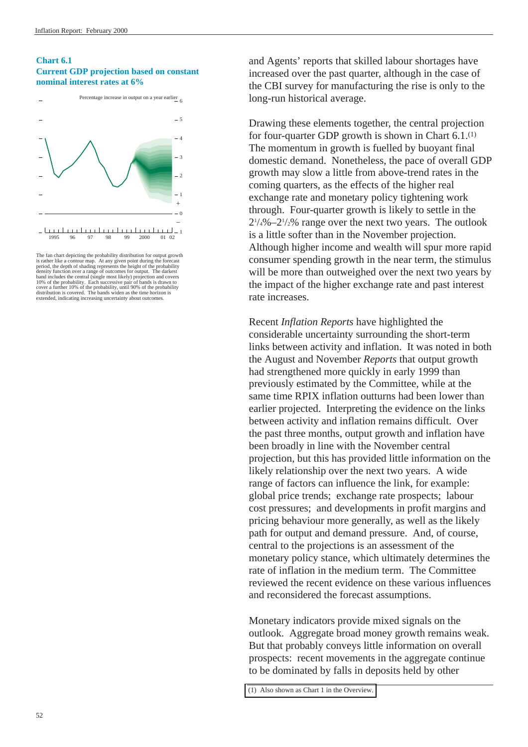**Chart 6.1**
**Current GDP projection based on constant nominal interest rates at 6%**

The fan chart depicting the probability distribution for output growth is rather like a contour map. At any given point during the forecast period, the depth of shading represents the height of the probability density function over a range of outcomes for output. The darkest band includes the central (single most likely) projection and covers 10% of the probability. Each successive pair of bands is drawn to cover a further 10% of the probability, until 90% of the probability distribution is covered. The bands widen as the time horizon is extended, indicating increasing uncertainty about outcomes.

and Agents' reports that skilled labour shortages have increased over the past quarter, although in the case of the CBI survey for manufacturing the rise is only to the long-run historical average.

Drawing these elements together, the central projection for four-quarter GDP growth is shown in Chart 6.1.(1) The momentum in growth is fuelled by buoyant final domestic demand. Nonetheless, the pace of overall GDP growth may slow a little from above-trend rates in the coming quarters, as the effects of the higher real exchange rate and monetary policy tightening work through. Four-quarter growth is likely to settle in the $2^1/_4$%–$2^1/_2$% range over the next two years. The outlook is a little softer than in the November projection. Although higher income and wealth will spur more rapid consumer spending growth in the near term, the stimulus will be more than outweighed over the next two years by the impact of the higher exchange rate and past interest rate increases.

Recent *Inflation Reports* have highlighted the considerable uncertainty surrounding the short-term links between activity and inflation. It was noted in both the August and November *Reports* that output growth had strengthened more quickly in early 1999 than previously estimated by the Committee, while at the same time RPIX inflation outturns had been lower than earlier projected. Interpreting the evidence on the links between activity and inflation remains difficult. Over the past three months, output growth and inflation have been broadly in line with the November central projection, but this has provided little information on the likely relationship over the next two years. A wide range of factors can influence the link, for example: global price trends; exchange rate prospects; labour cost pressures; and developments in profit margins and pricing behaviour more generally, as well as the likely path for output and demand pressure. And, of course, central to the projections is an assessment of the monetary policy stance, which ultimately determines the rate of inflation in the medium term. The Committee reviewed the recent evidence on these various influences and reconsidered the forecast assumptions.

Monetary indicators provide mixed signals on the outlook. Aggregate broad money growth remains weak. But that probably conveys little information on overall prospects: recent movements in the aggregate continue to be dominated by falls in deposits held by other

(1) Also shown as Chart 1 in the Overview.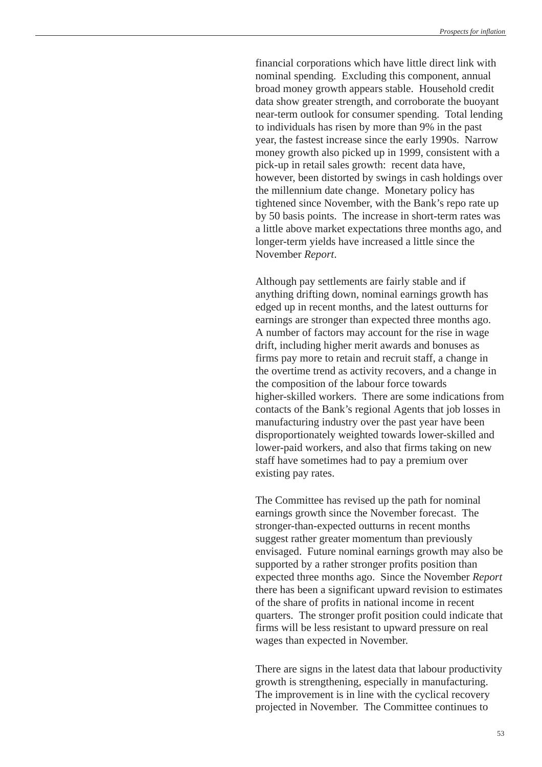financial corporations which have little direct link with nominal spending. Excluding this component, annual broad money growth appears stable. Household credit data show greater strength, and corroborate the buoyant near-term outlook for consumer spending. Total lending to individuals has risen by more than 9% in the past year, the fastest increase since the early 1990s. Narrow money growth also picked up in 1999, consistent with a pick-up in retail sales growth: recent data have, however, been distorted by swings in cash holdings over the millennium date change. Monetary policy has tightened since November, with the Bank's repo rate up by 50 basis points. The increase in short-term rates was a little above market expectations three months ago, and longer-term yields have increased a little since the November *Report*.

Although pay settlements are fairly stable and if anything drifting down, nominal earnings growth has edged up in recent months, and the latest outturns for earnings are stronger than expected three months ago. A number of factors may account for the rise in wage drift, including higher merit awards and bonuses as firms pay more to retain and recruit staff, a change in the overtime trend as activity recovers, and a change in the composition of the labour force towards higher-skilled workers. There are some indications from contacts of the Bank's regional Agents that job losses in manufacturing industry over the past year have been disproportionately weighted towards lower-skilled and lower-paid workers, and also that firms taking on new staff have sometimes had to pay a premium over existing pay rates.

The Committee has revised up the path for nominal earnings growth since the November forecast. The stronger-than-expected outturns in recent months suggest rather greater momentum than previously envisaged. Future nominal earnings growth may also be supported by a rather stronger profits position than expected three months ago. Since the November *Report* there has been a significant upward revision to estimates of the share of profits in national income in recent quarters. The stronger profit position could indicate that firms will be less resistant to upward pressure on real wages than expected in November.

There are signs in the latest data that labour productivity growth is strengthening, especially in manufacturing. The improvement is in line with the cyclical recovery projected in November. The Committee continues to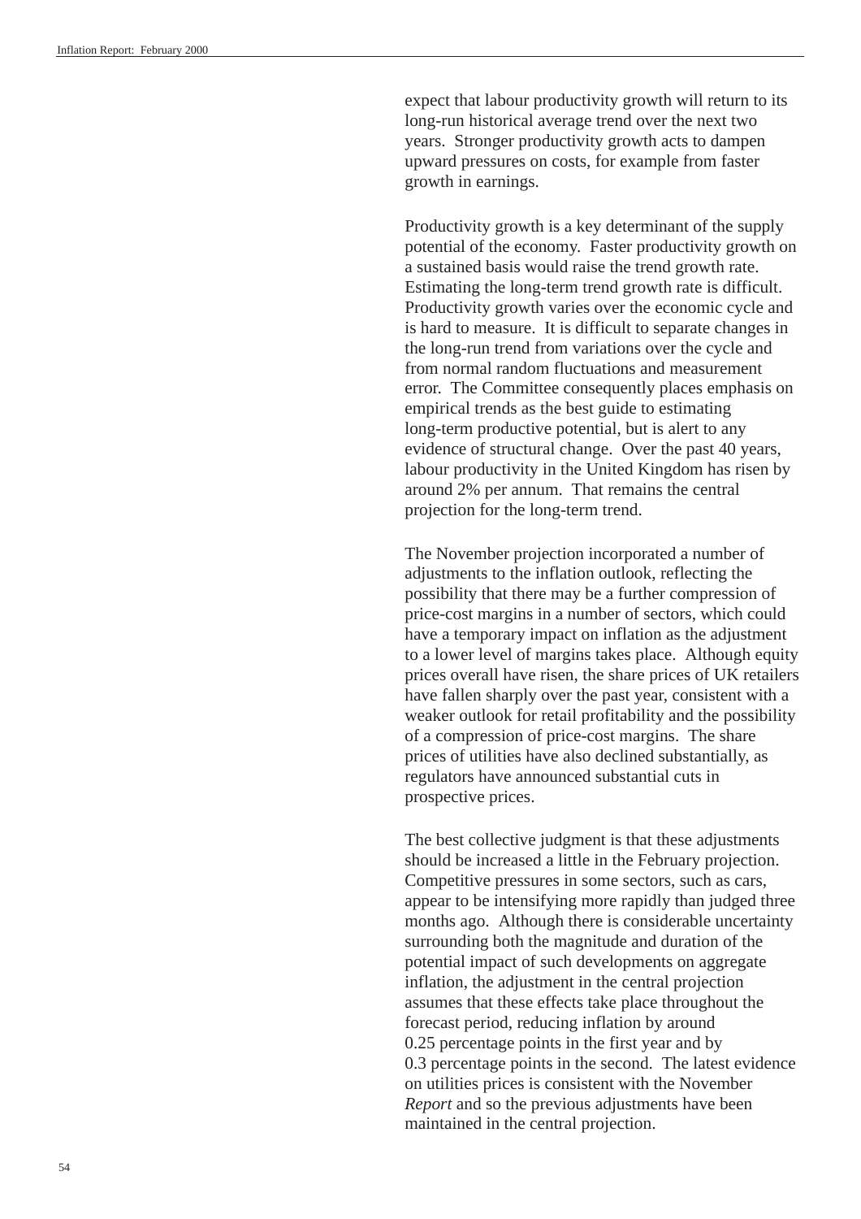expect that labour productivity growth will return to its long-run historical average trend over the next two years. Stronger productivity growth acts to dampen upward pressures on costs, for example from faster growth in earnings.

Productivity growth is a key determinant of the supply potential of the economy. Faster productivity growth on a sustained basis would raise the trend growth rate. Estimating the long-term trend growth rate is difficult. Productivity growth varies over the economic cycle and is hard to measure. It is difficult to separate changes in the long-run trend from variations over the cycle and from normal random fluctuations and measurement error. The Committee consequently places emphasis on empirical trends as the best guide to estimating long-term productive potential, but is alert to any evidence of structural change. Over the past 40 years, labour productivity in the United Kingdom has risen by around 2% per annum. That remains the central projection for the long-term trend.

The November projection incorporated a number of adjustments to the inflation outlook, reflecting the possibility that there may be a further compression of price-cost margins in a number of sectors, which could have a temporary impact on inflation as the adjustment to a lower level of margins takes place. Although equity prices overall have risen, the share prices of UK retailers have fallen sharply over the past year, consistent with a weaker outlook for retail profitability and the possibility of a compression of price-cost margins. The share prices of utilities have also declined substantially, as regulators have announced substantial cuts in prospective prices.

The best collective judgment is that these adjustments should be increased a little in the February projection. Competitive pressures in some sectors, such as cars, appear to be intensifying more rapidly than judged three months ago. Although there is considerable uncertainty surrounding both the magnitude and duration of the potential impact of such developments on aggregate inflation, the adjustment in the central projection assumes that these effects take place throughout the forecast period, reducing inflation by around 0.25 percentage points in the first year and by 0.3 percentage points in the second. The latest evidence on utilities prices is consistent with the November *Report* and so the previous adjustments have been maintained in the central projection.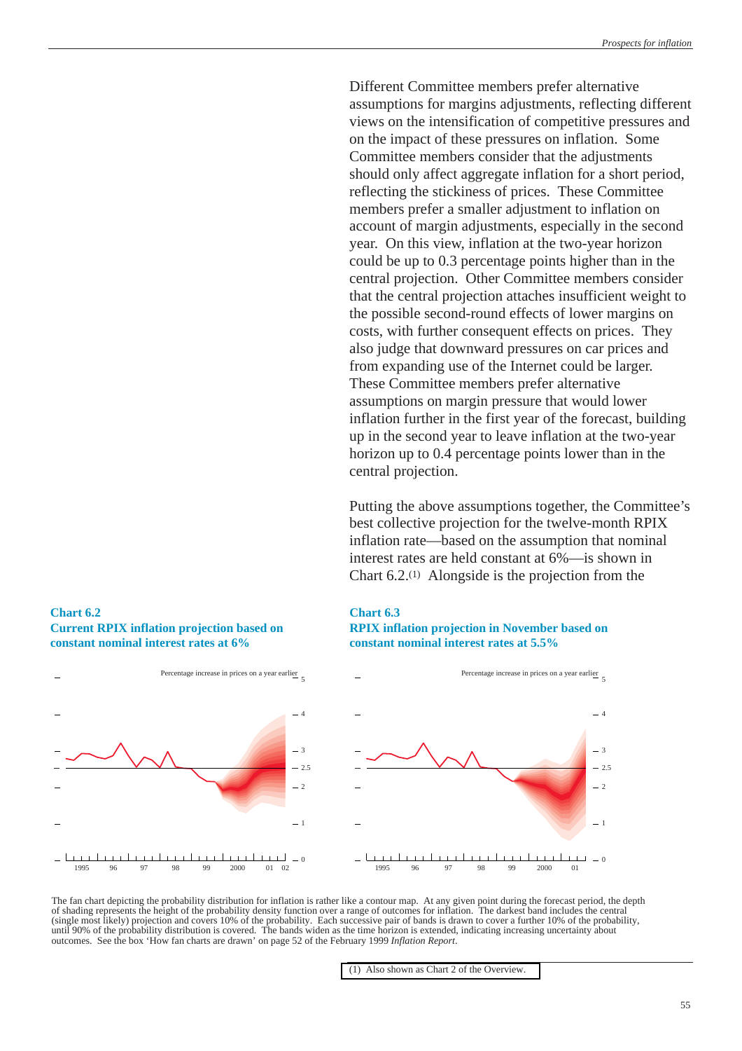Different Committee members prefer alternative assumptions for margins adjustments, reflecting different views on the intensification of competitive pressures and on the impact of these pressures on inflation. Some Committee members consider that the adjustments should only affect aggregate inflation for a short period, reflecting the stickiness of prices. These Committee members prefer a smaller adjustment to inflation on account of margin adjustments, especially in the second year. On this view, inflation at the two-year horizon could be up to 0.3 percentage points higher than in the central projection. Other Committee members consider that the central projection attaches insufficient weight to the possible second-round effects of lower margins on costs, with further consequent effects on prices. They also judge that downward pressures on car prices and from expanding use of the Internet could be larger. These Committee members prefer alternative assumptions on margin pressure that would lower inflation further in the first year of the forecast, building up in the second year to leave inflation at the two-year horizon up to 0.4 percentage points lower than in the central projection.

Putting the above assumptions together, the Committee's best collective projection for the twelve-month RPIX inflation rate—based on the assumption that nominal interest rates are held constant at 6%—is shown in Chart 6.2.[(1)] Alongside is the projection from the

**Chart 6.2**
**Current RPIX inflation projection based on constant nominal interest rates at 6%**

**Chart 6.3**
**RPIX inflation projection in November based on constant nominal interest rates at 5.5%**

The fan chart depicting the probability distribution for inflation is rather like a contour map. At any given point during the forecast period, the depth of shading represents the height of the probability density function over a range of outcomes for inflation. The darkest band includes the central (single most likely) projection and covers 10% of the probability. Each successive pair of bands is drawn to cover a further 10% of the probability, until 90% of the probability distribution is covered. The bands widen as the time horizon is extended, indicating increasing uncertainty about outcomes. See the box 'How fan charts are drawn' on page 52 of the February 1999 *Inflation Report*.

(1) Also shown as Chart 2 of the Overview.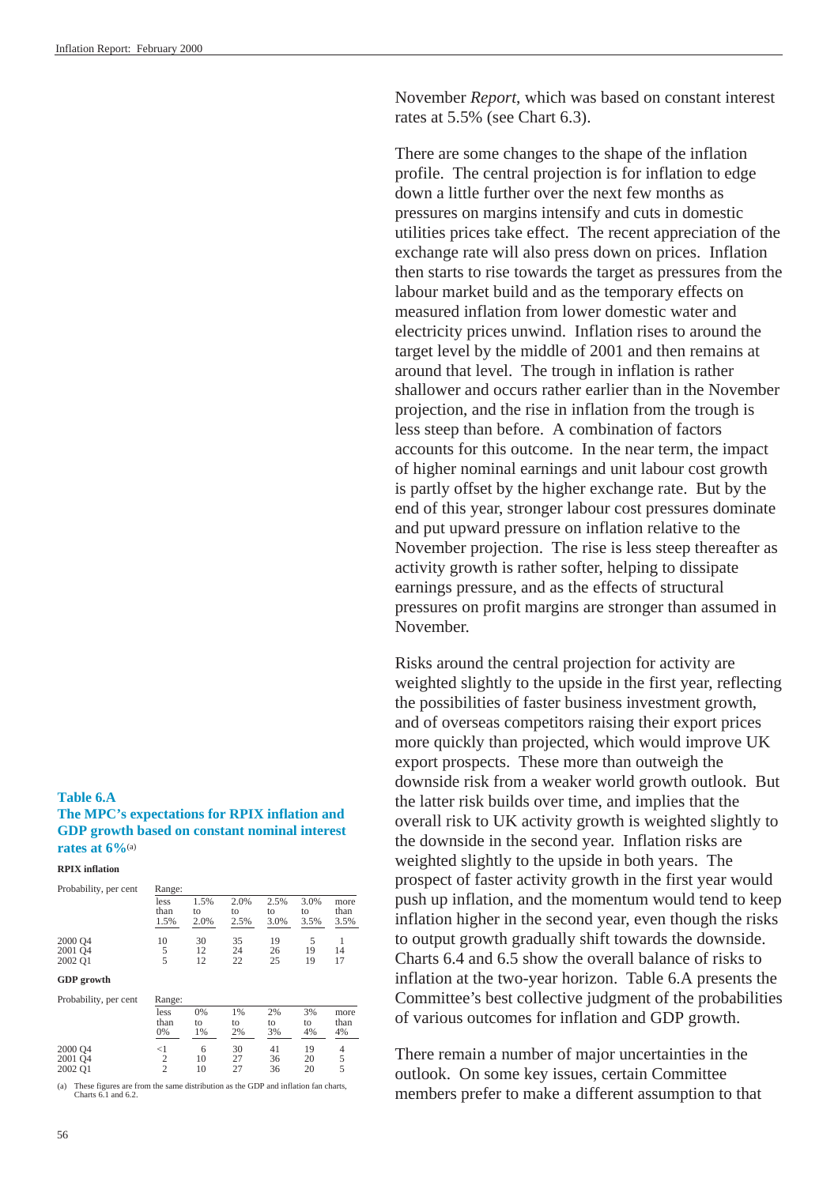November *Report*, which was based on constant interest rates at 5.5% (see Chart 6.3).

There are some changes to the shape of the inflation profile. The central projection is for inflation to edge down a little further over the next few months as pressures on margins intensify and cuts in domestic utilities prices take effect. The recent appreciation of the exchange rate will also press down on prices. Inflation then starts to rise towards the target as pressures from the labour market build and as the temporary effects on measured inflation from lower domestic water and electricity prices unwind. Inflation rises to around the target level by the middle of 2001 and then remains at around that level. The trough in inflation is rather shallower and occurs rather earlier than in the November projection, and the rise in inflation from the trough is less steep than before. A combination of factors accounts for this outcome. In the near term, the impact of higher nominal earnings and unit labour cost growth is partly offset by the higher exchange rate. But by the end of this year, stronger labour cost pressures dominate and put upward pressure on inflation relative to the November projection. The rise is less steep thereafter as activity growth is rather softer, helping to dissipate earnings pressure, and as the effects of structural pressures on profit margins are stronger than assumed in November.

Risks around the central projection for activity are weighted slightly to the upside in the first year, reflecting the possibilities of faster business investment growth, and of overseas competitors raising their export prices more quickly than projected, which would improve UK export prospects. These more than outweigh the downside risk from a weaker world growth outlook. But the latter risk builds over time, and implies that the overall risk to UK activity growth is weighted slightly to the downside in the second year. Inflation risks are weighted slightly to the upside in both years. The prospect of faster activity growth in the first year would push up inflation, and the momentum would tend to keep inflation higher in the second year, even though the risks to output growth gradually shift towards the downside. Charts 6.4 and 6.5 show the overall balance of risks to inflation at the two-year horizon. Table 6.A presents the Committee's best collective judgment of the probabilities of various outcomes for inflation and GDP growth.

There remain a number of major uncertainties in the outlook. On some key issues, certain Committee members prefer to make a different assumption to that

**Table 6.A**
**The MPC's expectations for RPIX inflation and GDP growth based on constant nominal interest rates at 6%**(a)

**RPIX inflation**

| Probability, per cent | Range: less than 1.5% | 1.5% to 2.0% | 2.0% to 2.5% | 2.5% to 3.0% | 3.0% to 3.5% | more than 3.5% |
|---|---|---|---|---|---|---|
| 2000 Q4 | 10 | 30 | 35 | 19 | 5 | 1 |
| 2001 Q4 | 5 | 12 | 24 | 26 | 19 | 14 |
| 2002 Q1 | 5 | 12 | 22 | 25 | 19 | 17 |

**GDP growth**

| Probability, per cent | Range: less than 0% | 0% to 1% | 1% to 2% | 2% to 3% | 3% to 4% | more than 4% |
|---|---|---|---|---|---|---|
| 2000 Q4 | <1 | 6 | 30 | 41 | 19 | 4 |
| 2001 Q4 | 2 | 10 | 27 | 36 | 20 | 5 |
| 2002 Q1 | 2 | 10 | 27 | 36 | 20 | 5 |

(a) These figures are from the same distribution as the GDP and inflation fan charts, Charts 6.1 and 6.2.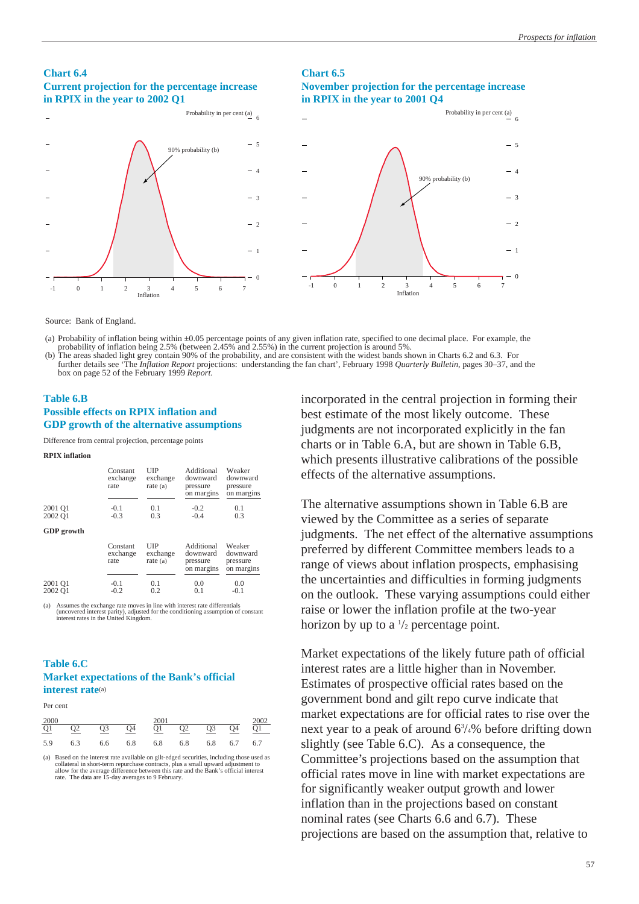### Chart 6.4
### Current projection for the percentage increase in RPIX in the year to 2002 Q1

### Chart 6.5
### November projection for the percentage increase in RPIX in the year to 2001 Q4

Source: Bank of England.

(a) Probability of inflation being within ±0.05 percentage points of any given inflation rate, specified to one decimal place. For example, the probability of inflation being 2.5% (between 2.45% and 2.55%) in the current projection is around 5%.
(b) The areas shaded light grey contain 90% of the probability, and are consistent with the widest bands shown in Charts 6.2 and 6.3. For further details see 'The *Inflation Report* projections: understanding the fan chart', February 1998 *Quarterly Bulletin*, pages 30–37, and the box on page 52 of the February 1999 *Report*.

### Table 6.B
### Possible effects on RPIX inflation and GDP growth of the alternative assumptions

Difference from central projection, percentage points

**RPIX inflation**

| | Constant exchange rate | UIP exchange rate (a) | Additional downward pressure on margins | Weaker downward pressure on margins |
|---|---|---|---|---|
| 2001 Q1 | -0.1 | 0.1 | -0.2 | 0.1 |
| 2002 Q1 | -0.3 | 0.3 | -0.4 | 0.3 |

**GDP growth**

| | Constant exchange rate | UIP exchange rate (a) | Additional downward pressure on margins | Weaker downward pressure on margins |
|---|---|---|---|---|
| 2001 Q1 | -0.1 | 0.1 | 0.0 | 0.0 |
| 2002 Q1 | -0.2 | 0.2 | 0.1 | -0.1 |

(a) Assumes the exchange rate moves in line with interest rate differentials (uncovered interest parity), adjusted for the conditioning assumption of constant interest rates in the United Kingdom.

### Table 6.C
### Market expectations of the Bank's official interest rate(a)

Per cent

| 2000 Q1 | Q2 | Q3 | Q4 | 2001 Q1 | Q2 | Q3 | Q4 | 2002 Q1 |
|---|---|---|---|---|---|---|---|---|
| 5.9 | 6.3 | 6.6 | 6.8 | 6.8 | 6.8 | 6.8 | 6.7 | 6.7 |

(a) Based on the interest rate available on gilt-edged securities, including those used as collateral in short-term repurchase contracts, plus a small upward adjustment to allow for the average difference between this rate and the Bank's official interest rate. The data are 15-day averages to 9 February.

incorporated in the central projection in forming their best estimate of the most likely outcome. These judgments are not incorporated explicitly in the fan charts or in Table 6.A, but are shown in Table 6.B, which presents illustrative calibrations of the possible effects of the alternative assumptions.

The alternative assumptions shown in Table 6.B are viewed by the Committee as a series of separate judgments. The net effect of the alternative assumptions preferred by different Committee members leads to a range of views about inflation prospects, emphasising the uncertainties and difficulties in forming judgments on the outlook. These varying assumptions could either raise or lower the inflation profile at the two-year horizon by up to a $^1/_2$ percentage point.

Market expectations of the likely future path of official interest rates are a little higher than in November. Estimates of prospective official rates based on the government bond and gilt repo curve indicate that market expectations are for official rates to rise over the next year to a peak of around $6^3/_4$% before drifting down slightly (see Table 6.C). As a consequence, the Committee's projections based on the assumption that official rates move in line with market expectations are for significantly weaker output growth and lower inflation than in the projections based on constant nominal rates (see Charts 6.6 and 6.7). These projections are based on the assumption that, relative to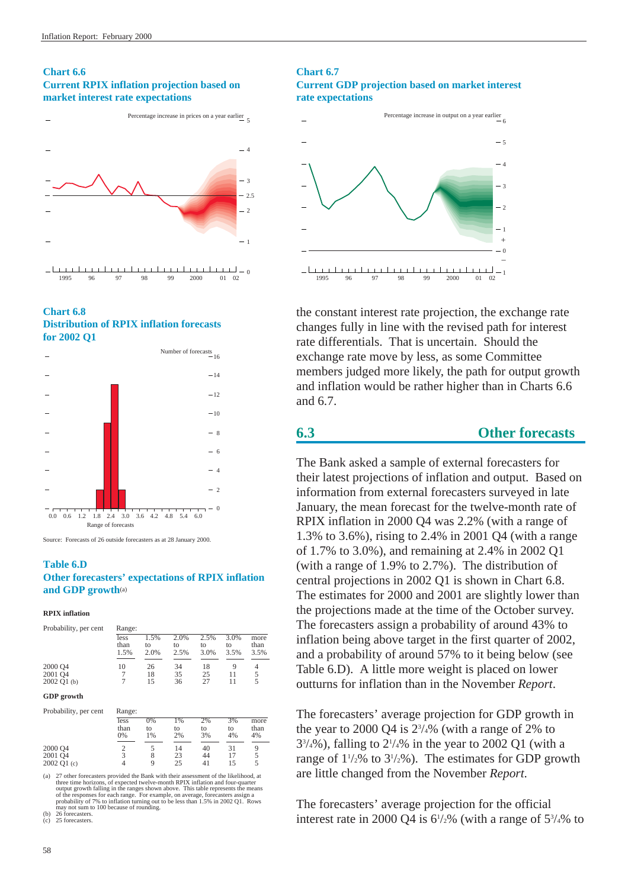**Chart 6.6**
**Current RPIX inflation projection based on market interest rate expectations**

**Chart 6.7**
**Current GDP projection based on market interest rate expectations**

**Chart 6.8**
**Distribution of RPIX inflation forecasts for 2002 Q1**

Source: Forecasts of 26 outside forecasters as at 28 January 2000.

**Table 6.D**
**Other forecasters' expectations of RPIX inflation and GDP growth**(a)

**RPIX inflation**

| Probability, per cent | Range: less than 1.5% | 1.5% to 2.0% | 2.0% to 2.5% | 2.5% to 3.0% | 3.0% to 3.5% | more than 3.5% |
|---|---|---|---|---|---|---|
| 2000 Q4 | 10 | 26 | 34 | 18 | 9 | 4 |
| 2001 Q4 | 7 | 18 | 35 | 25 | 11 | 5 |
| 2002 Q1 (b) | 7 | 15 | 36 | 27 | 11 | 5 |

**GDP growth**

| Probability, per cent | Range: less than 0% | 0% to 1% | 1% to 2% | 2% to 3% | 3% to 4% | more than 4% |
|---|---|---|---|---|---|---|
| 2000 Q4 | 2 | 5 | 14 | 40 | 31 | 9 |
| 2001 Q4 | 3 | 8 | 23 | 44 | 17 | 5 |
| 2002 Q1 (c) | 4 | 9 | 25 | 41 | 15 | 5 |

(a) 27 other forecasters provided the Bank with their assessment of the likelihood, at three time horizons, of expected twelve-month RPIX inflation and four-quarter output growth falling in the ranges shown above. This table represents the means of the responses for each range. For example, on average, forecasters assign a probability of 7% to inflation turning out to be less than 1.5% in 2002 Q1. Rows may not sum to 100 because of rounding.
(b) 26 forecasters.
(c) 25 forecasters.

the constant interest rate projection, the exchange rate changes fully in line with the revised path for interest rate differentials. That is uncertain. Should the exchange rate move by less, as some Committee members judged more likely, the path for output growth and inflation would be rather higher than in Charts 6.6 and 6.7.

## 6.3 Other forecasts

The Bank asked a sample of external forecasters for their latest projections of inflation and output. Based on information from external forecasters surveyed in late January, the mean forecast for the twelve-month rate of RPIX inflation in 2000 Q4 was 2.2% (with a range of 1.3% to 3.6%), rising to 2.4% in 2001 Q4 (with a range of 1.7% to 3.0%), and remaining at 2.4% in 2002 Q1 (with a range of 1.9% to 2.7%). The distribution of central projections in 2002 Q1 is shown in Chart 6.8. The estimates for 2000 and 2001 are slightly lower than the projections made at the time of the October survey. The forecasters assign a probability of around 43% to inflation being above target in the first quarter of 2002, and a probability of around 57% to it being below (see Table 6.D). A little more weight is placed on lower outturns for inflation than in the November *Report*.

The forecasters' average projection for GDP growth in the year to 2000 Q4 is $2^3/_4$% (with a range of 2% to $3^3/_4$%), falling to $2^1/_4$% in the year to 2002 Q1 (with a range of $1^1/_2$% to $3^1/_2$%). The estimates for GDP growth are little changed from the November *Report.*

The forecasters' average projection for the official interest rate in 2000 Q4 is $6^1/_2$% (with a range of $5^3/_4$% to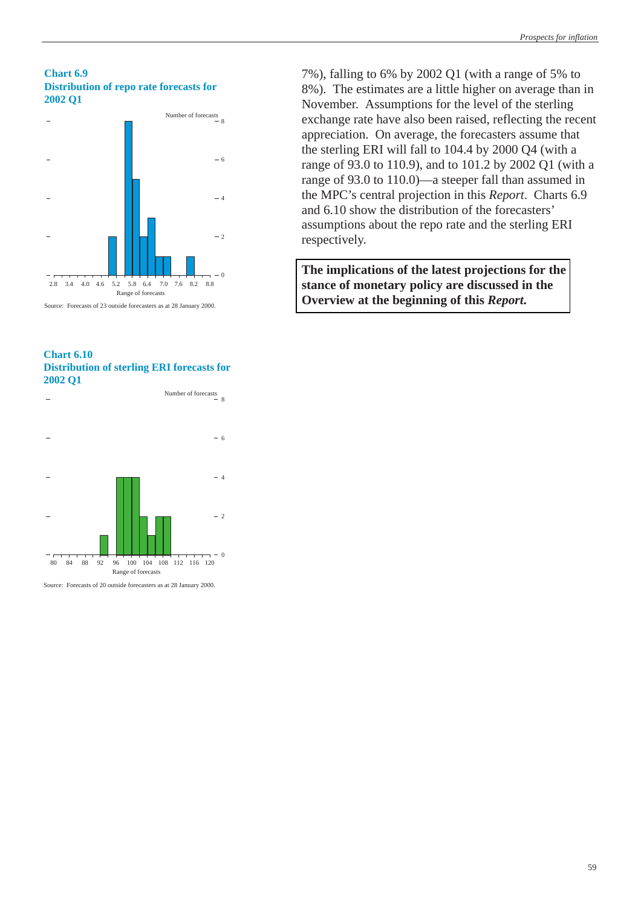**Chart 6.9**
**Distribution of repo rate forecasts for 2002 Q1**

Number of forecasts

Range of forecasts

Source: Forecasts of 23 outside forecasters as at 28 January 2000.

**Chart 6.10**
**Distribution of sterling ERI forecasts for 2002 Q1**

Number of forecasts

Range of forecasts

Source: Forecasts of 20 outside forecasters as at 28 January 2000.

7%), falling to 6% by 2002 Q1 (with a range of 5% to 8%). The estimates are a little higher on average than in November. Assumptions for the level of the sterling exchange rate have also been raised, reflecting the recent appreciation. On average, the forecasters assume that the sterling ERI will fall to 104.4 by 2000 Q4 (with a range of 93.0 to 110.9), and to 101.2 by 2002 Q1 (with a range of 93.0 to 110.0)—a steeper fall than assumed in the MPC's central projection in this *Report*. Charts 6.9 and 6.10 show the distribution of the forecasters' assumptions about the repo rate and the sterling ERI respectively.

**The implications of the latest projections for the stance of monetary policy are discussed in the Overview at the beginning of this *Report.***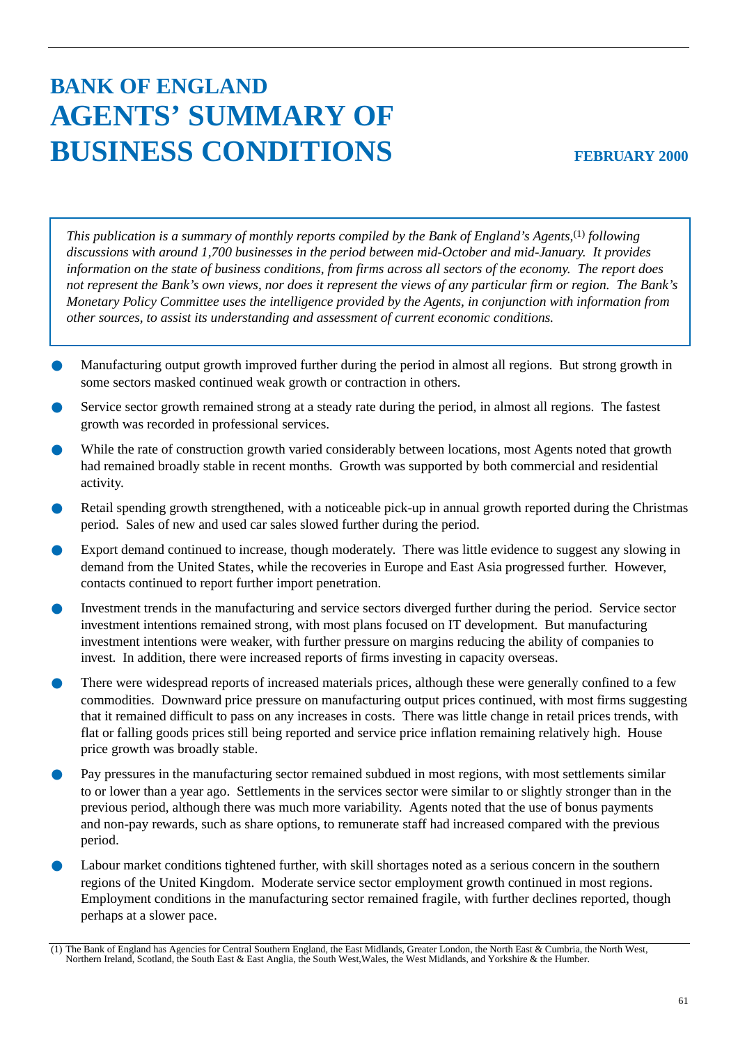# BANK OF ENGLAND
# AGENTS' SUMMARY OF BUSINESS CONDITIONS

**FEBRUARY 2000**

*This publication is a summary of monthly reports compiled by the Bank of England's Agents,*[1] *following discussions with around 1,700 businesses in the period between mid-October and mid-January. It provides information on the state of business conditions, from firms across all sectors of the economy. The report does not represent the Bank's own views, nor does it represent the views of any particular firm or region. The Bank's Monetary Policy Committee uses the intelligence provided by the Agents, in conjunction with information from other sources, to assist its understanding and assessment of current economic conditions.*

- Manufacturing output growth improved further during the period in almost all regions. But strong growth in some sectors masked continued weak growth or contraction in others.
- Service sector growth remained strong at a steady rate during the period, in almost all regions. The fastest growth was recorded in professional services.
- While the rate of construction growth varied considerably between locations, most Agents noted that growth had remained broadly stable in recent months. Growth was supported by both commercial and residential activity.
- Retail spending growth strengthened, with a noticeable pick-up in annual growth reported during the Christmas period. Sales of new and used car sales slowed further during the period.
- Export demand continued to increase, though moderately. There was little evidence to suggest any slowing in demand from the United States, while the recoveries in Europe and East Asia progressed further. However, contacts continued to report further import penetration.
- Investment trends in the manufacturing and service sectors diverged further during the period. Service sector investment intentions remained strong, with most plans focused on IT development. But manufacturing investment intentions were weaker, with further pressure on margins reducing the ability of companies to invest. In addition, there were increased reports of firms investing in capacity overseas.
- There were widespread reports of increased materials prices, although these were generally confined to a few commodities. Downward price pressure on manufacturing output prices continued, with most firms suggesting that it remained difficult to pass on any increases in costs. There was little change in retail prices trends, with flat or falling goods prices still being reported and service price inflation remaining relatively high. House price growth was broadly stable.
- Pay pressures in the manufacturing sector remained subdued in most regions, with most settlements similar to or lower than a year ago. Settlements in the services sector were similar to or slightly stronger than in the previous period, although there was much more variability. Agents noted that the use of bonus payments and non-pay rewards, such as share options, to remunerate staff had increased compared with the previous period.
- Labour market conditions tightened further, with skill shortages noted as a serious concern in the southern regions of the United Kingdom. Moderate service sector employment growth continued in most regions. Employment conditions in the manufacturing sector remained fragile, with further declines reported, though perhaps at a slower pace.

(1) The Bank of England has Agencies for Central Southern England, the East Midlands, Greater London, the North East & Cumbria, the North West, Northern Ireland, Scotland, the South East & East Anglia, the South West,Wales, the West Midlands, and Yorkshire & the Humber.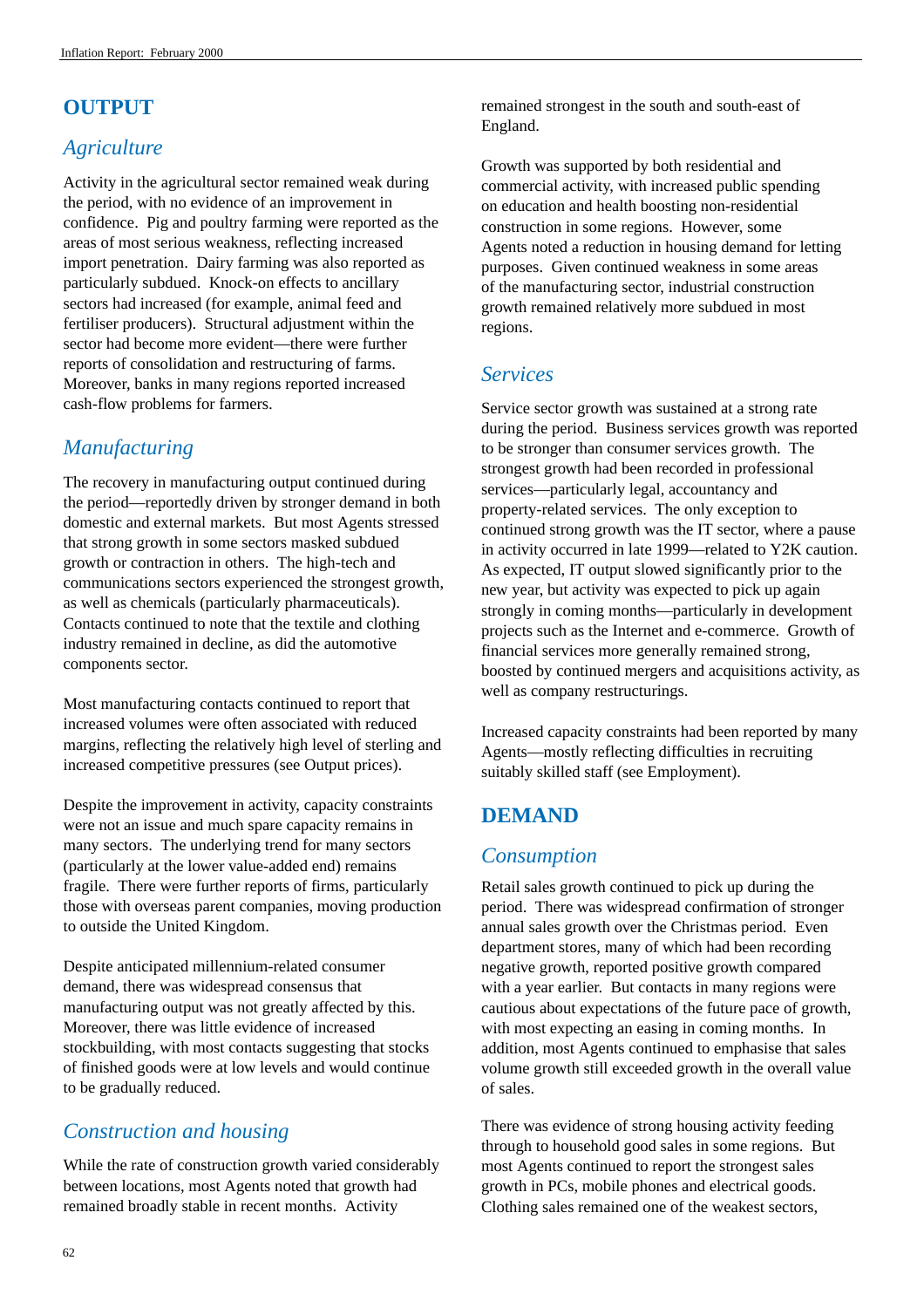## OUTPUT

### *Agriculture*

Activity in the agricultural sector remained weak during the period, with no evidence of an improvement in confidence. Pig and poultry farming were reported as the areas of most serious weakness, reflecting increased import penetration. Dairy farming was also reported as particularly subdued. Knock-on effects to ancillary sectors had increased (for example, animal feed and fertiliser producers). Structural adjustment within the sector had become more evident—there were further reports of consolidation and restructuring of farms. Moreover, banks in many regions reported increased cash-flow problems for farmers.

### *Manufacturing*

The recovery in manufacturing output continued during the period—reportedly driven by stronger demand in both domestic and external markets. But most Agents stressed that strong growth in some sectors masked subdued growth or contraction in others. The high-tech and communications sectors experienced the strongest growth, as well as chemicals (particularly pharmaceuticals). Contacts continued to note that the textile and clothing industry remained in decline, as did the automotive components sector.

Most manufacturing contacts continued to report that increased volumes were often associated with reduced margins, reflecting the relatively high level of sterling and increased competitive pressures (see Output prices).

Despite the improvement in activity, capacity constraints were not an issue and much spare capacity remains in many sectors. The underlying trend for many sectors (particularly at the lower value-added end) remains fragile. There were further reports of firms, particularly those with overseas parent companies, moving production to outside the United Kingdom.

Despite anticipated millennium-related consumer demand, there was widespread consensus that manufacturing output was not greatly affected by this. Moreover, there was little evidence of increased stockbuilding, with most contacts suggesting that stocks of finished goods were at low levels and would continue to be gradually reduced.

### *Construction and housing*

While the rate of construction growth varied considerably between locations, most Agents noted that growth had remained broadly stable in recent months. Activity remained strongest in the south and south-east of England.

Growth was supported by both residential and commercial activity, with increased public spending on education and health boosting non-residential construction in some regions. However, some Agents noted a reduction in housing demand for letting purposes. Given continued weakness in some areas of the manufacturing sector, industrial construction growth remained relatively more subdued in most regions.

### *Services*

Service sector growth was sustained at a strong rate during the period. Business services growth was reported to be stronger than consumer services growth. The strongest growth had been recorded in professional services—particularly legal, accountancy and property-related services. The only exception to continued strong growth was the IT sector, where a pause in activity occurred in late 1999—related to Y2K caution. As expected, IT output slowed significantly prior to the new year, but activity was expected to pick up again strongly in coming months—particularly in development projects such as the Internet and e-commerce. Growth of financial services more generally remained strong, boosted by continued mergers and acquisitions activity, as well as company restructurings.

Increased capacity constraints had been reported by many Agents—mostly reflecting difficulties in recruiting suitably skilled staff (see Employment).

## DEMAND

### *Consumption*

Retail sales growth continued to pick up during the period. There was widespread confirmation of stronger annual sales growth over the Christmas period. Even department stores, many of which had been recording negative growth, reported positive growth compared with a year earlier. But contacts in many regions were cautious about expectations of the future pace of growth, with most expecting an easing in coming months. In addition, most Agents continued to emphasise that sales volume growth still exceeded growth in the overall value of sales.

There was evidence of strong housing activity feeding through to household good sales in some regions. But most Agents continued to report the strongest sales growth in PCs, mobile phones and electrical goods. Clothing sales remained one of the weakest sectors,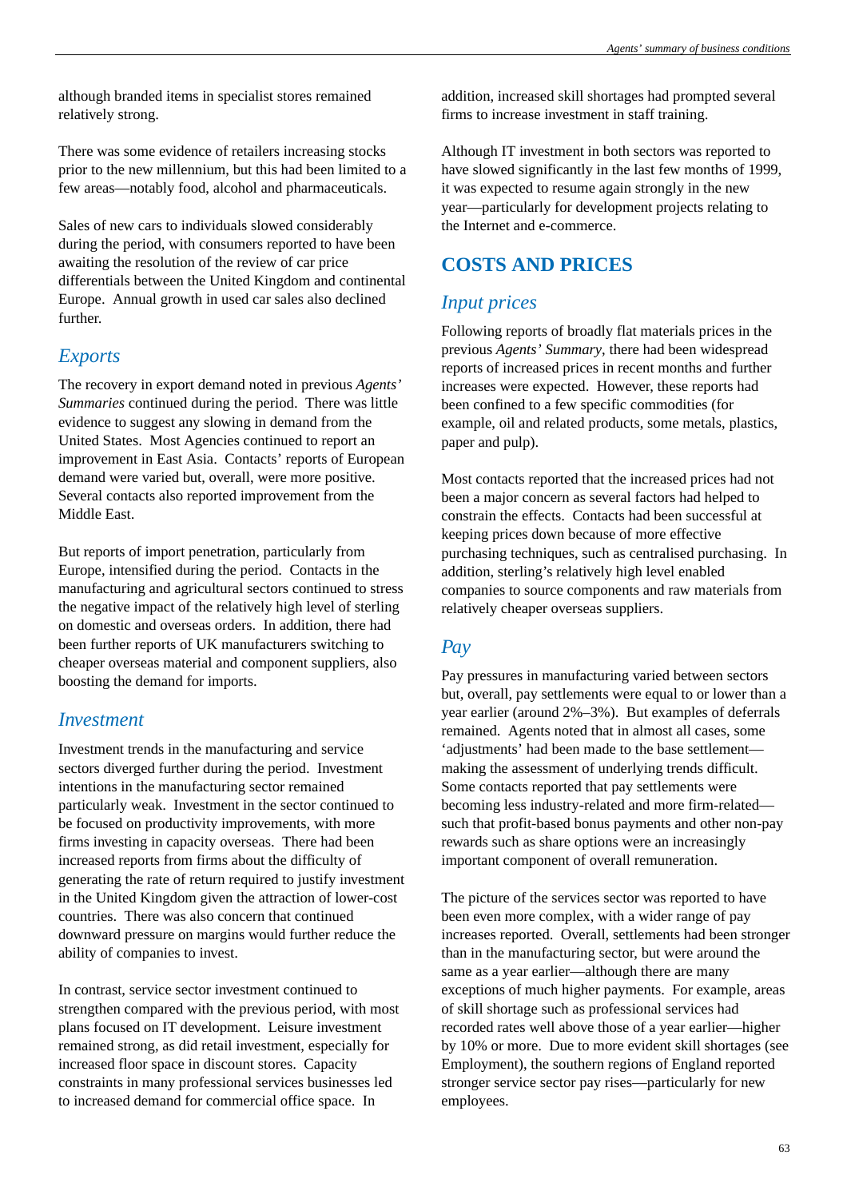although branded items in specialist stores remained relatively strong.

There was some evidence of retailers increasing stocks prior to the new millennium, but this had been limited to a few areas—notably food, alcohol and pharmaceuticals.

Sales of new cars to individuals slowed considerably during the period, with consumers reported to have been awaiting the resolution of the review of car price differentials between the United Kingdom and continental Europe. Annual growth in used car sales also declined further.

### *Exports*

The recovery in export demand noted in previous *Agents' Summaries* continued during the period. There was little evidence to suggest any slowing in demand from the United States. Most Agencies continued to report an improvement in East Asia. Contacts' reports of European demand were varied but, overall, were more positive. Several contacts also reported improvement from the Middle East.

But reports of import penetration, particularly from Europe, intensified during the period. Contacts in the manufacturing and agricultural sectors continued to stress the negative impact of the relatively high level of sterling on domestic and overseas orders. In addition, there had been further reports of UK manufacturers switching to cheaper overseas material and component suppliers, also boosting the demand for imports.

### *Investment*

Investment trends in the manufacturing and service sectors diverged further during the period. Investment intentions in the manufacturing sector remained particularly weak. Investment in the sector continued to be focused on productivity improvements, with more firms investing in capacity overseas. There had been increased reports from firms about the difficulty of generating the rate of return required to justify investment in the United Kingdom given the attraction of lower-cost countries. There was also concern that continued downward pressure on margins would further reduce the ability of companies to invest.

In contrast, service sector investment continued to strengthen compared with the previous period, with most plans focused on IT development. Leisure investment remained strong, as did retail investment, especially for increased floor space in discount stores. Capacity constraints in many professional services businesses led to increased demand for commercial office space. In addition, increased skill shortages had prompted several firms to increase investment in staff training.

Although IT investment in both sectors was reported to have slowed significantly in the last few months of 1999, it was expected to resume again strongly in the new year—particularly for development projects relating to the Internet and e-commerce.

## COSTS AND PRICES

### *Input prices*

Following reports of broadly flat materials prices in the previous *Agents' Summary*, there had been widespread reports of increased prices in recent months and further increases were expected. However, these reports had been confined to a few specific commodities (for example, oil and related products, some metals, plastics, paper and pulp).

Most contacts reported that the increased prices had not been a major concern as several factors had helped to constrain the effects. Contacts had been successful at keeping prices down because of more effective purchasing techniques, such as centralised purchasing. In addition, sterling's relatively high level enabled companies to source components and raw materials from relatively cheaper overseas suppliers.

### *Pay*

Pay pressures in manufacturing varied between sectors but, overall, pay settlements were equal to or lower than a year earlier (around 2%–3%). But examples of deferrals remained. Agents noted that in almost all cases, some 'adjustments' had been made to the base settlement—making the assessment of underlying trends difficult. Some contacts reported that pay settlements were becoming less industry-related and more firm-related—such that profit-based bonus payments and other non-pay rewards such as share options were an increasingly important component of overall remuneration.

The picture of the services sector was reported to have been even more complex, with a wider range of pay increases reported. Overall, settlements had been stronger than in the manufacturing sector, but were around the same as a year earlier—although there are many exceptions of much higher payments. For example, areas of skill shortage such as professional services had recorded rates well above those of a year earlier—higher by 10% or more. Due to more evident skill shortages (see Employment), the southern regions of England reported stronger service sector pay rises—particularly for new employees.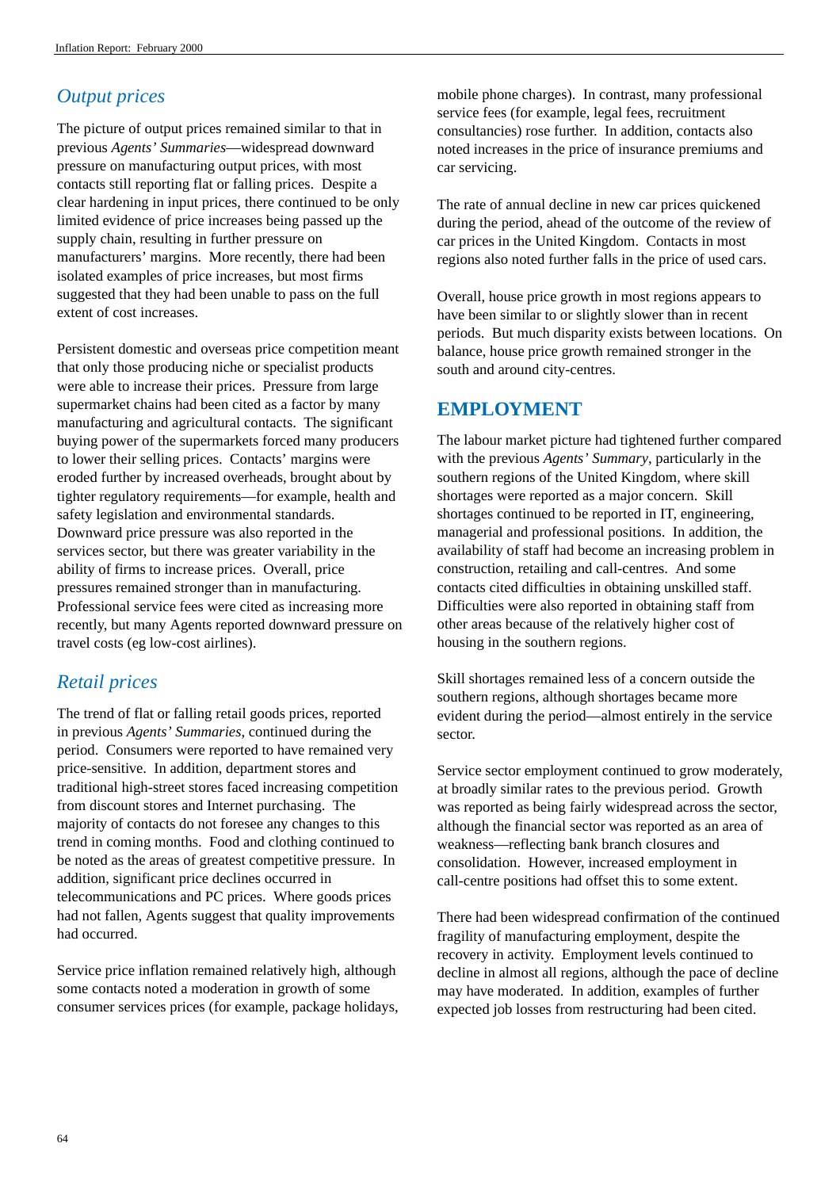### *Output prices*

The picture of output prices remained similar to that in previous *Agents' Summaries*—widespread downward pressure on manufacturing output prices, with most contacts still reporting flat or falling prices. Despite a clear hardening in input prices, there continued to be only limited evidence of price increases being passed up the supply chain, resulting in further pressure on manufacturers' margins. More recently, there had been isolated examples of price increases, but most firms suggested that they had been unable to pass on the full extent of cost increases.

Persistent domestic and overseas price competition meant that only those producing niche or specialist products were able to increase their prices. Pressure from large supermarket chains had been cited as a factor by many manufacturing and agricultural contacts. The significant buying power of the supermarkets forced many producers to lower their selling prices. Contacts' margins were eroded further by increased overheads, brought about by tighter regulatory requirements—for example, health and safety legislation and environmental standards. Downward price pressure was also reported in the services sector, but there was greater variability in the ability of firms to increase prices. Overall, price pressures remained stronger than in manufacturing. Professional service fees were cited as increasing more recently, but many Agents reported downward pressure on travel costs (eg low-cost airlines).

### *Retail prices*

The trend of flat or falling retail goods prices, reported in previous *Agents' Summaries*, continued during the period. Consumers were reported to have remained very price-sensitive. In addition, department stores and traditional high-street stores faced increasing competition from discount stores and Internet purchasing. The majority of contacts do not foresee any changes to this trend in coming months. Food and clothing continued to be noted as the areas of greatest competitive pressure. In addition, significant price declines occurred in telecommunications and PC prices. Where goods prices had not fallen, Agents suggest that quality improvements had occurred.

Service price inflation remained relatively high, although some contacts noted a moderation in growth of some consumer services prices (for example, package holidays, mobile phone charges). In contrast, many professional service fees (for example, legal fees, recruitment consultancies) rose further. In addition, contacts also noted increases in the price of insurance premiums and car servicing.

The rate of annual decline in new car prices quickened during the period, ahead of the outcome of the review of car prices in the United Kingdom. Contacts in most regions also noted further falls in the price of used cars.

Overall, house price growth in most regions appears to have been similar to or slightly slower than in recent periods. But much disparity exists between locations. On balance, house price growth remained stronger in the south and around city-centres.

## EMPLOYMENT

The labour market picture had tightened further compared with the previous *Agents' Summary*, particularly in the southern regions of the United Kingdom, where skill shortages were reported as a major concern. Skill shortages continued to be reported in IT, engineering, managerial and professional positions. In addition, the availability of staff had become an increasing problem in construction, retailing and call-centres. And some contacts cited difficulties in obtaining unskilled staff. Difficulties were also reported in obtaining staff from other areas because of the relatively higher cost of housing in the southern regions.

Skill shortages remained less of a concern outside the southern regions, although shortages became more evident during the period—almost entirely in the service sector.

Service sector employment continued to grow moderately, at broadly similar rates to the previous period. Growth was reported as being fairly widespread across the sector, although the financial sector was reported as an area of weakness—reflecting bank branch closures and consolidation. However, increased employment in call-centre positions had offset this to some extent.

There had been widespread confirmation of the continued fragility of manufacturing employment, despite the recovery in activity. Employment levels continued to decline in almost all regions, although the pace of decline may have moderated. In addition, examples of further expected job losses from restructuring had been cited.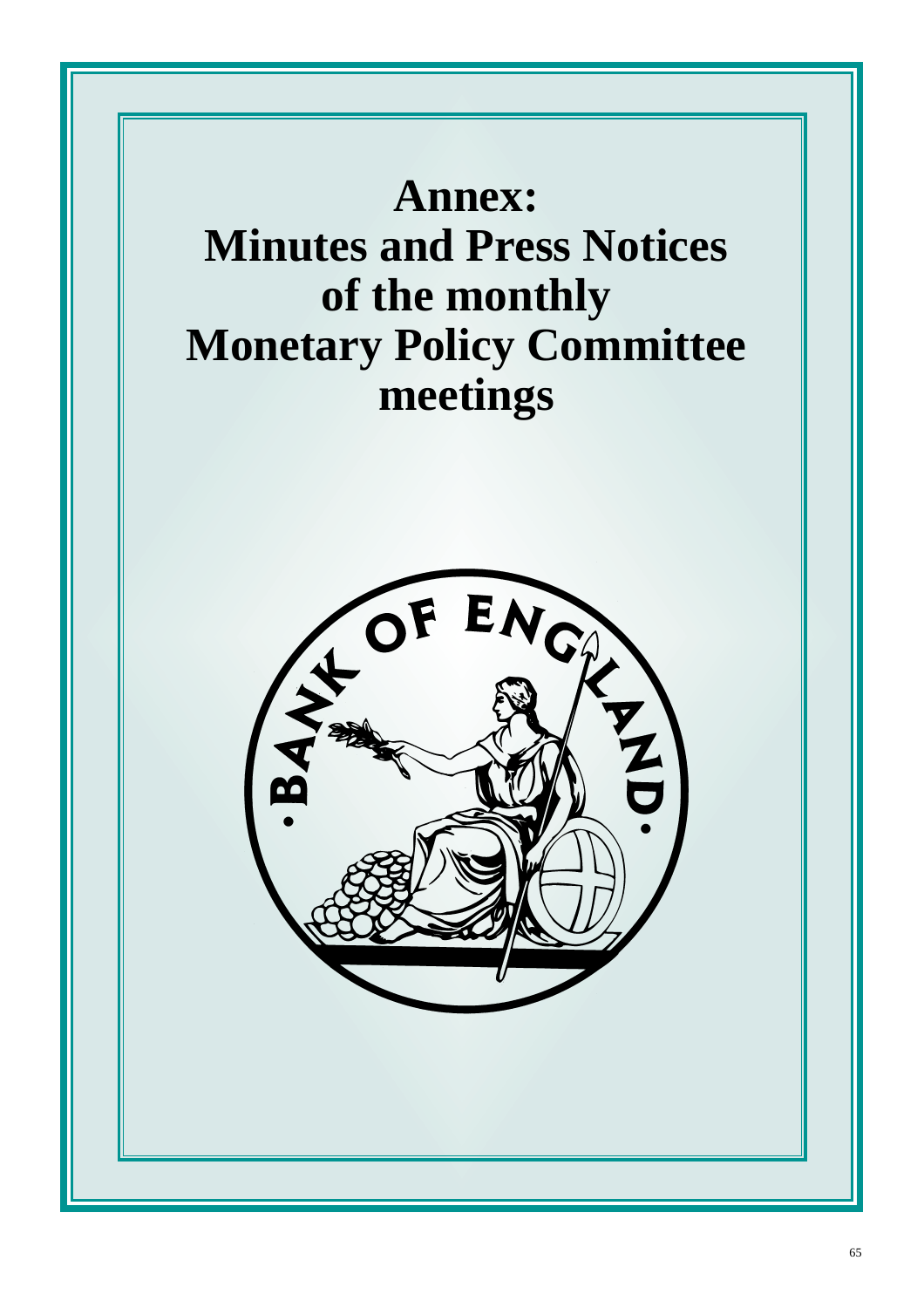# Annex: Minutes and Press Notices of the monthly Monetary Policy Committee meetings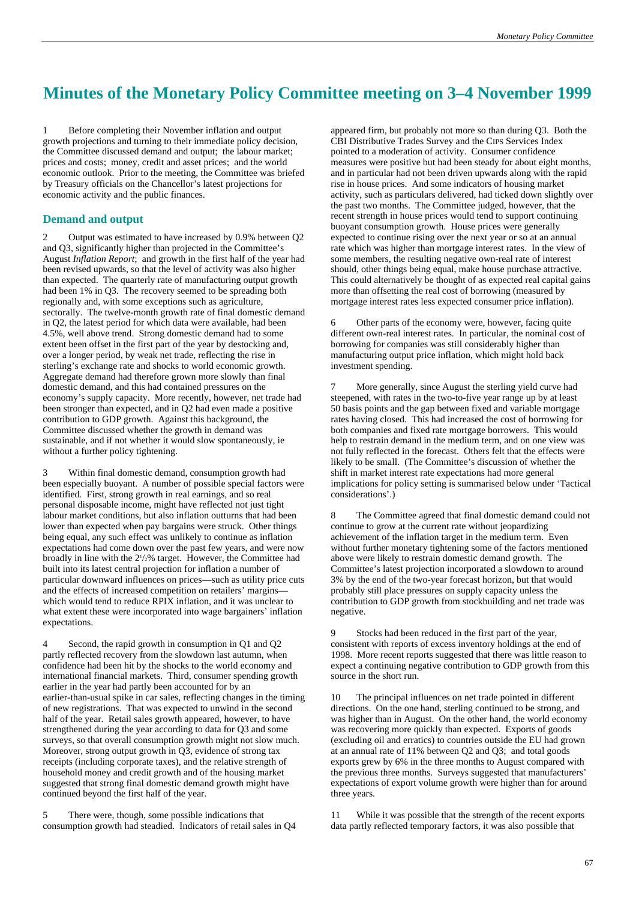# Minutes of the Monetary Policy Committee meeting on 3–4 November 1999

1 Before completing their November inflation and output growth projections and turning to their immediate policy decision, the Committee discussed demand and output; the labour market; prices and costs; money, credit and asset prices; and the world economic outlook. Prior to the meeting, the Committee was briefed by Treasury officials on the Chancellor's latest projections for economic activity and the public finances.

## Demand and output

2 Output was estimated to have increased by 0.9% between Q2 and Q3, significantly higher than projected in the Committee's August *Inflation Report*; and growth in the first half of the year had been revised upwards, so that the level of activity was also higher than expected. The quarterly rate of manufacturing output growth had been 1% in Q3. The recovery seemed to be spreading both regionally and, with some exceptions such as agriculture, sectorally. The twelve-month growth rate of final domestic demand in Q2, the latest period for which data were available, had been 4.5%, well above trend. Strong domestic demand had to some extent been offset in the first part of the year by destocking and, over a longer period, by weak net trade, reflecting the rise in sterling's exchange rate and shocks to world economic growth. Aggregate demand had therefore grown more slowly than final domestic demand, and this had contained pressures on the economy's supply capacity. More recently, however, net trade had been stronger than expected, and in Q2 had even made a positive contribution to GDP growth. Against this background, the Committee discussed whether the growth in demand was sustainable, and if not whether it would slow spontaneously, ie without a further policy tightening.

3 Within final domestic demand, consumption growth had been especially buoyant. A number of possible special factors were identified. First, strong growth in real earnings, and so real personal disposable income, might have reflected not just tight labour market conditions, but also inflation outturns that had been lower than expected when pay bargains were struck. Other things being equal, any such effect was unlikely to continue as inflation expectations had come down over the past few years, and were now broadly in line with the 2½% target. However, the Committee had built into its latest central projection for inflation a number of particular downward influences on prices—such as utility price cuts and the effects of increased competition on retailers' margins—which would tend to reduce RPIX inflation, and it was unclear to what extent these were incorporated into wage bargainers' inflation expectations.

4 Second, the rapid growth in consumption in Q1 and Q2 partly reflected recovery from the slowdown last autumn, when confidence had been hit by the shocks to the world economy and international financial markets. Third, consumer spending growth earlier in the year had partly been accounted for by an earlier-than-usual spike in car sales, reflecting changes in the timing of new registrations. That was expected to unwind in the second half of the year. Retail sales growth appeared, however, to have strengthened during the year according to data for Q3 and some surveys, so that overall consumption growth might not slow much. Moreover, strong output growth in Q3, evidence of strong tax receipts (including corporate taxes), and the relative strength of household money and credit growth and of the housing market suggested that strong final domestic demand growth might have continued beyond the first half of the year.

5 There were, though, some possible indications that consumption growth had steadied. Indicators of retail sales in Q4 appeared firm, but probably not more so than during Q3. Both the CBI Distributive Trades Survey and the CIPS Services Index pointed to a moderation of activity. Consumer confidence measures were positive but had been steady for about eight months, and in particular had not been driven upwards along with the rapid rise in house prices. And some indicators of housing market activity, such as particulars delivered, had ticked down slightly over the past two months. The Committee judged, however, that the recent strength in house prices would tend to support continuing buoyant consumption growth. House prices were generally expected to continue rising over the next year or so at an annual rate which was higher than mortgage interest rates. In the view of some members, the resulting negative own-real rate of interest should, other things being equal, make house purchase attractive. This could alternatively be thought of as expected real capital gains more than offsetting the real cost of borrowing (measured by mortgage interest rates less expected consumer price inflation).

6 Other parts of the economy were, however, facing quite different own-real interest rates. In particular, the nominal cost of borrowing for companies was still considerably higher than manufacturing output price inflation, which might hold back investment spending.

7 More generally, since August the sterling yield curve had steepened, with rates in the two-to-five year range up by at least 50 basis points and the gap between fixed and variable mortgage rates having closed. This had increased the cost of borrowing for both companies and fixed rate mortgage borrowers. This would help to restrain demand in the medium term, and on one view was not fully reflected in the forecast. Others felt that the effects were likely to be small. (The Committee's discussion of whether the shift in market interest rate expectations had more general implications for policy setting is summarised below under 'Tactical considerations'.)

8 The Committee agreed that final domestic demand could not continue to grow at the current rate without jeopardizing achievement of the inflation target in the medium term. Even without further monetary tightening some of the factors mentioned above were likely to restrain domestic demand growth. The Committee's latest projection incorporated a slowdown to around 3% by the end of the two-year forecast horizon, but that would probably still place pressures on supply capacity unless the contribution to GDP growth from stockbuilding and net trade was negative.

9 Stocks had been reduced in the first part of the year, consistent with reports of excess inventory holdings at the end of 1998. More recent reports suggested that there was little reason to expect a continuing negative contribution to GDP growth from this source in the short run.

10 The principal influences on net trade pointed in different directions. On the one hand, sterling continued to be strong, and was higher than in August. On the other hand, the world economy was recovering more quickly than expected. Exports of goods (excluding oil and erratics) to countries outside the EU had grown at an annual rate of 11% between Q2 and Q3; and total goods exports grew by 6% in the three months to August compared with the previous three months. Surveys suggested that manufacturers' expectations of export volume growth were higher than for around three years.

11 While it was possible that the strength of the recent exports data partly reflected temporary factors, it was also possible that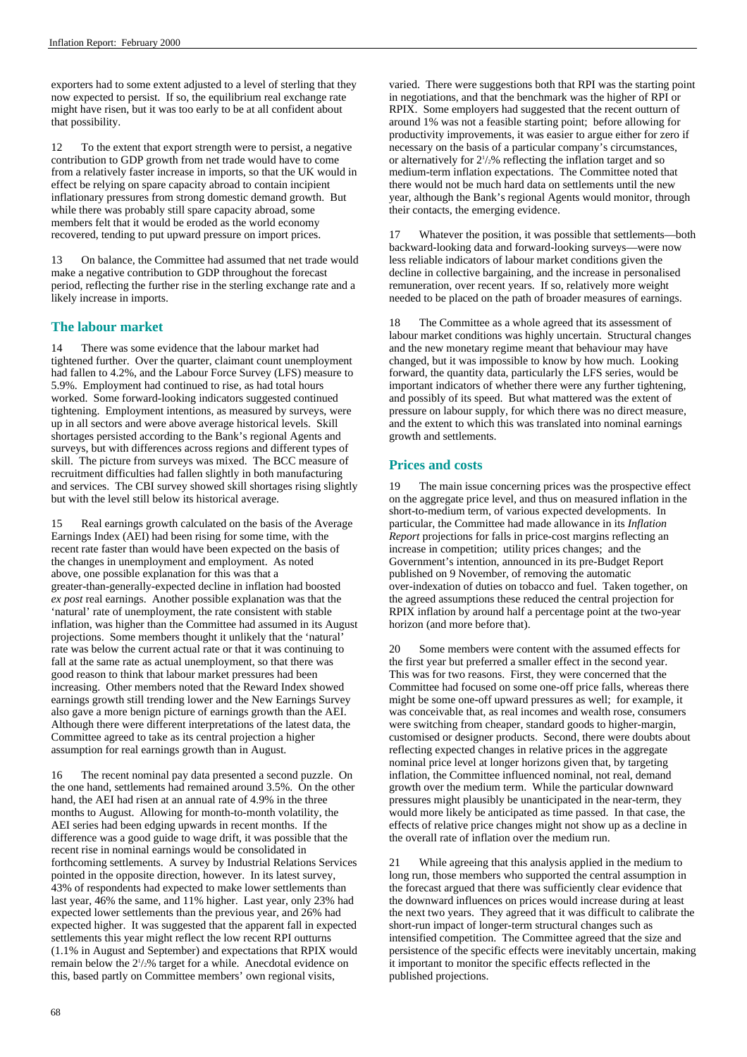exporters had to some extent adjusted to a level of sterling that they now expected to persist. If so, the equilibrium real exchange rate might have risen, but it was too early to be at all confident about that possibility.

12 To the extent that export strength were to persist, a negative contribution to GDP growth from net trade would have to come from a relatively faster increase in imports, so that the UK would in effect be relying on spare capacity abroad to contain incipient inflationary pressures from strong domestic demand growth. But while there was probably still spare capacity abroad, some members felt that it would be eroded as the world economy recovered, tending to put upward pressure on import prices.

13 On balance, the Committee had assumed that net trade would make a negative contribution to GDP throughout the forecast period, reflecting the further rise in the sterling exchange rate and a likely increase in imports.

## The labour market

14 There was some evidence that the labour market had tightened further. Over the quarter, claimant count unemployment had fallen to 4.2%, and the Labour Force Survey (LFS) measure to 5.9%. Employment had continued to rise, as had total hours worked. Some forward-looking indicators suggested continued tightening. Employment intentions, as measured by surveys, were up in all sectors and were above average historical levels. Skill shortages persisted according to the Bank's regional Agents and surveys, but with differences across regions and different types of skill. The picture from surveys was mixed. The BCC measure of recruitment difficulties had fallen slightly in both manufacturing and services. The CBI survey showed skill shortages rising slightly but with the level still below its historical average.

15 Real earnings growth calculated on the basis of the Average Earnings Index (AEI) had been rising for some time, with the recent rate faster than would have been expected on the basis of the changes in unemployment and employment. As noted above, one possible explanation for this was that a greater-than-generally-expected decline in inflation had boosted *ex post* real earnings. Another possible explanation was that the 'natural' rate of unemployment, the rate consistent with stable inflation, was higher than the Committee had assumed in its August projections. Some members thought it unlikely that the 'natural' rate was below the current actual rate or that it was continuing to fall at the same rate as actual unemployment, so that there was good reason to think that labour market pressures had been increasing. Other members noted that the Reward Index showed earnings growth still trending lower and the New Earnings Survey also gave a more benign picture of earnings growth than the AEI. Although there were different interpretations of the latest data, the Committee agreed to take as its central projection a higher assumption for real earnings growth than in August.

16 The recent nominal pay data presented a second puzzle. On the one hand, settlements had remained around 3.5%. On the other hand, the AEI had risen at an annual rate of 4.9% in the three months to August. Allowing for month-to-month volatility, the AEI series had been edging upwards in recent months. If the difference was a good guide to wage drift, it was possible that the recent rise in nominal earnings would be consolidated in forthcoming settlements. A survey by Industrial Relations Services pointed in the opposite direction, however. In its latest survey, 43% of respondents had expected to make lower settlements than last year, 46% the same, and 11% higher. Last year, only 23% had expected lower settlements than the previous year, and 26% had expected higher. It was suggested that the apparent fall in expected settlements this year might reflect the low recent RPI outturns (1.1% in August and September) and expectations that RPIX would remain below the 2½% target for a while. Anecdotal evidence on this, based partly on Committee members' own regional visits, varied. There were suggestions both that RPI was the starting point in negotiations, and that the benchmark was the higher of RPI or RPIX. Some employers had suggested that the recent outturn of around 1% was not a feasible starting point; before allowing for productivity improvements, it was easier to argue either for zero if necessary on the basis of a particular company's circumstances, or alternatively for 2½% reflecting the inflation target and so medium-term inflation expectations. The Committee noted that there would not be much hard data on settlements until the new year, although the Bank's regional Agents would monitor, through their contacts, the emerging evidence.

17 Whatever the position, it was possible that settlements—both backward-looking data and forward-looking surveys—were now less reliable indicators of labour market conditions given the decline in collective bargaining, and the increase in personalised remuneration, over recent years. If so, relatively more weight needed to be placed on the path of broader measures of earnings.

18 The Committee as a whole agreed that its assessment of labour market conditions was highly uncertain. Structural changes and the new monetary regime meant that behaviour may have changed, but it was impossible to know by how much. Looking forward, the quantity data, particularly the LFS series, would be important indicators of whether there were any further tightening, and possibly of its speed. But what mattered was the extent of pressure on labour supply, for which there was no direct measure, and the extent to which this was translated into nominal earnings growth and settlements.

## Prices and costs

19 The main issue concerning prices was the prospective effect on the aggregate price level, and thus on measured inflation in the short-to-medium term, of various expected developments. In particular, the Committee had made allowance in its *Inflation Report* projections for falls in price-cost margins reflecting an increase in competition; utility prices changes; and the Government's intention, announced in its pre-Budget Report published on 9 November, of removing the automatic over-indexation of duties on tobacco and fuel. Taken together, on the agreed assumptions these reduced the central projection for RPIX inflation by around half a percentage point at the two-year horizon (and more before that).

20 Some members were content with the assumed effects for the first year but preferred a smaller effect in the second year. This was for two reasons. First, they were concerned that the Committee had focused on some one-off price falls, whereas there might be some one-off upward pressures as well; for example, it was conceivable that, as real incomes and wealth rose, consumers were switching from cheaper, standard goods to higher-margin, customised or designer products. Second, there were doubts about reflecting expected changes in relative prices in the aggregate nominal price level at longer horizons given that, by targeting inflation, the Committee influenced nominal, not real, demand growth over the medium term. While the particular downward pressures might plausibly be unanticipated in the near-term, they would more likely be anticipated as time passed. In that case, the effects of relative price changes might not show up as a decline in the overall rate of inflation over the medium run.

21 While agreeing that this analysis applied in the medium to long run, those members who supported the central assumption in the forecast argued that there was sufficiently clear evidence that the downward influences on prices would increase during at least the next two years. They agreed that it was difficult to calibrate the short-run impact of longer-term structural changes such as intensified competition. The Committee agreed that the size and persistence of the specific effects were inevitably uncertain, making it important to monitor the specific effects reflected in the published projections.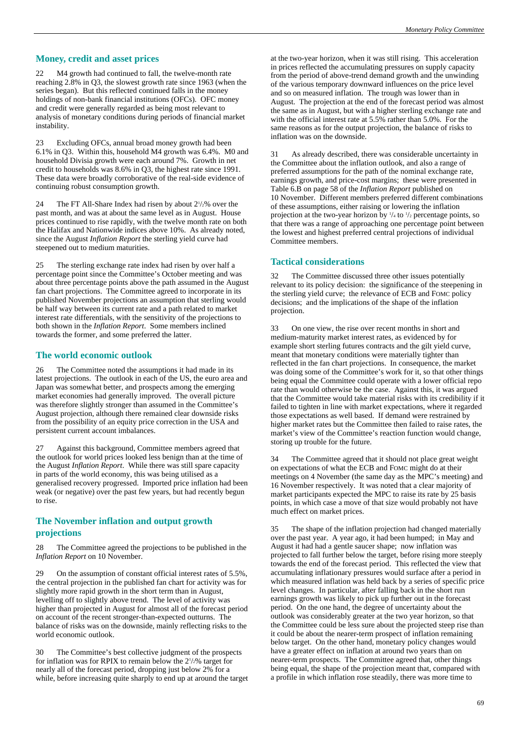## Money, credit and asset prices

22 M4 growth had continued to fall, the twelve-month rate reaching 2.8% in Q3, the slowest growth rate since 1963 (when the series began). But this reflected continued falls in the money holdings of non-bank financial institutions (OFCs). OFC money and credit were generally regarded as being most relevant to analysis of monetary conditions during periods of financial market instability.

23 Excluding OFCs, annual broad money growth had been 6.1% in Q3. Within this, household M4 growth was 6.4%. M0 and household Divisia growth were each around 7%. Growth in net credit to households was 8.6% in Q3, the highest rate since 1991. These data were broadly corroborative of the real-side evidence of continuing robust consumption growth.

24 The FT All-Share Index had risen by about 2½% over the past month, and was at about the same level as in August. House prices continued to rise rapidly, with the twelve month rate on both the Halifax and Nationwide indices above 10%. As already noted, since the August *Inflation Report* the sterling yield curve had steepened out to medium maturities.

25 The sterling exchange rate index had risen by over half a percentage point since the Committee's October meeting and was about three percentage points above the path assumed in the August fan chart projections. The Committee agreed to incorporate in its published November projections an assumption that sterling would be half way between its current rate and a path related to market interest rate differentials, with the sensitivity of the projections to both shown in the *Inflation Report*. Some members inclined towards the former, and some preferred the latter.

## The world economic outlook

26 The Committee noted the assumptions it had made in its latest projections. The outlook in each of the US, the euro area and Japan was somewhat better, and prospects among the emerging market economies had generally improved. The overall picture was therefore slightly stronger than assumed in the Committee's August projection, although there remained clear downside risks from the possibility of an equity price correction in the USA and persistent current account imbalances.

27 Against this background, Committee members agreed that the outlook for world prices looked less benign than at the time of the August *Inflation Report*. While there was still spare capacity in parts of the world economy, this was being utilised as a generalised recovery progressed. Imported price inflation had been weak (or negative) over the past few years, but had recently begun to rise.

## The November inflation and output growth projections

28 The Committee agreed the projections to be published in the *Inflation Report* on 10 November.

29 On the assumption of constant official interest rates of 5.5%, the central projection in the published fan chart for activity was for slightly more rapid growth in the short term than in August, levelling off to slightly above trend. The level of activity was higher than projected in August for almost all of the forecast period on account of the recent stronger-than-expected outturns. The balance of risks was on the downside, mainly reflecting risks to the world economic outlook.

30 The Committee's best collective judgment of the prospects for inflation was for RPIX to remain below the 2½% target for nearly all of the forecast period, dropping just below 2% for a while, before increasing quite sharply to end up at around the target at the two-year horizon, when it was still rising. This acceleration in prices reflected the accumulating pressures on supply capacity from the period of above-trend demand growth and the unwinding of the various temporary downward influences on the price level and so on measured inflation. The trough was lower than in August. The projection at the end of the forecast period was almost the same as in August, but with a higher sterling exchange rate and with the official interest rate at 5.5% rather than 5.0%. For the same reasons as for the output projection, the balance of risks to inflation was on the downside.

31 As already described, there was considerable uncertainty in the Committee about the inflation outlook, and also a range of preferred assumptions for the path of the nominal exchange rate, earnings growth, and price-cost margins; these were presented in Table 6.B on page 58 of the *Inflation Report* published on 10 November. Different members preferred different combinations of these assumptions, either raising or lowering the inflation projection at the two-year horizon by ¼ to ½ percentage points, so that there was a range of approaching one percentage point between the lowest and highest preferred central projections of individual Committee members.

## Tactical considerations

32 The Committee discussed three other issues potentially relevant to its policy decision: the significance of the steepening in the sterling yield curve; the relevance of ECB and FOMC policy decisions; and the implications of the shape of the inflation projection.

33 On one view, the rise over recent months in short and medium-maturity market interest rates, as evidenced by for example short sterling futures contracts and the gilt yield curve, meant that monetary conditions were materially tighter than reflected in the fan chart projections. In consequence, the market was doing some of the Committee's work for it, so that other things being equal the Committee could operate with a lower official repo rate than would otherwise be the case. Against this, it was argued that the Committee would take material risks with its credibility if it failed to tighten in line with market expectations, where it regarded those expectations as well based. If demand were restrained by higher market rates but the Committee then failed to raise rates, the market's view of the Committee's reaction function would change, storing up trouble for the future.

34 The Committee agreed that it should not place great weight on expectations of what the ECB and FOMC might do at their meetings on 4 November (the same day as the MPC's meeting) and 16 November respectively. It was noted that a clear majority of market participants expected the MPC to raise its rate by 25 basis points, in which case a move of that size would probably not have much effect on market prices.

35 The shape of the inflation projection had changed materially over the past year. A year ago, it had been humped; in May and August it had had a gentle saucer shape; now inflation was projected to fall further below the target, before rising more steeply towards the end of the forecast period. This reflected the view that accumulating inflationary pressures would surface after a period in which measured inflation was held back by a series of specific price level changes. In particular, after falling back in the short run earnings growth was likely to pick up further out in the forecast period. On the one hand, the degree of uncertainty about the outlook was considerably greater at the two year horizon, so that the Committee could be less sure about the projected steep rise than it could be about the nearer-term prospect of inflation remaining below target. On the other hand, monetary policy changes would have a greater effect on inflation at around two years than on nearer-term prospects. The Committee agreed that, other things being equal, the shape of the projection meant that, compared with a profile in which inflation rose steadily, there was more time to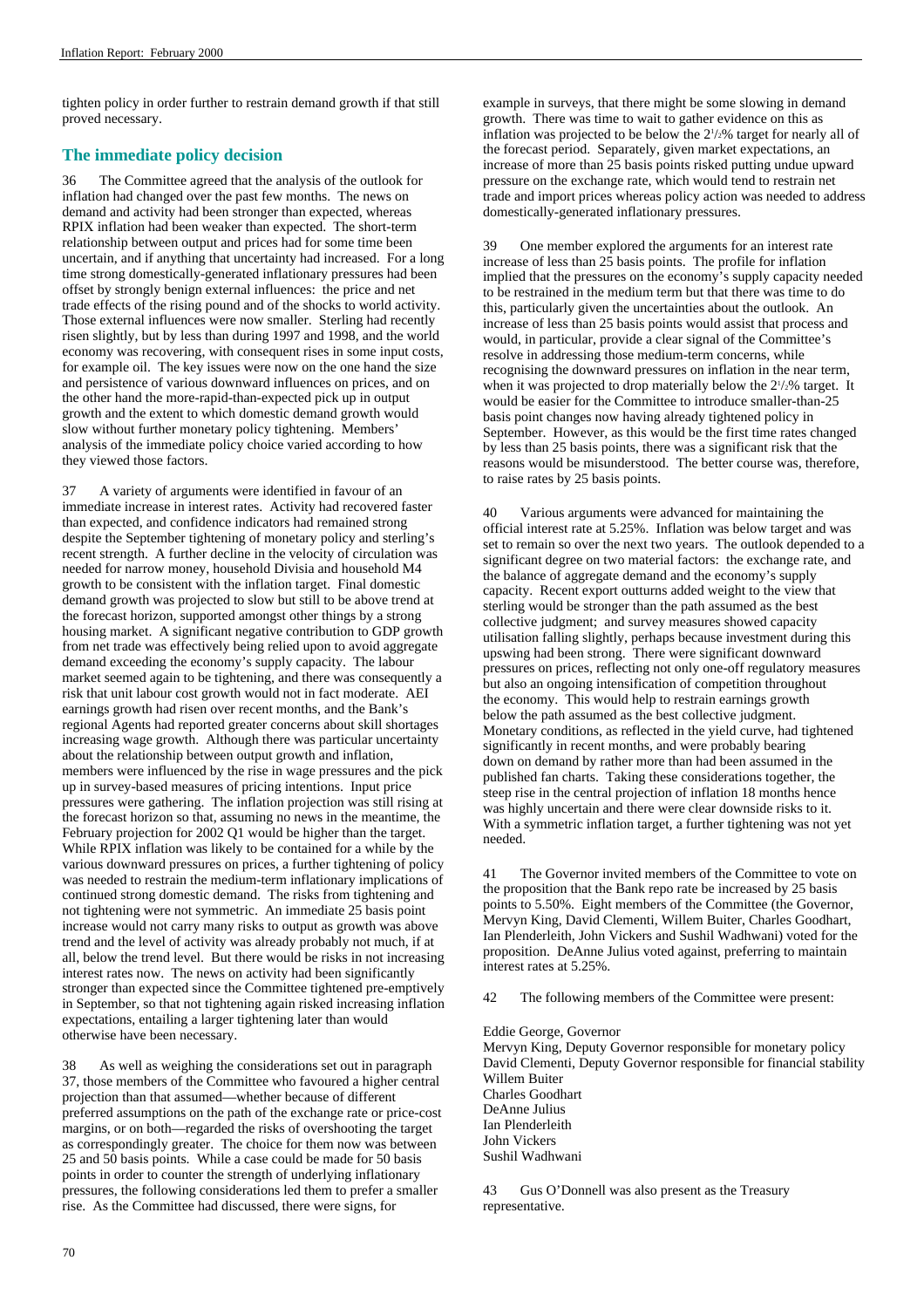tighten policy in order further to restrain demand growth if that still proved necessary.

## The immediate policy decision

36 The Committee agreed that the analysis of the outlook for inflation had changed over the past few months. The news on demand and activity had been stronger than expected, whereas RPIX inflation had been weaker than expected. The short-term relationship between output and prices had for some time been uncertain, and if anything that uncertainty had increased. For a long time strong domestically-generated inflationary pressures had been offset by strongly benign external influences: the price and net trade effects of the rising pound and of the shocks to world activity. Those external influences were now smaller. Sterling had recently risen slightly, but by less than during 1997 and 1998, and the world economy was recovering, with consequent rises in some input costs, for example oil. The key issues were now on the one hand the size and persistence of various downward influences on prices, and on the other hand the more-rapid-than-expected pick up in output growth and the extent to which domestic demand growth would slow without further monetary policy tightening. Members' analysis of the immediate policy choice varied according to how they viewed those factors.

37 A variety of arguments were identified in favour of an immediate increase in interest rates. Activity had recovered faster than expected, and confidence indicators had remained strong despite the September tightening of monetary policy and sterling's recent strength. A further decline in the velocity of circulation was needed for narrow money, household Divisia and household M4 growth to be consistent with the inflation target. Final domestic demand growth was projected to slow but still to be above trend at the forecast horizon, supported amongst other things by a strong housing market. A significant negative contribution to GDP growth from net trade was effectively being relied upon to avoid aggregate demand exceeding the economy's supply capacity. The labour market seemed again to be tightening, and there was consequently a risk that unit labour cost growth would not in fact moderate. AEI earnings growth had risen over recent months, and the Bank's regional Agents had reported greater concerns about skill shortages increasing wage growth. Although there was particular uncertainty about the relationship between output growth and inflation, members were influenced by the rise in wage pressures and the pick up in survey-based measures of pricing intentions. Input price pressures were gathering. The inflation projection was still rising at the forecast horizon so that, assuming no news in the meantime, the February projection for 2002 Q1 would be higher than the target. While RPIX inflation was likely to be contained for a while by the various downward pressures on prices, a further tightening of policy was needed to restrain the medium-term inflationary implications of continued strong domestic demand. The risks from tightening and not tightening were not symmetric. An immediate 25 basis point increase would not carry many risks to output as growth was above trend and the level of activity was already probably not much, if at all, below the trend level. But there would be risks in not increasing interest rates now. The news on activity had been significantly stronger than expected since the Committee tightened pre-emptively in September, so that not tightening again risked increasing inflation expectations, entailing a larger tightening later than would otherwise have been necessary.

38 As well as weighing the considerations set out in paragraph 37, those members of the Committee who favoured a higher central projection than that assumed—whether because of different preferred assumptions on the path of the exchange rate or price-cost margins, or on both—regarded the risks of overshooting the target as correspondingly greater. The choice for them now was between 25 and 50 basis points. While a case could be made for 50 basis points in order to counter the strength of underlying inflationary pressures, the following considerations led them to prefer a smaller rise. As the Committee had discussed, there were signs, for example in surveys, that there might be some slowing in demand growth. There was time to wait to gather evidence on this as inflation was projected to be below the 2½% target for nearly all of the forecast period. Separately, given market expectations, an increase of more than 25 basis points risked putting undue upward pressure on the exchange rate, which would tend to restrain net trade and import prices whereas policy action was needed to address domestically-generated inflationary pressures.

39 One member explored the arguments for an interest rate increase of less than 25 basis points. The profile for inflation implied that the pressures on the economy's supply capacity needed to be restrained in the medium term but that there was time to do this, particularly given the uncertainties about the outlook. An increase of less than 25 basis points would assist that process and would, in particular, provide a clear signal of the Committee's resolve in addressing those medium-term concerns, while recognising the downward pressures on inflation in the near term, when it was projected to drop materially below the 2½% target. It would be easier for the Committee to introduce smaller-than-25 basis point changes now having already tightened policy in September. However, as this would be the first time rates changed by less than 25 basis points, there was a significant risk that the reasons would be misunderstood. The better course was, therefore, to raise rates by 25 basis points.

40 Various arguments were advanced for maintaining the official interest rate at 5.25%. Inflation was below target and was set to remain so over the next two years. The outlook depended to a significant degree on two material factors: the exchange rate, and the balance of aggregate demand and the economy's supply capacity. Recent export outturns added weight to the view that sterling would be stronger than the path assumed as the best collective judgment; and survey measures showed capacity utilisation falling slightly, perhaps because investment during this upswing had been strong. There were significant downward pressures on prices, reflecting not only one-off regulatory measures but also an ongoing intensification of competition throughout the economy. This would help to restrain earnings growth below the path assumed as the best collective judgment. Monetary conditions, as reflected in the yield curve, had tightened significantly in recent months, and were probably bearing down on demand by rather more than had been assumed in the published fan charts. Taking these considerations together, the steep rise in the central projection of inflation 18 months hence was highly uncertain and there were clear downside risks to it. With a symmetric inflation target, a further tightening was not yet needed.

41 The Governor invited members of the Committee to vote on the proposition that the Bank repo rate be increased by 25 basis points to 5.50%. Eight members of the Committee (the Governor, Mervyn King, David Clementi, Willem Buiter, Charles Goodhart, Ian Plenderleith, John Vickers and Sushil Wadhwani) voted for the proposition. DeAnne Julius voted against, preferring to maintain interest rates at 5.25%.

42 The following members of the Committee were present:

Eddie George, Governor
Mervyn King, Deputy Governor responsible for monetary policy
David Clementi, Deputy Governor responsible for financial stability
Willem Buiter
Charles Goodhart
DeAnne Julius
Ian Plenderleith
John Vickers
Sushil Wadhwani

43 Gus O'Donnell was also present as the Treasury representative.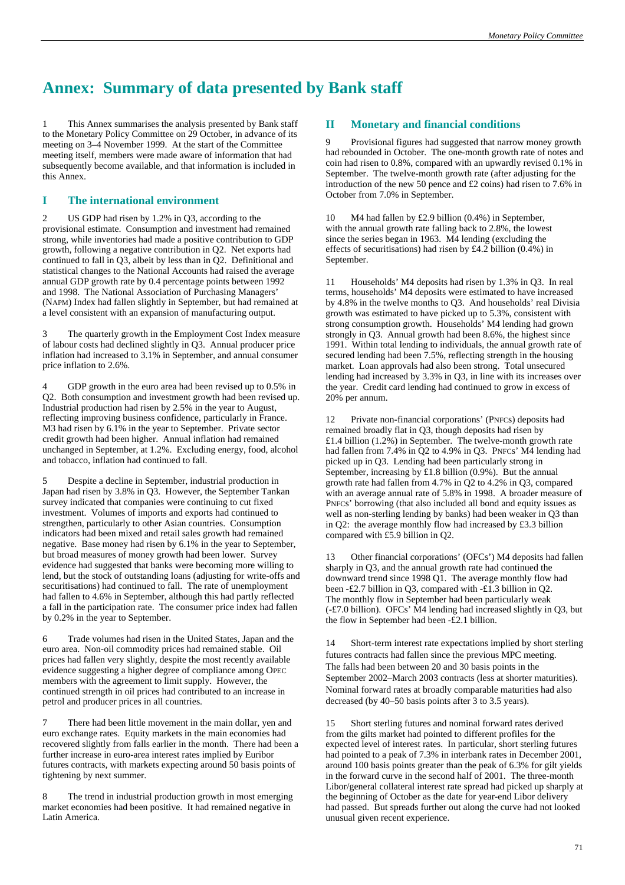# Annex: Summary of data presented by Bank staff

1 This Annex summarises the analysis presented by Bank staff to the Monetary Policy Committee on 29 October, in advance of its meeting on 3–4 November 1999. At the start of the Committee meeting itself, members were made aware of information that had subsequently become available, and that information is included in this Annex.

## I The international environment

2 US GDP had risen by 1.2% in Q3, according to the provisional estimate. Consumption and investment had remained strong, while inventories had made a positive contribution to GDP growth, following a negative contribution in Q2. Net exports had continued to fall in Q3, albeit by less than in Q2. Definitional and statistical changes to the National Accounts had raised the average annual GDP growth rate by 0.4 percentage points between 1992 and 1998. The National Association of Purchasing Managers' (NAPM) Index had fallen slightly in September, but had remained at a level consistent with an expansion of manufacturing output.

3 The quarterly growth in the Employment Cost Index measure of labour costs had declined slightly in Q3. Annual producer price inflation had increased to 3.1% in September, and annual consumer price inflation to 2.6%.

4 GDP growth in the euro area had been revised up to 0.5% in Q2. Both consumption and investment growth had been revised up. Industrial production had risen by 2.5% in the year to August, reflecting improving business confidence, particularly in France. M3 had risen by 6.1% in the year to September. Private sector credit growth had been higher. Annual inflation had remained unchanged in September, at 1.2%. Excluding energy, food, alcohol and tobacco, inflation had continued to fall.

5 Despite a decline in September, industrial production in Japan had risen by 3.8% in Q3. However, the September Tankan survey indicated that companies were continuing to cut fixed investment. Volumes of imports and exports had continued to strengthen, particularly to other Asian countries. Consumption indicators had been mixed and retail sales growth had remained negative. Base money had risen by 6.1% in the year to September, but broad measures of money growth had been lower. Survey evidence had suggested that banks were becoming more willing to lend, but the stock of outstanding loans (adjusting for write-offs and securitisations) had continued to fall. The rate of unemployment had fallen to 4.6% in September, although this had partly reflected a fall in the participation rate. The consumer price index had fallen by 0.2% in the year to September.

6 Trade volumes had risen in the United States, Japan and the euro area. Non-oil commodity prices had remained stable. Oil prices had fallen very slightly, despite the most recently available evidence suggesting a higher degree of compliance among OPEC members with the agreement to limit supply. However, the continued strength in oil prices had contributed to an increase in petrol and producer prices in all countries.

7 There had been little movement in the main dollar, yen and euro exchange rates. Equity markets in the main economies had recovered slightly from falls earlier in the month. There had been a further increase in euro-area interest rates implied by Euribor futures contracts, with markets expecting around 50 basis points of tightening by next summer.

8 The trend in industrial production growth in most emerging market economies had been positive. It had remained negative in Latin America.

## II Monetary and financial conditions

9 Provisional figures had suggested that narrow money growth had rebounded in October. The one-month growth rate of notes and coin had risen to 0.8%, compared with an upwardly revised 0.1% in September. The twelve-month growth rate (after adjusting for the introduction of the new 50 pence and £2 coins) had risen to 7.6% in October from 7.0% in September.

10 M4 had fallen by £2.9 billion (0.4%) in September, with the annual growth rate falling back to 2.8%, the lowest since the series began in 1963. M4 lending (excluding the effects of securitisations) had risen by £4.2 billion (0.4%) in September.

11 Households' M4 deposits had risen by 1.3% in Q3. In real terms, households' M4 deposits were estimated to have increased by 4.8% in the twelve months to Q3. And households' real Divisia growth was estimated to have picked up to 5.3%, consistent with strong consumption growth. Households' M4 lending had grown strongly in Q3. Annual growth had been 8.6%, the highest since 1991. Within total lending to individuals, the annual growth rate of secured lending had been 7.5%, reflecting strength in the housing market. Loan approvals had also been strong. Total unsecured lending had increased by 3.3% in Q3, in line with its increases over the year. Credit card lending had continued to grow in excess of 20% per annum.

12 Private non-financial corporations' (PNFCS) deposits had remained broadly flat in Q3, though deposits had risen by £1.4 billion (1.2%) in September. The twelve-month growth rate had fallen from 7.4% in Q2 to 4.9% in Q3. PNFCS' M4 lending had picked up in Q3. Lending had been particularly strong in September, increasing by £1.8 billion (0.9%). But the annual growth rate had fallen from 4.7% in Q2 to 4.2% in Q3, compared with an average annual rate of 5.8% in 1998. A broader measure of PNFCS' borrowing (that also included all bond and equity issues as well as non-sterling lending by banks) had been weaker in Q3 than in Q2: the average monthly flow had increased by £3.3 billion compared with £5.9 billion in Q2.

13 Other financial corporations' (OFCs') M4 deposits had fallen sharply in Q3, and the annual growth rate had continued the downward trend since 1998 Q1. The average monthly flow had been -£2.7 billion in Q3, compared with -£1.3 billion in Q2. The monthly flow in September had been particularly weak (-£7.0 billion). OFCs' M4 lending had increased slightly in Q3, but the flow in September had been -£2.1 billion.

14 Short-term interest rate expectations implied by short sterling futures contracts had fallen since the previous MPC meeting. The falls had been between 20 and 30 basis points in the September 2002–March 2003 contracts (less at shorter maturities). Nominal forward rates at broadly comparable maturities had also decreased (by 40–50 basis points after 3 to 3.5 years).

15 Short sterling futures and nominal forward rates derived from the gilts market had pointed to different profiles for the expected level of interest rates. In particular, short sterling futures had pointed to a peak of 7.3% in interbank rates in December 2001, around 100 basis points greater than the peak of 6.3% for gilt yields in the forward curve in the second half of 2001. The three-month Libor/general collateral interest rate spread had picked up sharply at the beginning of October as the date for year-end Libor delivery had passed. But spreads further out along the curve had not looked unusual given recent experience.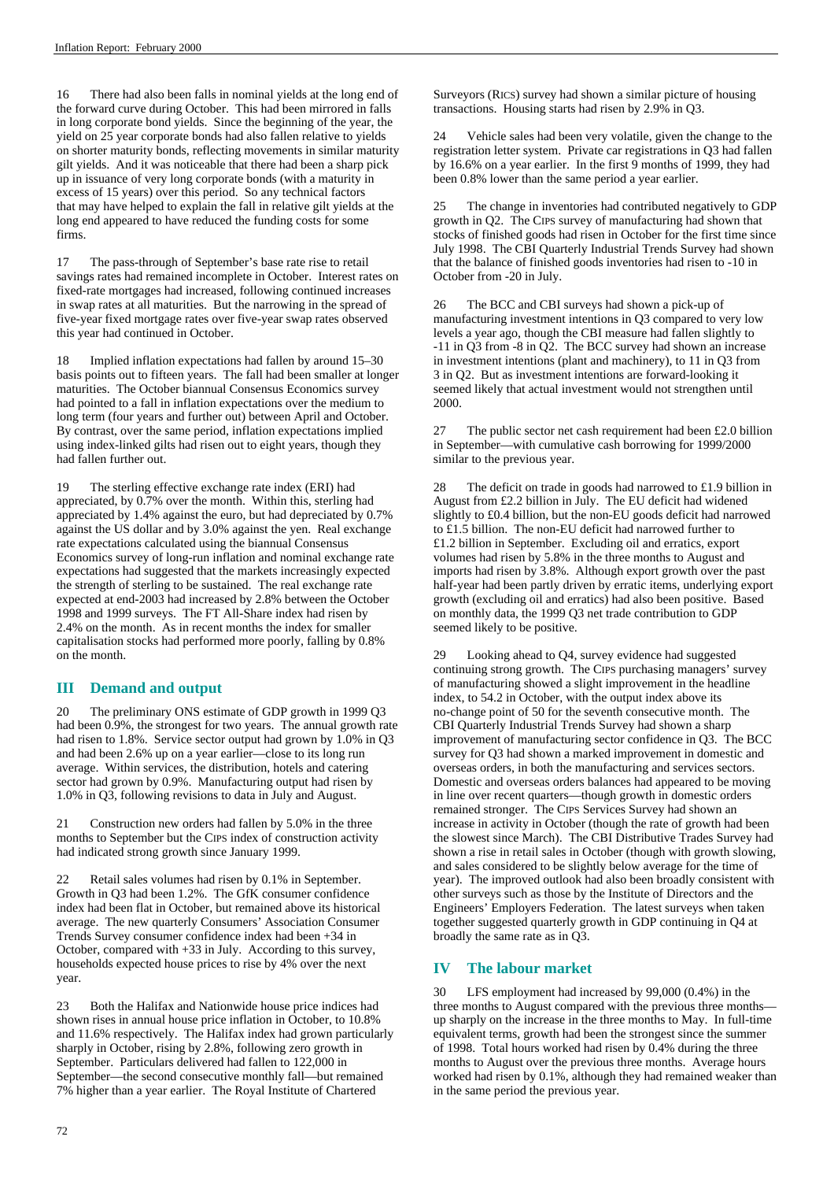16 There had also been falls in nominal yields at the long end of the forward curve during October. This had been mirrored in falls in long corporate bond yields. Since the beginning of the year, the yield on 25 year corporate bonds had also fallen relative to yields on shorter maturity bonds, reflecting movements in similar maturity gilt yields. And it was noticeable that there had been a sharp pick up in issuance of very long corporate bonds (with a maturity in excess of 15 years) over this period. So any technical factors that may have helped to explain the fall in relative gilt yields at the long end appeared to have reduced the funding costs for some firms.

17 The pass-through of September's base rate rise to retail savings rates had remained incomplete in October. Interest rates on fixed-rate mortgages had increased, following continued increases in swap rates at all maturities. But the narrowing in the spread of five-year fixed mortgage rates over five-year swap rates observed this year had continued in October.

18 Implied inflation expectations had fallen by around 15–30 basis points out to fifteen years. The fall had been smaller at longer maturities. The October biannual Consensus Economics survey had pointed to a fall in inflation expectations over the medium to long term (four years and further out) between April and October. By contrast, over the same period, inflation expectations implied using index-linked gilts had risen out to eight years, though they had fallen further out.

19 The sterling effective exchange rate index (ERI) had appreciated, by 0.7% over the month. Within this, sterling had appreciated by 1.4% against the euro, but had depreciated by 0.7% against the US dollar and by 3.0% against the yen. Real exchange rate expectations calculated using the biannual Consensus Economics survey of long-run inflation and nominal exchange rate expectations had suggested that the markets increasingly expected the strength of sterling to be sustained. The real exchange rate expected at end-2003 had increased by 2.8% between the October 1998 and 1999 surveys. The FT All-Share index had risen by 2.4% on the month. As in recent months the index for smaller capitalisation stocks had performed more poorly, falling by 0.8% on the month.

## III Demand and output

20 The preliminary ONS estimate of GDP growth in 1999 Q3 had been 0.9%, the strongest for two years. The annual growth rate had risen to 1.8%. Service sector output had grown by 1.0% in Q3 and had been 2.6% up on a year earlier—close to its long run average. Within services, the distribution, hotels and catering sector had grown by 0.9%. Manufacturing output had risen by 1.0% in Q3, following revisions to data in July and August.

21 Construction new orders had fallen by 5.0% in the three months to September but the CIPS index of construction activity had indicated strong growth since January 1999.

22 Retail sales volumes had risen by 0.1% in September. Growth in Q3 had been 1.2%. The GfK consumer confidence index had been flat in October, but remained above its historical average. The new quarterly Consumers' Association Consumer Trends Survey consumer confidence index had been +34 in October, compared with +33 in July. According to this survey, households expected house prices to rise by 4% over the next year.

23 Both the Halifax and Nationwide house price indices had shown rises in annual house price inflation in October, to 10.8% and 11.6% respectively. The Halifax index had grown particularly sharply in October, rising by 2.8%, following zero growth in September. Particulars delivered had fallen to 122,000 in September—the second consecutive monthly fall—but remained 7% higher than a year earlier. The Royal Institute of Chartered Surveyors (RICS) survey had shown a similar picture of housing transactions. Housing starts had risen by 2.9% in Q3.

24 Vehicle sales had been very volatile, given the change to the registration letter system. Private car registrations in Q3 had fallen by 16.6% on a year earlier. In the first 9 months of 1999, they had been 0.8% lower than the same period a year earlier.

25 The change in inventories had contributed negatively to GDP growth in Q2. The CIPS survey of manufacturing had shown that stocks of finished goods had risen in October for the first time since July 1998. The CBI Quarterly Industrial Trends Survey had shown that the balance of finished goods inventories had risen to -10 in October from -20 in July.

26 The BCC and CBI surveys had shown a pick-up of manufacturing investment intentions in Q3 compared to very low levels a year ago, though the CBI measure had fallen slightly to -11 in Q3 from -8 in Q2. The BCC survey had shown an increase in investment intentions (plant and machinery), to 11 in Q3 from 3 in Q2. But as investment intentions are forward-looking it seemed likely that actual investment would not strengthen until 2000.

27 The public sector net cash requirement had been £2.0 billion in September—with cumulative cash borrowing for 1999/2000 similar to the previous year.

28 The deficit on trade in goods had narrowed to £1.9 billion in August from £2.2 billion in July. The EU deficit had widened slightly to £0.4 billion, but the non-EU goods deficit had narrowed to £1.5 billion. The non-EU deficit had narrowed further to £1.2 billion in September. Excluding oil and erratics, export volumes had risen by 5.8% in the three months to August and imports had risen by 3.8%. Although export growth over the past half-year had been partly driven by erratic items, underlying export growth (excluding oil and erratics) had also been positive. Based on monthly data, the 1999 Q3 net trade contribution to GDP seemed likely to be positive.

29 Looking ahead to Q4, survey evidence had suggested continuing strong growth. The CIPS purchasing managers' survey of manufacturing showed a slight improvement in the headline index, to 54.2 in October, with the output index above its no-change point of 50 for the seventh consecutive month. The CBI Quarterly Industrial Trends Survey had shown a sharp improvement of manufacturing sector confidence in Q3. The BCC survey for Q3 had shown a marked improvement in domestic and overseas orders, in both the manufacturing and services sectors. Domestic and overseas orders balances had appeared to be moving in line over recent quarters—though growth in domestic orders remained stronger. The CIPS Services Survey had shown an increase in activity in October (though the rate of growth had been the slowest since March). The CBI Distributive Trades Survey had shown a rise in retail sales in October (though with growth slowing, and sales considered to be slightly below average for the time of year). The improved outlook had also been broadly consistent with other surveys such as those by the Institute of Directors and the Engineers' Employers Federation. The latest surveys when taken together suggested quarterly growth in GDP continuing in Q4 at broadly the same rate as in Q3.

## IV The labour market

30 LFS employment had increased by 99,000 (0.4%) in the three months to August compared with the previous three months—up sharply on the increase in the three months to May. In full-time equivalent terms, growth had been the strongest since the summer of 1998. Total hours worked had risen by 0.4% during the three months to August over the previous three months. Average hours worked had risen by 0.1%, although they had remained weaker than in the same period the previous year.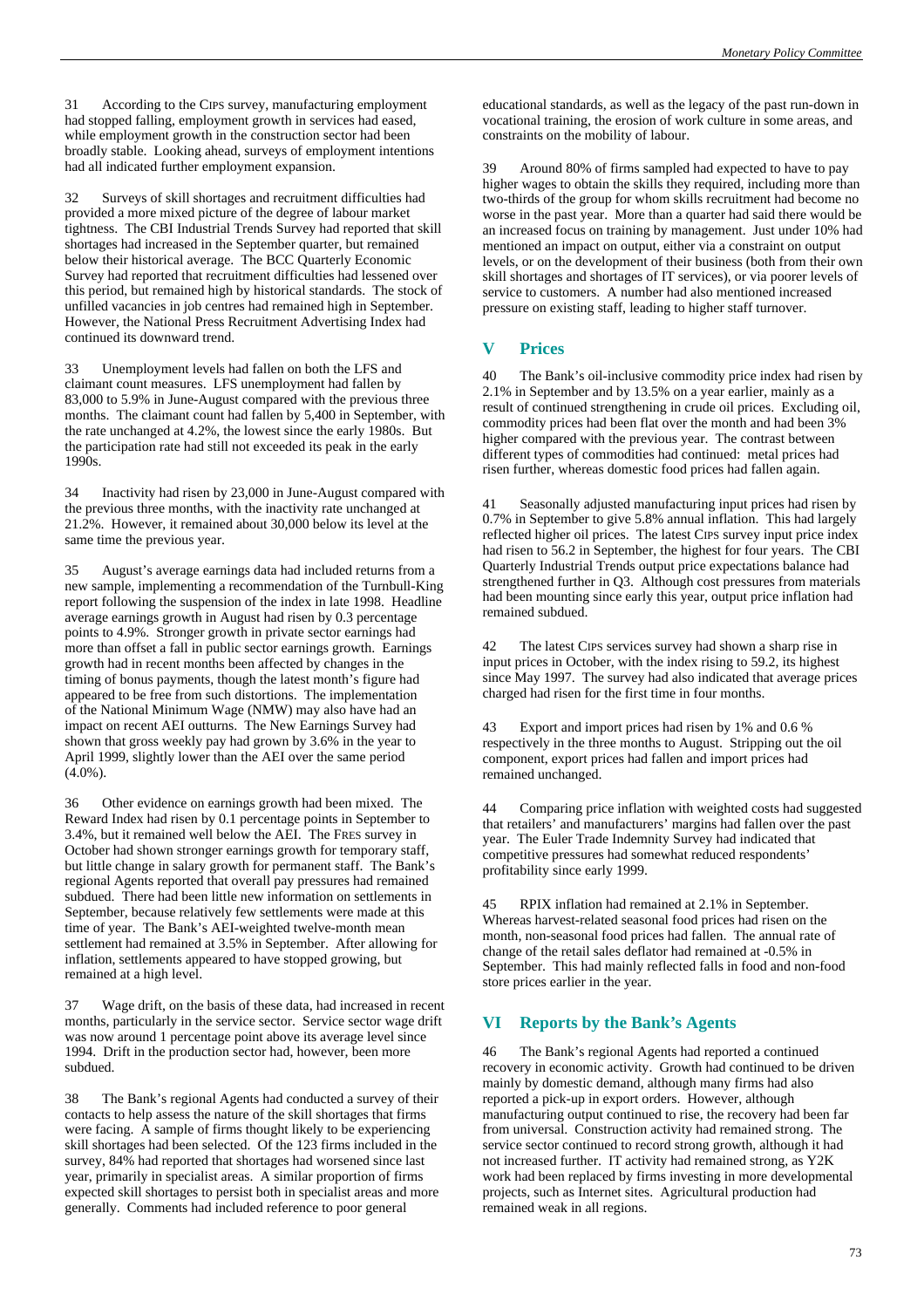31 According to the CIPS survey, manufacturing employment had stopped falling, employment growth in services had eased, while employment growth in the construction sector had been broadly stable. Looking ahead, surveys of employment intentions had all indicated further employment expansion.

32 Surveys of skill shortages and recruitment difficulties had provided a more mixed picture of the degree of labour market tightness. The CBI Industrial Trends Survey had reported that skill shortages had increased in the September quarter, but remained below their historical average. The BCC Quarterly Economic Survey had reported that recruitment difficulties had lessened over this period, but remained high by historical standards. The stock of unfilled vacancies in job centres had remained high in September. However, the National Press Recruitment Advertising Index had continued its downward trend.

33 Unemployment levels had fallen on both the LFS and claimant count measures. LFS unemployment had fallen by 83,000 to 5.9% in June-August compared with the previous three months. The claimant count had fallen by 5,400 in September, with the rate unchanged at 4.2%, the lowest since the early 1980s. But the participation rate had still not exceeded its peak in the early 1990s.

34 Inactivity had risen by 23,000 in June-August compared with the previous three months, with the inactivity rate unchanged at 21.2%. However, it remained about 30,000 below its level at the same time the previous year.

35 August's average earnings data had included returns from a new sample, implementing a recommendation of the Turnbull-King report following the suspension of the index in late 1998. Headline average earnings growth in August had risen by 0.3 percentage points to 4.9%. Stronger growth in private sector earnings had more than offset a fall in public sector earnings growth. Earnings growth had in recent months been affected by changes in the timing of bonus payments, though the latest month's figure had appeared to be free from such distortions. The implementation of the National Minimum Wage (NMW) may also have had an impact on recent AEI outturns. The New Earnings Survey had shown that gross weekly pay had grown by 3.6% in the year to April 1999, slightly lower than the AEI over the same period (4.0%).

36 Other evidence on earnings growth had been mixed. The Reward Index had risen by 0.1 percentage points in September to 3.4%, but it remained well below the AEI. The FRES survey in October had shown stronger earnings growth for temporary staff, but little change in salary growth for permanent staff. The Bank's regional Agents reported that overall pay pressures had remained subdued. There had been little new information on settlements in September, because relatively few settlements were made at this time of year. The Bank's AEI-weighted twelve-month mean settlement had remained at 3.5% in September. After allowing for inflation, settlements appeared to have stopped growing, but remained at a high level.

37 Wage drift, on the basis of these data, had increased in recent months, particularly in the service sector. Service sector wage drift was now around 1 percentage point above its average level since 1994. Drift in the production sector had, however, been more subdued.

38 The Bank's regional Agents had conducted a survey of their contacts to help assess the nature of the skill shortages that firms were facing. A sample of firms thought likely to be experiencing skill shortages had been selected. Of the 123 firms included in the survey, 84% had reported that shortages had worsened since last year, primarily in specialist areas. A similar proportion of firms expected skill shortages to persist both in specialist areas and more generally. Comments had included reference to poor general educational standards, as well as the legacy of the past run-down in vocational training, the erosion of work culture in some areas, and constraints on the mobility of labour.

39 Around 80% of firms sampled had expected to have to pay higher wages to obtain the skills they required, including more than two-thirds of the group for whom skills recruitment had become no worse in the past year. More than a quarter had said there would be an increased focus on training by management. Just under 10% had mentioned an impact on output, either via a constraint on output levels, or on the development of their business (both from their own skill shortages and shortages of IT services), or via poorer levels of service to customers. A number had also mentioned increased pressure on existing staff, leading to higher staff turnover.

## V Prices

40 The Bank's oil-inclusive commodity price index had risen by 2.1% in September and by 13.5% on a year earlier, mainly as a result of continued strengthening in crude oil prices. Excluding oil, commodity prices had been flat over the month and had been 3% higher compared with the previous year. The contrast between different types of commodities had continued: metal prices had risen further, whereas domestic food prices had fallen again.

41 Seasonally adjusted manufacturing input prices had risen by 0.7% in September to give 5.8% annual inflation. This had largely reflected higher oil prices. The latest CIPS survey input price index had risen to 56.2 in September, the highest for four years. The CBI Quarterly Industrial Trends output price expectations balance had strengthened further in Q3. Although cost pressures from materials had been mounting since early this year, output price inflation had remained subdued.

42 The latest CIPS services survey had shown a sharp rise in input prices in October, with the index rising to 59.2, its highest since May 1997. The survey had also indicated that average prices charged had risen for the first time in four months.

43 Export and import prices had risen by 1% and 0.6 % respectively in the three months to August. Stripping out the oil component, export prices had fallen and import prices had remained unchanged.

44 Comparing price inflation with weighted costs had suggested that retailers' and manufacturers' margins had fallen over the past year. The Euler Trade Indemnity Survey had indicated that competitive pressures had somewhat reduced respondents' profitability since early 1999.

45 RPIX inflation had remained at 2.1% in September. Whereas harvest-related seasonal food prices had risen on the month, non-seasonal food prices had fallen. The annual rate of change of the retail sales deflator had remained at -0.5% in September. This had mainly reflected falls in food and non-food store prices earlier in the year.

## VI Reports by the Bank's Agents

46 The Bank's regional Agents had reported a continued recovery in economic activity. Growth had continued to be driven mainly by domestic demand, although many firms had also reported a pick-up in export orders. However, although manufacturing output continued to rise, the recovery had been far from universal. Construction activity had remained strong. The service sector continued to record strong growth, although it had not increased further. IT activity had remained strong, as Y2K work had been replaced by firms investing in more developmental projects, such as Internet sites. Agricultural production had remained weak in all regions.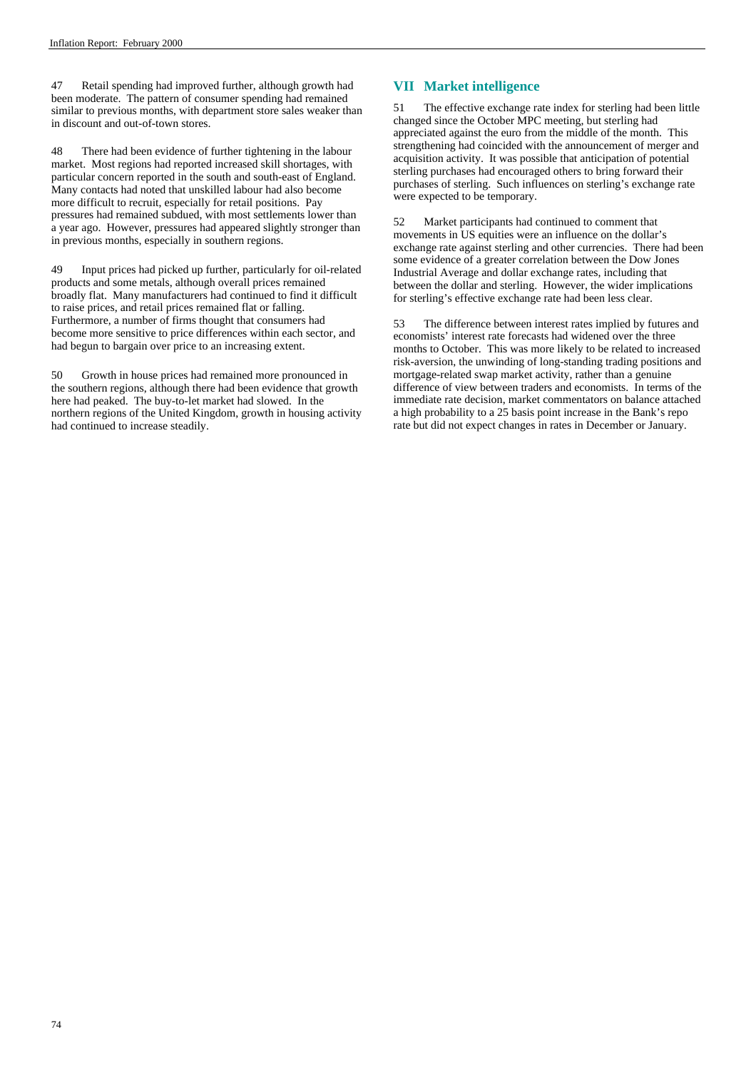47 Retail spending had improved further, although growth had been moderate. The pattern of consumer spending had remained similar to previous months, with department store sales weaker than in discount and out-of-town stores.

48 There had been evidence of further tightening in the labour market. Most regions had reported increased skill shortages, with particular concern reported in the south and south-east of England. Many contacts had noted that unskilled labour had also become more difficult to recruit, especially for retail positions. Pay pressures had remained subdued, with most settlements lower than a year ago. However, pressures had appeared slightly stronger than in previous months, especially in southern regions.

49 Input prices had picked up further, particularly for oil-related products and some metals, although overall prices remained broadly flat. Many manufacturers had continued to find it difficult to raise prices, and retail prices remained flat or falling. Furthermore, a number of firms thought that consumers had become more sensitive to price differences within each sector, and had begun to bargain over price to an increasing extent.

50 Growth in house prices had remained more pronounced in the southern regions, although there had been evidence that growth here had peaked. The buy-to-let market had slowed. In the northern regions of the United Kingdom, growth in housing activity had continued to increase steadily.

## VII Market intelligence

51 The effective exchange rate index for sterling had been little changed since the October MPC meeting, but sterling had appreciated against the euro from the middle of the month. This strengthening had coincided with the announcement of merger and acquisition activity. It was possible that anticipation of potential sterling purchases had encouraged others to bring forward their purchases of sterling. Such influences on sterling's exchange rate were expected to be temporary.

52 Market participants had continued to comment that movements in US equities were an influence on the dollar's exchange rate against sterling and other currencies. There had been some evidence of a greater correlation between the Dow Jones Industrial Average and dollar exchange rates, including that between the dollar and sterling. However, the wider implications for sterling's effective exchange rate had been less clear.

53 The difference between interest rates implied by futures and economists' interest rate forecasts had widened over the three months to October. This was more likely to be related to increased risk-aversion, the unwinding of long-standing trading positions and mortgage-related swap market activity, rather than a genuine difference of view between traders and economists. In terms of the immediate rate decision, market commentators on balance attached a high probability to a 25 basis point increase in the Bank's repo rate but did not expect changes in rates in December or January.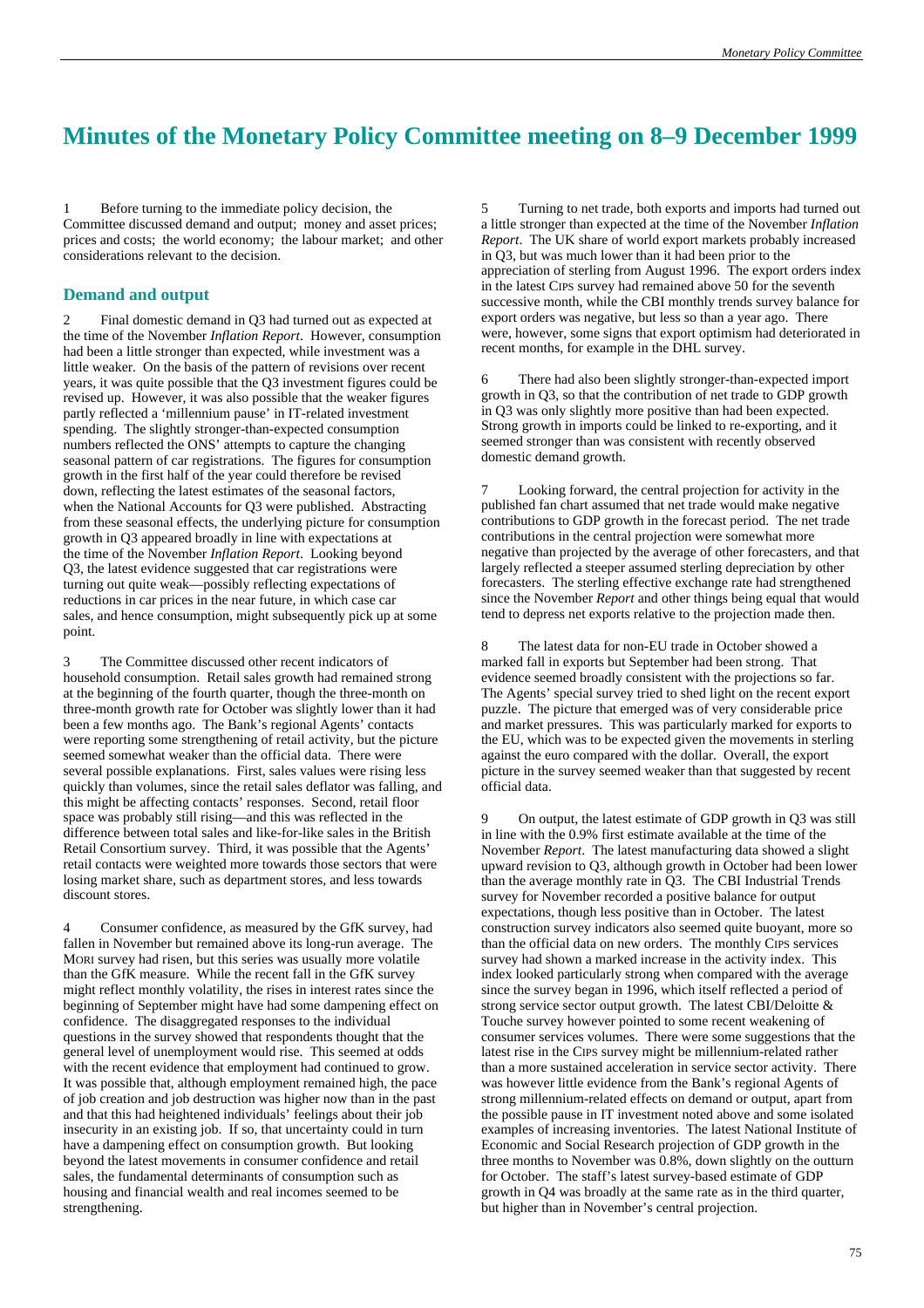# Minutes of the Monetary Policy Committee meeting on 8–9 December 1999

1 Before turning to the immediate policy decision, the Committee discussed demand and output; money and asset prices; prices and costs; the world economy; the labour market; and other considerations relevant to the decision.

## Demand and output

2 Final domestic demand in Q3 had turned out as expected at the time of the November *Inflation Report*. However, consumption had been a little stronger than expected, while investment was a little weaker. On the basis of the pattern of revisions over recent years, it was quite possible that the Q3 investment figures could be revised up. However, it was also possible that the weaker figures partly reflected a 'millennium pause' in IT-related investment spending. The slightly stronger-than-expected consumption numbers reflected the ONS' attempts to capture the changing seasonal pattern of car registrations. The figures for consumption growth in the first half of the year could therefore be revised down, reflecting the latest estimates of the seasonal factors, when the National Accounts for Q3 were published. Abstracting from these seasonal effects, the underlying picture for consumption growth in Q3 appeared broadly in line with expectations at the time of the November *Inflation Report*. Looking beyond Q3, the latest evidence suggested that car registrations were turning out quite weak—possibly reflecting expectations of reductions in car prices in the near future, in which case car sales, and hence consumption, might subsequently pick up at some point.

3 The Committee discussed other recent indicators of household consumption. Retail sales growth had remained strong at the beginning of the fourth quarter, though the three-month on three-month growth rate for October was slightly lower than it had been a few months ago. The Bank's regional Agents' contacts were reporting some strengthening of retail activity, but the picture seemed somewhat weaker than the official data. There were several possible explanations. First, sales values were rising less quickly than volumes, since the retail sales deflator was falling, and this might be affecting contacts' responses. Second, retail floor space was probably still rising—and this was reflected in the difference between total sales and like-for-like sales in the British Retail Consortium survey. Third, it was possible that the Agents' retail contacts were weighted more towards those sectors that were losing market share, such as department stores, and less towards discount stores.

4 Consumer confidence, as measured by the GfK survey, had fallen in November but remained above its long-run average. The MORI survey had risen, but this series was usually more volatile than the GfK measure. While the recent fall in the GfK survey might reflect monthly volatility, the rises in interest rates since the beginning of September might have had some dampening effect on confidence. The disaggregated responses to the individual questions in the survey showed that respondents thought that the general level of unemployment would rise. This seemed at odds with the recent evidence that employment had continued to grow. It was possible that, although employment remained high, the pace of job creation and job destruction was higher now than in the past and that this had heightened individuals' feelings about their job insecurity in an existing job. If so, that uncertainty could in turn have a dampening effect on consumption growth. But looking beyond the latest movements in consumer confidence and retail sales, the fundamental determinants of consumption such as housing and financial wealth and real incomes seemed to be strengthening.

5 Turning to net trade, both exports and imports had turned out a little stronger than expected at the time of the November *Inflation Report*. The UK share of world export markets probably increased in Q3, but was much lower than it had been prior to the appreciation of sterling from August 1996. The export orders index in the latest CIPS survey had remained above 50 for the seventh successive month, while the CBI monthly trends survey balance for export orders was negative, but less so than a year ago. There were, however, some signs that export optimism had deteriorated in recent months, for example in the DHL survey.

6 There had also been slightly stronger-than-expected import growth in Q3, so that the contribution of net trade to GDP growth in Q3 was only slightly more positive than had been expected. Strong growth in imports could be linked to re-exporting, and it seemed stronger than was consistent with recently observed domestic demand growth.

7 Looking forward, the central projection for activity in the published fan chart assumed that net trade would make negative contributions to GDP growth in the forecast period. The net trade contributions in the central projection were somewhat more negative than projected by the average of other forecasters, and that largely reflected a steeper assumed sterling depreciation by other forecasters. The sterling effective exchange rate had strengthened since the November *Report* and other things being equal that would tend to depress net exports relative to the projection made then.

8 The latest data for non-EU trade in October showed a marked fall in exports but September had been strong. That evidence seemed broadly consistent with the projections so far. The Agents' special survey tried to shed light on the recent export puzzle. The picture that emerged was of very considerable price and market pressures. This was particularly marked for exports to the EU, which was to be expected given the movements in sterling against the euro compared with the dollar. Overall, the export picture in the survey seemed weaker than that suggested by recent official data.

9 On output, the latest estimate of GDP growth in Q3 was still in line with the 0.9% first estimate available at the time of the November *Report*. The latest manufacturing data showed a slight upward revision to Q3, although growth in October had been lower than the average monthly rate in Q3. The CBI Industrial Trends survey for November recorded a positive balance for output expectations, though less positive than in October. The latest construction survey indicators also seemed quite buoyant, more so than the official data on new orders. The monthly CIPS services survey had shown a marked increase in the activity index. This index looked particularly strong when compared with the average since the survey began in 1996, which itself reflected a period of strong service sector output growth. The latest CBI/Deloitte & Touche survey however pointed to some recent weakening of consumer services volumes. There were some suggestions that the latest rise in the CIPS survey might be millennium-related rather than a more sustained acceleration in service sector activity. There was however little evidence from the Bank's regional Agents of strong millennium-related effects on demand or output, apart from the possible pause in IT investment noted above and some isolated examples of increasing inventories. The latest National Institute of Economic and Social Research projection of GDP growth in the three months to November was 0.8%, down slightly on the outturn for October. The staff's latest survey-based estimate of GDP growth in Q4 was broadly at the same rate as in the third quarter, but higher than in November's central projection.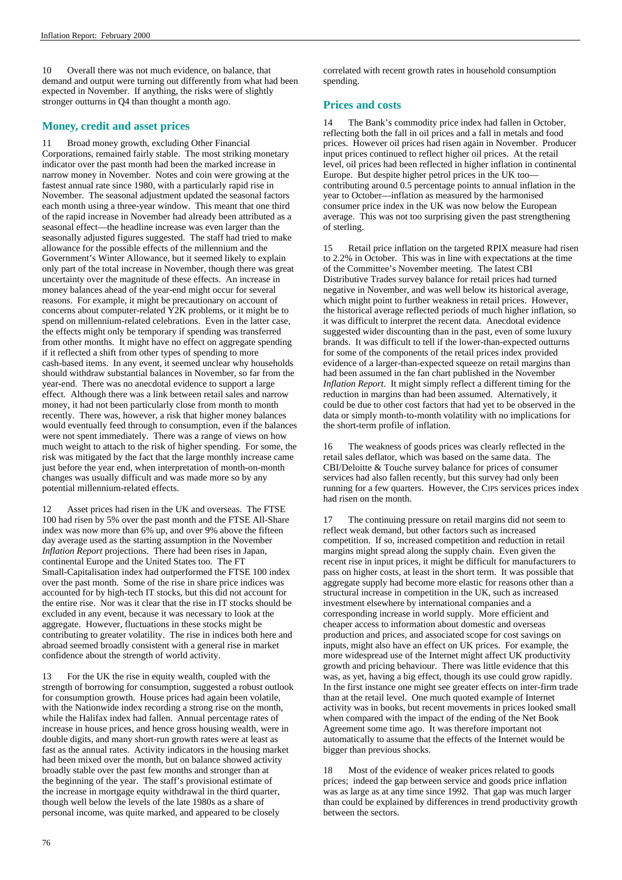10 Overall there was not much evidence, on balance, that demand and output were turning out differently from what had been expected in November. If anything, the risks were of slightly stronger outturns in Q4 than thought a month ago.

## Money, credit and asset prices

11 Broad money growth, excluding Other Financial Corporations, remained fairly stable. The most striking monetary indicator over the past month had been the marked increase in narrow money in November. Notes and coin were growing at the fastest annual rate since 1980, with a particularly rapid rise in November. The seasonal adjustment updated the seasonal factors each month using a three-year window. This meant that one third of the rapid increase in November had already been attributed as a seasonal effect—the headline increase was even larger than the seasonally adjusted figures suggested. The staff had tried to make allowance for the possible effects of the millennium and the Government's Winter Allowance, but it seemed likely to explain only part of the total increase in November, though there was great uncertainty over the magnitude of these effects. An increase in money balances ahead of the year-end might occur for several reasons. For example, it might be precautionary on account of concerns about computer-related Y2K problems, or it might be to spend on millennium-related celebrations. Even in the latter case, the effects might only be temporary if spending was transferred from other months. It might have no effect on aggregate spending if it reflected a shift from other types of spending to more cash-based items. In any event, it seemed unclear why households should withdraw substantial balances in November, so far from the year-end. There was no anecdotal evidence to support a large effect. Although there was a link between retail sales and narrow money, it had not been particularly close from month to month recently. There was, however, a risk that higher money balances would eventually feed through to consumption, even if the balances were not spent immediately. There was a range of views on how much weight to attach to the risk of higher spending. For some, the risk was mitigated by the fact that the large monthly increase came just before the year end, when interpretation of month-on-month changes was usually difficult and was made more so by any potential millennium-related effects.

12 Asset prices had risen in the UK and overseas. The FTSE 100 had risen by 5% over the past month and the FTSE All-Share index was now more than 6% up, and over 9% above the fifteen day average used as the starting assumption in the November *Inflation Report* projections. There had been rises in Japan, continental Europe and the United States too. The FT Small-Capitalisation index had outperformed the FTSE 100 index over the past month. Some of the rise in share price indices was accounted for by high-tech IT stocks, but this did not account for the entire rise. Nor was it clear that the rise in IT stocks should be excluded in any event, because it was necessary to look at the aggregate. However, fluctuations in these stocks might be contributing to greater volatility. The rise in indices both here and abroad seemed broadly consistent with a general rise in market confidence about the strength of world activity.

13 For the UK the rise in equity wealth, coupled with the strength of borrowing for consumption, suggested a robust outlook for consumption growth. House prices had again been volatile, with the Nationwide index recording a strong rise on the month, while the Halifax index had fallen. Annual percentage rates of increase in house prices, and hence gross housing wealth, were in double digits, and many short-run growth rates were at least as fast as the annual rates. Activity indicators in the housing market had been mixed over the month, but on balance showed activity broadly stable over the past few months and stronger than at the beginning of the year. The staff's provisional estimate of the increase in mortgage equity withdrawal in the third quarter, though well below the levels of the late 1980s as a share of personal income, was quite marked, and appeared to be closely correlated with recent growth rates in household consumption spending.

## Prices and costs

14 The Bank's commodity price index had fallen in October, reflecting both the fall in oil prices and a fall in metals and food prices. However oil prices had risen again in November. Producer input prices continued to reflect higher oil prices. At the retail level, oil prices had been reflected in higher inflation in continental Europe. But despite higher petrol prices in the UK too—contributing around 0.5 percentage points to annual inflation in the year to October—inflation as measured by the harmonised consumer price index in the UK was now below the European average. This was not too surprising given the past strengthening of sterling.

15 Retail price inflation on the targeted RPIX measure had risen to 2.2% in October. This was in line with expectations at the time of the Committee's November meeting. The latest CBI Distributive Trades survey balance for retail prices had turned negative in November, and was well below its historical average, which might point to further weakness in retail prices. However, the historical average reflected periods of much higher inflation, so it was difficult to interpret the recent data. Anecdotal evidence suggested wider discounting than in the past, even of some luxury brands. It was difficult to tell if the lower-than-expected outturns for some of the components of the retail prices index provided evidence of a larger-than-expected squeeze on retail margins than had been assumed in the fan chart published in the November *Inflation Report*. It might simply reflect a different timing for the reduction in margins than had been assumed. Alternatively, it could be due to other cost factors that had yet to be observed in the data or simply month-to-month volatility with no implications for the short-term profile of inflation.

16 The weakness of goods prices was clearly reflected in the retail sales deflator, which was based on the same data. The CBI/Deloitte & Touche survey balance for prices of consumer services had also fallen recently, but this survey had only been running for a few quarters. However, the CIPS services prices index had risen on the month.

17 The continuing pressure on retail margins did not seem to reflect weak demand, but other factors such as increased competition. If so, increased competition and reduction in retail margins might spread along the supply chain. Even given the recent rise in input prices, it might be difficult for manufacturers to pass on higher costs, at least in the short term. It was possible that aggregate supply had become more elastic for reasons other than a structural increase in competition in the UK, such as increased investment elsewhere by international companies and a corresponding increase in world supply. More efficient and cheaper access to information about domestic and overseas production and prices, and associated scope for cost savings on inputs, might also have an effect on UK prices. For example, the more widespread use of the Internet might affect UK productivity growth and pricing behaviour. There was little evidence that this was, as yet, having a big effect, though its use could grow rapidly. In the first instance one might see greater effects on inter-firm trade than at the retail level. One much quoted example of Internet activity was in books, but recent movements in prices looked small when compared with the impact of the ending of the Net Book Agreement some time ago. It was therefore important not automatically to assume that the effects of the Internet would be bigger than previous shocks.

18 Most of the evidence of weaker prices related to goods prices; indeed the gap between service and goods price inflation was as large as at any time since 1992. That gap was much larger than could be explained by differences in trend productivity growth between the sectors.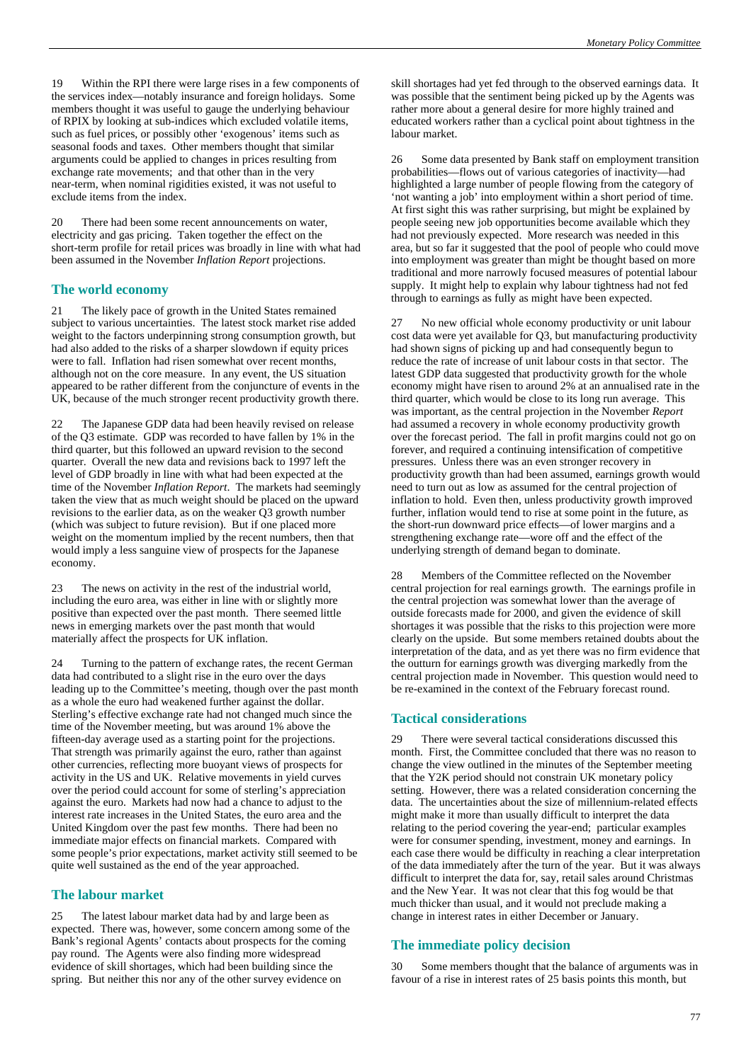19 Within the RPI there were large rises in a few components of the services index—notably insurance and foreign holidays. Some members thought it was useful to gauge the underlying behaviour of RPIX by looking at sub-indices which excluded volatile items, such as fuel prices, or possibly other 'exogenous' items such as seasonal foods and taxes. Other members thought that similar arguments could be applied to changes in prices resulting from exchange rate movements; and that other than in the very near-term, when nominal rigidities existed, it was not useful to exclude items from the index.

20 There had been some recent announcements on water, electricity and gas pricing. Taken together the effect on the short-term profile for retail prices was broadly in line with what had been assumed in the November *Inflation Report* projections.

## The world economy

21 The likely pace of growth in the United States remained subject to various uncertainties. The latest stock market rise added weight to the factors underpinning strong consumption growth, but had also added to the risks of a sharper slowdown if equity prices were to fall. Inflation had risen somewhat over recent months, although not on the core measure. In any event, the US situation appeared to be rather different from the conjuncture of events in the UK, because of the much stronger recent productivity growth there.

22 The Japanese GDP data had been heavily revised on release of the Q3 estimate. GDP was recorded to have fallen by 1% in the third quarter, but this followed an upward revision to the second quarter. Overall the new data and revisions back to 1997 left the level of GDP broadly in line with what had been expected at the time of the November *Inflation Report*. The markets had seemingly taken the view that as much weight should be placed on the upward revisions to the earlier data, as on the weaker Q3 growth number (which was subject to future revision). But if one placed more weight on the momentum implied by the recent numbers, then that would imply a less sanguine view of prospects for the Japanese economy.

23 The news on activity in the rest of the industrial world, including the euro area, was either in line with or slightly more positive than expected over the past month. There seemed little news in emerging markets over the past month that would materially affect the prospects for UK inflation.

24 Turning to the pattern of exchange rates, the recent German data had contributed to a slight rise in the euro over the days leading up to the Committee's meeting, though over the past month as a whole the euro had weakened further against the dollar. Sterling's effective exchange rate had not changed much since the time of the November meeting, but was around 1% above the fifteen-day average used as a starting point for the projections. That strength was primarily against the euro, rather than against other currencies, reflecting more buoyant views of prospects for activity in the US and UK. Relative movements in yield curves over the period could account for some of sterling's appreciation against the euro. Markets had now had a chance to adjust to the interest rate increases in the United States, the euro area and the United Kingdom over the past few months. There had been no immediate major effects on financial markets. Compared with some people's prior expectations, market activity still seemed to be quite well sustained as the end of the year approached.

## The labour market

25 The latest labour market data had by and large been as expected. There was, however, some concern among some of the Bank's regional Agents' contacts about prospects for the coming pay round. The Agents were also finding more widespread evidence of skill shortages, which had been building since the spring. But neither this nor any of the other survey evidence on skill shortages had yet fed through to the observed earnings data. It was possible that the sentiment being picked up by the Agents was rather more about a general desire for more highly trained and educated workers rather than a cyclical point about tightness in the labour market.

26 Some data presented by Bank staff on employment transition probabilities—flows out of various categories of inactivity—had highlighted a large number of people flowing from the category of 'not wanting a job' into employment within a short period of time. At first sight this was rather surprising, but might be explained by people seeing new job opportunities become available which they had not previously expected. More research was needed in this area, but so far it suggested that the pool of people who could move into employment was greater than might be thought based on more traditional and more narrowly focused measures of potential labour supply. It might help to explain why labour tightness had not fed through to earnings as fully as might have been expected.

27 No new official whole economy productivity or unit labour cost data were yet available for Q3, but manufacturing productivity had shown signs of picking up and had consequently begun to reduce the rate of increase of unit labour costs in that sector. The latest GDP data suggested that productivity growth for the whole economy might have risen to around 2% at an annualised rate in the third quarter, which would be close to its long run average. This was important, as the central projection in the November *Report* had assumed a recovery in whole economy productivity growth over the forecast period. The fall in profit margins could not go on forever, and required a continuing intensification of competitive pressures. Unless there was an even stronger recovery in productivity growth than had been assumed, earnings growth would need to turn out as low as assumed for the central projection of inflation to hold. Even then, unless productivity growth improved further, inflation would tend to rise at some point in the future, as the short-run downward price effects—of lower margins and a strengthening exchange rate—wore off and the effect of the underlying strength of demand began to dominate.

28 Members of the Committee reflected on the November central projection for real earnings growth. The earnings profile in the central projection was somewhat lower than the average of outside forecasts made for 2000, and given the evidence of skill shortages it was possible that the risks to this projection were more clearly on the upside. But some members retained doubts about the interpretation of the data, and as yet there was no firm evidence that the outturn for earnings growth was diverging markedly from the central projection made in November. This question would need to be re-examined in the context of the February forecast round.

## Tactical considerations

29 There were several tactical considerations discussed this month. First, the Committee concluded that there was no reason to change the view outlined in the minutes of the September meeting that the Y2K period should not constrain UK monetary policy setting. However, there was a related consideration concerning the data. The uncertainties about the size of millennium-related effects might make it more than usually difficult to interpret the data relating to the period covering the year-end; particular examples were for consumer spending, investment, money and earnings. In each case there would be difficulty in reaching a clear interpretation of the data immediately after the turn of the year. But it was always difficult to interpret the data for, say, retail sales around Christmas and the New Year. It was not clear that this fog would be that much thicker than usual, and it would not preclude making a change in interest rates in either December or January.

## The immediate policy decision

30 Some members thought that the balance of arguments was in favour of a rise in interest rates of 25 basis points this month, but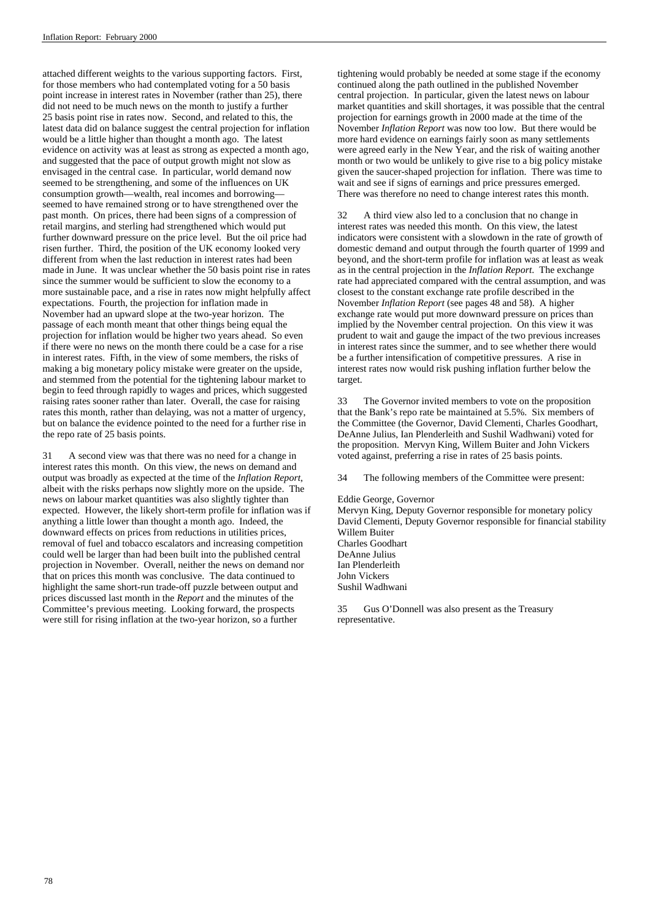attached different weights to the various supporting factors. First, for those members who had contemplated voting for a 50 basis point increase in interest rates in November (rather than 25), there did not need to be much news on the month to justify a further 25 basis point rise in rates now. Second, and related to this, the latest data did on balance suggest the central projection for inflation would be a little higher than thought a month ago. The latest evidence on activity was at least as strong as expected a month ago, and suggested that the pace of output growth might not slow as envisaged in the central case. In particular, world demand now seemed to be strengthening, and some of the influences on UK consumption growth—wealth, real incomes and borrowing—seemed to have remained strong or to have strengthened over the past month. On prices, there had been signs of a compression of retail margins, and sterling had strengthened which would put further downward pressure on the price level. But the oil price had risen further. Third, the position of the UK economy looked very different from when the last reduction in interest rates had been made in June. It was unclear whether the 50 basis point rise in rates since the summer would be sufficient to slow the economy to a more sustainable pace, and a rise in rates now might helpfully affect expectations. Fourth, the projection for inflation made in November had an upward slope at the two-year horizon. The passage of each month meant that other things being equal the projection for inflation would be higher two years ahead. So even if there were no news on the month there could be a case for a rise in interest rates. Fifth, in the view of some members, the risks of making a big monetary policy mistake were greater on the upside, and stemmed from the potential for the tightening labour market to begin to feed through rapidly to wages and prices, which suggested raising rates sooner rather than later. Overall, the case for raising rates this month, rather than delaying, was not a matter of urgency, but on balance the evidence pointed to the need for a further rise in the repo rate of 25 basis points.

31 A second view was that there was no need for a change in interest rates this month. On this view, the news on demand and output was broadly as expected at the time of the *Inflation Report*, albeit with the risks perhaps now slightly more on the upside. The news on labour market quantities was also slightly tighter than expected. However, the likely short-term profile for inflation was if anything a little lower than thought a month ago. Indeed, the downward effects on prices from reductions in utilities prices, removal of fuel and tobacco escalators and increasing competition could well be larger than had been built into the published central projection in November. Overall, neither the news on demand nor that on prices this month was conclusive. The data continued to highlight the same short-run trade-off puzzle between output and prices discussed last month in the *Report* and the minutes of the Committee's previous meeting. Looking forward, the prospects were still for rising inflation at the two-year horizon, so a further tightening would probably be needed at some stage if the economy continued along the path outlined in the published November central projection. In particular, given the latest news on labour market quantities and skill shortages, it was possible that the central projection for earnings growth in 2000 made at the time of the November *Inflation Report* was now too low. But there would be more hard evidence on earnings fairly soon as many settlements were agreed early in the New Year, and the risk of waiting another month or two would be unlikely to give rise to a big policy mistake given the saucer-shaped projection for inflation. There was time to wait and see if signs of earnings and price pressures emerged. There was therefore no need to change interest rates this month.

32 A third view also led to a conclusion that no change in interest rates was needed this month. On this view, the latest indicators were consistent with a slowdown in the rate of growth of domestic demand and output through the fourth quarter of 1999 and beyond, and the short-term profile for inflation was at least as weak as in the central projection in the *Inflation Report*. The exchange rate had appreciated compared with the central assumption, and was closest to the constant exchange rate profile described in the November *Inflation Report* (see pages 48 and 58). A higher exchange rate would put more downward pressure on prices than implied by the November central projection. On this view it was prudent to wait and gauge the impact of the two previous increases in interest rates since the summer, and to see whether there would be a further intensification of competitive pressures. A rise in interest rates now would risk pushing inflation further below the target.

33 The Governor invited members to vote on the proposition that the Bank's repo rate be maintained at 5.5%. Six members of the Committee (the Governor, David Clementi, Charles Goodhart, DeAnne Julius, Ian Plenderleith and Sushil Wadhwani) voted for the proposition. Mervyn King, Willem Buiter and John Vickers voted against, preferring a rise in rates of 25 basis points.

34 The following members of the Committee were present:

Eddie George, Governor
Mervyn King, Deputy Governor responsible for monetary policy
David Clementi, Deputy Governor responsible for financial stability
Willem Buiter
Charles Goodhart
DeAnne Julius
Ian Plenderleith
John Vickers
Sushil Wadhwani

35 Gus O'Donnell was also present as the Treasury representative.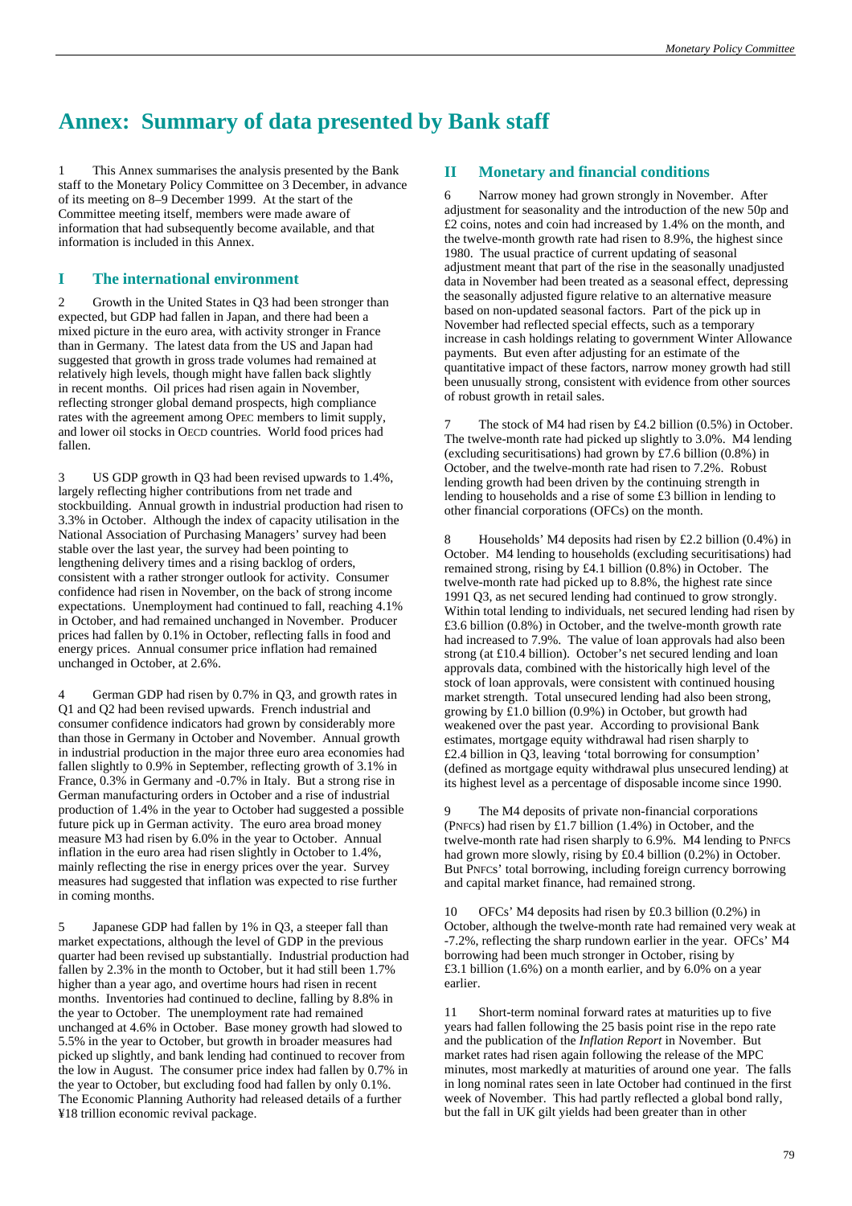# Annex: Summary of data presented by Bank staff

1 This Annex summarises the analysis presented by the Bank staff to the Monetary Policy Committee on 3 December, in advance of its meeting on 8–9 December 1999. At the start of the Committee meeting itself, members were made aware of information that had subsequently become available, and that information is included in this Annex.

## I The international environment

2 Growth in the United States in Q3 had been stronger than expected, but GDP had fallen in Japan, and there had been a mixed picture in the euro area, with activity stronger in France than in Germany. The latest data from the US and Japan had suggested that growth in gross trade volumes had remained at relatively high levels, though might have fallen back slightly in recent months. Oil prices had risen again in November, reflecting stronger global demand prospects, high compliance rates with the agreement among OPEC members to limit supply, and lower oil stocks in OECD countries. World food prices had fallen.

3 US GDP growth in Q3 had been revised upwards to 1.4%, largely reflecting higher contributions from net trade and stockbuilding. Annual growth in industrial production had risen to 3.3% in October. Although the index of capacity utilisation in the National Association of Purchasing Managers' survey had been stable over the last year, the survey had been pointing to lengthening delivery times and a rising backlog of orders, consistent with a rather stronger outlook for activity. Consumer confidence had risen in November, on the back of strong income expectations. Unemployment had continued to fall, reaching 4.1% in October, and had remained unchanged in November. Producer prices had fallen by 0.1% in October, reflecting falls in food and energy prices. Annual consumer price inflation had remained unchanged in October, at 2.6%.

4 German GDP had risen by 0.7% in Q3, and growth rates in Q1 and Q2 had been revised upwards. French industrial and consumer confidence indicators had grown by considerably more than those in Germany in October and November. Annual growth in industrial production in the major three euro area economies had fallen slightly to 0.9% in September, reflecting growth of 3.1% in France, 0.3% in Germany and -0.7% in Italy. But a strong rise in German manufacturing orders in October and a rise of industrial production of 1.4% in the year to October had suggested a possible future pick up in German activity. The euro area broad money measure M3 had risen by 6.0% in the year to October. Annual inflation in the euro area had risen slightly in October to 1.4%, mainly reflecting the rise in energy prices over the year. Survey measures had suggested that inflation was expected to rise further in coming months.

5 Japanese GDP had fallen by 1% in Q3, a steeper fall than market expectations, although the level of GDP in the previous quarter had been revised up substantially. Industrial production had fallen by 2.3% in the month to October, but it had still been 1.7% higher than a year ago, and overtime hours had risen in recent months. Inventories had continued to decline, falling by 8.8% in the year to October. The unemployment rate had remained unchanged at 4.6% in October. Base money growth had slowed to 5.5% in the year to October, but growth in broader measures had picked up slightly, and bank lending had continued to recover from the low in August. The consumer price index had fallen by 0.7% in the year to October, but excluding food had fallen by only 0.1%. The Economic Planning Authority had released details of a further ¥18 trillion economic revival package.

## II Monetary and financial conditions

6 Narrow money had grown strongly in November. After adjustment for seasonality and the introduction of the new 50p and £2 coins, notes and coin had increased by 1.4% on the month, and the twelve-month growth rate had risen to 8.9%, the highest since 1980. The usual practice of current updating of seasonal adjustment meant that part of the rise in the seasonally unadjusted data in November had been treated as a seasonal effect, depressing the seasonally adjusted figure relative to an alternative measure based on non-updated seasonal factors. Part of the pick up in November had reflected special effects, such as a temporary increase in cash holdings relating to government Winter Allowance payments. But even after adjusting for an estimate of the quantitative impact of these factors, narrow money growth had still been unusually strong, consistent with evidence from other sources of robust growth in retail sales.

7 The stock of M4 had risen by £4.2 billion (0.5%) in October. The twelve-month rate had picked up slightly to 3.0%. M4 lending (excluding securitisations) had grown by £7.6 billion (0.8%) in October, and the twelve-month rate had risen to 7.2%. Robust lending growth had been driven by the continuing strength in lending to households and a rise of some £3 billion in lending to other financial corporations (OFCs) on the month.

8 Households' M4 deposits had risen by £2.2 billion (0.4%) in October. M4 lending to households (excluding securitisations) had remained strong, rising by £4.1 billion (0.8%) in October. The twelve-month rate had picked up to 8.8%, the highest rate since 1991 Q3, as net secured lending had continued to grow strongly. Within total lending to individuals, net secured lending had risen by £3.6 billion (0.8%) in October, and the twelve-month growth rate had increased to 7.9%. The value of loan approvals had also been strong (at £10.4 billion). October's net secured lending and loan approvals data, combined with the historically high level of the stock of loan approvals, were consistent with continued housing market strength. Total unsecured lending had also been strong, growing by £1.0 billion (0.9%) in October, but growth had weakened over the past year. According to provisional Bank estimates, mortgage equity withdrawal had risen sharply to £2.4 billion in Q3, leaving 'total borrowing for consumption' (defined as mortgage equity withdrawal plus unsecured lending) at its highest level as a percentage of disposable income since 1990.

9 The M4 deposits of private non-financial corporations (PNFCs) had risen by £1.7 billion (1.4%) in October, and the twelve-month rate had risen sharply to 6.9%. M4 lending to PNFCs had grown more slowly, rising by £0.4 billion (0.2%) in October. But PNFCs' total borrowing, including foreign currency borrowing and capital market finance, had remained strong.

10 OFCs' M4 deposits had risen by £0.3 billion (0.2%) in October, although the twelve-month rate had remained very weak at -7.2%, reflecting the sharp rundown earlier in the year. OFCs' M4 borrowing had been much stronger in October, rising by £3.1 billion (1.6%) on a month earlier, and by 6.0% on a year earlier.

11 Short-term nominal forward rates at maturities up to five years had fallen following the 25 basis point rise in the repo rate and the publication of the *Inflation Report* in November. But market rates had risen again following the release of the MPC minutes, most markedly at maturities of around one year. The falls in long nominal rates seen in late October had continued in the first week of November. This had partly reflected a global bond rally, but the fall in UK gilt yields had been greater than in other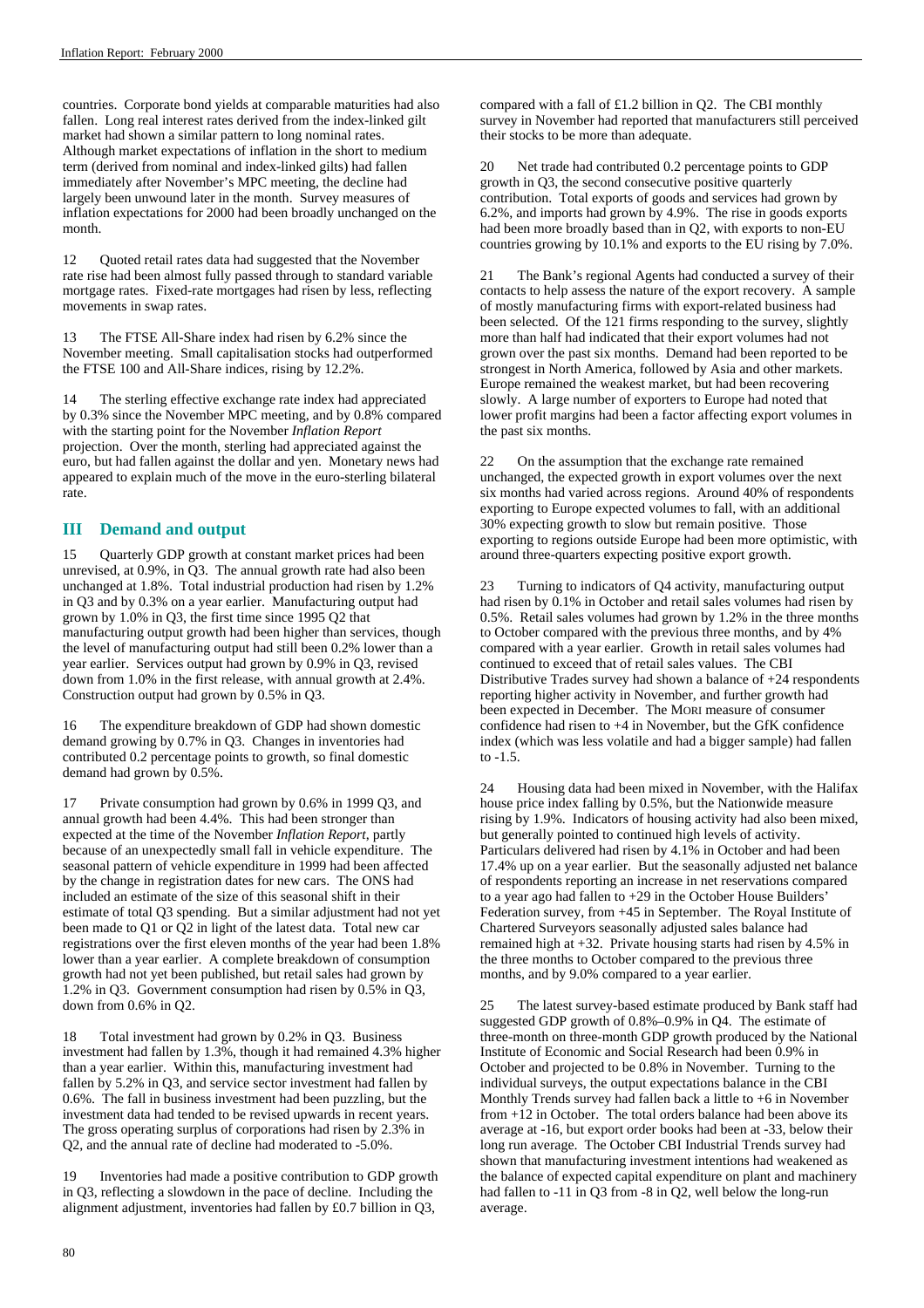countries. Corporate bond yields at comparable maturities had also fallen. Long real interest rates derived from the index-linked gilt market had shown a similar pattern to long nominal rates. Although market expectations of inflation in the short to medium term (derived from nominal and index-linked gilts) had fallen immediately after November's MPC meeting, the decline had largely been unwound later in the month. Survey measures of inflation expectations for 2000 had been broadly unchanged on the month.

12 Quoted retail rates data had suggested that the November rate rise had been almost fully passed through to standard variable mortgage rates. Fixed-rate mortgages had risen by less, reflecting movements in swap rates.

13 The FTSE All-Share index had risen by 6.2% since the November meeting. Small capitalisation stocks had outperformed the FTSE 100 and All-Share indices, rising by 12.2%.

14 The sterling effective exchange rate index had appreciated by 0.3% since the November MPC meeting, and by 0.8% compared with the starting point for the November *Inflation Report* projection. Over the month, sterling had appreciated against the euro, but had fallen against the dollar and yen. Monetary news had appeared to explain much of the move in the euro-sterling bilateral rate.

## III Demand and output

15 Quarterly GDP growth at constant market prices had been unrevised, at 0.9%, in Q3. The annual growth rate had also been unchanged at 1.8%. Total industrial production had risen by 1.2% in Q3 and by 0.3% on a year earlier. Manufacturing output had grown by 1.0% in Q3, the first time since 1995 Q2 that manufacturing output growth had been higher than services, though the level of manufacturing output had still been 0.2% lower than a year earlier. Services output had grown by 0.9% in Q3, revised down from 1.0% in the first release, with annual growth at 2.4%. Construction output had grown by 0.5% in Q3.

16 The expenditure breakdown of GDP had shown domestic demand growing by 0.7% in Q3. Changes in inventories had contributed 0.2 percentage points to growth, so final domestic demand had grown by 0.5%.

17 Private consumption had grown by 0.6% in 1999 Q3, and annual growth had been 4.4%. This had been stronger than expected at the time of the November *Inflation Report*, partly because of an unexpectedly small fall in vehicle expenditure. The seasonal pattern of vehicle expenditure in 1999 had been affected by the change in registration dates for new cars. The ONS had included an estimate of the size of this seasonal shift in their estimate of total Q3 spending. But a similar adjustment had not yet been made to Q1 or Q2 in light of the latest data. Total new car registrations over the first eleven months of the year had been 1.8% lower than a year earlier. A complete breakdown of consumption growth had not yet been published, but retail sales had grown by 1.2% in Q3. Government consumption had risen by 0.5% in Q3, down from 0.6% in Q2.

18 Total investment had grown by 0.2% in Q3. Business investment had fallen by 1.3%, though it had remained 4.3% higher than a year earlier. Within this, manufacturing investment had fallen by 5.2% in Q3, and service sector investment had fallen by 0.6%. The fall in business investment had been puzzling, but the investment data had tended to be revised upwards in recent years. The gross operating surplus of corporations had risen by 2.3% in Q2, and the annual rate of decline had moderated to -5.0%.

19 Inventories had made a positive contribution to GDP growth in Q3, reflecting a slowdown in the pace of decline. Including the alignment adjustment, inventories had fallen by £0.7 billion in Q3, compared with a fall of £1.2 billion in Q2. The CBI monthly survey in November had reported that manufacturers still perceived their stocks to be more than adequate.

20 Net trade had contributed 0.2 percentage points to GDP growth in Q3, the second consecutive positive quarterly contribution. Total exports of goods and services had grown by 6.2%, and imports had grown by 4.9%. The rise in goods exports had been more broadly based than in Q2, with exports to non-EU countries growing by 10.1% and exports to the EU rising by 7.0%.

21 The Bank's regional Agents had conducted a survey of their contacts to help assess the nature of the export recovery. A sample of mostly manufacturing firms with export-related business had been selected. Of the 121 firms responding to the survey, slightly more than half had indicated that their export volumes had not grown over the past six months. Demand had been reported to be strongest in North America, followed by Asia and other markets. Europe remained the weakest market, but had been recovering slowly. A large number of exporters to Europe had noted that lower profit margins had been a factor affecting export volumes in the past six months.

22 On the assumption that the exchange rate remained unchanged, the expected growth in export volumes over the next six months had varied across regions. Around 40% of respondents exporting to Europe expected volumes to fall, with an additional 30% expecting growth to slow but remain positive. Those exporting to regions outside Europe had been more optimistic, with around three-quarters expecting positive export growth.

23 Turning to indicators of Q4 activity, manufacturing output had risen by 0.1% in October and retail sales volumes had risen by 0.5%. Retail sales volumes had grown by 1.2% in the three months to October compared with the previous three months, and by 4% compared with a year earlier. Growth in retail sales volumes had continued to exceed that of retail sales values. The CBI Distributive Trades survey had shown a balance of +24 respondents reporting higher activity in November, and further growth had been expected in December. The MORI measure of consumer confidence had risen to +4 in November, but the GfK confidence index (which was less volatile and had a bigger sample) had fallen to -1.5.

24 Housing data had been mixed in November, with the Halifax house price index falling by 0.5%, but the Nationwide measure rising by 1.9%. Indicators of housing activity had also been mixed, but generally pointed to continued high levels of activity. Particulars delivered had risen by 4.1% in October and had been 17.4% up on a year earlier. But the seasonally adjusted net balance of respondents reporting an increase in net reservations compared to a year ago had fallen to +29 in the October House Builders' Federation survey, from +45 in September. The Royal Institute of Chartered Surveyors seasonally adjusted sales balance had remained high at +32. Private housing starts had risen by 4.5% in the three months to October compared to the previous three months, and by 9.0% compared to a year earlier.

25 The latest survey-based estimate produced by Bank staff had suggested GDP growth of 0.8%–0.9% in Q4. The estimate of three-month on three-month GDP growth produced by the National Institute of Economic and Social Research had been 0.9% in October and projected to be 0.8% in November. Turning to the individual surveys, the output expectations balance in the CBI Monthly Trends survey had fallen back a little to +6 in November from +12 in October. The total orders balance had been above its average at -16, but export order books had been at -33, below their long run average. The October CBI Industrial Trends survey had shown that manufacturing investment intentions had weakened as the balance of expected capital expenditure on plant and machinery had fallen to -11 in Q3 from -8 in Q2, well below the long-run average.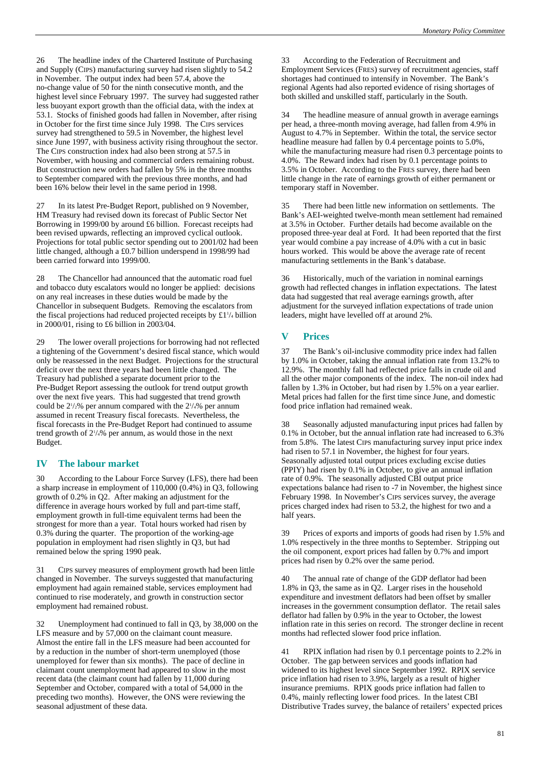26 The headline index of the Chartered Institute of Purchasing and Supply (CIPS) manufacturing survey had risen slightly to 54.2 in November. The output index had been 57.4, above the no-change value of 50 for the ninth consecutive month, and the highest level since February 1997. The survey had suggested rather less buoyant export growth than the official data, with the index at 53.1. Stocks of finished goods had fallen in November, after rising in October for the first time since July 1998. The CIPS services survey had strengthened to 59.5 in November, the highest level since June 1997, with business activity rising throughout the sector. The CIPS construction index had also been strong at 57.5 in November, with housing and commercial orders remaining robust. But construction new orders had fallen by 5% in the three months to September compared with the previous three months, and had been 16% below their level in the same period in 1998.

27 In its latest Pre-Budget Report, published on 9 November, HM Treasury had revised down its forecast of Public Sector Net Borrowing in 1999/00 by around £6 billion. Forecast receipts had been revised upwards, reflecting an improved cyclical outlook. Projections for total public sector spending out to 2001/02 had been little changed, although a £0.7 billion underspend in 1998/99 had been carried forward into 1999/00.

28 The Chancellor had announced that the automatic road fuel and tobacco duty escalators would no longer be applied: decisions on any real increases in these duties would be made by the Chancellor in subsequent Budgets. Removing the escalators from the fiscal projections had reduced projected receipts by £1¼ billion in 2000/01, rising to £6 billion in 2003/04.

29 The lower overall projections for borrowing had not reflected a tightening of the Government's desired fiscal stance, which would only be reassessed in the next Budget. Projections for the structural deficit over the next three years had been little changed. The Treasury had published a separate document prior to the Pre-Budget Report assessing the outlook for trend output growth over the next five years. This had suggested that trend growth could be 2½% per annum compared with the 2¼% per annum assumed in recent Treasury fiscal forecasts. Nevertheless, the fiscal forecasts in the Pre-Budget Report had continued to assume trend growth of 2¼% per annum, as would those in the next Budget.

## IV The labour market

30 According to the Labour Force Survey (LFS), there had been a sharp increase in employment of 110,000 (0.4%) in Q3, following growth of 0.2% in Q2. After making an adjustment for the difference in average hours worked by full and part-time staff, employment growth in full-time equivalent terms had been the strongest for more than a year. Total hours worked had risen by 0.3% during the quarter. The proportion of the working-age population in employment had risen slightly in Q3, but had remained below the spring 1990 peak.

31 CIPS survey measures of employment growth had been little changed in November. The surveys suggested that manufacturing employment had again remained stable, services employment had continued to rise moderately, and growth in construction sector employment had remained robust.

32 Unemployment had continued to fall in Q3, by 38,000 on the LFS measure and by 57,000 on the claimant count measure. Almost the entire fall in the LFS measure had been accounted for by a reduction in the number of short-term unemployed (those unemployed for fewer than six months). The pace of decline in claimant count unemployment had appeared to slow in the most recent data (the claimant count had fallen by 11,000 during September and October, compared with a total of 54,000 in the preceding two months). However, the ONS were reviewing the seasonal adjustment of these data.

33 According to the Federation of Recruitment and Employment Services (FRES) survey of recruitment agencies, staff shortages had continued to intensify in November. The Bank's regional Agents had also reported evidence of rising shortages of both skilled and unskilled staff, particularly in the South.

34 The headline measure of annual growth in average earnings per head, a three-month moving average, had fallen from 4.9% in August to 4.7% in September. Within the total, the service sector headline measure had fallen by 0.4 percentage points to 5.0%, while the manufacturing measure had risen 0.3 percentage points to 4.0%. The Reward index had risen by 0.1 percentage points to 3.5% in October. According to the FRES survey, there had been little change in the rate of earnings growth of either permanent or temporary staff in November.

35 There had been little new information on settlements. The Bank's AEI-weighted twelve-month mean settlement had remained at 3.5% in October. Further details had become available on the proposed three-year deal at Ford. It had been reported that the first year would combine a pay increase of 4.0% with a cut in basic hours worked. This would be above the average rate of recent manufacturing settlements in the Bank's database.

36 Historically, much of the variation in nominal earnings growth had reflected changes in inflation expectations. The latest data had suggested that real average earnings growth, after adjustment for the surveyed inflation expectations of trade union leaders, might have levelled off at around 2%.

## V Prices

37 The Bank's oil-inclusive commodity price index had fallen by 1.0% in October, taking the annual inflation rate from 13.2% to 12.9%. The monthly fall had reflected price falls in crude oil and all the other major components of the index. The non-oil index had fallen by 1.3% in October, but had risen by 1.5% on a year earlier. Metal prices had fallen for the first time since June, and domestic food price inflation had remained weak.

38 Seasonally adjusted manufacturing input prices had fallen by 0.1% in October, but the annual inflation rate had increased to 6.3% from 5.8%. The latest CIPS manufacturing survey input price index had risen to 57.1 in November, the highest for four years. Seasonally adjusted total output prices excluding excise duties (PPIY) had risen by 0.1% in October, to give an annual inflation rate of 0.9%. The seasonally adjusted CBI output price expectations balance had risen to -7 in November, the highest since February 1998. In November's CIPS services survey, the average prices charged index had risen to 53.2, the highest for two and a half years.

39 Prices of exports and imports of goods had risen by 1.5% and 1.0% respectively in the three months to September. Stripping out the oil component, export prices had fallen by 0.7% and import prices had risen by 0.2% over the same period.

40 The annual rate of change of the GDP deflator had been 1.8% in Q3, the same as in Q2. Larger rises in the household expenditure and investment deflators had been offset by smaller increases in the government consumption deflator. The retail sales deflator had fallen by 0.9% in the year to October, the lowest inflation rate in this series on record. The stronger decline in recent months had reflected slower food price inflation.

41 RPIX inflation had risen by 0.1 percentage points to 2.2% in October. The gap between services and goods inflation had widened to its highest level since September 1992. RPIX service price inflation had risen to 3.9%, largely as a result of higher insurance premiums. RPIX goods price inflation had fallen to 0.4%, mainly reflecting lower food prices. In the latest CBI Distributive Trades survey, the balance of retailers' expected prices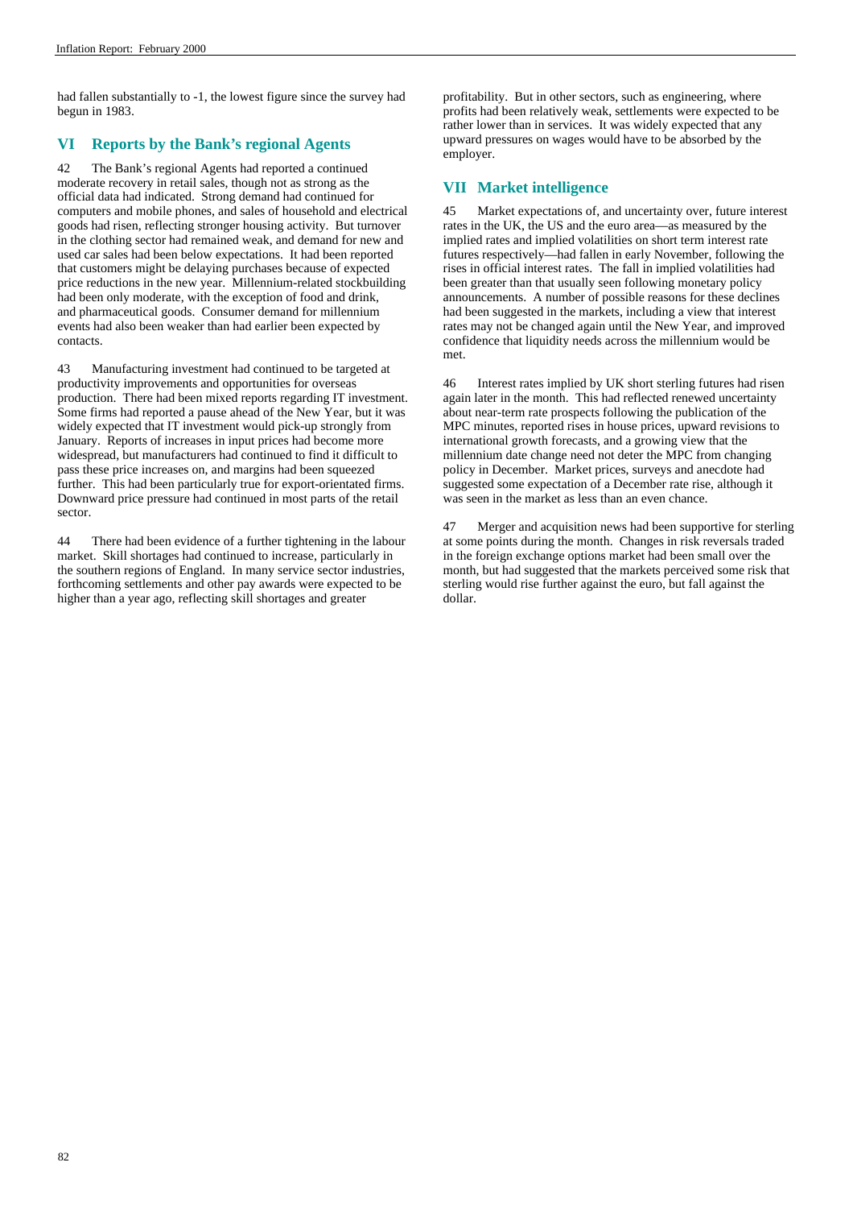had fallen substantially to -1, the lowest figure since the survey had begun in 1983.

## VI Reports by the Bank's regional Agents

42 The Bank's regional Agents had reported a continued moderate recovery in retail sales, though not as strong as the official data had indicated. Strong demand had continued for computers and mobile phones, and sales of household and electrical goods had risen, reflecting stronger housing activity. But turnover in the clothing sector had remained weak, and demand for new and used car sales had been below expectations. It had been reported that customers might be delaying purchases because of expected price reductions in the new year. Millennium-related stockbuilding had been only moderate, with the exception of food and drink, and pharmaceutical goods. Consumer demand for millennium events had also been weaker than had earlier been expected by contacts.

43 Manufacturing investment had continued to be targeted at productivity improvements and opportunities for overseas production. There had been mixed reports regarding IT investment. Some firms had reported a pause ahead of the New Year, but it was widely expected that IT investment would pick-up strongly from January. Reports of increases in input prices had become more widespread, but manufacturers had continued to find it difficult to pass these price increases on, and margins had been squeezed further. This had been particularly true for export-orientated firms. Downward price pressure had continued in most parts of the retail sector.

44 There had been evidence of a further tightening in the labour market. Skill shortages had continued to increase, particularly in the southern regions of England. In many service sector industries, forthcoming settlements and other pay awards were expected to be higher than a year ago, reflecting skill shortages and greater profitability. But in other sectors, such as engineering, where profits had been relatively weak, settlements were expected to be rather lower than in services. It was widely expected that any upward pressures on wages would have to be absorbed by the employer.

## VII Market intelligence

45 Market expectations of, and uncertainty over, future interest rates in the UK, the US and the euro area—as measured by the implied rates and implied volatilities on short term interest rate futures respectively—had fallen in early November, following the rises in official interest rates. The fall in implied volatilities had been greater than that usually seen following monetary policy announcements. A number of possible reasons for these declines had been suggested in the markets, including a view that interest rates may not be changed again until the New Year, and improved confidence that liquidity needs across the millennium would be met.

46 Interest rates implied by UK short sterling futures had risen again later in the month. This had reflected renewed uncertainty about near-term rate prospects following the publication of the MPC minutes, reported rises in house prices, upward revisions to international growth forecasts, and a growing view that the millennium date change need not deter the MPC from changing policy in December. Market prices, surveys and anecdote had suggested some expectation of a December rate rise, although it was seen in the market as less than an even chance.

47 Merger and acquisition news had been supportive for sterling at some points during the month. Changes in risk reversals traded in the foreign exchange options market had been small over the month, but had suggested that the markets perceived some risk that sterling would rise further against the euro, but fall against the dollar.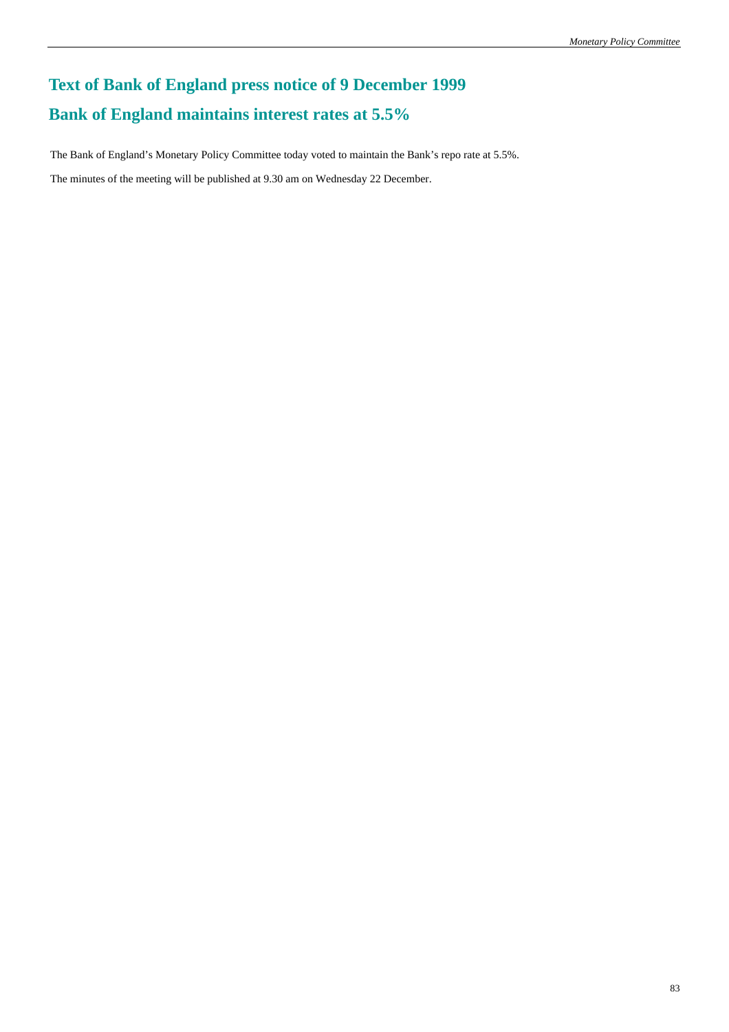## Text of Bank of England press notice of 9 December 1999

## Bank of England maintains interest rates at 5.5%

The Bank of England's Monetary Policy Committee today voted to maintain the Bank's repo rate at 5.5%.

The minutes of the meeting will be published at 9.30 am on Wednesday 22 December.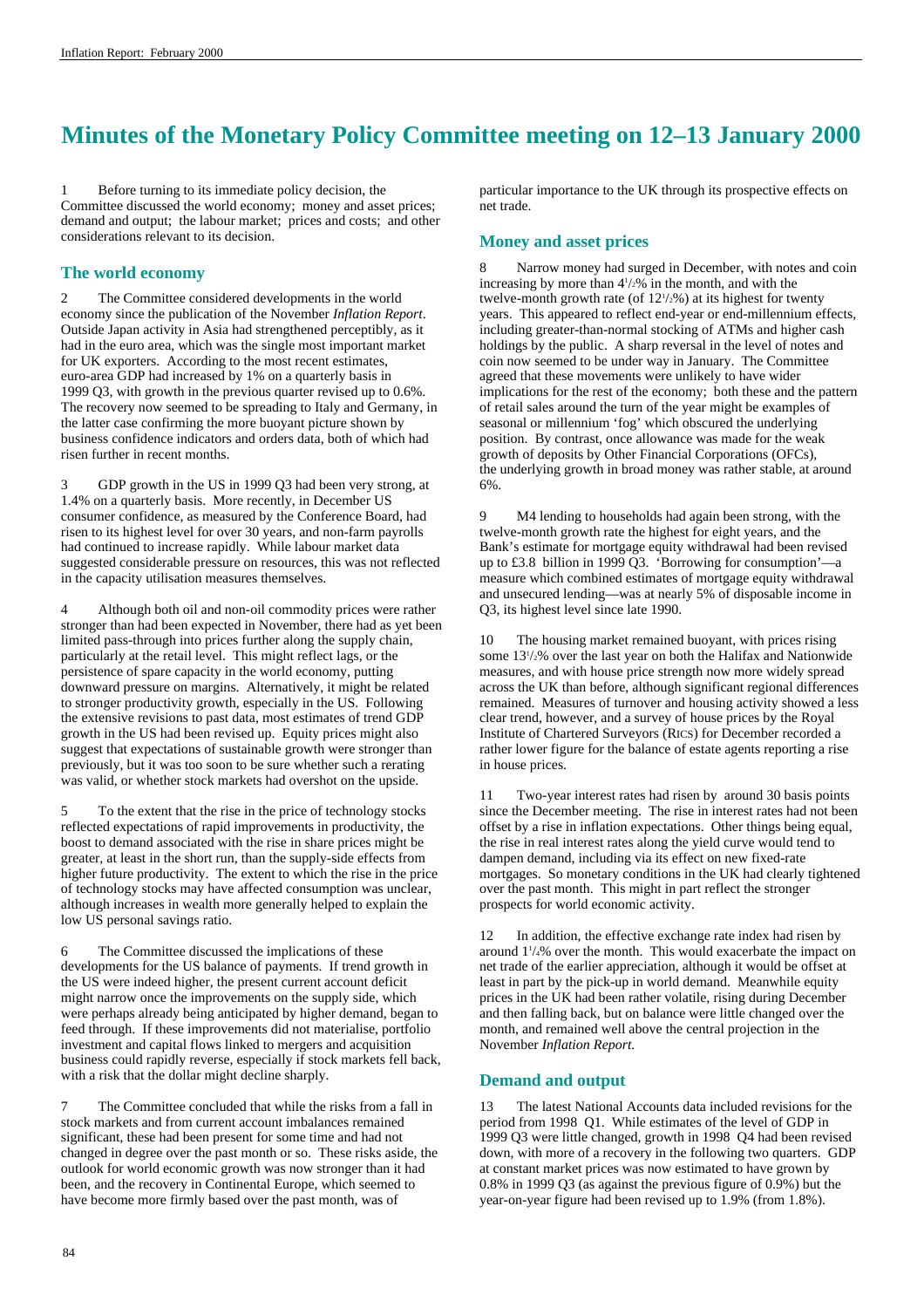# Minutes of the Monetary Policy Committee meeting on 12–13 January 2000

1 Before turning to its immediate policy decision, the Committee discussed the world economy; money and asset prices; demand and output; the labour market; prices and costs; and other considerations relevant to its decision.

## The world economy

2 The Committee considered developments in the world economy since the publication of the November *Inflation Report*. Outside Japan activity in Asia had strengthened perceptibly, as it had in the euro area, which was the single most important market for UK exporters. According to the most recent estimates, euro-area GDP had increased by 1% on a quarterly basis in 1999 Q3, with growth in the previous quarter revised up to 0.6%. The recovery now seemed to be spreading to Italy and Germany, in the latter case confirming the more buoyant picture shown by business confidence indicators and orders data, both of which had risen further in recent months.

3 GDP growth in the US in 1999 Q3 had been very strong, at 1.4% on a quarterly basis. More recently, in December US consumer confidence, as measured by the Conference Board, had risen to its highest level for over 30 years, and non-farm payrolls had continued to increase rapidly. While labour market data suggested considerable pressure on resources, this was not reflected in the capacity utilisation measures themselves.

4 Although both oil and non-oil commodity prices were rather stronger than had been expected in November, there had as yet been limited pass-through into prices further along the supply chain, particularly at the retail level. This might reflect lags, or the persistence of spare capacity in the world economy, putting downward pressure on margins. Alternatively, it might be related to stronger productivity growth, especially in the US. Following the extensive revisions to past data, most estimates of trend GDP growth in the US had been revised up. Equity prices might also suggest that expectations of sustainable growth were stronger than previously, but it was too soon to be sure whether such a rerating was valid, or whether stock markets had overshot on the upside.

5 To the extent that the rise in the price of technology stocks reflected expectations of rapid improvements in productivity, the boost to demand associated with the rise in share prices might be greater, at least in the short run, than the supply-side effects from higher future productivity. The extent to which the rise in the price of technology stocks may have affected consumption was unclear, although increases in wealth more generally helped to explain the low US personal savings ratio.

6 The Committee discussed the implications of these developments for the US balance of payments. If trend growth in the US were indeed higher, the present current account deficit might narrow once the improvements on the supply side, which were perhaps already being anticipated by higher demand, began to feed through. If these improvements did not materialise, portfolio investment and capital flows linked to mergers and acquisition business could rapidly reverse, especially if stock markets fell back, with a risk that the dollar might decline sharply.

7 The Committee concluded that while the risks from a fall in stock markets and from current account imbalances remained significant, these had been present for some time and had not changed in degree over the past month or so. These risks aside, the outlook for world economic growth was now stronger than it had been, and the recovery in Continental Europe, which seemed to have become more firmly based over the past month, was of particular importance to the UK through its prospective effects on net trade.

## Money and asset prices

8 Narrow money had surged in December, with notes and coin increasing by more than 4½% in the month, and with the twelve-month growth rate (of 12½%) at its highest for twenty years. This appeared to reflect end-year or end-millennium effects, including greater-than-normal stocking of ATMs and higher cash holdings by the public. A sharp reversal in the level of notes and coin now seemed to be under way in January. The Committee agreed that these movements were unlikely to have wider implications for the rest of the economy; both these and the pattern of retail sales around the turn of the year might be examples of seasonal or millennium 'fog' which obscured the underlying position. By contrast, once allowance was made for the weak growth of deposits by Other Financial Corporations (OFCs), the underlying growth in broad money was rather stable, at around 6%.

9 M4 lending to households had again been strong, with the twelve-month growth rate the highest for eight years, and the Bank's estimate for mortgage equity withdrawal had been revised up to £3.8 billion in 1999 Q3. 'Borrowing for consumption'—a measure which combined estimates of mortgage equity withdrawal and unsecured lending—was at nearly 5% of disposable income in Q3, its highest level since late 1990.

10 The housing market remained buoyant, with prices rising some 13½% over the last year on both the Halifax and Nationwide measures, and with house price strength now more widely spread across the UK than before, although significant regional differences remained. Measures of turnover and housing activity showed a less clear trend, however, and a survey of house prices by the Royal Institute of Chartered Surveyors (RICS) for December recorded a rather lower figure for the balance of estate agents reporting a rise in house prices.

11 Two-year interest rates had risen by around 30 basis points since the December meeting. The rise in interest rates had not been offset by a rise in inflation expectations. Other things being equal, the rise in real interest rates along the yield curve would tend to dampen demand, including via its effect on new fixed-rate mortgages. So monetary conditions in the UK had clearly tightened over the past month. This might in part reflect the stronger prospects for world economic activity.

12 In addition, the effective exchange rate index had risen by around 1¼% over the month. This would exacerbate the impact on net trade of the earlier appreciation, although it would be offset at least in part by the pick-up in world demand. Meanwhile equity prices in the UK had been rather volatile, rising during December and then falling back, but on balance were little changed over the month, and remained well above the central projection in the November *Inflation Report*.

## Demand and output

13 The latest National Accounts data included revisions for the period from 1998 Q1. While estimates of the level of GDP in 1999 Q3 were little changed, growth in 1998 Q4 had been revised down, with more of a recovery in the following two quarters. GDP at constant market prices was now estimated to have grown by 0.8% in 1999 Q3 (as against the previous figure of 0.9%) but the year-on-year figure had been revised up to 1.9% (from 1.8%).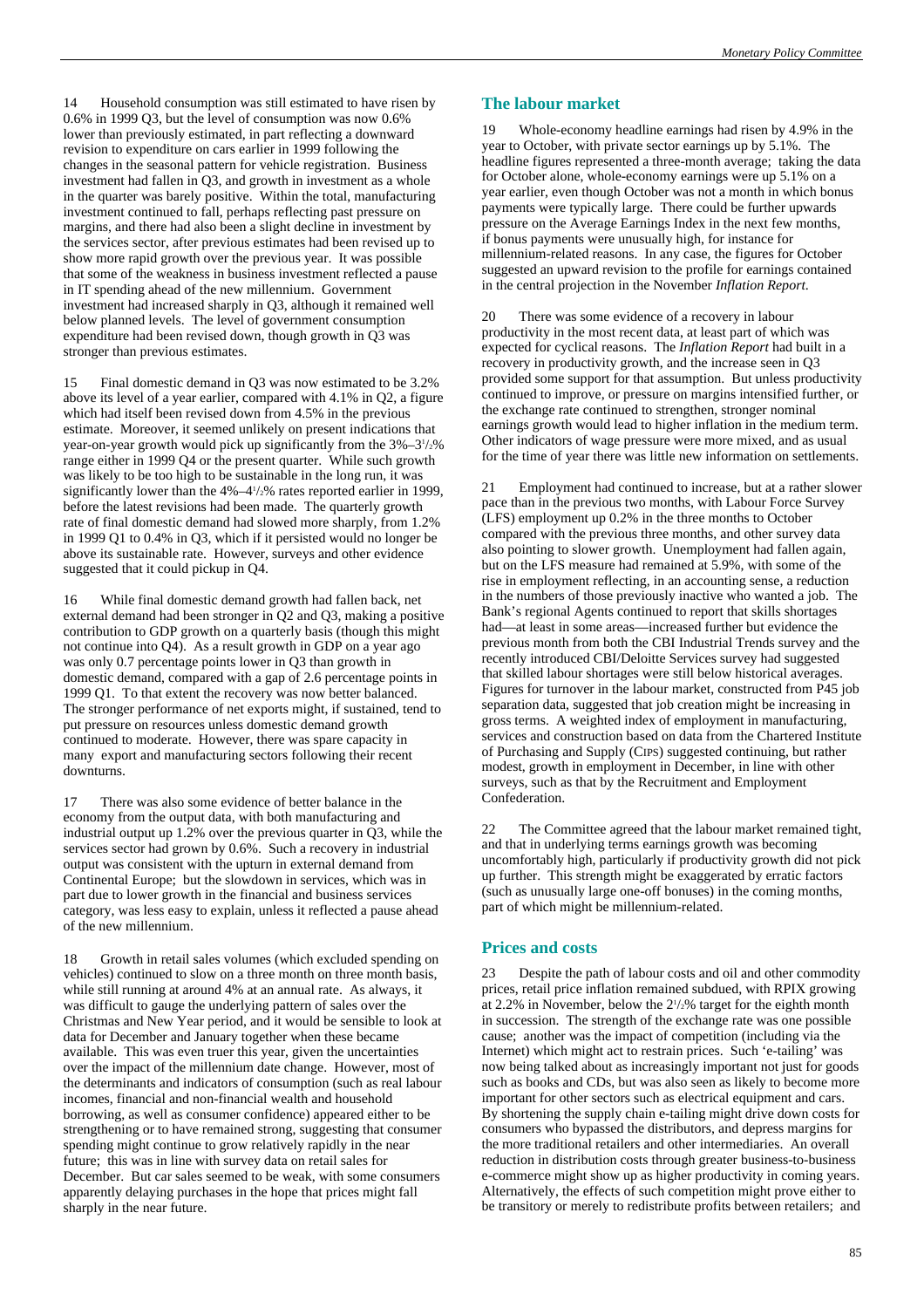14 Household consumption was still estimated to have risen by 0.6% in 1999 Q3, but the level of consumption was now 0.6% lower than previously estimated, in part reflecting a downward revision to expenditure on cars earlier in 1999 following the changes in the seasonal pattern for vehicle registration. Business investment had fallen in Q3, and growth in investment as a whole in the quarter was barely positive. Within the total, manufacturing investment continued to fall, perhaps reflecting past pressure on margins, and there had also been a slight decline in investment by the services sector, after previous estimates had been revised up to show more rapid growth over the previous year. It was possible that some of the weakness in business investment reflected a pause in IT spending ahead of the new millennium. Government investment had increased sharply in Q3, although it remained well below planned levels. The level of government consumption expenditure had been revised down, though growth in Q3 was stronger than previous estimates.

15 Final domestic demand in Q3 was now estimated to be 3.2% above its level of a year earlier, compared with 4.1% in Q2, a figure which had itself been revised down from 4.5% in the previous estimate. Moreover, it seemed unlikely on present indications that year-on-year growth would pick up significantly from the 3%–3½% range either in 1999 Q4 or the present quarter. While such growth was likely to be too high to be sustainable in the long run, it was significantly lower than the 4%–4½% rates reported earlier in 1999, before the latest revisions had been made. The quarterly growth rate of final domestic demand had slowed more sharply, from 1.2% in 1999 Q1 to 0.4% in Q3, which if it persisted would no longer be above its sustainable rate. However, surveys and other evidence suggested that it could pickup in Q4.

16 While final domestic demand growth had fallen back, net external demand had been stronger in Q2 and Q3, making a positive contribution to GDP growth on a quarterly basis (though this might not continue into Q4). As a result growth in GDP on a year ago was only 0.7 percentage points lower in Q3 than growth in domestic demand, compared with a gap of 2.6 percentage points in 1999 Q1. To that extent the recovery was now better balanced. The stronger performance of net exports might, if sustained, tend to put pressure on resources unless domestic demand growth continued to moderate. However, there was spare capacity in many export and manufacturing sectors following their recent downturns.

17 There was also some evidence of better balance in the economy from the output data, with both manufacturing and industrial output up 1.2% over the previous quarter in Q3, while the services sector had grown by 0.6%. Such a recovery in industrial output was consistent with the upturn in external demand from Continental Europe; but the slowdown in services, which was in part due to lower growth in the financial and business services category, was less easy to explain, unless it reflected a pause ahead of the new millennium.

18 Growth in retail sales volumes (which excluded spending on vehicles) continued to slow on a three month on three month basis, while still running at around 4% at an annual rate. As always, it was difficult to gauge the underlying pattern of sales over the Christmas and New Year period, and it would be sensible to look at data for December and January together when these became available. This was even truer this year, given the uncertainties over the impact of the millennium date change. However, most of the determinants and indicators of consumption (such as real labour incomes, financial and non-financial wealth and household borrowing, as well as consumer confidence) appeared either to be strengthening or to have remained strong, suggesting that consumer spending might continue to grow relatively rapidly in the near future; this was in line with survey data on retail sales for December. But car sales seemed to be weak, with some consumers apparently delaying purchases in the hope that prices might fall sharply in the near future.

## The labour market

19 Whole-economy headline earnings had risen by 4.9% in the year to October, with private sector earnings up by 5.1%. The headline figures represented a three-month average; taking the data for October alone, whole-economy earnings were up 5.1% on a year earlier, even though October was not a month in which bonus payments were typically large. There could be further upwards pressure on the Average Earnings Index in the next few months, if bonus payments were unusually high, for instance for millennium-related reasons. In any case, the figures for October suggested an upward revision to the profile for earnings contained in the central projection in the November *Inflation Report*.

20 There was some evidence of a recovery in labour productivity in the most recent data, at least part of which was expected for cyclical reasons. The *Inflation Report* had built in a recovery in productivity growth, and the increase seen in Q3 provided some support for that assumption. But unless productivity continued to improve, or pressure on margins intensified further, or the exchange rate continued to strengthen, stronger nominal earnings growth would lead to higher inflation in the medium term. Other indicators of wage pressure were more mixed, and as usual for the time of year there was little new information on settlements.

21 Employment had continued to increase, but at a rather slower pace than in the previous two months, with Labour Force Survey (LFS) employment up 0.2% in the three months to October compared with the previous three months, and other survey data also pointing to slower growth. Unemployment had fallen again, but on the LFS measure had remained at 5.9%, with some of the rise in employment reflecting, in an accounting sense, a reduction in the numbers of those previously inactive who wanted a job. The Bank's regional Agents continued to report that skills shortages had—at least in some areas—increased further but evidence the previous month from both the CBI Industrial Trends survey and the recently introduced CBI/Deloitte Services survey had suggested that skilled labour shortages were still below historical averages. Figures for turnover in the labour market, constructed from P45 job separation data, suggested that job creation might be increasing in gross terms. A weighted index of employment in manufacturing, services and construction based on data from the Chartered Institute of Purchasing and Supply (CIPS) suggested continuing, but rather modest, growth in employment in December, in line with other surveys, such as that by the Recruitment and Employment Confederation.

22 The Committee agreed that the labour market remained tight, and that in underlying terms earnings growth was becoming uncomfortably high, particularly if productivity growth did not pick up further. This strength might be exaggerated by erratic factors (such as unusually large one-off bonuses) in the coming months, part of which might be millennium-related.

## Prices and costs

23 Despite the path of labour costs and oil and other commodity prices, retail price inflation remained subdued, with RPIX growing at 2.2% in November, below the 2½% target for the eighth month in succession. The strength of the exchange rate was one possible cause; another was the impact of competition (including via the Internet) which might act to restrain prices. Such 'e-tailing' was now being talked about as increasingly important not just for goods such as books and CDs, but was also seen as likely to become more important for other sectors such as electrical equipment and cars. By shortening the supply chain e-tailing might drive down costs for consumers who bypassed the distributors, and depress margins for the more traditional retailers and other intermediaries. An overall reduction in distribution costs through greater business-to-business e-commerce might show up as higher productivity in coming years. Alternatively, the effects of such competition might prove either to be transitory or merely to redistribute profits between retailers; and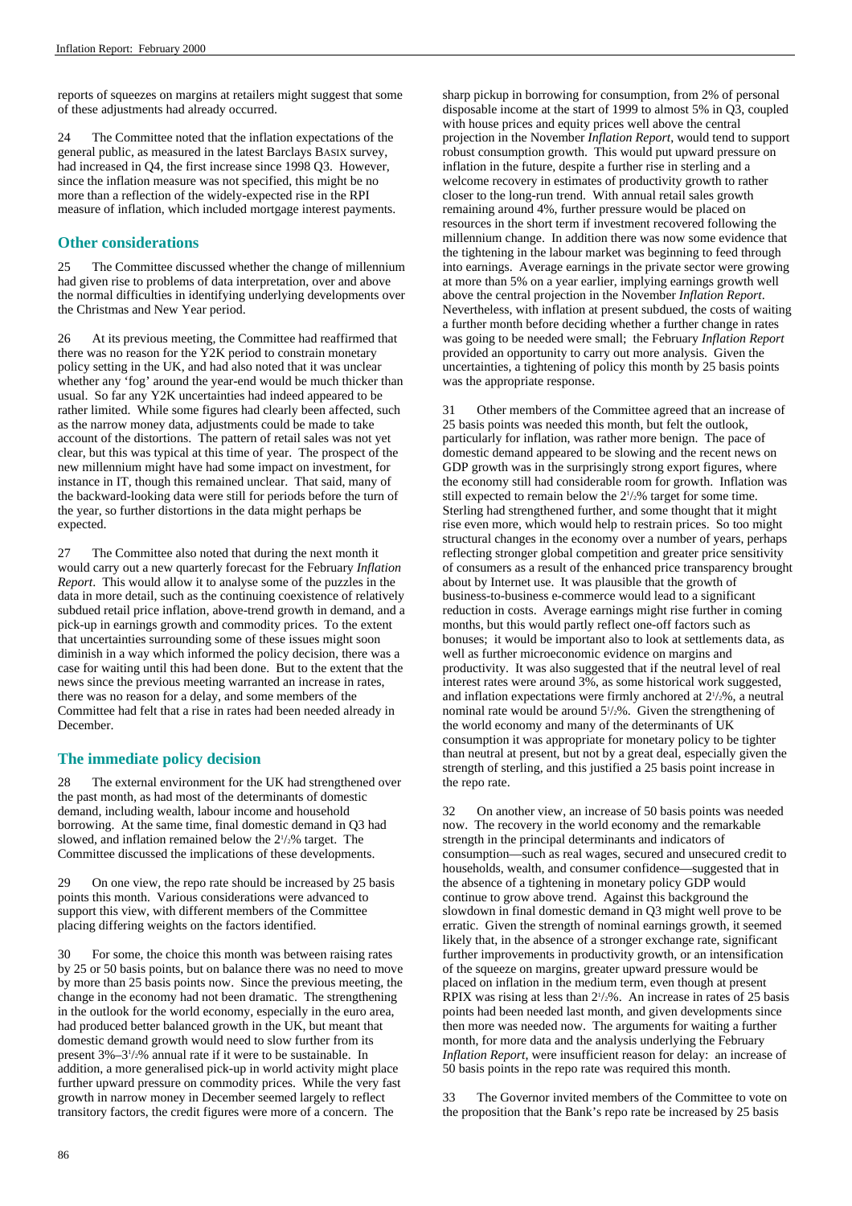reports of squeezes on margins at retailers might suggest that some of these adjustments had already occurred.

24 The Committee noted that the inflation expectations of the general public, as measured in the latest Barclays BASIX survey, had increased in Q4, the first increase since 1998 Q3. However, since the inflation measure was not specified, this might be no more than a reflection of the widely-expected rise in the RPI measure of inflation, which included mortgage interest payments.

## Other considerations

25 The Committee discussed whether the change of millennium had given rise to problems of data interpretation, over and above the normal difficulties in identifying underlying developments over the Christmas and New Year period.

26 At its previous meeting, the Committee had reaffirmed that there was no reason for the Y2K period to constrain monetary policy setting in the UK, and had also noted that it was unclear whether any 'fog' around the year-end would be much thicker than usual. So far any Y2K uncertainties had indeed appeared to be rather limited. While some figures had clearly been affected, such as the narrow money data, adjustments could be made to take account of the distortions. The pattern of retail sales was not yet clear, but this was typical at this time of year. The prospect of the new millennium might have had some impact on investment, for instance in IT, though this remained unclear. That said, many of the backward-looking data were still for periods before the turn of the year, so further distortions in the data might perhaps be expected.

27 The Committee also noted that during the next month it would carry out a new quarterly forecast for the February *Inflation Report*. This would allow it to analyse some of the puzzles in the data in more detail, such as the continuing coexistence of relatively subdued retail price inflation, above-trend growth in demand, and a pick-up in earnings growth and commodity prices. To the extent that uncertainties surrounding some of these issues might soon diminish in a way which informed the policy decision, there was a case for waiting until this had been done. But to the extent that the news since the previous meeting warranted an increase in rates, there was no reason for a delay, and some members of the Committee had felt that a rise in rates had been needed already in December.

## The immediate policy decision

28 The external environment for the UK had strengthened over the past month, as had most of the determinants of domestic demand, including wealth, labour income and household borrowing. At the same time, final domestic demand in Q3 had slowed, and inflation remained below the 2½% target. The Committee discussed the implications of these developments.

29 On one view, the repo rate should be increased by 25 basis points this month. Various considerations were advanced to support this view, with different members of the Committee placing differing weights on the factors identified.

30 For some, the choice this month was between raising rates by 25 or 50 basis points, but on balance there was no need to move by more than 25 basis points now. Since the previous meeting, the change in the economy had not been dramatic. The strengthening in the outlook for the world economy, especially in the euro area, had produced better balanced growth in the UK, but meant that domestic demand growth would need to slow further from its present 3%–3½% annual rate if it were to be sustainable. In addition, a more generalised pick-up in world activity might place further upward pressure on commodity prices. While the very fast growth in narrow money in December seemed largely to reflect transitory factors, the credit figures were more of a concern. The sharp pickup in borrowing for consumption, from 2% of personal disposable income at the start of 1999 to almost 5% in Q3, coupled with house prices and equity prices well above the central projection in the November *Inflation Report*, would tend to support robust consumption growth. This would put upward pressure on inflation in the future, despite a further rise in sterling and a welcome recovery in estimates of productivity growth to rather closer to the long-run trend. With annual retail sales growth remaining around 4%, further pressure would be placed on resources in the short term if investment recovered following the millennium change. In addition there was now some evidence that the tightening in the labour market was beginning to feed through into earnings. Average earnings in the private sector were growing at more than 5% on a year earlier, implying earnings growth well above the central projection in the November *Inflation Report*. Nevertheless, with inflation at present subdued, the costs of waiting a further month before deciding whether a further change in rates was going to be needed were small; the February *Inflation Report* provided an opportunity to carry out more analysis. Given the uncertainties, a tightening of policy this month by 25 basis points was the appropriate response.

31 Other members of the Committee agreed that an increase of 25 basis points was needed this month, but felt the outlook, particularly for inflation, was rather more benign. The pace of domestic demand appeared to be slowing and the recent news on GDP growth was in the surprisingly strong export figures, where the economy still had considerable room for growth. Inflation was still expected to remain below the 2½% target for some time. Sterling had strengthened further, and some thought that it might rise even more, which would help to restrain prices. So too might structural changes in the economy over a number of years, perhaps reflecting stronger global competition and greater price sensitivity of consumers as a result of the enhanced price transparency brought about by Internet use. It was plausible that the growth of business-to-business e-commerce would lead to a significant reduction in costs. Average earnings might rise further in coming months, but this would partly reflect one-off factors such as bonuses; it would be important also to look at settlements data, as well as further microeconomic evidence on margins and productivity. It was also suggested that if the neutral level of real interest rates were around 3%, as some historical work suggested, and inflation expectations were firmly anchored at 2½%, a neutral nominal rate would be around 5½%. Given the strengthening of the world economy and many of the determinants of UK consumption it was appropriate for monetary policy to be tighter than neutral at present, but not by a great deal, especially given the strength of sterling, and this justified a 25 basis point increase in the repo rate.

32 On another view, an increase of 50 basis points was needed now. The recovery in the world economy and the remarkable strength in the principal determinants and indicators of consumption—such as real wages, secured and unsecured credit to households, wealth, and consumer confidence—suggested that in the absence of a tightening in monetary policy GDP would continue to grow above trend. Against this background the slowdown in final domestic demand in Q3 might well prove to be erratic. Given the strength of nominal earnings growth, it seemed likely that, in the absence of a stronger exchange rate, significant further improvements in productivity growth, or an intensification of the squeeze on margins, greater upward pressure would be placed on inflation in the medium term, even though at present RPIX was rising at less than 2½%. An increase in rates of 25 basis points had been needed last month, and given developments since then more was needed now. The arguments for waiting a further month, for more data and the analysis underlying the February *Inflation Report*, were insufficient reason for delay: an increase of 50 basis points in the repo rate was required this month.

33 The Governor invited members of the Committee to vote on the proposition that the Bank's repo rate be increased by 25 basis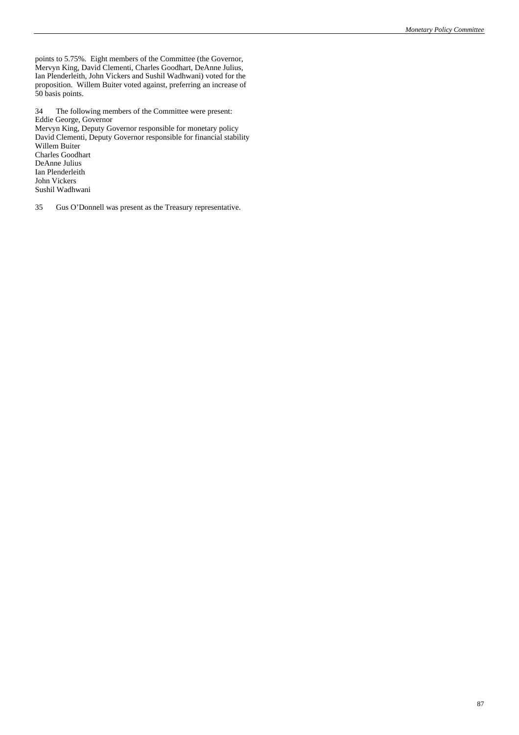points to 5.75%. Eight members of the Committee (the Governor, Mervyn King, David Clementi, Charles Goodhart, DeAnne Julius, Ian Plenderleith, John Vickers and Sushil Wadhwani) voted for the proposition. Willem Buiter voted against, preferring an increase of 50 basis points.

34 The following members of the Committee were present:
Eddie George, Governor
Mervyn King, Deputy Governor responsible for monetary policy
David Clementi, Deputy Governor responsible for financial stability
Willem Buiter
Charles Goodhart
DeAnne Julius
Ian Plenderleith
John Vickers
Sushil Wadhwani

35 Gus O'Donnell was present as the Treasury representative.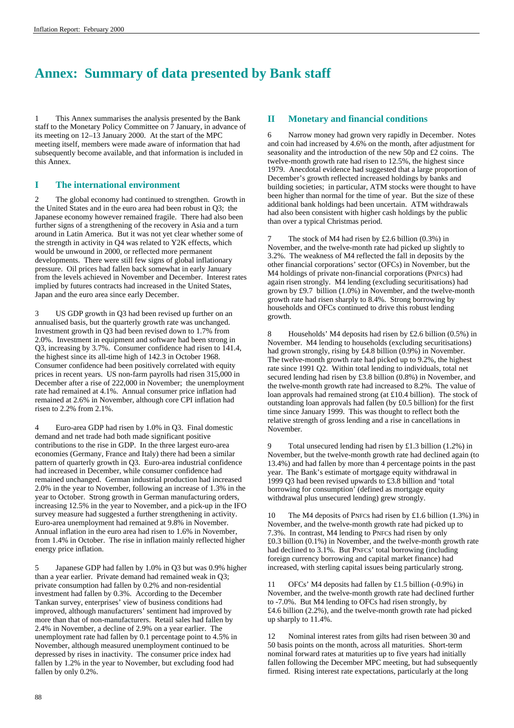# Annex: Summary of data presented by Bank staff

1 This Annex summarises the analysis presented by the Bank staff to the Monetary Policy Committee on 7 January, in advance of its meeting on 12–13 January 2000. At the start of the MPC meeting itself, members were made aware of information that had subsequently become available, and that information is included in this Annex.

## I The international environment

2 The global economy had continued to strengthen. Growth in the United States and in the euro area had been robust in Q3; the Japanese economy however remained fragile. There had also been further signs of a strengthening of the recovery in Asia and a turn around in Latin America. But it was not yet clear whether some of the strength in activity in Q4 was related to Y2K effects, which would be unwound in 2000, or reflected more permanent developments. There were still few signs of global inflationary pressure. Oil prices had fallen back somewhat in early January from the levels achieved in November and December. Interest rates implied by futures contracts had increased in the United States, Japan and the euro area since early December.

3 US GDP growth in Q3 had been revised up further on an annualised basis, but the quarterly growth rate was unchanged. Investment growth in Q3 had been revised down to 1.7% from 2.0%. Investment in equipment and software had been strong in Q3, increasing by 3.7%. Consumer confidence had risen to 141.4, the highest since its all-time high of 142.3 in October 1968. Consumer confidence had been positively correlated with equity prices in recent years. US non-farm payrolls had risen 315,000 in December after a rise of 222,000 in November; the unemployment rate had remained at 4.1%. Annual consumer price inflation had remained at 2.6% in November, although core CPI inflation had risen to 2.2% from 2.1%.

4 Euro-area GDP had risen by 1.0% in Q3. Final domestic demand and net trade had both made significant positive contributions to the rise in GDP. In the three largest euro-area economies (Germany, France and Italy) there had been a similar pattern of quarterly growth in Q3. Euro-area industrial confidence had increased in December, while consumer confidence had remained unchanged. German industrial production had increased 2.0% in the year to November, following an increase of 1.3% in the year to October. Strong growth in German manufacturing orders, increasing 12.5% in the year to November, and a pick-up in the IFO survey measure had suggested a further strengthening in activity. Euro-area unemployment had remained at 9.8% in November. Annual inflation in the euro area had risen to 1.6% in November, from 1.4% in October. The rise in inflation mainly reflected higher energy price inflation.

5 Japanese GDP had fallen by 1.0% in Q3 but was 0.9% higher than a year earlier. Private demand had remained weak in Q3; private consumption had fallen by 0.2% and non-residential investment had fallen by 0.3%. According to the December Tankan survey, enterprises' view of business conditions had improved, although manufacturers' sentiment had improved by more than that of non-manufacturers. Retail sales had fallen by 2.4% in November, a decline of 2.9% on a year earlier. The unemployment rate had fallen by 0.1 percentage point to 4.5% in November, although measured unemployment continued to be depressed by rises in inactivity. The consumer price index had fallen by 1.2% in the year to November, but excluding food had fallen by only 0.2%.

## II Monetary and financial conditions

6 Narrow money had grown very rapidly in December. Notes and coin had increased by 4.6% on the month, after adjustment for seasonality and the introduction of the new 50p and £2 coins. The twelve-month growth rate had risen to 12.5%, the highest since 1979. Anecdotal evidence had suggested that a large proportion of December's growth reflected increased holdings by banks and building societies; in particular, ATM stocks were thought to have been higher than normal for the time of year. But the size of these additional bank holdings had been uncertain. ATM withdrawals had also been consistent with higher cash holdings by the public than over a typical Christmas period.

7 The stock of M4 had risen by £2.6 billion (0.3%) in November, and the twelve-month rate had picked up slightly to 3.2%. The weakness of M4 reflected the fall in deposits by the other financial corporations' sector (OFCs) in November, but the M4 holdings of private non-financial corporations (PNFCs) had again risen strongly. M4 lending (excluding securitisations) had grown by £9.7 billion (1.0%) in November, and the twelve-month growth rate had risen sharply to 8.4%. Strong borrowing by households and OFCs continued to drive this robust lending growth.

8 Households' M4 deposits had risen by £2.6 billion (0.5%) in November. M4 lending to households (excluding securitisations) had grown strongly, rising by £4.8 billion (0.9%) in November. The twelve-month growth rate had picked up to 9.2%, the highest rate since 1991 Q2. Within total lending to individuals, total net secured lending had risen by £3.8 billion (0.8%) in November, and the twelve-month growth rate had increased to 8.2%. The value of loan approvals had remained strong (at £10.4 billion). The stock of outstanding loan approvals had fallen (by £0.5 billion) for the first time since January 1999. This was thought to reflect both the relative strength of gross lending and a rise in cancellations in November.

9 Total unsecured lending had risen by £1.3 billion (1.2%) in November, but the twelve-month growth rate had declined again (to 13.4%) and had fallen by more than 4 percentage points in the past year. The Bank's estimate of mortgage equity withdrawal in 1999 Q3 had been revised upwards to £3.8 billion and 'total borrowing for consumption' (defined as mortgage equity withdrawal plus unsecured lending) grew strongly.

10 The M4 deposits of PNFCs had risen by £1.6 billion (1.3%) in November, and the twelve-month growth rate had picked up to 7.3%. In contrast, M4 lending to PNFCs had risen by only £0.3 billion (0.1%) in November, and the twelve-month growth rate had declined to 3.1%. But PNFCs' total borrowing (including foreign currency borrowing and capital market finance) had increased, with sterling capital issues being particularly strong.

11 OFCs' M4 deposits had fallen by £1.5 billion (-0.9%) in November, and the twelve-month growth rate had declined further to -7.0%. But M4 lending to OFCs had risen strongly, by £4.6 billion (2.2%), and the twelve-month growth rate had picked up sharply to 11.4%.

12 Nominal interest rates from gilts had risen between 30 and 50 basis points on the month, across all maturities. Short-term nominal forward rates at maturities up to five years had initially fallen following the December MPC meeting, but had subsequently firmed. Rising interest rate expectations, particularly at the long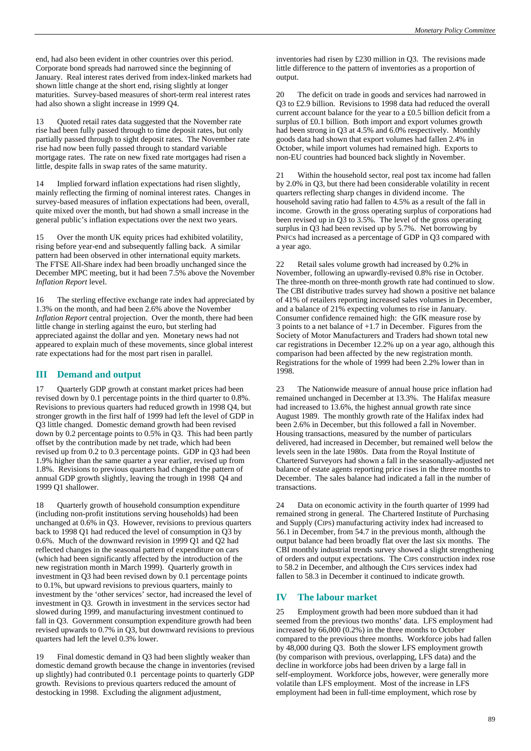end, had also been evident in other countries over this period. Corporate bond spreads had narrowed since the beginning of January. Real interest rates derived from index-linked markets had shown little change at the short end, rising slightly at longer maturities. Survey-based measures of short-term real interest rates had also shown a slight increase in 1999 Q4.

13 Quoted retail rates data suggested that the November rate rise had been fully passed through to time deposit rates, but only partially passed through to sight deposit rates. The November rate rise had now been fully passed through to standard variable mortgage rates. The rate on new fixed rate mortgages had risen a little, despite falls in swap rates of the same maturity.

14 Implied forward inflation expectations had risen slightly, mainly reflecting the firming of nominal interest rates. Changes in survey-based measures of inflation expectations had been, overall, quite mixed over the month, but had shown a small increase in the general public's inflation expectations over the next two years.

15 Over the month UK equity prices had exhibited volatility, rising before year-end and subsequently falling back. A similar pattern had been observed in other international equity markets. The FTSE All-Share index had been broadly unchanged since the December MPC meeting, but it had been 7.5% above the November *Inflation Report* level.

16 The sterling effective exchange rate index had appreciated by 1.3% on the month, and had been 2.6% above the November *Inflation Report* central projection. Over the month, there had been little change in sterling against the euro, but sterling had appreciated against the dollar and yen. Monetary news had not appeared to explain much of these movements, since global interest rate expectations had for the most part risen in parallel.

## III Demand and output

17 Quarterly GDP growth at constant market prices had been revised down by 0.1 percentage points in the third quarter to 0.8%. Revisions to previous quarters had reduced growth in 1998 Q4, but stronger growth in the first half of 1999 had left the level of GDP in Q3 little changed. Domestic demand growth had been revised down by 0.2 percentage points to 0.5% in Q3. This had been partly offset by the contribution made by net trade, which had been revised up from 0.2 to 0.3 percentage points. GDP in Q3 had been 1.9% higher than the same quarter a year earlier, revised up from 1.8%. Revisions to previous quarters had changed the pattern of annual GDP growth slightly, leaving the trough in 1998 Q4 and 1999 Q1 shallower.

18 Quarterly growth of household consumption expenditure (including non-profit institutions serving households) had been unchanged at 0.6% in Q3. However, revisions to previous quarters back to 1998 Q1 had reduced the level of consumption in Q3 by 0.6%. Much of the downward revision in 1999 Q1 and Q2 had reflected changes in the seasonal pattern of expenditure on cars (which had been significantly affected by the introduction of the new registration month in March 1999). Quarterly growth in investment in Q3 had been revised down by 0.1 percentage points to 0.1%, but upward revisions to previous quarters, mainly to investment by the 'other services' sector, had increased the level of investment in Q3. Growth in investment in the services sector had slowed during 1999, and manufacturing investment continued to fall in Q3. Government consumption expenditure growth had been revised upwards to 0.7% in Q3, but downward revisions to previous quarters had left the level 0.3% lower.

19 Final domestic demand in Q3 had been slightly weaker than domestic demand growth because the change in inventories (revised up slightly) had contributed 0.1 percentage points to quarterly GDP growth. Revisions to previous quarters reduced the amount of destocking in 1998. Excluding the alignment adjustment, inventories had risen by £230 million in Q3. The revisions made little difference to the pattern of inventories as a proportion of output.

20 The deficit on trade in goods and services had narrowed in Q3 to £2.9 billion. Revisions to 1998 data had reduced the overall current account balance for the year to a £0.5 billion deficit from a surplus of £0.1 billion. Both import and export volumes growth had been strong in Q3 at 4.5% and 6.0% respectively. Monthly goods data had shown that export volumes had fallen 2.4% in October, while import volumes had remained high. Exports to non-EU countries had bounced back slightly in November.

21 Within the household sector, real post tax income had fallen by 2.0% in Q3, but there had been considerable volatility in recent quarters reflecting sharp changes in dividend income. The household saving ratio had fallen to 4.5% as a result of the fall in income. Growth in the gross operating surplus of corporations had been revised up in Q3 to 3.5%. The level of the gross operating surplus in Q3 had been revised up by 5.7%. Net borrowing by PNFCs had increased as a percentage of GDP in Q3 compared with a year ago.

22 Retail sales volume growth had increased by 0.2% in November, following an upwardly-revised 0.8% rise in October. The three-month on three-month growth rate had continued to slow. The CBI distributive trades survey had shown a positive net balance of 41% of retailers reporting increased sales volumes in December, and a balance of 21% expecting volumes to rise in January. Consumer confidence remained high: the GfK measure rose by 3 points to a net balance of +1.7 in December. Figures from the Society of Motor Manufacturers and Traders had shown total new car registrations in December 12.2% up on a year ago, although this comparison had been affected by the new registration month. Registrations for the whole of 1999 had been 2.2% lower than in 1998.

23 The Nationwide measure of annual house price inflation had remained unchanged in December at 13.3%. The Halifax measure had increased to 13.6%, the highest annual growth rate since August 1989. The monthly growth rate of the Halifax index had been 2.6% in December, but this followed a fall in November. Housing transactions, measured by the number of particulars delivered, had increased in December, but remained well below the levels seen in the late 1980s. Data from the Royal Institute of Chartered Surveyors had shown a fall in the seasonally-adjusted net balance of estate agents reporting price rises in the three months to December. The sales balance had indicated a fall in the number of transactions.

24 Data on economic activity in the fourth quarter of 1999 had remained strong in general. The Chartered Institute of Purchasing and Supply (CIPS) manufacturing activity index had increased to 56.1 in December, from 54.7 in the previous month, although the output balance had been broadly flat over the last six months. The CBI monthly industrial trends survey showed a slight strengthening of orders and output expectations. The CIPS construction index rose to 58.2 in December, and although the CIPS services index had fallen to 58.3 in December it continued to indicate growth.

## IV The labour market

25 Employment growth had been more subdued than it had seemed from the previous two months' data. LFS employment had increased by 66,000 (0.2%) in the three months to October compared to the previous three months. Workforce jobs had fallen by 48,000 during Q3. Both the slower LFS employment growth (by comparison with previous, overlapping, LFS data) and the decline in workforce jobs had been driven by a large fall in self-employment. Workforce jobs, however, were generally more volatile than LFS employment. Most of the increase in LFS employment had been in full-time employment, which rose by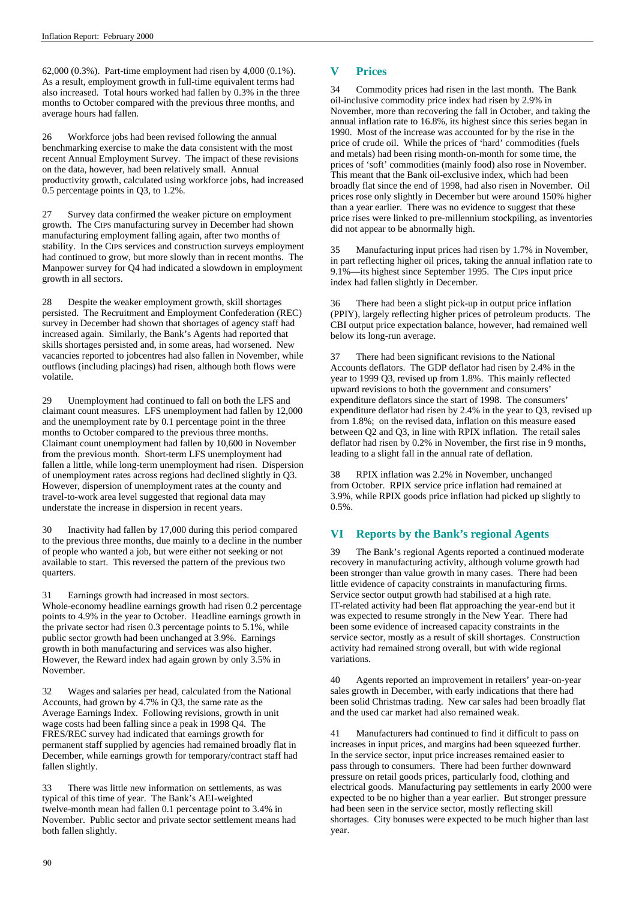62,000 (0.3%). Part-time employment had risen by 4,000 (0.1%). As a result, employment growth in full-time equivalent terms had also increased. Total hours worked had fallen by 0.3% in the three months to October compared with the previous three months, and average hours had fallen.

26 Workforce jobs had been revised following the annual benchmarking exercise to make the data consistent with the most recent Annual Employment Survey. The impact of these revisions on the data, however, had been relatively small. Annual productivity growth, calculated using workforce jobs, had increased 0.5 percentage points in Q3, to 1.2%.

27 Survey data confirmed the weaker picture on employment growth. The CIPS manufacturing survey in December had shown manufacturing employment falling again, after two months of stability. In the CIPS services and construction surveys employment had continued to grow, but more slowly than in recent months. The Manpower survey for Q4 had indicated a slowdown in employment growth in all sectors.

28 Despite the weaker employment growth, skill shortages persisted. The Recruitment and Employment Confederation (REC) survey in December had shown that shortages of agency staff had increased again. Similarly, the Bank's Agents had reported that skills shortages persisted and, in some areas, had worsened. New vacancies reported to jobcentres had also fallen in November, while outflows (including placings) had risen, although both flows were volatile.

29 Unemployment had continued to fall on both the LFS and claimant count measures. LFS unemployment had fallen by 12,000 and the unemployment rate by 0.1 percentage point in the three months to October compared to the previous three months. Claimant count unemployment had fallen by 10,600 in November from the previous month. Short-term LFS unemployment had fallen a little, while long-term unemployment had risen. Dispersion of unemployment rates across regions had declined slightly in Q3. However, dispersion of unemployment rates at the county and travel-to-work area level suggested that regional data may understate the increase in dispersion in recent years.

30 Inactivity had fallen by 17,000 during this period compared to the previous three months, due mainly to a decline in the number of people who wanted a job, but were either not seeking or not available to start. This reversed the pattern of the previous two quarters.

31 Earnings growth had increased in most sectors. Whole-economy headline earnings growth had risen 0.2 percentage points to 4.9% in the year to October. Headline earnings growth in the private sector had risen 0.3 percentage points to 5.1%, while public sector growth had been unchanged at 3.9%. Earnings growth in both manufacturing and services was also higher. However, the Reward index had again grown by only 3.5% in November.

32 Wages and salaries per head, calculated from the National Accounts, had grown by 4.7% in Q3, the same rate as the Average Earnings Index. Following revisions, growth in unit wage costs had been falling since a peak in 1998 Q4. The FRES/REC survey had indicated that earnings growth for permanent staff supplied by agencies had remained broadly flat in December, while earnings growth for temporary/contract staff had fallen slightly.

33 There was little new information on settlements, as was typical of this time of year. The Bank's AEI-weighted twelve-month mean had fallen 0.1 percentage point to 3.4% in November. Public sector and private sector settlement means had both fallen slightly.

## V Prices

34 Commodity prices had risen in the last month. The Bank oil-inclusive commodity price index had risen by 2.9% in November, more than recovering the fall in October, and taking the annual inflation rate to 16.8%, its highest since this series began in 1990. Most of the increase was accounted for by the rise in the price of crude oil. While the prices of 'hard' commodities (fuels and metals) had been rising month-on-month for some time, the prices of 'soft' commodities (mainly food) also rose in November. This meant that the Bank oil-exclusive index, which had been broadly flat since the end of 1998, had also risen in November. Oil prices rose only slightly in December but were around 150% higher than a year earlier. There was no evidence to suggest that these price rises were linked to pre-millennium stockpiling, as inventories did not appear to be abnormally high.

35 Manufacturing input prices had risen by 1.7% in November, in part reflecting higher oil prices, taking the annual inflation rate to 9.1%—its highest since September 1995. The CIPS input price index had fallen slightly in December.

36 There had been a slight pick-up in output price inflation (PPIY), largely reflecting higher prices of petroleum products. The CBI output price expectation balance, however, had remained well below its long-run average.

37 There had been significant revisions to the National Accounts deflators. The GDP deflator had risen by 2.4% in the year to 1999 Q3, revised up from 1.8%. This mainly reflected upward revisions to both the government and consumers' expenditure deflators since the start of 1998. The consumers' expenditure deflator had risen by 2.4% in the year to Q3, revised up from 1.8%; on the revised data, inflation on this measure eased between Q2 and Q3, in line with RPIX inflation. The retail sales deflator had risen by 0.2% in November, the first rise in 9 months, leading to a slight fall in the annual rate of deflation.

38 RPIX inflation was 2.2% in November, unchanged from October. RPIX service price inflation had remained at 3.9%, while RPIX goods price inflation had picked up slightly to 0.5%.

## VI Reports by the Bank's regional Agents

39 The Bank's regional Agents reported a continued moderate recovery in manufacturing activity, although volume growth had been stronger than value growth in many cases. There had been little evidence of capacity constraints in manufacturing firms. Service sector output growth had stabilised at a high rate. IT-related activity had been flat approaching the year-end but it was expected to resume strongly in the New Year. There had been some evidence of increased capacity constraints in the service sector, mostly as a result of skill shortages. Construction activity had remained strong overall, but with wide regional variations.

40 Agents reported an improvement in retailers' year-on-year sales growth in December, with early indications that there had been solid Christmas trading. New car sales had been broadly flat and the used car market had also remained weak.

41 Manufacturers had continued to find it difficult to pass on increases in input prices, and margins had been squeezed further. In the service sector, input price increases remained easier to pass through to consumers. There had been further downward pressure on retail goods prices, particularly food, clothing and electrical goods. Manufacturing pay settlements in early 2000 were expected to be no higher than a year earlier. But stronger pressure had been seen in the service sector, mostly reflecting skill shortages. City bonuses were expected to be much higher than last year.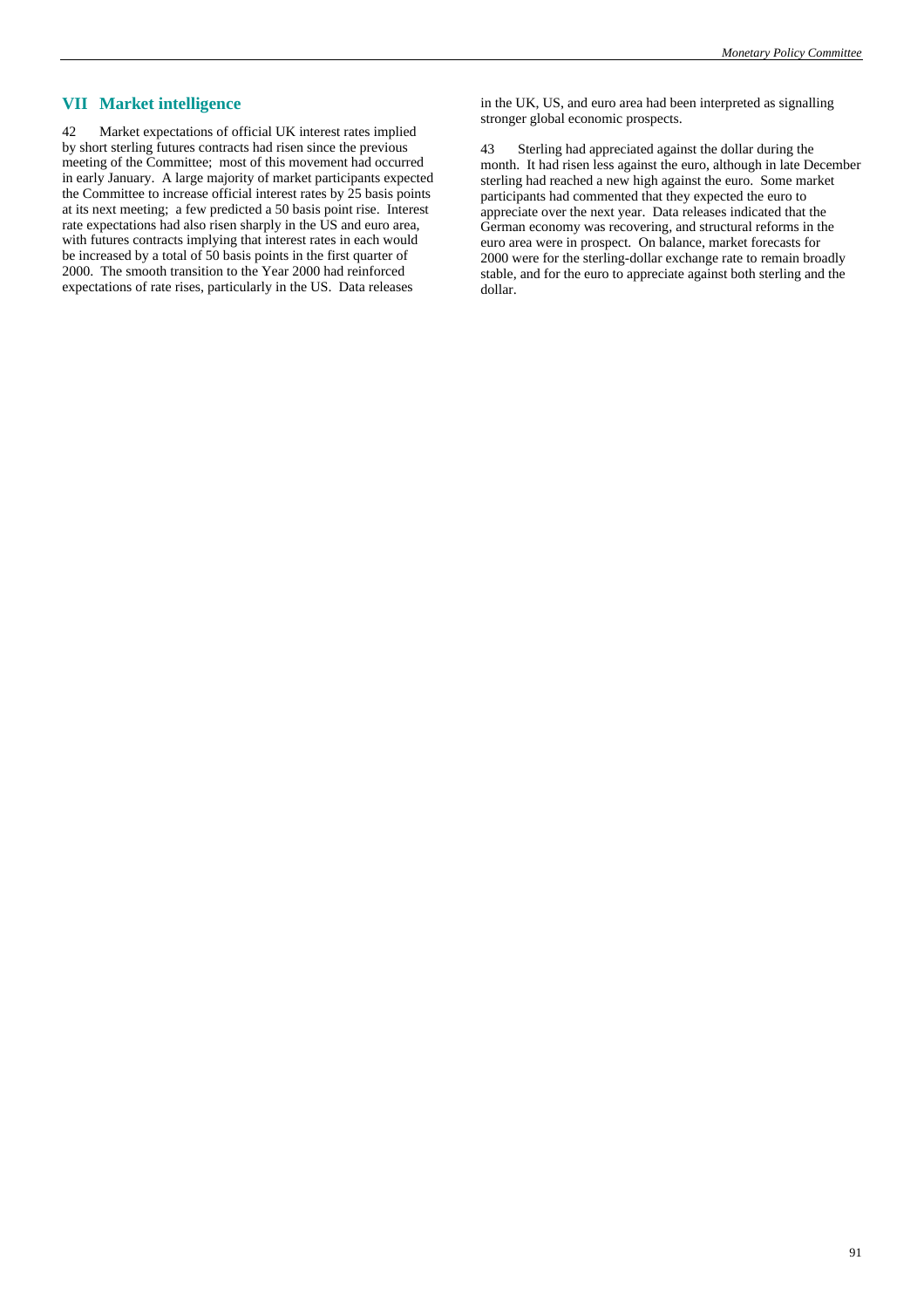## VII Market intelligence

42 Market expectations of official UK interest rates implied by short sterling futures contracts had risen since the previous meeting of the Committee; most of this movement had occurred in early January. A large majority of market participants expected the Committee to increase official interest rates by 25 basis points at its next meeting; a few predicted a 50 basis point rise. Interest rate expectations had also risen sharply in the US and euro area, with futures contracts implying that interest rates in each would be increased by a total of 50 basis points in the first quarter of 2000. The smooth transition to the Year 2000 had reinforced expectations of rate rises, particularly in the US. Data releases in the UK, US, and euro area had been interpreted as signalling stronger global economic prospects.

43 Sterling had appreciated against the dollar during the month. It had risen less against the euro, although in late December sterling had reached a new high against the euro. Some market participants had commented that they expected the euro to appreciate over the next year. Data releases indicated that the German economy was recovering, and structural reforms in the euro area were in prospect. On balance, market forecasts for 2000 were for the sterling-dollar exchange rate to remain broadly stable, and for the euro to appreciate against both sterling and the dollar.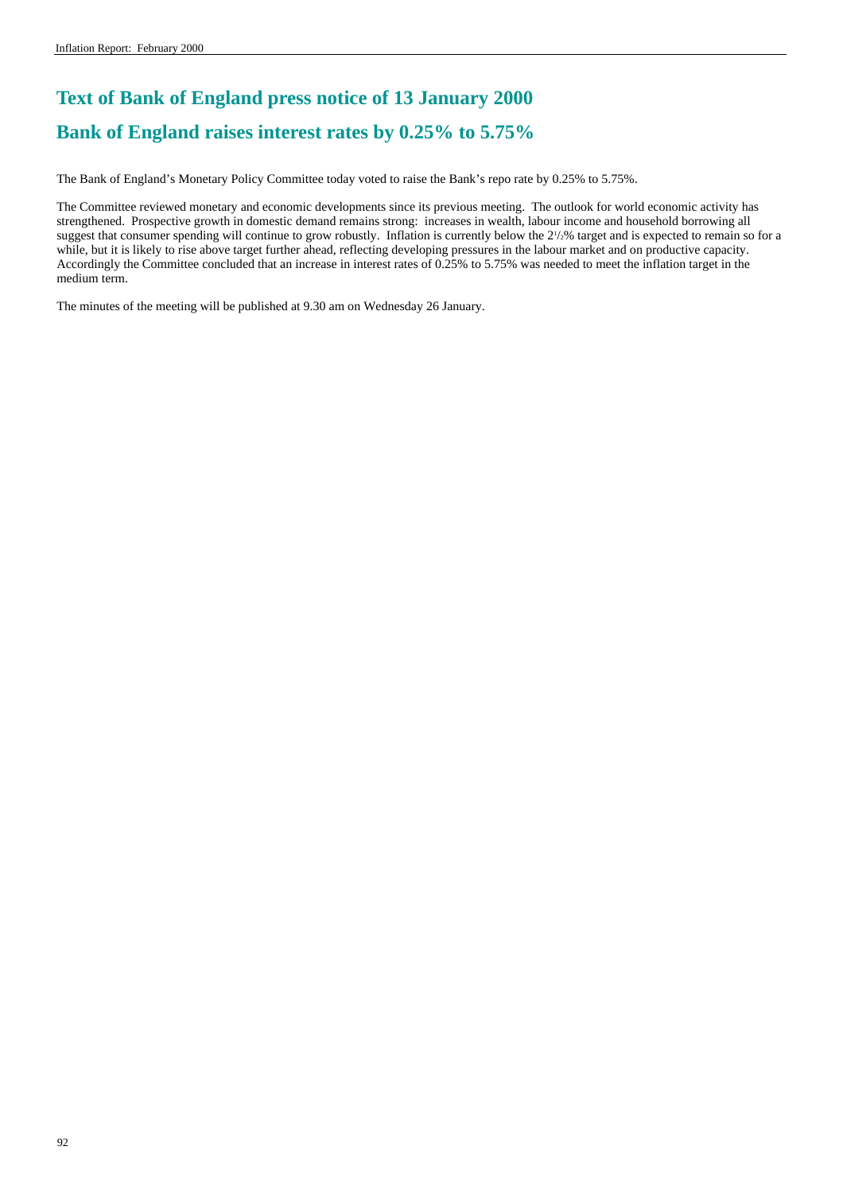# Text of Bank of England press notice of 13 January 2000

# Bank of England raises interest rates by 0.25% to 5.75%

The Bank of England's Monetary Policy Committee today voted to raise the Bank's repo rate by 0.25% to 5.75%.

The Committee reviewed monetary and economic developments since its previous meeting. The outlook for world economic activity has strengthened. Prospective growth in domestic demand remains strong: increases in wealth, labour income and household borrowing all suggest that consumer spending will continue to grow robustly. Inflation is currently below the $2^1/_2$% target and is expected to remain so for a while, but it is likely to rise above target further ahead, reflecting developing pressures in the labour market and on productive capacity. Accordingly the Committee concluded that an increase in interest rates of 0.25% to 5.75% was needed to meet the inflation target in the medium term.

The minutes of the meeting will be published at 9.30 am on Wednesday 26 January.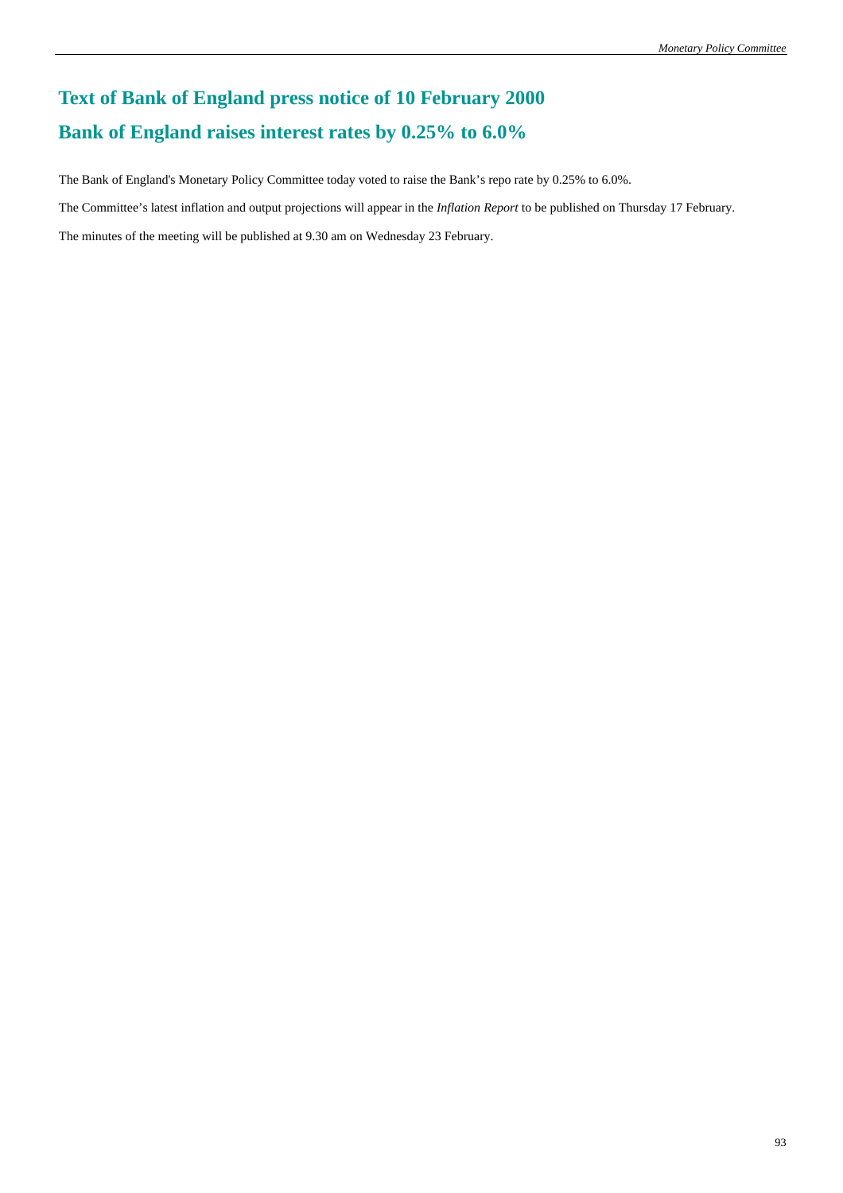# Text of Bank of England press notice of 10 February 2000

# Bank of England raises interest rates by 0.25% to 6.0%

The Bank of England's Monetary Policy Committee today voted to raise the Bank's repo rate by 0.25% to 6.0%.

The Committee's latest inflation and output projections will appear in the *Inflation Report* to be published on Thursday 17 February.

The minutes of the meeting will be published at 9.30 am on Wednesday 23 February.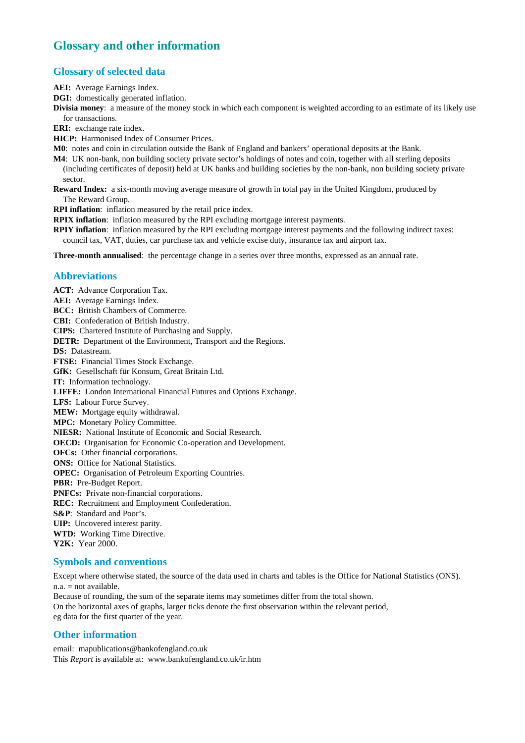# Glossary and other information

## Glossary of selected data

**AEI:** Average Earnings Index.
**DGI:** domestically generated inflation.
**Divisia money**: a measure of the money stock in which each component is weighted according to an estimate of its likely use for transactions.
**ERI:** exchange rate index.
**HICP:** Harmonised Index of Consumer Prices.
**M0**: notes and coin in circulation outside the Bank of England and bankers' operational deposits at the Bank.
**M4**: UK non-bank, non building society private sector's holdings of notes and coin, together with all sterling deposits (including certificates of deposit) held at UK banks and building societies by the non-bank, non building society private sector.
**Reward Index:** a six-month moving average measure of growth in total pay in the United Kingdom, produced by The Reward Group.
**RPI inflation**: inflation measured by the retail price index.
**RPIX inflation**: inflation measured by the RPI excluding mortgage interest payments.
**RPIY inflation**: inflation measured by the RPI excluding mortgage interest payments and the following indirect taxes: council tax, VAT, duties, car purchase tax and vehicle excise duty, insurance tax and airport tax.

**Three-month annualised**: the percentage change in a series over three months, expressed as an annual rate.

## Abbreviations

**ACT:** Advance Corporation Tax.
**AEI:** Average Earnings Index.
**BCC:** British Chambers of Commerce.
**CBI:** Confederation of British Industry.
**CIPS:** Chartered Institute of Purchasing and Supply.
**DETR:** Department of the Environment, Transport and the Regions.
**DS:** Datastream.
**FTSE:** Financial Times Stock Exchange.
**GfK:** Gesellschaft für Konsum, Great Britain Ltd.
**IT:** Information technology.
**LIFFE:** London International Financial Futures and Options Exchange.
**LFS:** Labour Force Survey.
**MEW:** Mortgage equity withdrawal.
**MPC:** Monetary Policy Committee.
**NIESR:** National Institute of Economic and Social Research.
**OECD:** Organisation for Economic Co-operation and Development.
**OFCs:** Other financial corporations.
**ONS:** Office for National Statistics.
**OPEC:** Organisation of Petroleum Exporting Countries.
**PBR:** Pre-Budget Report.
**PNFCs:** Private non-financial corporations.
**REC:** Recruitment and Employment Confederation.
**S&P**: Standard and Poor's.
**UIP:** Uncovered interest parity.
**WTD:** Working Time Directive.
**Y2K:** Year 2000.

## Symbols and conventions

Except where otherwise stated, the source of the data used in charts and tables is the Office for National Statistics (ONS).
n.a. = not available.
Because of rounding, the sum of the separate items may sometimes differ from the total shown.
On the horizontal axes of graphs, larger ticks denote the first observation within the relevant period, eg data for the first quarter of the year.

## Other information

email: mapublications@bankofengland.co.uk
This *Report* is available at: www.bankofengland.co.uk/ir.htm